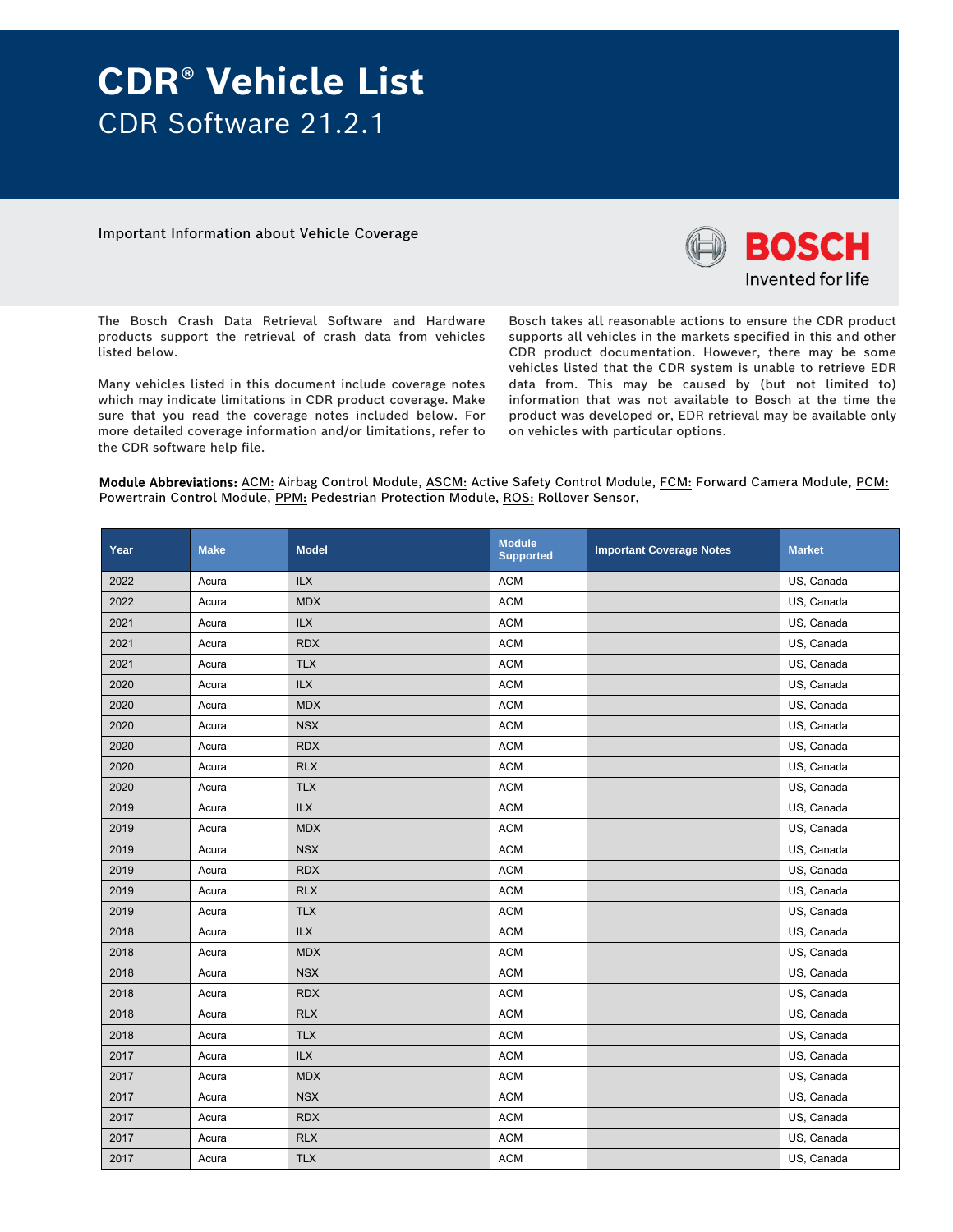# CDR® Vehicle List

## CDR Software 21.2.1

Important Information about Vehicle Coverage

BOSCH
Invented for life

The Bosch Crash Data Retrieval Software and Hardware products support the retrieval of crash data from vehicles listed below.

Many vehicles listed in this document include coverage notes which may indicate limitations in CDR product coverage. Make sure that you read the coverage notes included below. For more detailed coverage information and/or limitations, refer to the CDR software help file.

Bosch takes all reasonable actions to ensure the CDR product supports all vehicles in the markets specified in this and other CDR product documentation. However, there may be some vehicles listed that the CDR system is unable to retrieve EDR data from. This may be caused by (but not limited to) information that was not available to Bosch at the time the product was developed or, EDR retrieval may be available only on vehicles with particular options.

**Module Abbreviations:** ACM: Airbag Control Module, ASCM: Active Safety Control Module, FCM: Forward Camera Module, PCM: Powertrain Control Module, PPM: Pedestrian Protection Module, ROS: Rollover Sensor,

| Year | Make | Model | Module Supported | Important Coverage Notes | Market |
|---|---|---|---|---|---|
| 2022 | Acura | ILX | ACM | | US, Canada |
| 2022 | Acura | MDX | ACM | | US, Canada |
| 2021 | Acura | ILX | ACM | | US, Canada |
| 2021 | Acura | RDX | ACM | | US, Canada |
| 2021 | Acura | TLX | ACM | | US, Canada |
| 2020 | Acura | ILX | ACM | | US, Canada |
| 2020 | Acura | MDX | ACM | | US, Canada |
| 2020 | Acura | NSX | ACM | | US, Canada |
| 2020 | Acura | RDX | ACM | | US, Canada |
| 2020 | Acura | RLX | ACM | | US, Canada |
| 2020 | Acura | TLX | ACM | | US, Canada |
| 2019 | Acura | ILX | ACM | | US, Canada |
| 2019 | Acura | MDX | ACM | | US, Canada |
| 2019 | Acura | NSX | ACM | | US, Canada |
| 2019 | Acura | RDX | ACM | | US, Canada |
| 2019 | Acura | RLX | ACM | | US, Canada |
| 2019 | Acura | TLX | ACM | | US, Canada |
| 2018 | Acura | ILX | ACM | | US, Canada |
| 2018 | Acura | MDX | ACM | | US, Canada |
| 2018 | Acura | NSX | ACM | | US, Canada |
| 2018 | Acura | RDX | ACM | | US, Canada |
| 2018 | Acura | RLX | ACM | | US, Canada |
| 2018 | Acura | TLX | ACM | | US, Canada |
| 2017 | Acura | ILX | ACM | | US, Canada |
| 2017 | Acura | MDX | ACM | | US, Canada |
| 2017 | Acura | NSX | ACM | | US, Canada |
| 2017 | Acura | RDX | ACM | | US, Canada |
| 2017 | Acura | RLX | ACM | | US, Canada |
| 2017 | Acura | TLX | ACM | | US, Canada |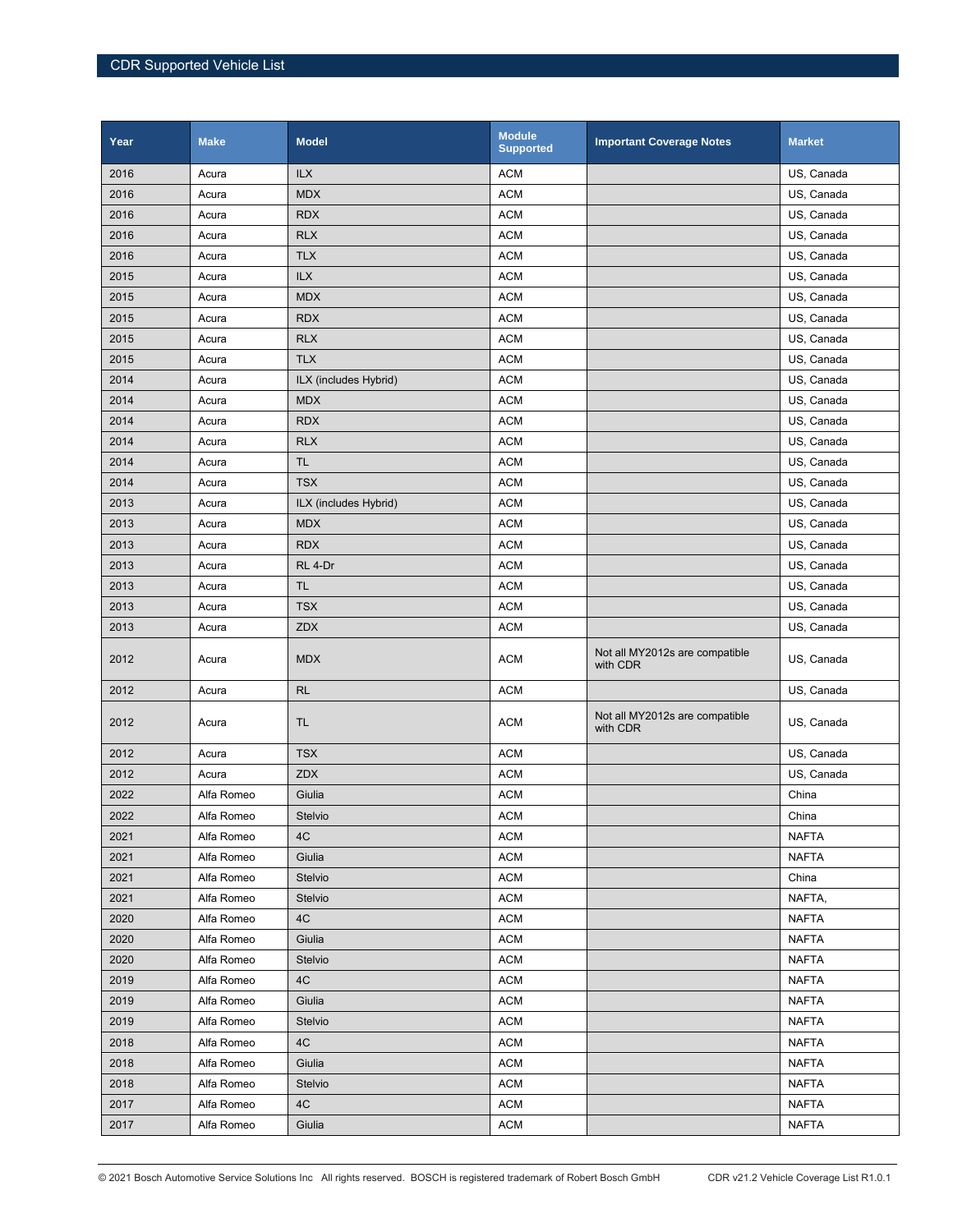| Year | Make | Model | Module Supported | Important Coverage Notes | Market |
|---|---|---|---|---|---|
| 2016 | Acura | ILX | ACM | | US, Canada |
| 2016 | Acura | MDX | ACM | | US, Canada |
| 2016 | Acura | RDX | ACM | | US, Canada |
| 2016 | Acura | RLX | ACM | | US, Canada |
| 2016 | Acura | TLX | ACM | | US, Canada |
| 2015 | Acura | ILX | ACM | | US, Canada |
| 2015 | Acura | MDX | ACM | | US, Canada |
| 2015 | Acura | RDX | ACM | | US, Canada |
| 2015 | Acura | RLX | ACM | | US, Canada |
| 2015 | Acura | TLX | ACM | | US, Canada |
| 2014 | Acura | ILX (includes Hybrid) | ACM | | US, Canada |
| 2014 | Acura | MDX | ACM | | US, Canada |
| 2014 | Acura | RDX | ACM | | US, Canada |
| 2014 | Acura | RLX | ACM | | US, Canada |
| 2014 | Acura | TL | ACM | | US, Canada |
| 2014 | Acura | TSX | ACM | | US, Canada |
| 2013 | Acura | ILX (includes Hybrid) | ACM | | US, Canada |
| 2013 | Acura | MDX | ACM | | US, Canada |
| 2013 | Acura | RDX | ACM | | US, Canada |
| 2013 | Acura | RL 4-Dr | ACM | | US, Canada |
| 2013 | Acura | TL | ACM | | US, Canada |
| 2013 | Acura | TSX | ACM | | US, Canada |
| 2013 | Acura | ZDX | ACM | | US, Canada |
| 2012 | Acura | MDX | ACM | Not all MY2012s are compatible with CDR | US, Canada |
| 2012 | Acura | RL | ACM | | US, Canada |
| 2012 | Acura | TL | ACM | Not all MY2012s are compatible with CDR | US, Canada |
| 2012 | Acura | TSX | ACM | | US, Canada |
| 2012 | Acura | ZDX | ACM | | US, Canada |
| 2022 | Alfa Romeo | Giulia | ACM | | China |
| 2022 | Alfa Romeo | Stelvio | ACM | | China |
| 2021 | Alfa Romeo | 4C | ACM | | NAFTA |
| 2021 | Alfa Romeo | Giulia | ACM | | NAFTA |
| 2021 | Alfa Romeo | Stelvio | ACM | | China |
| 2021 | Alfa Romeo | Stelvio | ACM | | NAFTA, |
| 2020 | Alfa Romeo | 4C | ACM | | NAFTA |
| 2020 | Alfa Romeo | Giulia | ACM | | NAFTA |
| 2020 | Alfa Romeo | Stelvio | ACM | | NAFTA |
| 2019 | Alfa Romeo | 4C | ACM | | NAFTA |
| 2019 | Alfa Romeo | Giulia | ACM | | NAFTA |
| 2019 | Alfa Romeo | Stelvio | ACM | | NAFTA |
| 2018 | Alfa Romeo | 4C | ACM | | NAFTA |
| 2018 | Alfa Romeo | Giulia | ACM | | NAFTA |
| 2018 | Alfa Romeo | Stelvio | ACM | | NAFTA |
| 2017 | Alfa Romeo | 4C | ACM | | NAFTA |
| 2017 | Alfa Romeo | Giulia | ACM | | NAFTA |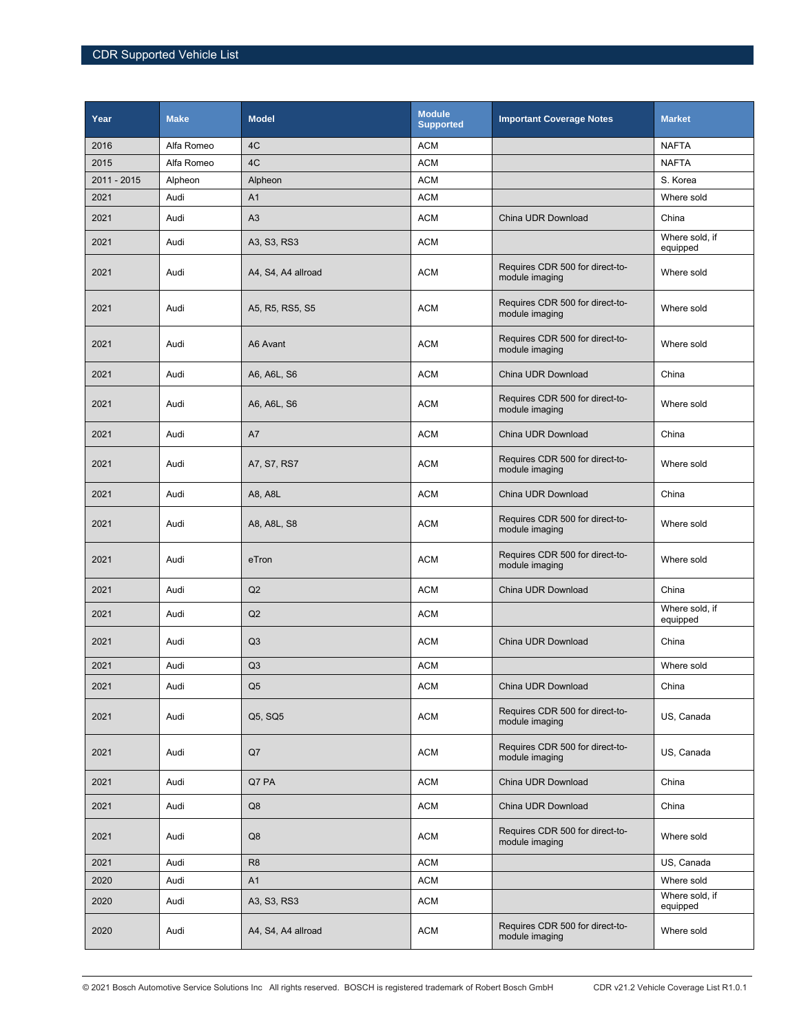| Year | Make | Model | Module Supported | Important Coverage Notes | Market |
|---|---|---|---|---|---|
| 2016 | Alfa Romeo | 4C | ACM | | NAFTA |
| 2015 | Alfa Romeo | 4C | ACM | | NAFTA |
| 2011 - 2015 | Alpheon | Alpheon | ACM | | S. Korea |
| 2021 | Audi | A1 | ACM | | Where sold |
| 2021 | Audi | A3 | ACM | China UDR Download | China |
| 2021 | Audi | A3, S3, RS3 | ACM | | Where sold, if equipped |
| 2021 | Audi | A4, S4, A4 allroad | ACM | Requires CDR 500 for direct-to-module imaging | Where sold |
| 2021 | Audi | A5, R5, RS5, S5 | ACM | Requires CDR 500 for direct-to-module imaging | Where sold |
| 2021 | Audi | A6 Avant | ACM | Requires CDR 500 for direct-to-module imaging | Where sold |
| 2021 | Audi | A6, A6L, S6 | ACM | China UDR Download | China |
| 2021 | Audi | A6, A6L, S6 | ACM | Requires CDR 500 for direct-to-module imaging | Where sold |
| 2021 | Audi | A7 | ACM | China UDR Download | China |
| 2021 | Audi | A7, S7, RS7 | ACM | Requires CDR 500 for direct-to-module imaging | Where sold |
| 2021 | Audi | A8, A8L | ACM | China UDR Download | China |
| 2021 | Audi | A8, A8L, S8 | ACM | Requires CDR 500 for direct-to-module imaging | Where sold |
| 2021 | Audi | eTron | ACM | Requires CDR 500 for direct-to-module imaging | Where sold |
| 2021 | Audi | Q2 | ACM | China UDR Download | China |
| 2021 | Audi | Q2 | ACM | | Where sold, if equipped |
| 2021 | Audi | Q3 | ACM | China UDR Download | China |
| 2021 | Audi | Q3 | ACM | | Where sold |
| 2021 | Audi | Q5 | ACM | China UDR Download | China |
| 2021 | Audi | Q5, SQ5 | ACM | Requires CDR 500 for direct-to-module imaging | US, Canada |
| 2021 | Audi | Q7 | ACM | Requires CDR 500 for direct-to-module imaging | US, Canada |
| 2021 | Audi | Q7 PA | ACM | China UDR Download | China |
| 2021 | Audi | Q8 | ACM | China UDR Download | China |
| 2021 | Audi | Q8 | ACM | Requires CDR 500 for direct-to-module imaging | Where sold |
| 2021 | Audi | R8 | ACM | | US, Canada |
| 2020 | Audi | A1 | ACM | | Where sold |
| 2020 | Audi | A3, S3, RS3 | ACM | | Where sold, if equipped |
| 2020 | Audi | A4, S4, A4 allroad | ACM | Requires CDR 500 for direct-to-module imaging | Where sold |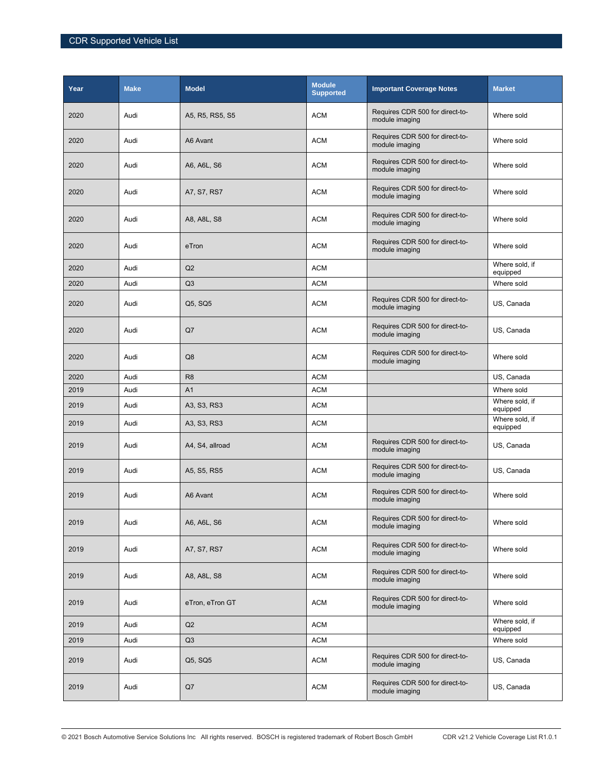| Year | Make | Model | Module Supported | Important Coverage Notes | Market |
|---|---|---|---|---|---|
| 2020 | Audi | A5, R5, RS5, S5 | ACM | Requires CDR 500 for direct-to-module imaging | Where sold |
| 2020 | Audi | A6 Avant | ACM | Requires CDR 500 for direct-to-module imaging | Where sold |
| 2020 | Audi | A6, A6L, S6 | ACM | Requires CDR 500 for direct-to-module imaging | Where sold |
| 2020 | Audi | A7, S7, RS7 | ACM | Requires CDR 500 for direct-to-module imaging | Where sold |
| 2020 | Audi | A8, A8L, S8 | ACM | Requires CDR 500 for direct-to-module imaging | Where sold |
| 2020 | Audi | eTron | ACM | Requires CDR 500 for direct-to-module imaging | Where sold |
| 2020 | Audi | Q2 | ACM | | Where sold, if equipped |
| 2020 | Audi | Q3 | ACM | | Where sold |
| 2020 | Audi | Q5, SQ5 | ACM | Requires CDR 500 for direct-to-module imaging | US, Canada |
| 2020 | Audi | Q7 | ACM | Requires CDR 500 for direct-to-module imaging | US, Canada |
| 2020 | Audi | Q8 | ACM | Requires CDR 500 for direct-to-module imaging | Where sold |
| 2020 | Audi | R8 | ACM | | US, Canada |
| 2019 | Audi | A1 | ACM | | Where sold |
| 2019 | Audi | A3, S3, RS3 | ACM | | Where sold, if equipped |
| 2019 | Audi | A3, S3, RS3 | ACM | | Where sold, if equipped |
| 2019 | Audi | A4, S4, allroad | ACM | Requires CDR 500 for direct-to-module imaging | US, Canada |
| 2019 | Audi | A5, S5, RS5 | ACM | Requires CDR 500 for direct-to-module imaging | US, Canada |
| 2019 | Audi | A6 Avant | ACM | Requires CDR 500 for direct-to-module imaging | Where sold |
| 2019 | Audi | A6, A6L, S6 | ACM | Requires CDR 500 for direct-to-module imaging | Where sold |
| 2019 | Audi | A7, S7, RS7 | ACM | Requires CDR 500 for direct-to-module imaging | Where sold |
| 2019 | Audi | A8, A8L, S8 | ACM | Requires CDR 500 for direct-to-module imaging | Where sold |
| 2019 | Audi | eTron, eTron GT | ACM | Requires CDR 500 for direct-to-module imaging | Where sold |
| 2019 | Audi | Q2 | ACM | | Where sold, if equipped |
| 2019 | Audi | Q3 | ACM | | Where sold |
| 2019 | Audi | Q5, SQ5 | ACM | Requires CDR 500 for direct-to-module imaging | US, Canada |
| 2019 | Audi | Q7 | ACM | Requires CDR 500 for direct-to-module imaging | US, Canada |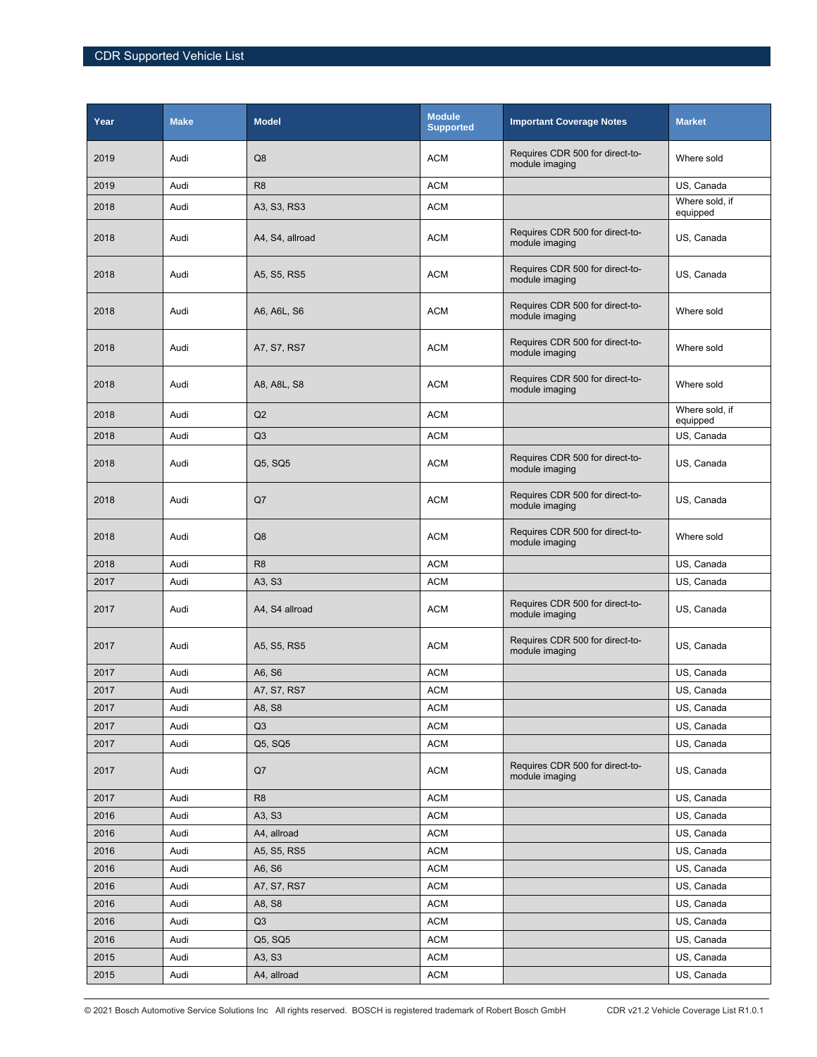| Year | Make | Model | Module Supported | Important Coverage Notes | Market |
|---|---|---|---|---|---|
| 2019 | Audi | Q8 | ACM | Requires CDR 500 for direct-to-module imaging | Where sold |
| 2019 | Audi | R8 | ACM | | US, Canada |
| 2018 | Audi | A3, S3, RS3 | ACM | | Where sold, if equipped |
| 2018 | Audi | A4, S4, allroad | ACM | Requires CDR 500 for direct-to-module imaging | US, Canada |
| 2018 | Audi | A5, S5, RS5 | ACM | Requires CDR 500 for direct-to-module imaging | US, Canada |
| 2018 | Audi | A6, A6L, S6 | ACM | Requires CDR 500 for direct-to-module imaging | Where sold |
| 2018 | Audi | A7, S7, RS7 | ACM | Requires CDR 500 for direct-to-module imaging | Where sold |
| 2018 | Audi | A8, A8L, S8 | ACM | Requires CDR 500 for direct-to-module imaging | Where sold |
| 2018 | Audi | Q2 | ACM | | Where sold, if equipped |
| 2018 | Audi | Q3 | ACM | | US, Canada |
| 2018 | Audi | Q5, SQ5 | ACM | Requires CDR 500 for direct-to-module imaging | US, Canada |
| 2018 | Audi | Q7 | ACM | Requires CDR 500 for direct-to-module imaging | US, Canada |
| 2018 | Audi | Q8 | ACM | Requires CDR 500 for direct-to-module imaging | Where sold |
| 2018 | Audi | R8 | ACM | | US, Canada |
| 2017 | Audi | A3, S3 | ACM | | US, Canada |
| 2017 | Audi | A4, S4 allroad | ACM | Requires CDR 500 for direct-to-module imaging | US, Canada |
| 2017 | Audi | A5, S5, RS5 | ACM | Requires CDR 500 for direct-to-module imaging | US, Canada |
| 2017 | Audi | A6, S6 | ACM | | US, Canada |
| 2017 | Audi | A7, S7, RS7 | ACM | | US, Canada |
| 2017 | Audi | A8, S8 | ACM | | US, Canada |
| 2017 | Audi | Q3 | ACM | | US, Canada |
| 2017 | Audi | Q5, SQ5 | ACM | | US, Canada |
| 2017 | Audi | Q7 | ACM | Requires CDR 500 for direct-to-module imaging | US, Canada |
| 2017 | Audi | R8 | ACM | | US, Canada |
| 2016 | Audi | A3, S3 | ACM | | US, Canada |
| 2016 | Audi | A4, allroad | ACM | | US, Canada |
| 2016 | Audi | A5, S5, RS5 | ACM | | US, Canada |
| 2016 | Audi | A6, S6 | ACM | | US, Canada |
| 2016 | Audi | A7, S7, RS7 | ACM | | US, Canada |
| 2016 | Audi | A8, S8 | ACM | | US, Canada |
| 2016 | Audi | Q3 | ACM | | US, Canada |
| 2016 | Audi | Q5, SQ5 | ACM | | US, Canada |
| 2015 | Audi | A3, S3 | ACM | | US, Canada |
| 2015 | Audi | A4, allroad | ACM | | US, Canada |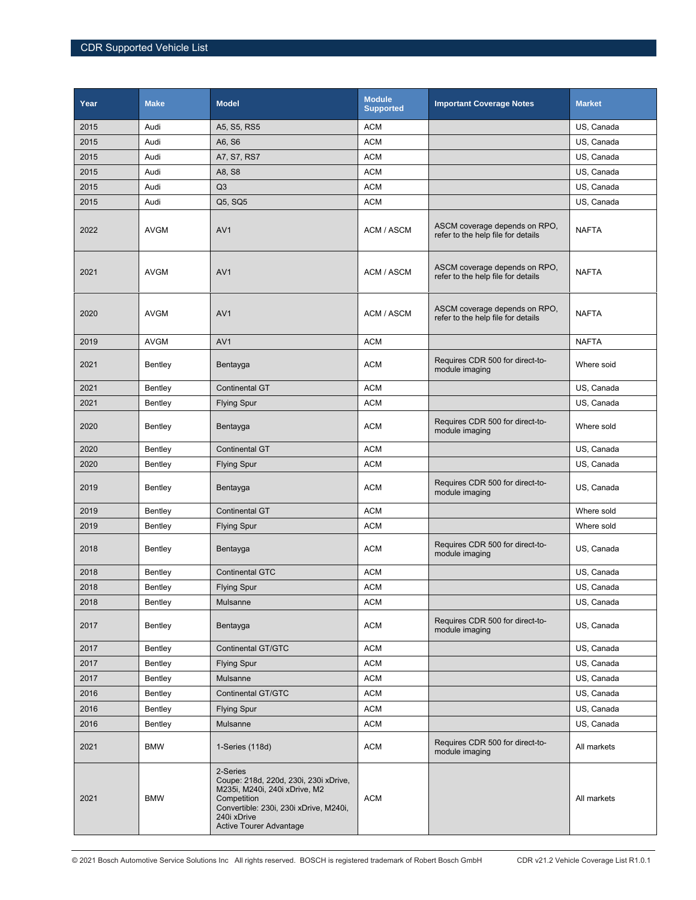| Year | Make | Model | Module Supported | Important Coverage Notes | Market |
|---|---|---|---|---|---|
| 2015 | Audi | A5, S5, RS5 | ACM | | US, Canada |
| 2015 | Audi | A6, S6 | ACM | | US, Canada |
| 2015 | Audi | A7, S7, RS7 | ACM | | US, Canada |
| 2015 | Audi | A8, S8 | ACM | | US, Canada |
| 2015 | Audi | Q3 | ACM | | US, Canada |
| 2015 | Audi | Q5, SQ5 | ACM | | US, Canada |
| 2022 | AVGM | AV1 | ACM / ASCM | ASCM coverage depends on RPO, refer to the help file for details | NAFTA |
| 2021 | AVGM | AV1 | ACM / ASCM | ASCM coverage depends on RPO, refer to the help file for details | NAFTA |
| 2020 | AVGM | AV1 | ACM / ASCM | ASCM coverage depends on RPO, refer to the help file for details | NAFTA |
| 2019 | AVGM | AV1 | ACM | | NAFTA |
| 2021 | Bentley | Bentayga | ACM | Requires CDR 500 for direct-to-module imaging | Where soid |
| 2021 | Bentley | Continental GT | ACM | | US, Canada |
| 2021 | Bentley | Flying Spur | ACM | | US, Canada |
| 2020 | Bentley | Bentayga | ACM | Requires CDR 500 for direct-to-module imaging | Where sold |
| 2020 | Bentley | Continental GT | ACM | | US, Canada |
| 2020 | Bentley | Flying Spur | ACM | | US, Canada |
| 2019 | Bentley | Bentayga | ACM | Requires CDR 500 for direct-to-module imaging | US, Canada |
| 2019 | Bentley | Continental GT | ACM | | Where sold |
| 2019 | Bentley | Flying Spur | ACM | | Where sold |
| 2018 | Bentley | Bentayga | ACM | Requires CDR 500 for direct-to-module imaging | US, Canada |
| 2018 | Bentley | Continental GTC | ACM | | US, Canada |
| 2018 | Bentley | Flying Spur | ACM | | US, Canada |
| 2018 | Bentley | Mulsanne | ACM | | US, Canada |
| 2017 | Bentley | Bentayga | ACM | Requires CDR 500 for direct-to-module imaging | US, Canada |
| 2017 | Bentley | Continental GT/GTC | ACM | | US, Canada |
| 2017 | Bentley | Flying Spur | ACM | | US, Canada |
| 2017 | Bentley | Mulsanne | ACM | | US, Canada |
| 2016 | Bentley | Continental GT/GTC | ACM | | US, Canada |
| 2016 | Bentley | Flying Spur | ACM | | US, Canada |
| 2016 | Bentley | Mulsanne | ACM | | US, Canada |
| 2021 | BMW | 1-Series (118d) | ACM | Requires CDR 500 for direct-to-module imaging | All markets |
| 2021 | BMW | 2-Series<br>Coupe: 218d, 220d, 230i, 230i xDrive, M235i, M240i, 240i xDrive, M2 Competition<br>Convertible: 230i, 230i xDrive, M240i, 240i xDrive<br>Active Tourer Advantage | ACM | | All markets |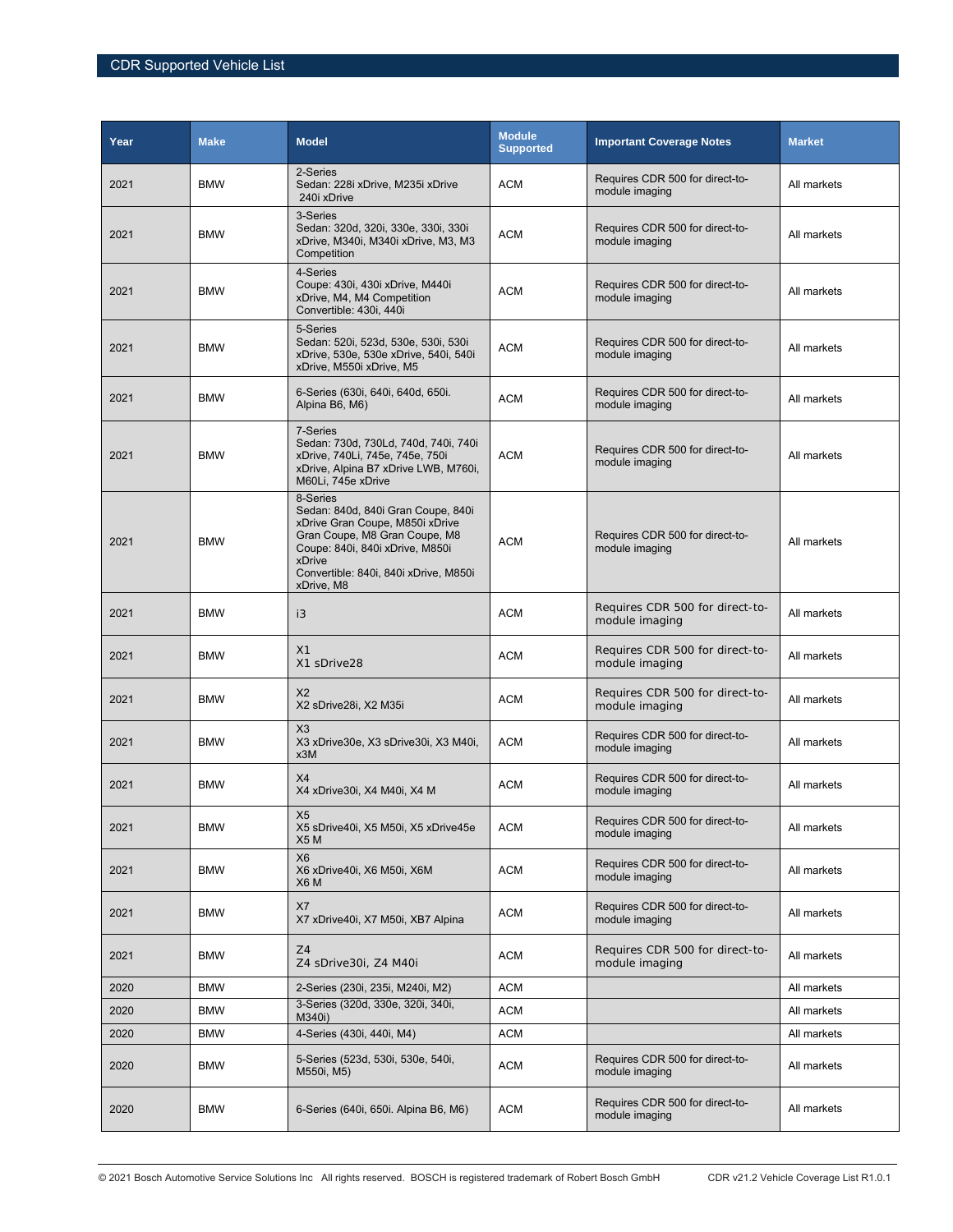| Year | Make | Model | Module Supported | Important Coverage Notes | Market |
|---|---|---|---|---|---|
| 2021 | BMW | 2-Series<br>Sedan: 228i xDrive, M235i xDrive 240i xDrive | ACM | Requires CDR 500 for direct-to-module imaging | All markets |
| 2021 | BMW | 3-Series<br>Sedan: 320d, 320i, 330e, 330i, 330i xDrive, M340i, M340i xDrive, M3, M3 Competition | ACM | Requires CDR 500 for direct-to-module imaging | All markets |
| 2021 | BMW | 4-Series<br>Coupe: 430i, 430i xDrive, M440i xDrive, M4, M4 Competition<br>Convertible: 430i, 440i | ACM | Requires CDR 500 for direct-to-module imaging | All markets |
| 2021 | BMW | 5-Series<br>Sedan: 520i, 523d, 530e, 530i, 530i xDrive, 530e, 530e xDrive, 540i, 540i xDrive, M550i xDrive, M5 | ACM | Requires CDR 500 for direct-to-module imaging | All markets |
| 2021 | BMW | 6-Series (630i, 640i, 640d, 650i. Alpina B6, M6) | ACM | Requires CDR 500 for direct-to-module imaging | All markets |
| 2021 | BMW | 7-Series<br>Sedan: 730d, 730Ld, 740d, 740i, 740i xDrive, 740Li, 745e, 745e, 750i xDrive, Alpina B7 xDrive LWB, M760i, M60Li, 745e xDrive | ACM | Requires CDR 500 for direct-to-module imaging | All markets |
| 2021 | BMW | 8-Series<br>Sedan: 840d, 840i Gran Coupe, 840i xDrive Gran Coupe, M850i xDrive Gran Coupe, M8 Gran Coupe, M8<br>Coupe: 840i, 840i xDrive, M850i xDrive<br>Convertible: 840i, 840i xDrive, M850i xDrive, M8 | ACM | Requires CDR 500 for direct-to-module imaging | All markets |
| 2021 | BMW | i3 | ACM | Requires CDR 500 for direct-to-module imaging | All markets |
| 2021 | BMW | X1<br>X1 sDrive28 | ACM | Requires CDR 500 for direct-to-module imaging | All markets |
| 2021 | BMW | X2<br>X2 sDrive28i, X2 M35i | ACM | Requires CDR 500 for direct-to-module imaging | All markets |
| 2021 | BMW | X3<br>X3 xDrive30e, X3 sDrive30i, X3 M40i, x3M | ACM | Requires CDR 500 for direct-to-module imaging | All markets |
| 2021 | BMW | X4<br>X4 xDrive30i, X4 M40i, X4 M | ACM | Requires CDR 500 for direct-to-module imaging | All markets |
| 2021 | BMW | X5<br>X5 sDrive40i, X5 M50i, X5 xDrive45e X5 M | ACM | Requires CDR 500 for direct-to-module imaging | All markets |
| 2021 | BMW | X6<br>X6 xDrive40i, X6 M50i, X6M<br>X6 M | ACM | Requires CDR 500 for direct-to-module imaging | All markets |
| 2021 | BMW | X7<br>X7 xDrive40i, X7 M50i, XB7 Alpina | ACM | Requires CDR 500 for direct-to-module imaging | All markets |
| 2021 | BMW | Z4<br>Z4 sDrive30i, Z4 M40i | ACM | Requires CDR 500 for direct-to-module imaging | All markets |
| 2020 | BMW | 2-Series (230i, 235i, M240i, M2) | ACM | | All markets |
| 2020 | BMW | 3-Series (320d, 330e, 320i, 340i, M340i) | ACM | | All markets |
| 2020 | BMW | 4-Series (430i, 440i, M4) | ACM | | All markets |
| 2020 | BMW | 5-Series (523d, 530i, 530e, 540i, M550i, M5) | ACM | Requires CDR 500 for direct-to-module imaging | All markets |
| 2020 | BMW | 6-Series (640i, 650i. Alpina B6, M6) | ACM | Requires CDR 500 for direct-to-module imaging | All markets |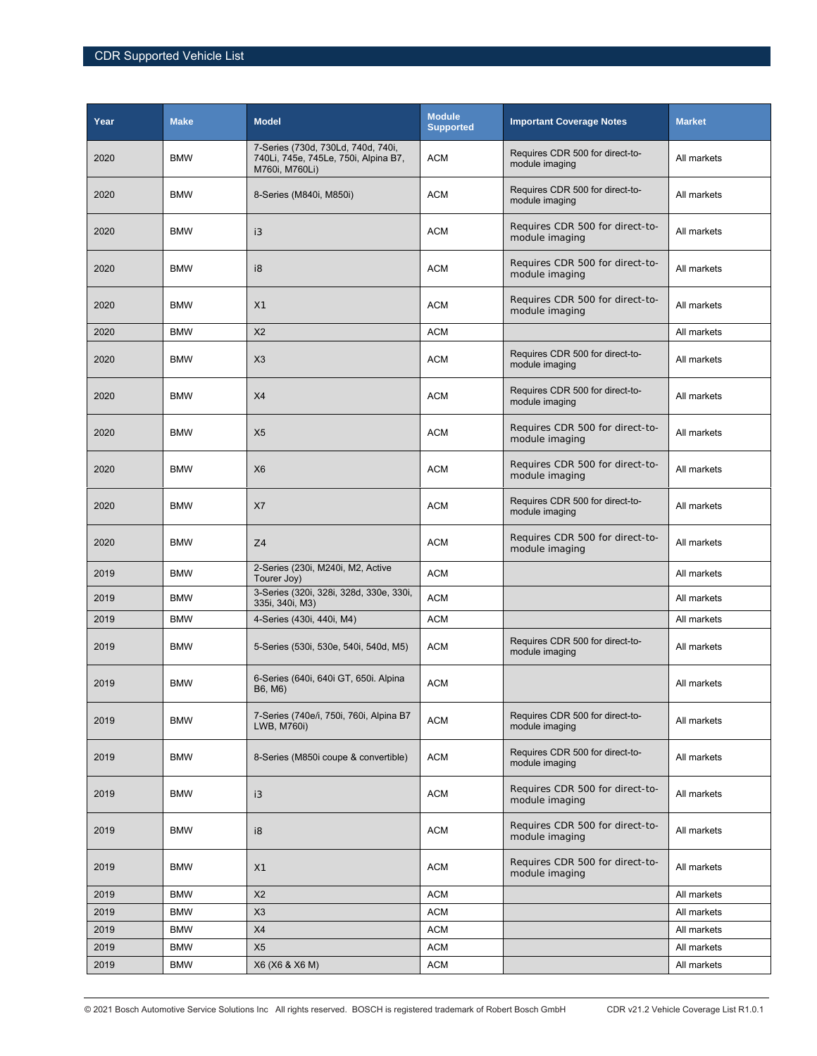| Year | Make | Model | Module Supported | Important Coverage Notes | Market |
|---|---|---|---|---|---|
| 2020 | BMW | 7-Series (730d, 730Ld, 740d, 740i, 740Li, 745e, 745Le, 750i, Alpina B7, M760i, M760Li) | ACM | Requires CDR 500 for direct-to-module imaging | All markets |
| 2020 | BMW | 8-Series (M840i, M850i) | ACM | Requires CDR 500 for direct-to-module imaging | All markets |
| 2020 | BMW | i3 | ACM | Requires CDR 500 for direct-to-module imaging | All markets |
| 2020 | BMW | i8 | ACM | Requires CDR 500 for direct-to-module imaging | All markets |
| 2020 | BMW | X1 | ACM | Requires CDR 500 for direct-to-module imaging | All markets |
| 2020 | BMW | X2 | ACM | | All markets |
| 2020 | BMW | X3 | ACM | Requires CDR 500 for direct-to-module imaging | All markets |
| 2020 | BMW | X4 | ACM | Requires CDR 500 for direct-to-module imaging | All markets |
| 2020 | BMW | X5 | ACM | Requires CDR 500 for direct-to-module imaging | All markets |
| 2020 | BMW | X6 | ACM | Requires CDR 500 for direct-to-module imaging | All markets |
| 2020 | BMW | X7 | ACM | Requires CDR 500 for direct-to-module imaging | All markets |
| 2020 | BMW | Z4 | ACM | Requires CDR 500 for direct-to-module imaging | All markets |
| 2019 | BMW | 2-Series (230i, M240i, M2, Active Tourer Joy) | ACM | | All markets |
| 2019 | BMW | 3-Series (320i, 328i, 328d, 330e, 330i, 335i, 340i, M3) | ACM | | All markets |
| 2019 | BMW | 4-Series (430i, 440i, M4) | ACM | | All markets |
| 2019 | BMW | 5-Series (530i, 530e, 540i, 540d, M5) | ACM | Requires CDR 500 for direct-to-module imaging | All markets |
| 2019 | BMW | 6-Series (640i, 640i GT, 650i. Alpina B6, M6) | ACM | | All markets |
| 2019 | BMW | 7-Series (740e/i, 750i, 760i, Alpina B7 LWB, M760i) | ACM | Requires CDR 500 for direct-to-module imaging | All markets |
| 2019 | BMW | 8-Series (M850i coupe & convertible) | ACM | Requires CDR 500 for direct-to-module imaging | All markets |
| 2019 | BMW | i3 | ACM | Requires CDR 500 for direct-to-module imaging | All markets |
| 2019 | BMW | i8 | ACM | Requires CDR 500 for direct-to-module imaging | All markets |
| 2019 | BMW | X1 | ACM | Requires CDR 500 for direct-to-module imaging | All markets |
| 2019 | BMW | X2 | ACM | | All markets |
| 2019 | BMW | X3 | ACM | | All markets |
| 2019 | BMW | X4 | ACM | | All markets |
| 2019 | BMW | X5 | ACM | | All markets |
| 2019 | BMW | X6 (X6 & X6 M) | ACM | | All markets |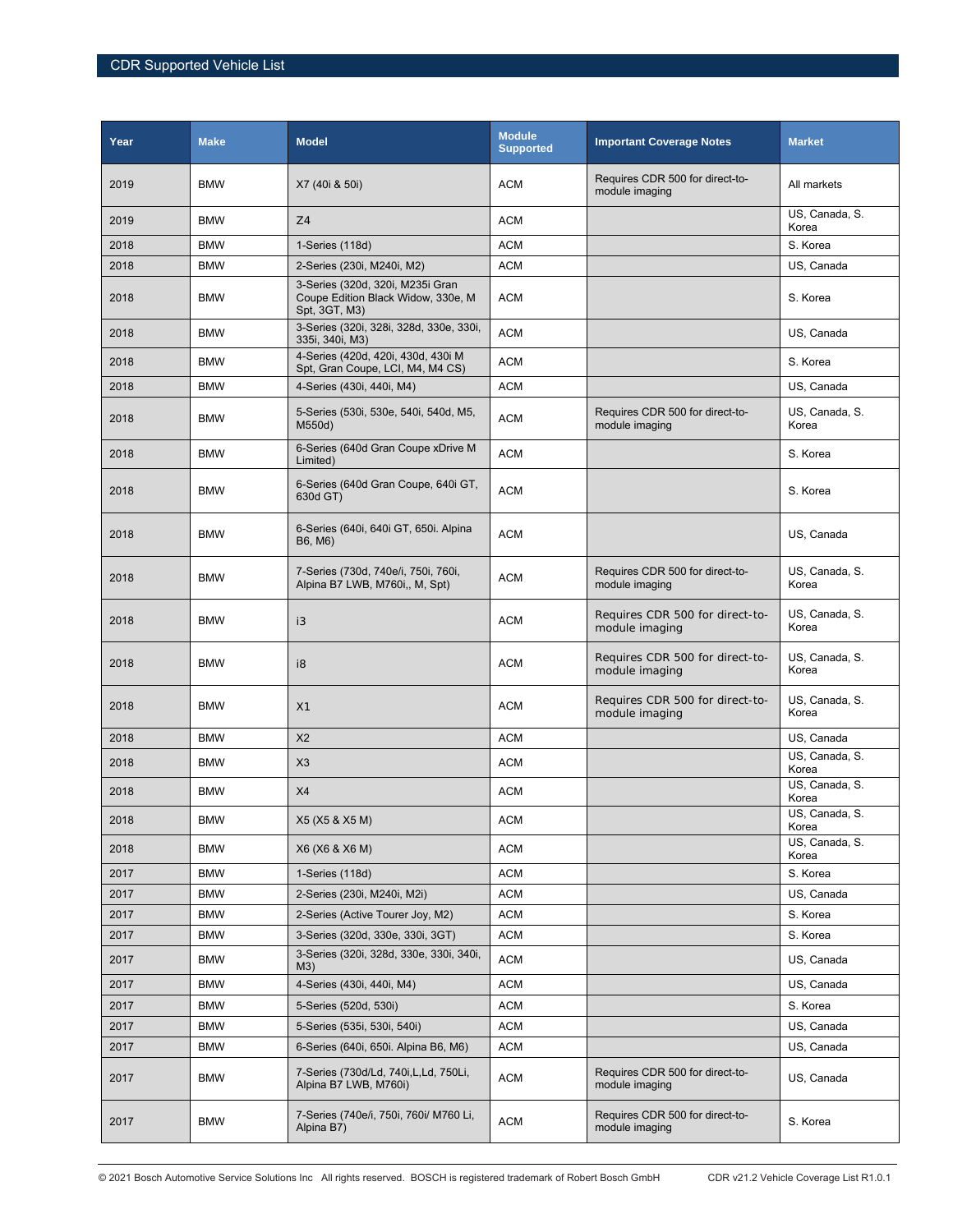| Year | Make | Model | Module Supported | Important Coverage Notes | Market |
|---|---|---|---|---|---|
| 2019 | BMW | X7 (40i & 50i) | ACM | Requires CDR 500 for direct-to-module imaging | All markets |
| 2019 | BMW | Z4 | ACM | | US, Canada, S. Korea |
| 2018 | BMW | 1-Series (118d) | ACM | | S. Korea |
| 2018 | BMW | 2-Series (230i, M240i, M2) | ACM | | US, Canada |
| 2018 | BMW | 3-Series (320d, 320i, M235i Gran Coupe Edition Black Widow, 330e, M Spt, 3GT, M3) | ACM | | S. Korea |
| 2018 | BMW | 3-Series (320i, 328i, 328d, 330e, 330i, 335i, 340i, M3) | ACM | | US, Canada |
| 2018 | BMW | 4-Series (420d, 420i, 430d, 430i M Spt, Gran Coupe, LCI, M4, M4 CS) | ACM | | S. Korea |
| 2018 | BMW | 4-Series (430i, 440i, M4) | ACM | | US, Canada |
| 2018 | BMW | 5-Series (530i, 530e, 540i, 540d, M5, M550d) | ACM | Requires CDR 500 for direct-to-module imaging | US, Canada, S. Korea |
| 2018 | BMW | 6-Series (640d Gran Coupe xDrive M Limited) | ACM | | S. Korea |
| 2018 | BMW | 6-Series (640d Gran Coupe, 640i GT, 630d GT) | ACM | | S. Korea |
| 2018 | BMW | 6-Series (640i, 640i GT, 650i. Alpina B6, M6) | ACM | | US, Canada |
| 2018 | BMW | 7-Series (730d, 740e/i, 750i, 760i, Alpina B7 LWB, M760i,, M, Spt) | ACM | Requires CDR 500 for direct-to-module imaging | US, Canada, S. Korea |
| 2018 | BMW | i3 | ACM | Requires CDR 500 for direct-to-module imaging | US, Canada, S. Korea |
| 2018 | BMW | i8 | ACM | Requires CDR 500 for direct-to-module imaging | US, Canada, S. Korea |
| 2018 | BMW | X1 | ACM | Requires CDR 500 for direct-to-module imaging | US, Canada, S. Korea |
| 2018 | BMW | X2 | ACM | | US, Canada |
| 2018 | BMW | X3 | ACM | | US, Canada, S. Korea |
| 2018 | BMW | X4 | ACM | | US, Canada, S. Korea |
| 2018 | BMW | X5 (X5 & X5 M) | ACM | | US, Canada, S. Korea |
| 2018 | BMW | X6 (X6 & X6 M) | ACM | | US, Canada, S. Korea |
| 2017 | BMW | 1-Series (118d) | ACM | | S. Korea |
| 2017 | BMW | 2-Series (230i, M240i, M2i) | ACM | | US, Canada |
| 2017 | BMW | 2-Series (Active Tourer Joy, M2) | ACM | | S. Korea |
| 2017 | BMW | 3-Series (320d, 330e, 330i, 3GT) | ACM | | S. Korea |
| 2017 | BMW | 3-Series (320i, 328d, 330e, 330i, 340i, M3) | ACM | | US, Canada |
| 2017 | BMW | 4-Series (430i, 440i, M4) | ACM | | US, Canada |
| 2017 | BMW | 5-Series (520d, 530i) | ACM | | S. Korea |
| 2017 | BMW | 5-Series (535i, 530i, 540i) | ACM | | US, Canada |
| 2017 | BMW | 6-Series (640i, 650i. Alpina B6, M6) | ACM | | US, Canada |
| 2017 | BMW | 7-Series (730d/Ld, 740i,L,Ld, 750Li, Alpina B7 LWB, M760i) | ACM | Requires CDR 500 for direct-to-module imaging | US, Canada |
| 2017 | BMW | 7-Series (740e/i, 750i, 760i/ M760 Li, Alpina B7) | ACM | Requires CDR 500 for direct-to-module imaging | S. Korea |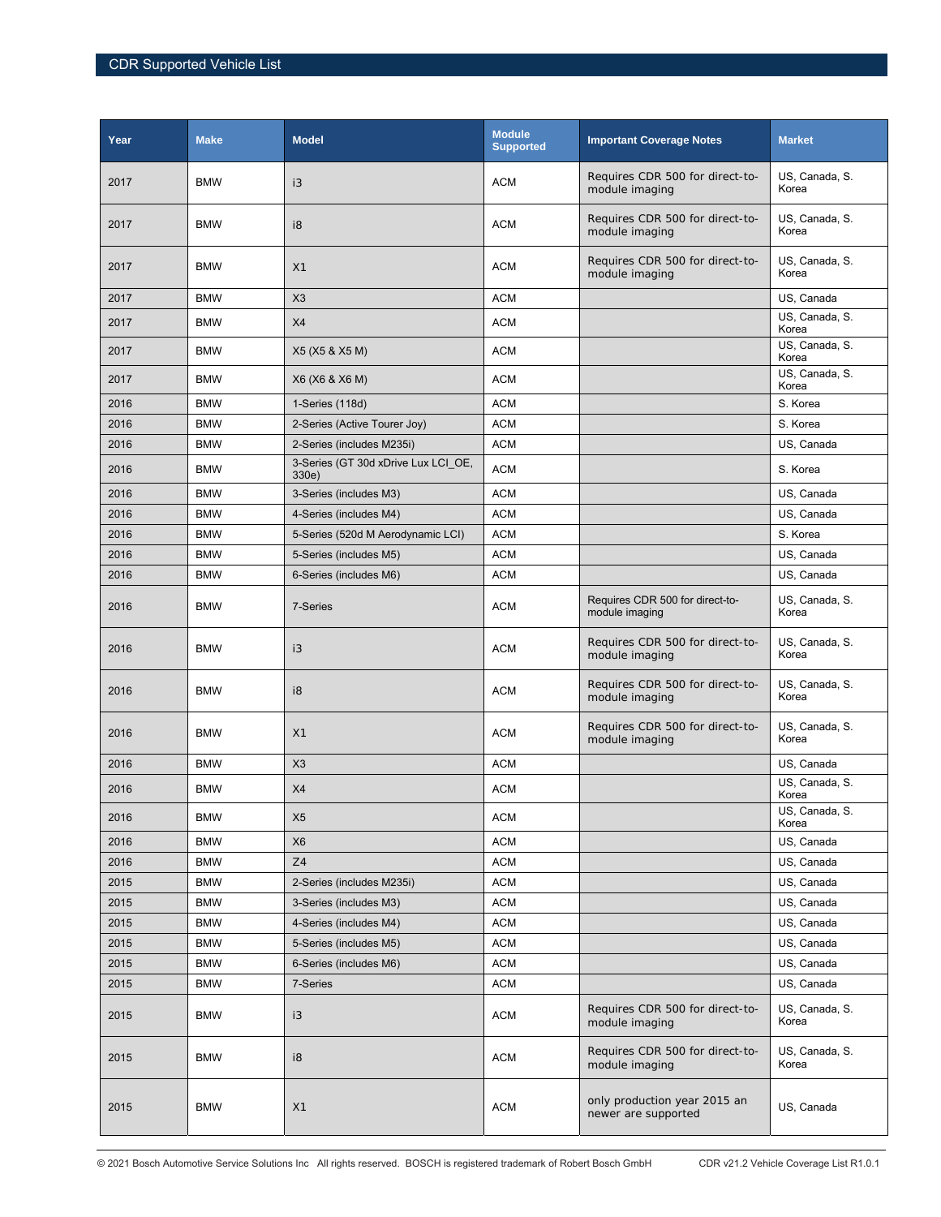| Year | Make | Model | Module Supported | Important Coverage Notes | Market |
|---|---|---|---|---|---|
| 2017 | BMW | i3 | ACM | Requires CDR 500 for direct-to-module imaging | US, Canada, S. Korea |
| 2017 | BMW | i8 | ACM | Requires CDR 500 for direct-to-module imaging | US, Canada, S. Korea |
| 2017 | BMW | X1 | ACM | Requires CDR 500 for direct-to-module imaging | US, Canada, S. Korea |
| 2017 | BMW | X3 | ACM | | US, Canada |
| 2017 | BMW | X4 | ACM | | US, Canada, S. Korea |
| 2017 | BMW | X5 (X5 & X5 M) | ACM | | US, Canada, S. Korea |
| 2017 | BMW | X6 (X6 & X6 M) | ACM | | US, Canada, S. Korea |
| 2016 | BMW | 1-Series (118d) | ACM | | S. Korea |
| 2016 | BMW | 2-Series (Active Tourer Joy) | ACM | | S. Korea |
| 2016 | BMW | 2-Series (includes M235i) | ACM | | US, Canada |
| 2016 | BMW | 3-Series (GT 30d xDrive Lux LCI_OE, 330e) | ACM | | S. Korea |
| 2016 | BMW | 3-Series (includes M3) | ACM | | US, Canada |
| 2016 | BMW | 4-Series (includes M4) | ACM | | US, Canada |
| 2016 | BMW | 5-Series (520d M Aerodynamic LCI) | ACM | | S. Korea |
| 2016 | BMW | 5-Series (includes M5) | ACM | | US, Canada |
| 2016 | BMW | 6-Series (includes M6) | ACM | | US, Canada |
| 2016 | BMW | 7-Series | ACM | Requires CDR 500 for direct-to-module imaging | US, Canada, S. Korea |
| 2016 | BMW | i3 | ACM | Requires CDR 500 for direct-to-module imaging | US, Canada, S. Korea |
| 2016 | BMW | i8 | ACM | Requires CDR 500 for direct-to-module imaging | US, Canada, S. Korea |
| 2016 | BMW | X1 | ACM | Requires CDR 500 for direct-to-module imaging | US, Canada, S. Korea |
| 2016 | BMW | X3 | ACM | | US, Canada |
| 2016 | BMW | X4 | ACM | | US, Canada, S. Korea |
| 2016 | BMW | X5 | ACM | | US, Canada, S. Korea |
| 2016 | BMW | X6 | ACM | | US, Canada |
| 2016 | BMW | Z4 | ACM | | US, Canada |
| 2015 | BMW | 2-Series (includes M235i) | ACM | | US, Canada |
| 2015 | BMW | 3-Series (includes M3) | ACM | | US, Canada |
| 2015 | BMW | 4-Series (includes M4) | ACM | | US, Canada |
| 2015 | BMW | 5-Series (includes M5) | ACM | | US, Canada |
| 2015 | BMW | 6-Series (includes M6) | ACM | | US, Canada |
| 2015 | BMW | 7-Series | ACM | | US, Canada |
| 2015 | BMW | i3 | ACM | Requires CDR 500 for direct-to-module imaging | US, Canada, S. Korea |
| 2015 | BMW | i8 | ACM | Requires CDR 500 for direct-to-module imaging | US, Canada, S. Korea |
| 2015 | BMW | X1 | ACM | only production year 2015 an newer are supported | US, Canada |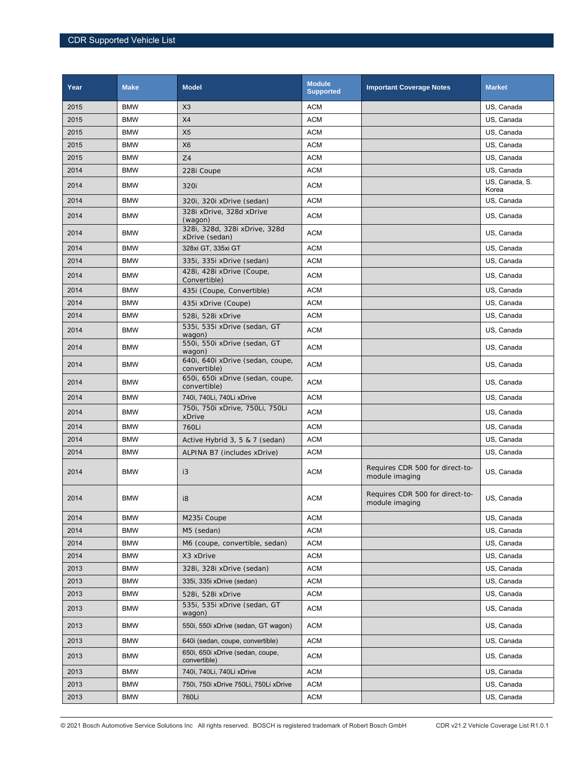| Year | Make | Model | Module Supported | Important Coverage Notes | Market |
|---|---|---|---|---|---|
| 2015 | BMW | X3 | ACM | | US, Canada |
| 2015 | BMW | X4 | ACM | | US, Canada |
| 2015 | BMW | X5 | ACM | | US, Canada |
| 2015 | BMW | X6 | ACM | | US, Canada |
| 2015 | BMW | Z4 | ACM | | US, Canada |
| 2014 | BMW | 228i Coupe | ACM | | US, Canada |
| 2014 | BMW | 320i | ACM | | US, Canada, S. Korea |
| 2014 | BMW | 320i, 320i xDrive (sedan) | ACM | | US, Canada |
| 2014 | BMW | 328i xDrive, 328d xDrive (wagon) | ACM | | US, Canada |
| 2014 | BMW | 328i, 328d, 328i xDrive, 328d xDrive (sedan) | ACM | | US, Canada |
| 2014 | BMW | 328xi GT, 335xi GT | ACM | | US, Canada |
| 2014 | BMW | 335i, 335i xDrive (sedan) | ACM | | US, Canada |
| 2014 | BMW | 428i, 428i xDrive (Coupe, Convertible) | ACM | | US, Canada |
| 2014 | BMW | 435i (Coupe, Convertible) | ACM | | US, Canada |
| 2014 | BMW | 435i xDrive (Coupe) | ACM | | US, Canada |
| 2014 | BMW | 528i, 528i xDrive | ACM | | US, Canada |
| 2014 | BMW | 535i, 535i xDrive (sedan, GT wagon) | ACM | | US, Canada |
| 2014 | BMW | 550i, 550i xDrive (sedan, GT wagon) | ACM | | US, Canada |
| 2014 | BMW | 640i, 640i xDrive (sedan, coupe, convertible) | ACM | | US, Canada |
| 2014 | BMW | 650i, 650i xDrive (sedan, coupe, convertible) | ACM | | US, Canada |
| 2014 | BMW | 740i, 740Li, 740Li xDrive | ACM | | US, Canada |
| 2014 | BMW | 750i, 750i xDrive, 750Li, 750Li xDrive | ACM | | US, Canada |
| 2014 | BMW | 760Li | ACM | | US, Canada |
| 2014 | BMW | Active Hybrid 3, 5 & 7 (sedan) | ACM | | US, Canada |
| 2014 | BMW | ALPINA B7 (includes xDrive) | ACM | | US, Canada |
| 2014 | BMW | i3 | ACM | Requires CDR 500 for direct-to-module imaging | US, Canada |
| 2014 | BMW | i8 | ACM | Requires CDR 500 for direct-to-module imaging | US, Canada |
| 2014 | BMW | M235i Coupe | ACM | | US, Canada |
| 2014 | BMW | M5 (sedan) | ACM | | US, Canada |
| 2014 | BMW | M6 (coupe, convertible, sedan) | ACM | | US, Canada |
| 2014 | BMW | X3 xDrive | ACM | | US, Canada |
| 2013 | BMW | 328i, 328i xDrive (sedan) | ACM | | US, Canada |
| 2013 | BMW | 335i, 335i xDrive (sedan) | ACM | | US, Canada |
| 2013 | BMW | 528i, 528i xDrive | ACM | | US, Canada |
| 2013 | BMW | 535i, 535i xDrive (sedan, GT wagon) | ACM | | US, Canada |
| 2013 | BMW | 550i, 550i xDrive (sedan, GT wagon) | ACM | | US, Canada |
| 2013 | BMW | 640i (sedan, coupe, convertible) | ACM | | US, Canada |
| 2013 | BMW | 650i, 650i xDrive (sedan, coupe, convertible) | ACM | | US, Canada |
| 2013 | BMW | 740i, 740Li, 740Li xDrive | ACM | | US, Canada |
| 2013 | BMW | 750i, 750i xDrive 750Li, 750Li xDrive | ACM | | US, Canada |
| 2013 | BMW | 760Li | ACM | | US, Canada |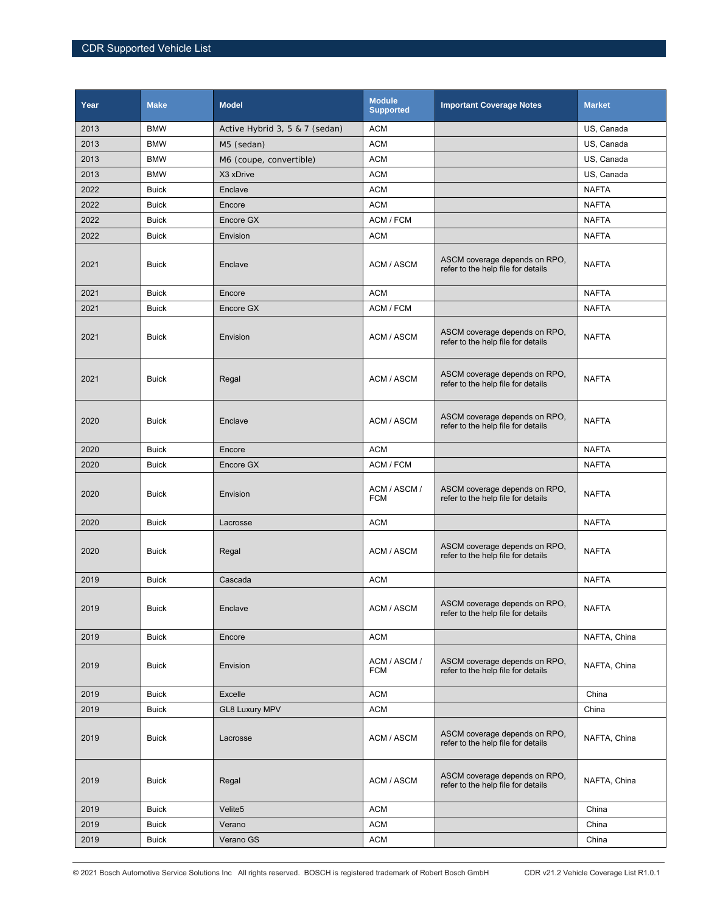| Year | Make | Model | Module Supported | Important Coverage Notes | Market |
|---|---|---|---|---|---|
| 2013 | BMW | Active Hybrid 3, 5 & 7 (sedan) | ACM | | US, Canada |
| 2013 | BMW | M5 (sedan) | ACM | | US, Canada |
| 2013 | BMW | M6 (coupe, convertible) | ACM | | US, Canada |
| 2013 | BMW | X3 xDrive | ACM | | US, Canada |
| 2022 | Buick | Enclave | ACM | | NAFTA |
| 2022 | Buick | Encore | ACM | | NAFTA |
| 2022 | Buick | Encore GX | ACM / FCM | | NAFTA |
| 2022 | Buick | Envision | ACM | | NAFTA |
| 2021 | Buick | Enclave | ACM / ASCM | ASCM coverage depends on RPO, refer to the help file for details | NAFTA |
| 2021 | Buick | Encore | ACM | | NAFTA |
| 2021 | Buick | Encore GX | ACM / FCM | | NAFTA |
| 2021 | Buick | Envision | ACM / ASCM | ASCM coverage depends on RPO, refer to the help file for details | NAFTA |
| 2021 | Buick | Regal | ACM / ASCM | ASCM coverage depends on RPO, refer to the help file for details | NAFTA |
| 2020 | Buick | Enclave | ACM / ASCM | ASCM coverage depends on RPO, refer to the help file for details | NAFTA |
| 2020 | Buick | Encore | ACM | | NAFTA |
| 2020 | Buick | Encore GX | ACM / FCM | | NAFTA |
| 2020 | Buick | Envision | ACM / ASCM / FCM | ASCM coverage depends on RPO, refer to the help file for details | NAFTA |
| 2020 | Buick | Lacrosse | ACM | | NAFTA |
| 2020 | Buick | Regal | ACM / ASCM | ASCM coverage depends on RPO, refer to the help file for details | NAFTA |
| 2019 | Buick | Cascada | ACM | | NAFTA |
| 2019 | Buick | Enclave | ACM / ASCM | ASCM coverage depends on RPO, refer to the help file for details | NAFTA |
| 2019 | Buick | Encore | ACM | | NAFTA, China |
| 2019 | Buick | Envision | ACM / ASCM / FCM | ASCM coverage depends on RPO, refer to the help file for details | NAFTA, China |
| 2019 | Buick | Excelle | ACM | | China |
| 2019 | Buick | GL8 Luxury MPV | ACM | | China |
| 2019 | Buick | Lacrosse | ACM / ASCM | ASCM coverage depends on RPO, refer to the help file for details | NAFTA, China |
| 2019 | Buick | Regal | ACM / ASCM | ASCM coverage depends on RPO, refer to the help file for details | NAFTA, China |
| 2019 | Buick | Velite5 | ACM | | China |
| 2019 | Buick | Verano | ACM | | China |
| 2019 | Buick | Verano GS | ACM | | China |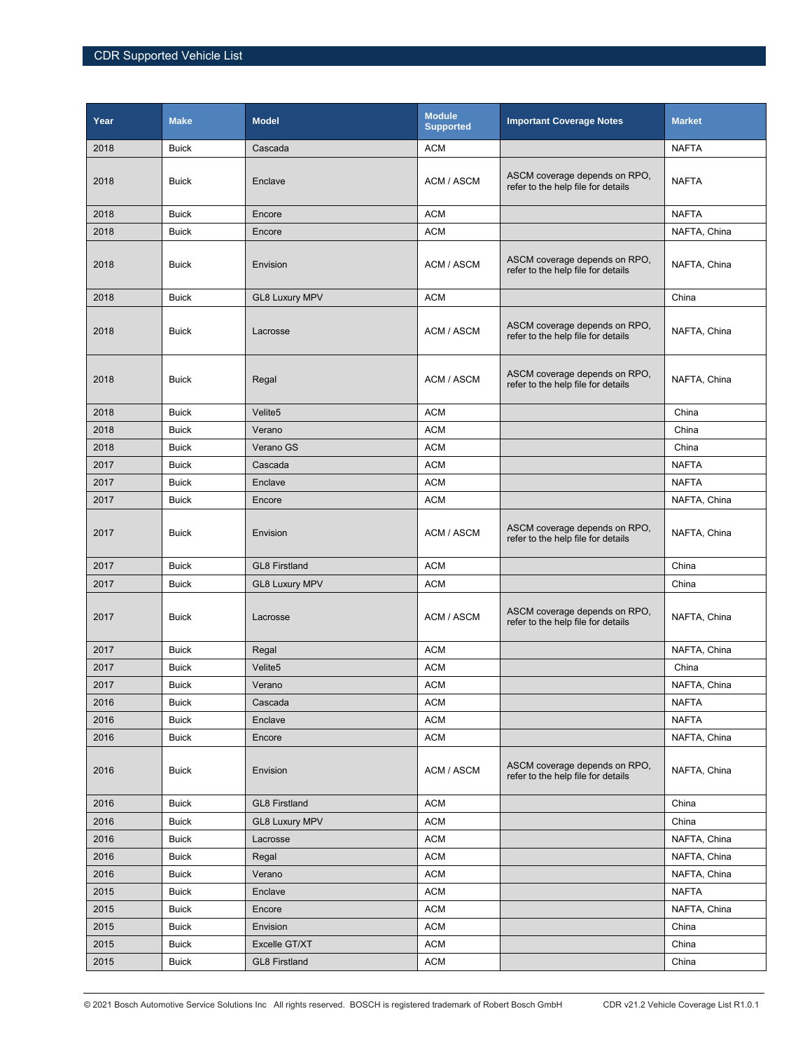| Year | Make | Model | Module Supported | Important Coverage Notes | Market |
|---|---|---|---|---|---|
| 2018 | Buick | Cascada | ACM | | NAFTA |
| 2018 | Buick | Enclave | ACM / ASCM | ASCM coverage depends on RPO, refer to the help file for details | NAFTA |
| 2018 | Buick | Encore | ACM | | NAFTA |
| 2018 | Buick | Encore | ACM | | NAFTA, China |
| 2018 | Buick | Envision | ACM / ASCM | ASCM coverage depends on RPO, refer to the help file for details | NAFTA, China |
| 2018 | Buick | GL8 Luxury MPV | ACM | | China |
| 2018 | Buick | Lacrosse | ACM / ASCM | ASCM coverage depends on RPO, refer to the help file for details | NAFTA, China |
| 2018 | Buick | Regal | ACM / ASCM | ASCM coverage depends on RPO, refer to the help file for details | NAFTA, China |
| 2018 | Buick | Velite5 | ACM | | China |
| 2018 | Buick | Verano | ACM | | China |
| 2018 | Buick | Verano GS | ACM | | China |
| 2017 | Buick | Cascada | ACM | | NAFTA |
| 2017 | Buick | Enclave | ACM | | NAFTA |
| 2017 | Buick | Encore | ACM | | NAFTA, China |
| 2017 | Buick | Envision | ACM / ASCM | ASCM coverage depends on RPO, refer to the help file for details | NAFTA, China |
| 2017 | Buick | GL8 Firstland | ACM | | China |
| 2017 | Buick | GL8 Luxury MPV | ACM | | China |
| 2017 | Buick | Lacrosse | ACM / ASCM | ASCM coverage depends on RPO, refer to the help file for details | NAFTA, China |
| 2017 | Buick | Regal | ACM | | NAFTA, China |
| 2017 | Buick | Velite5 | ACM | | China |
| 2017 | Buick | Verano | ACM | | NAFTA, China |
| 2016 | Buick | Cascada | ACM | | NAFTA |
| 2016 | Buick | Enclave | ACM | | NAFTA |
| 2016 | Buick | Encore | ACM | | NAFTA, China |
| 2016 | Buick | Envision | ACM / ASCM | ASCM coverage depends on RPO, refer to the help file for details | NAFTA, China |
| 2016 | Buick | GL8 Firstland | ACM | | China |
| 2016 | Buick | GL8 Luxury MPV | ACM | | China |
| 2016 | Buick | Lacrosse | ACM | | NAFTA, China |
| 2016 | Buick | Regal | ACM | | NAFTA, China |
| 2016 | Buick | Verano | ACM | | NAFTA, China |
| 2015 | Buick | Enclave | ACM | | NAFTA |
| 2015 | Buick | Encore | ACM | | NAFTA, China |
| 2015 | Buick | Envision | ACM | | China |
| 2015 | Buick | Excelle GT/XT | ACM | | China |
| 2015 | Buick | GL8 Firstland | ACM | | China |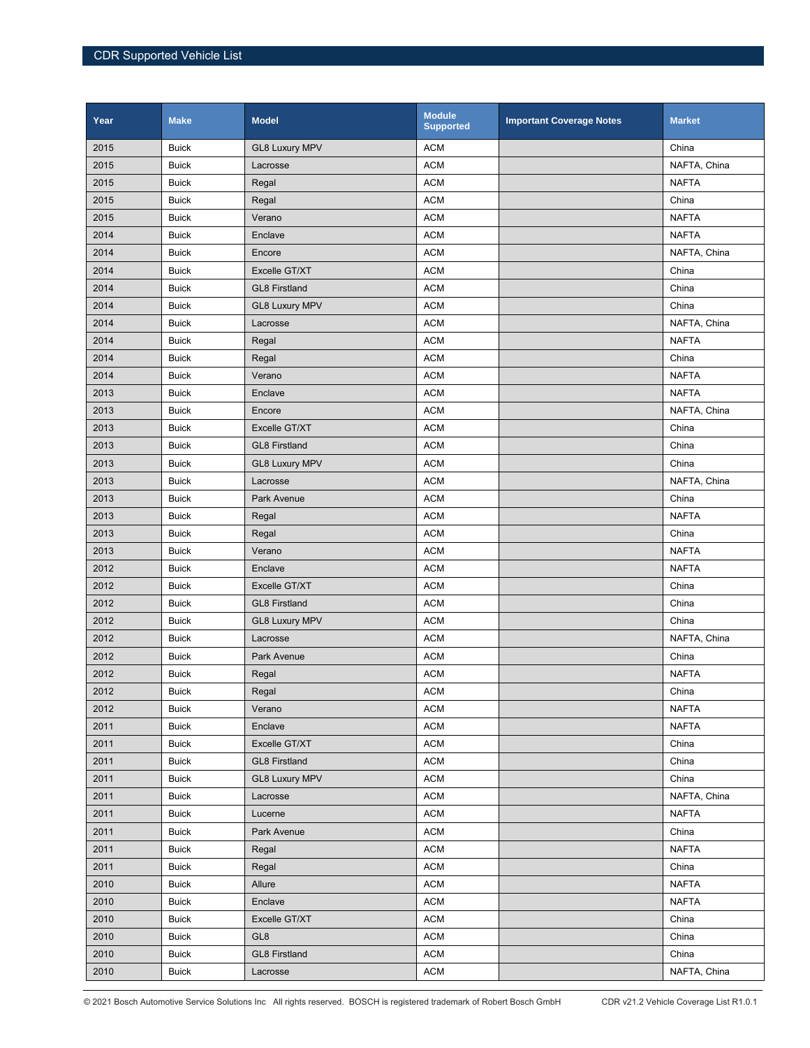| Year | Make | Model | Module Supported | Important Coverage Notes | Market |
| --- | --- | --- | --- | --- | --- |
| 2015 | Buick | GL8 Luxury MPV | ACM | | China |
| 2015 | Buick | Lacrosse | ACM | | NAFTA, China |
| 2015 | Buick | Regal | ACM | | NAFTA |
| 2015 | Buick | Regal | ACM | | China |
| 2015 | Buick | Verano | ACM | | NAFTA |
| 2014 | Buick | Enclave | ACM | | NAFTA |
| 2014 | Buick | Encore | ACM | | NAFTA, China |
| 2014 | Buick | Excelle GT/XT | ACM | | China |
| 2014 | Buick | GL8 Firstland | ACM | | China |
| 2014 | Buick | GL8 Luxury MPV | ACM | | China |
| 2014 | Buick | Lacrosse | ACM | | NAFTA, China |
| 2014 | Buick | Regal | ACM | | NAFTA |
| 2014 | Buick | Regal | ACM | | China |
| 2014 | Buick | Verano | ACM | | NAFTA |
| 2013 | Buick | Enclave | ACM | | NAFTA |
| 2013 | Buick | Encore | ACM | | NAFTA, China |
| 2013 | Buick | Excelle GT/XT | ACM | | China |
| 2013 | Buick | GL8 Firstland | ACM | | China |
| 2013 | Buick | GL8 Luxury MPV | ACM | | China |
| 2013 | Buick | Lacrosse | ACM | | NAFTA, China |
| 2013 | Buick | Park Avenue | ACM | | China |
| 2013 | Buick | Regal | ACM | | NAFTA |
| 2013 | Buick | Regal | ACM | | China |
| 2013 | Buick | Verano | ACM | | NAFTA |
| 2012 | Buick | Enclave | ACM | | NAFTA |
| 2012 | Buick | Excelle GT/XT | ACM | | China |
| 2012 | Buick | GL8 Firstland | ACM | | China |
| 2012 | Buick | GL8 Luxury MPV | ACM | | China |
| 2012 | Buick | Lacrosse | ACM | | NAFTA, China |
| 2012 | Buick | Park Avenue | ACM | | China |
| 2012 | Buick | Regal | ACM | | NAFTA |
| 2012 | Buick | Regal | ACM | | China |
| 2012 | Buick | Verano | ACM | | NAFTA |
| 2011 | Buick | Enclave | ACM | | NAFTA |
| 2011 | Buick | Excelle GT/XT | ACM | | China |
| 2011 | Buick | GL8 Firstland | ACM | | China |
| 2011 | Buick | GL8 Luxury MPV | ACM | | China |
| 2011 | Buick | Lacrosse | ACM | | NAFTA, China |
| 2011 | Buick | Lucerne | ACM | | NAFTA |
| 2011 | Buick | Park Avenue | ACM | | China |
| 2011 | Buick | Regal | ACM | | NAFTA |
| 2011 | Buick | Regal | ACM | | China |
| 2010 | Buick | Allure | ACM | | NAFTA |
| 2010 | Buick | Enclave | ACM | | NAFTA |
| 2010 | Buick | Excelle GT/XT | ACM | | China |
| 2010 | Buick | GL8 | ACM | | China |
| 2010 | Buick | GL8 Firstland | ACM | | China |
| 2010 | Buick | Lacrosse | ACM | | NAFTA, China |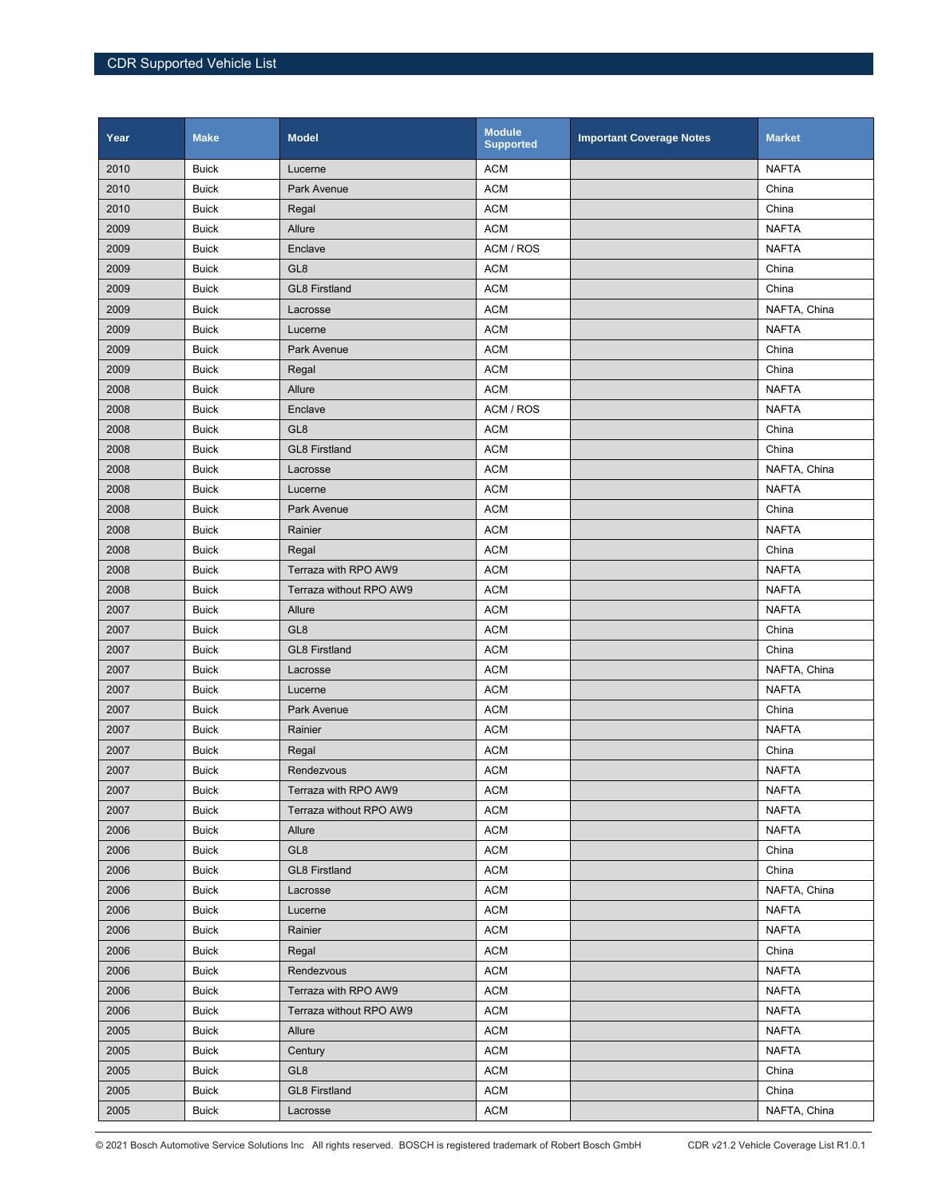| Year | Make | Model | Module Supported | Important Coverage Notes | Market |
|---|---|---|---|---|---|
| 2010 | Buick | Lucerne | ACM | | NAFTA |
| 2010 | Buick | Park Avenue | ACM | | China |
| 2010 | Buick | Regal | ACM | | China |
| 2009 | Buick | Allure | ACM | | NAFTA |
| 2009 | Buick | Enclave | ACM / ROS | | NAFTA |
| 2009 | Buick | GL8 | ACM | | China |
| 2009 | Buick | GL8 Firstland | ACM | | China |
| 2009 | Buick | Lacrosse | ACM | | NAFTA, China |
| 2009 | Buick | Lucerne | ACM | | NAFTA |
| 2009 | Buick | Park Avenue | ACM | | China |
| 2009 | Buick | Regal | ACM | | China |
| 2008 | Buick | Allure | ACM | | NAFTA |
| 2008 | Buick | Enclave | ACM / ROS | | NAFTA |
| 2008 | Buick | GL8 | ACM | | China |
| 2008 | Buick | GL8 Firstland | ACM | | China |
| 2008 | Buick | Lacrosse | ACM | | NAFTA, China |
| 2008 | Buick | Lucerne | ACM | | NAFTA |
| 2008 | Buick | Park Avenue | ACM | | China |
| 2008 | Buick | Rainier | ACM | | NAFTA |
| 2008 | Buick | Regal | ACM | | China |
| 2008 | Buick | Terraza with RPO AW9 | ACM | | NAFTA |
| 2008 | Buick | Terraza without RPO AW9 | ACM | | NAFTA |
| 2007 | Buick | Allure | ACM | | NAFTA |
| 2007 | Buick | GL8 | ACM | | China |
| 2007 | Buick | GL8 Firstland | ACM | | China |
| 2007 | Buick | Lacrosse | ACM | | NAFTA, China |
| 2007 | Buick | Lucerne | ACM | | NAFTA |
| 2007 | Buick | Park Avenue | ACM | | China |
| 2007 | Buick | Rainier | ACM | | NAFTA |
| 2007 | Buick | Regal | ACM | | China |
| 2007 | Buick | Rendezvous | ACM | | NAFTA |
| 2007 | Buick | Terraza with RPO AW9 | ACM | | NAFTA |
| 2007 | Buick | Terraza without RPO AW9 | ACM | | NAFTA |
| 2006 | Buick | Allure | ACM | | NAFTA |
| 2006 | Buick | GL8 | ACM | | China |
| 2006 | Buick | GL8 Firstland | ACM | | China |
| 2006 | Buick | Lacrosse | ACM | | NAFTA, China |
| 2006 | Buick | Lucerne | ACM | | NAFTA |
| 2006 | Buick | Rainier | ACM | | NAFTA |
| 2006 | Buick | Regal | ACM | | China |
| 2006 | Buick | Rendezvous | ACM | | NAFTA |
| 2006 | Buick | Terraza with RPO AW9 | ACM | | NAFTA |
| 2006 | Buick | Terraza without RPO AW9 | ACM | | NAFTA |
| 2005 | Buick | Allure | ACM | | NAFTA |
| 2005 | Buick | Century | ACM | | NAFTA |
| 2005 | Buick | GL8 | ACM | | China |
| 2005 | Buick | GL8 Firstland | ACM | | China |
| 2005 | Buick | Lacrosse | ACM | | NAFTA, China |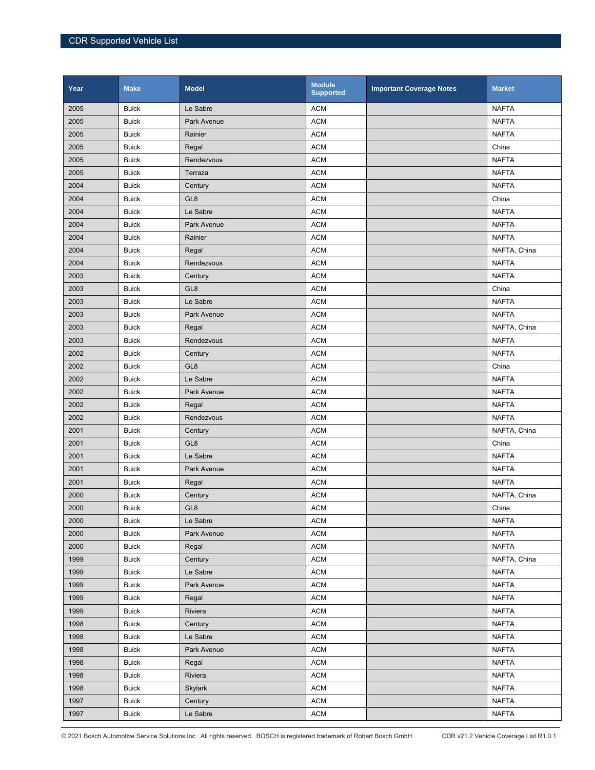| Year | Make | Model | Module Supported | Important Coverage Notes | Market |
|---|---|---|---|---|---|
| 2005 | Buick | Le Sabre | ACM | | NAFTA |
| 2005 | Buick | Park Avenue | ACM | | NAFTA |
| 2005 | Buick | Rainier | ACM | | NAFTA |
| 2005 | Buick | Regal | ACM | | China |
| 2005 | Buick | Rendezvous | ACM | | NAFTA |
| 2005 | Buick | Terraza | ACM | | NAFTA |
| 2004 | Buick | Century | ACM | | NAFTA |
| 2004 | Buick | GL8 | ACM | | China |
| 2004 | Buick | Le Sabre | ACM | | NAFTA |
| 2004 | Buick | Park Avenue | ACM | | NAFTA |
| 2004 | Buick | Rainier | ACM | | NAFTA |
| 2004 | Buick | Regal | ACM | | NAFTA, China |
| 2004 | Buick | Rendezvous | ACM | | NAFTA |
| 2003 | Buick | Century | ACM | | NAFTA |
| 2003 | Buick | GL8 | ACM | | China |
| 2003 | Buick | Le Sabre | ACM | | NAFTA |
| 2003 | Buick | Park Avenue | ACM | | NAFTA |
| 2003 | Buick | Regal | ACM | | NAFTA, China |
| 2003 | Buick | Rendezvous | ACM | | NAFTA |
| 2002 | Buick | Century | ACM | | NAFTA |
| 2002 | Buick | GL8 | ACM | | China |
| 2002 | Buick | Le Sabre | ACM | | NAFTA |
| 2002 | Buick | Park Avenue | ACM | | NAFTA |
| 2002 | Buick | Regal | ACM | | NAFTA |
| 2002 | Buick | Rendezvous | ACM | | NAFTA |
| 2001 | Buick | Century | ACM | | NAFTA, China |
| 2001 | Buick | GL8 | ACM | | China |
| 2001 | Buick | Le Sabre | ACM | | NAFTA |
| 2001 | Buick | Park Avenue | ACM | | NAFTA |
| 2001 | Buick | Regal | ACM | | NAFTA |
| 2000 | Buick | Century | ACM | | NAFTA, China |
| 2000 | Buick | GL8 | ACM | | China |
| 2000 | Buick | Le Sabre | ACM | | NAFTA |
| 2000 | Buick | Park Avenue | ACM | | NAFTA |
| 2000 | Buick | Regal | ACM | | NAFTA |
| 1999 | Buick | Century | ACM | | NAFTA, China |
| 1999 | Buick | Le Sabre | ACM | | NAFTA |
| 1999 | Buick | Park Avenue | ACM | | NAFTA |
| 1999 | Buick | Regal | ACM | | NAFTA |
| 1999 | Buick | Riviera | ACM | | NAFTA |
| 1998 | Buick | Century | ACM | | NAFTA |
| 1998 | Buick | Le Sabre | ACM | | NAFTA |
| 1998 | Buick | Park Avenue | ACM | | NAFTA |
| 1998 | Buick | Regal | ACM | | NAFTA |
| 1998 | Buick | Riviera | ACM | | NAFTA |
| 1998 | Buick | Skylark | ACM | | NAFTA |
| 1997 | Buick | Century | ACM | | NAFTA |
| 1997 | Buick | Le Sabre | ACM | | NAFTA |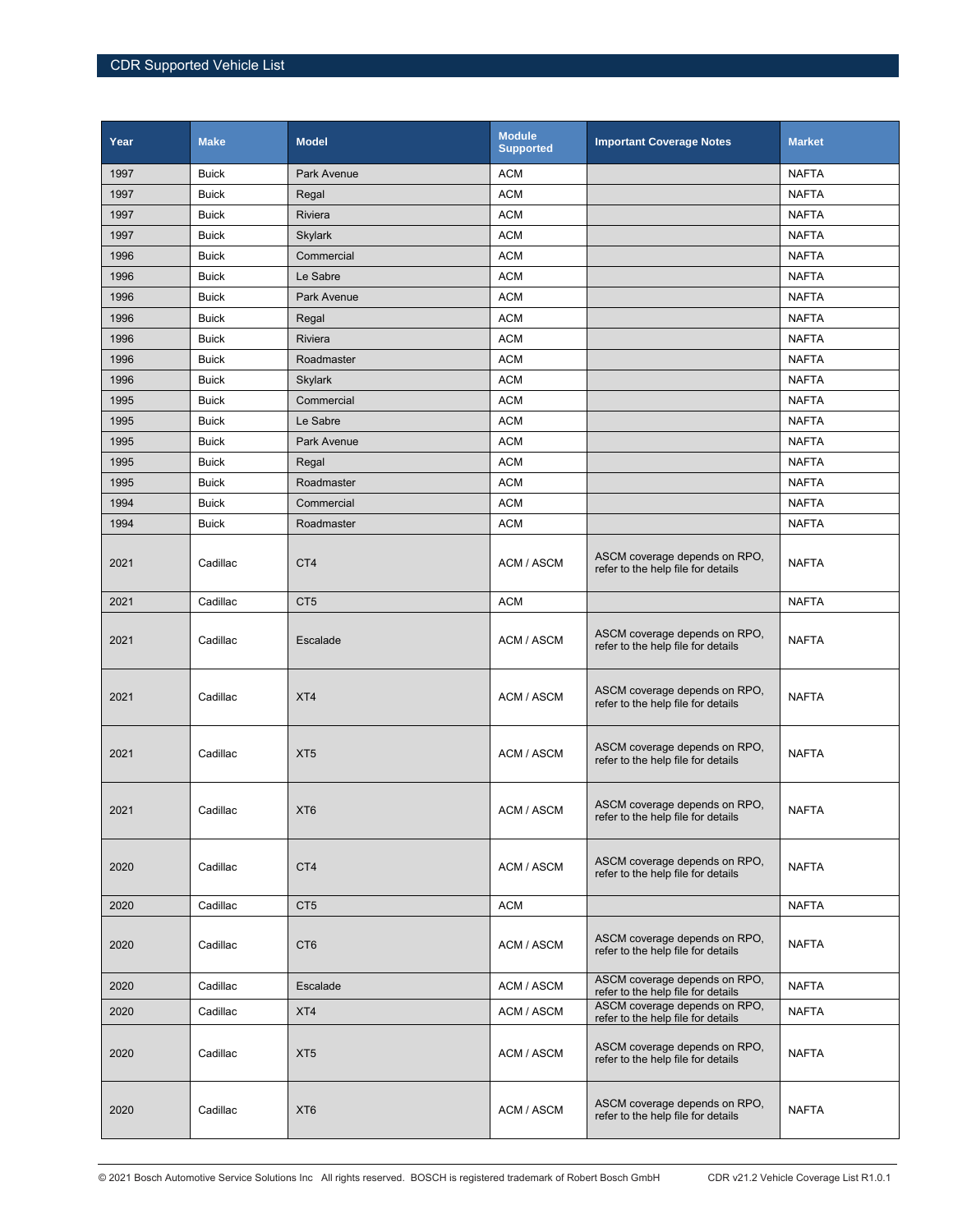| Year | Make | Model | Module Supported | Important Coverage Notes | Market |
|---|---|---|---|---|---|
| 1997 | Buick | Park Avenue | ACM | | NAFTA |
| 1997 | Buick | Regal | ACM | | NAFTA |
| 1997 | Buick | Riviera | ACM | | NAFTA |
| 1997 | Buick | Skylark | ACM | | NAFTA |
| 1996 | Buick | Commercial | ACM | | NAFTA |
| 1996 | Buick | Le Sabre | ACM | | NAFTA |
| 1996 | Buick | Park Avenue | ACM | | NAFTA |
| 1996 | Buick | Regal | ACM | | NAFTA |
| 1996 | Buick | Riviera | ACM | | NAFTA |
| 1996 | Buick | Roadmaster | ACM | | NAFTA |
| 1996 | Buick | Skylark | ACM | | NAFTA |
| 1995 | Buick | Commercial | ACM | | NAFTA |
| 1995 | Buick | Le Sabre | ACM | | NAFTA |
| 1995 | Buick | Park Avenue | ACM | | NAFTA |
| 1995 | Buick | Regal | ACM | | NAFTA |
| 1995 | Buick | Roadmaster | ACM | | NAFTA |
| 1994 | Buick | Commercial | ACM | | NAFTA |
| 1994 | Buick | Roadmaster | ACM | | NAFTA |
| 2021 | Cadillac | CT4 | ACM / ASCM | ASCM coverage depends on RPO, refer to the help file for details | NAFTA |
| 2021 | Cadillac | CT5 | ACM | | NAFTA |
| 2021 | Cadillac | Escalade | ACM / ASCM | ASCM coverage depends on RPO, refer to the help file for details | NAFTA |
| 2021 | Cadillac | XT4 | ACM / ASCM | ASCM coverage depends on RPO, refer to the help file for details | NAFTA |
| 2021 | Cadillac | XT5 | ACM / ASCM | ASCM coverage depends on RPO, refer to the help file for details | NAFTA |
| 2021 | Cadillac | XT6 | ACM / ASCM | ASCM coverage depends on RPO, refer to the help file for details | NAFTA |
| 2020 | Cadillac | CT4 | ACM / ASCM | ASCM coverage depends on RPO, refer to the help file for details | NAFTA |
| 2020 | Cadillac | CT5 | ACM | | NAFTA |
| 2020 | Cadillac | CT6 | ACM / ASCM | ASCM coverage depends on RPO, refer to the help file for details | NAFTA |
| 2020 | Cadillac | Escalade | ACM / ASCM | ASCM coverage depends on RPO, refer to the help file for details | NAFTA |
| 2020 | Cadillac | XT4 | ACM / ASCM | ASCM coverage depends on RPO, refer to the help file for details | NAFTA |
| 2020 | Cadillac | XT5 | ACM / ASCM | ASCM coverage depends on RPO, refer to the help file for details | NAFTA |
| 2020 | Cadillac | XT6 | ACM / ASCM | ASCM coverage depends on RPO, refer to the help file for details | NAFTA |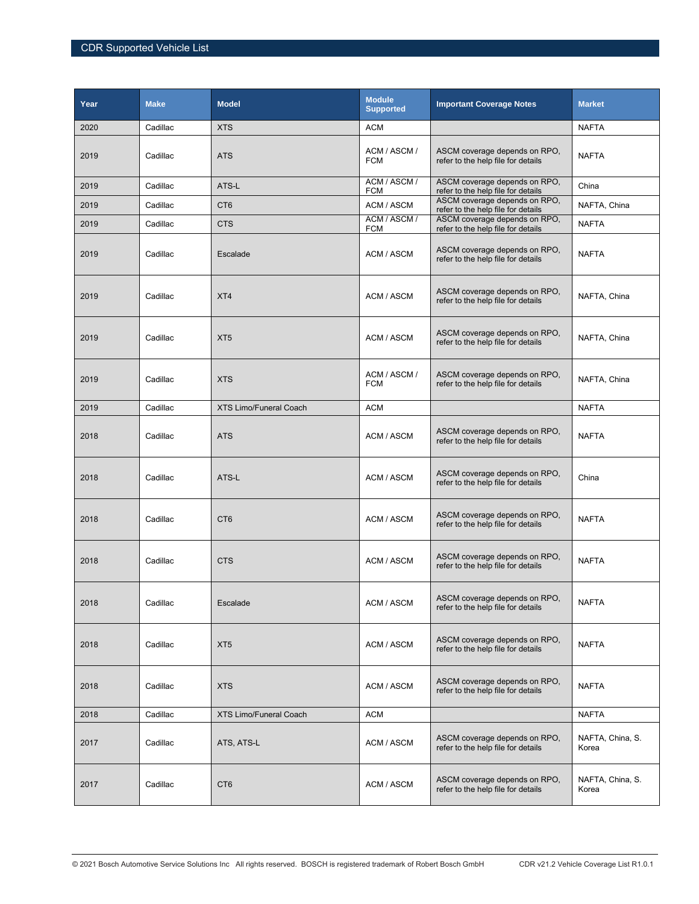| Year | Make | Model | Module Supported | Important Coverage Notes | Market |
|---|---|---|---|---|---|
| 2020 | Cadillac | XTS | ACM | | NAFTA |
| 2019 | Cadillac | ATS | ACM / ASCM / FCM | ASCM coverage depends on RPO, refer to the help file for details | NAFTA |
| 2019 | Cadillac | ATS-L | ACM / ASCM / FCM | ASCM coverage depends on RPO, refer to the help file for details | China |
| 2019 | Cadillac | CT6 | ACM / ASCM | ASCM coverage depends on RPO, refer to the help file for details | NAFTA, China |
| 2019 | Cadillac | CTS | ACM / ASCM / FCM | ASCM coverage depends on RPO, refer to the help file for details | NAFTA |
| 2019 | Cadillac | Escalade | ACM / ASCM | ASCM coverage depends on RPO, refer to the help file for details | NAFTA |
| 2019 | Cadillac | XT4 | ACM / ASCM | ASCM coverage depends on RPO, refer to the help file for details | NAFTA, China |
| 2019 | Cadillac | XT5 | ACM / ASCM | ASCM coverage depends on RPO, refer to the help file for details | NAFTA, China |
| 2019 | Cadillac | XTS | ACM / ASCM / FCM | ASCM coverage depends on RPO, refer to the help file for details | NAFTA, China |
| 2019 | Cadillac | XTS Limo/Funeral Coach | ACM | | NAFTA |
| 2018 | Cadillac | ATS | ACM / ASCM | ASCM coverage depends on RPO, refer to the help file for details | NAFTA |
| 2018 | Cadillac | ATS-L | ACM / ASCM | ASCM coverage depends on RPO, refer to the help file for details | China |
| 2018 | Cadillac | CT6 | ACM / ASCM | ASCM coverage depends on RPO, refer to the help file for details | NAFTA |
| 2018 | Cadillac | CTS | ACM / ASCM | ASCM coverage depends on RPO, refer to the help file for details | NAFTA |
| 2018 | Cadillac | Escalade | ACM / ASCM | ASCM coverage depends on RPO, refer to the help file for details | NAFTA |
| 2018 | Cadillac | XT5 | ACM / ASCM | ASCM coverage depends on RPO, refer to the help file for details | NAFTA |
| 2018 | Cadillac | XTS | ACM / ASCM | ASCM coverage depends on RPO, refer to the help file for details | NAFTA |
| 2018 | Cadillac | XTS Limo/Funeral Coach | ACM | | NAFTA |
| 2017 | Cadillac | ATS, ATS-L | ACM / ASCM | ASCM coverage depends on RPO, refer to the help file for details | NAFTA, China, S. Korea |
| 2017 | Cadillac | CT6 | ACM / ASCM | ASCM coverage depends on RPO, refer to the help file for details | NAFTA, China, S. Korea |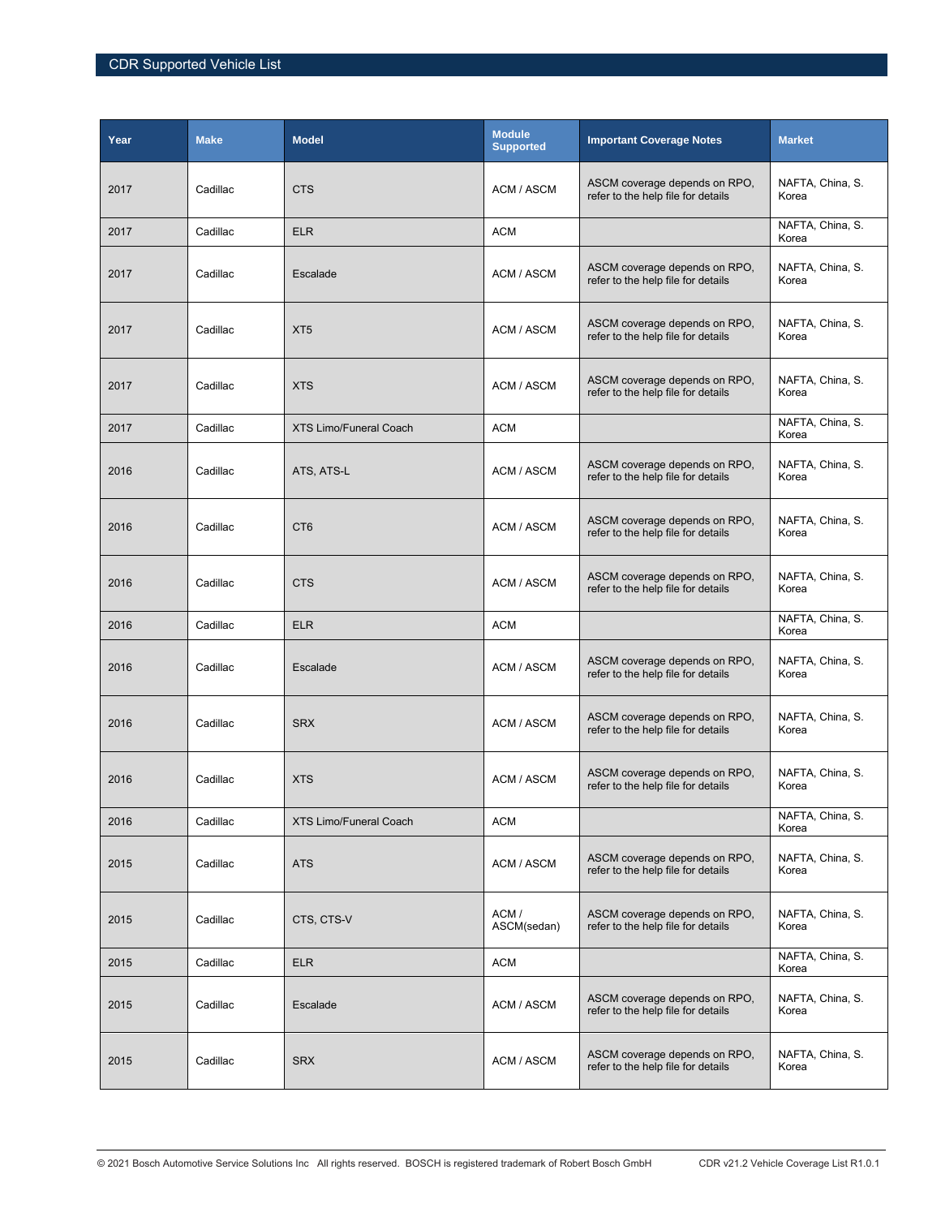| Year | Make | Model | Module Supported | Important Coverage Notes | Market |
|---|---|---|---|---|---|
| 2017 | Cadillac | CTS | ACM / ASCM | ASCM coverage depends on RPO, refer to the help file for details | NAFTA, China, S. Korea |
| 2017 | Cadillac | ELR | ACM | | NAFTA, China, S. Korea |
| 2017 | Cadillac | Escalade | ACM / ASCM | ASCM coverage depends on RPO, refer to the help file for details | NAFTA, China, S. Korea |
| 2017 | Cadillac | XT5 | ACM / ASCM | ASCM coverage depends on RPO, refer to the help file for details | NAFTA, China, S. Korea |
| 2017 | Cadillac | XTS | ACM / ASCM | ASCM coverage depends on RPO, refer to the help file for details | NAFTA, China, S. Korea |
| 2017 | Cadillac | XTS Limo/Funeral Coach | ACM | | NAFTA, China, S. Korea |
| 2016 | Cadillac | ATS, ATS-L | ACM / ASCM | ASCM coverage depends on RPO, refer to the help file for details | NAFTA, China, S. Korea |
| 2016 | Cadillac | CT6 | ACM / ASCM | ASCM coverage depends on RPO, refer to the help file for details | NAFTA, China, S. Korea |
| 2016 | Cadillac | CTS | ACM / ASCM | ASCM coverage depends on RPO, refer to the help file for details | NAFTA, China, S. Korea |
| 2016 | Cadillac | ELR | ACM | | NAFTA, China, S. Korea |
| 2016 | Cadillac | Escalade | ACM / ASCM | ASCM coverage depends on RPO, refer to the help file for details | NAFTA, China, S. Korea |
| 2016 | Cadillac | SRX | ACM / ASCM | ASCM coverage depends on RPO, refer to the help file for details | NAFTA, China, S. Korea |
| 2016 | Cadillac | XTS | ACM / ASCM | ASCM coverage depends on RPO, refer to the help file for details | NAFTA, China, S. Korea |
| 2016 | Cadillac | XTS Limo/Funeral Coach | ACM | | NAFTA, China, S. Korea |
| 2015 | Cadillac | ATS | ACM / ASCM | ASCM coverage depends on RPO, refer to the help file for details | NAFTA, China, S. Korea |
| 2015 | Cadillac | CTS, CTS-V | ACM / ASCM(sedan) | ASCM coverage depends on RPO, refer to the help file for details | NAFTA, China, S. Korea |
| 2015 | Cadillac | ELR | ACM | | NAFTA, China, S. Korea |
| 2015 | Cadillac | Escalade | ACM / ASCM | ASCM coverage depends on RPO, refer to the help file for details | NAFTA, China, S. Korea |
| 2015 | Cadillac | SRX | ACM / ASCM | ASCM coverage depends on RPO, refer to the help file for details | NAFTA, China, S. Korea |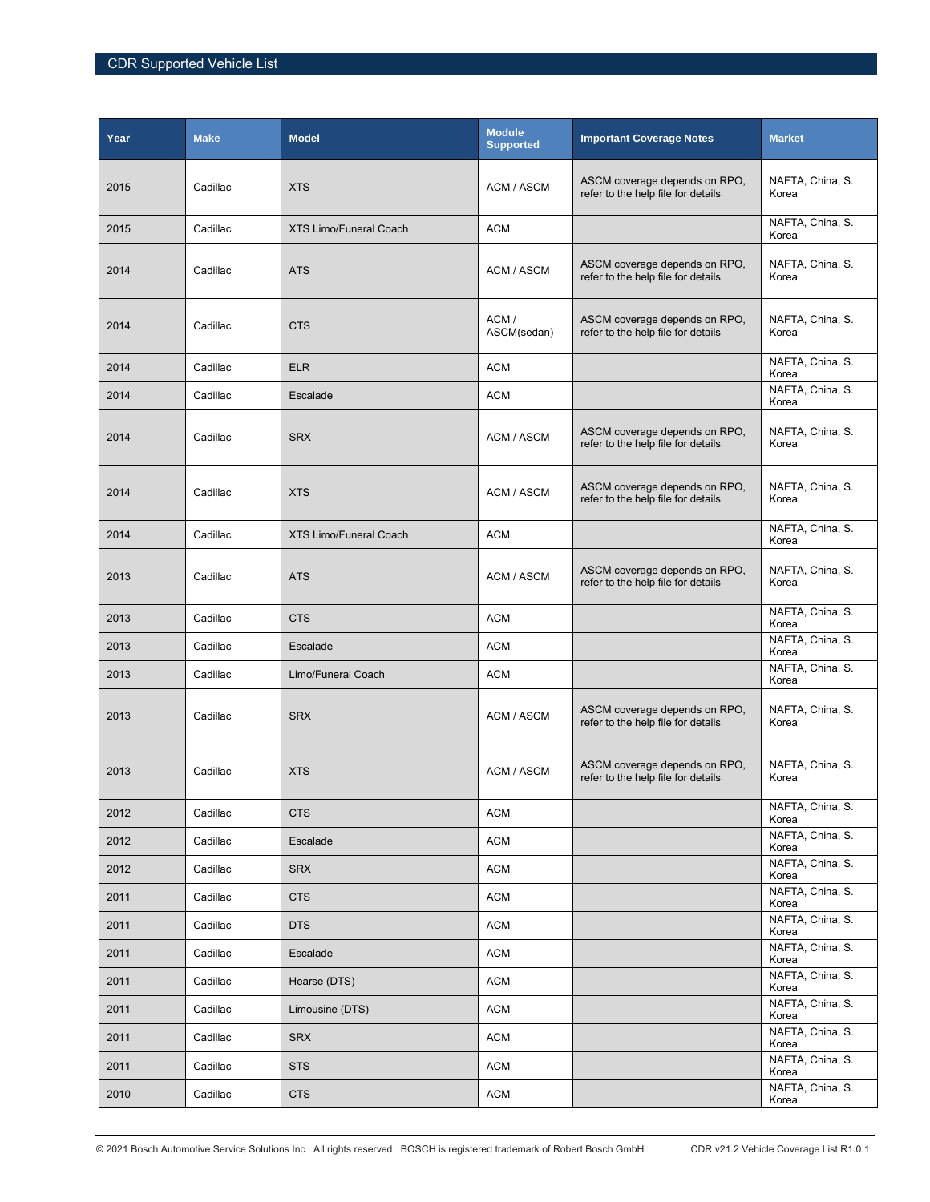| Year | Make | Model | Module Supported | Important Coverage Notes | Market |
|---|---|---|---|---|---|
| 2015 | Cadillac | XTS | ACM / ASCM | ASCM coverage depends on RPO, refer to the help file for details | NAFTA, China, S. Korea |
| 2015 | Cadillac | XTS Limo/Funeral Coach | ACM | | NAFTA, China, S. Korea |
| 2014 | Cadillac | ATS | ACM / ASCM | ASCM coverage depends on RPO, refer to the help file for details | NAFTA, China, S. Korea |
| 2014 | Cadillac | CTS | ACM / ASCM(sedan) | ASCM coverage depends on RPO, refer to the help file for details | NAFTA, China, S. Korea |
| 2014 | Cadillac | ELR | ACM | | NAFTA, China, S. Korea |
| 2014 | Cadillac | Escalade | ACM | | NAFTA, China, S. Korea |
| 2014 | Cadillac | SRX | ACM / ASCM | ASCM coverage depends on RPO, refer to the help file for details | NAFTA, China, S. Korea |
| 2014 | Cadillac | XTS | ACM / ASCM | ASCM coverage depends on RPO, refer to the help file for details | NAFTA, China, S. Korea |
| 2014 | Cadillac | XTS Limo/Funeral Coach | ACM | | NAFTA, China, S. Korea |
| 2013 | Cadillac | ATS | ACM / ASCM | ASCM coverage depends on RPO, refer to the help file for details | NAFTA, China, S. Korea |
| 2013 | Cadillac | CTS | ACM | | NAFTA, China, S. Korea |
| 2013 | Cadillac | Escalade | ACM | | NAFTA, China, S. Korea |
| 2013 | Cadillac | Limo/Funeral Coach | ACM | | NAFTA, China, S. Korea |
| 2013 | Cadillac | SRX | ACM / ASCM | ASCM coverage depends on RPO, refer to the help file for details | NAFTA, China, S. Korea |
| 2013 | Cadillac | XTS | ACM / ASCM | ASCM coverage depends on RPO, refer to the help file for details | NAFTA, China, S. Korea |
| 2012 | Cadillac | CTS | ACM | | NAFTA, China, S. Korea |
| 2012 | Cadillac | Escalade | ACM | | NAFTA, China, S. Korea |
| 2012 | Cadillac | SRX | ACM | | NAFTA, China, S. Korea |
| 2011 | Cadillac | CTS | ACM | | NAFTA, China, S. Korea |
| 2011 | Cadillac | DTS | ACM | | NAFTA, China, S. Korea |
| 2011 | Cadillac | Escalade | ACM | | NAFTA, China, S. Korea |
| 2011 | Cadillac | Hearse (DTS) | ACM | | NAFTA, China, S. Korea |
| 2011 | Cadillac | Limousine (DTS) | ACM | | NAFTA, China, S. Korea |
| 2011 | Cadillac | SRX | ACM | | NAFTA, China, S. Korea |
| 2011 | Cadillac | STS | ACM | | NAFTA, China, S. Korea |
| 2010 | Cadillac | CTS | ACM | | NAFTA, China, S. Korea |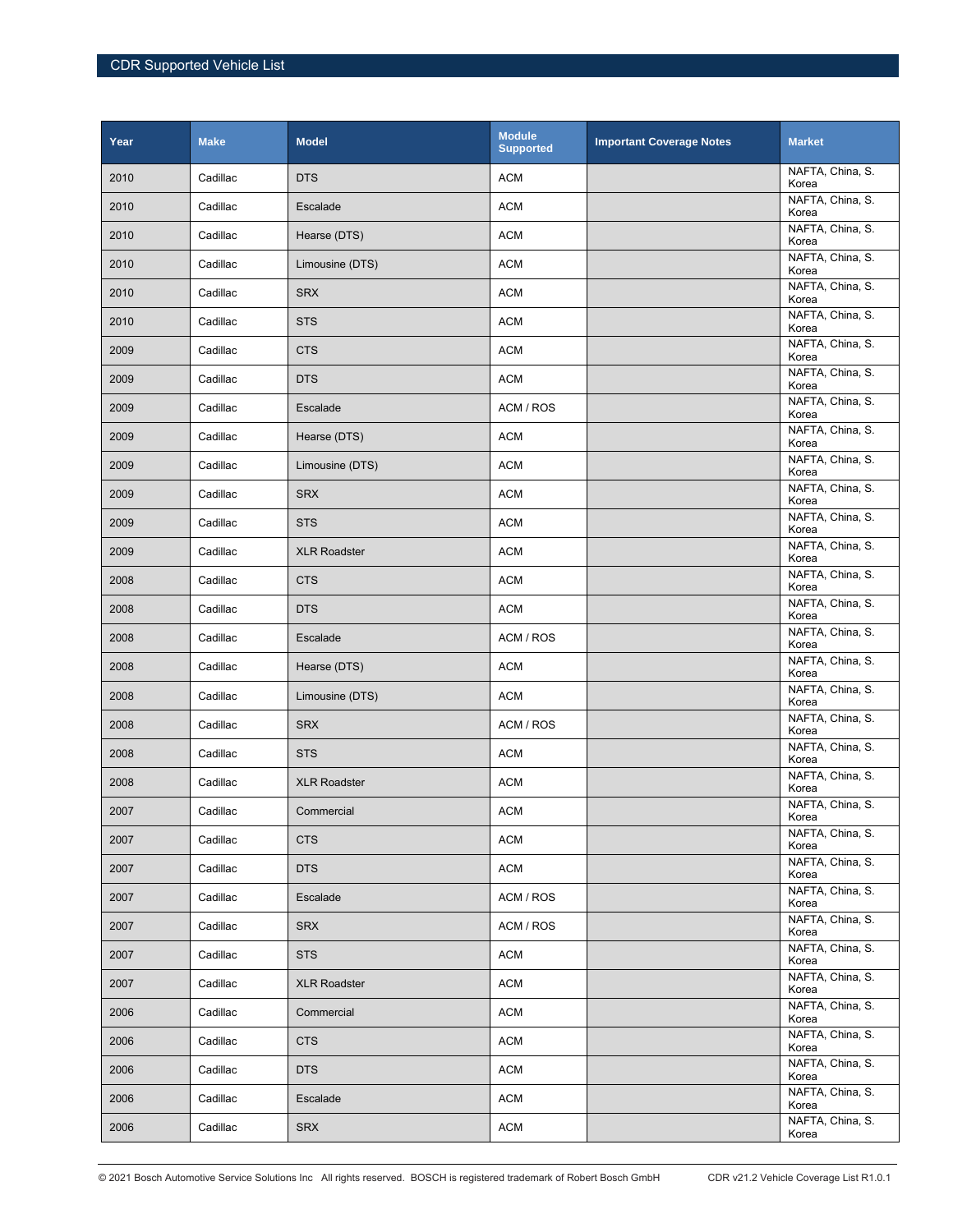| Year | Make | Model | Module Supported | Important Coverage Notes | Market |
|---|---|---|---|---|---|
| 2010 | Cadillac | DTS | ACM | | NAFTA, China, S. Korea |
| 2010 | Cadillac | Escalade | ACM | | NAFTA, China, S. Korea |
| 2010 | Cadillac | Hearse (DTS) | ACM | | NAFTA, China, S. Korea |
| 2010 | Cadillac | Limousine (DTS) | ACM | | NAFTA, China, S. Korea |
| 2010 | Cadillac | SRX | ACM | | NAFTA, China, S. Korea |
| 2010 | Cadillac | STS | ACM | | NAFTA, China, S. Korea |
| 2009 | Cadillac | CTS | ACM | | NAFTA, China, S. Korea |
| 2009 | Cadillac | DTS | ACM | | NAFTA, China, S. Korea |
| 2009 | Cadillac | Escalade | ACM / ROS | | NAFTA, China, S. Korea |
| 2009 | Cadillac | Hearse (DTS) | ACM | | NAFTA, China, S. Korea |
| 2009 | Cadillac | Limousine (DTS) | ACM | | NAFTA, China, S. Korea |
| 2009 | Cadillac | SRX | ACM | | NAFTA, China, S. Korea |
| 2009 | Cadillac | STS | ACM | | NAFTA, China, S. Korea |
| 2009 | Cadillac | XLR Roadster | ACM | | NAFTA, China, S. Korea |
| 2008 | Cadillac | CTS | ACM | | NAFTA, China, S. Korea |
| 2008 | Cadillac | DTS | ACM | | NAFTA, China, S. Korea |
| 2008 | Cadillac | Escalade | ACM / ROS | | NAFTA, China, S. Korea |
| 2008 | Cadillac | Hearse (DTS) | ACM | | NAFTA, China, S. Korea |
| 2008 | Cadillac | Limousine (DTS) | ACM | | NAFTA, China, S. Korea |
| 2008 | Cadillac | SRX | ACM / ROS | | NAFTA, China, S. Korea |
| 2008 | Cadillac | STS | ACM | | NAFTA, China, S. Korea |
| 2008 | Cadillac | XLR Roadster | ACM | | NAFTA, China, S. Korea |
| 2007 | Cadillac | Commercial | ACM | | NAFTA, China, S. Korea |
| 2007 | Cadillac | CTS | ACM | | NAFTA, China, S. Korea |
| 2007 | Cadillac | DTS | ACM | | NAFTA, China, S. Korea |
| 2007 | Cadillac | Escalade | ACM / ROS | | NAFTA, China, S. Korea |
| 2007 | Cadillac | SRX | ACM / ROS | | NAFTA, China, S. Korea |
| 2007 | Cadillac | STS | ACM | | NAFTA, China, S. Korea |
| 2007 | Cadillac | XLR Roadster | ACM | | NAFTA, China, S. Korea |
| 2006 | Cadillac | Commercial | ACM | | NAFTA, China, S. Korea |
| 2006 | Cadillac | CTS | ACM | | NAFTA, China, S. Korea |
| 2006 | Cadillac | DTS | ACM | | NAFTA, China, S. Korea |
| 2006 | Cadillac | Escalade | ACM | | NAFTA, China, S. Korea |
| 2006 | Cadillac | SRX | ACM | | NAFTA, China, S. Korea |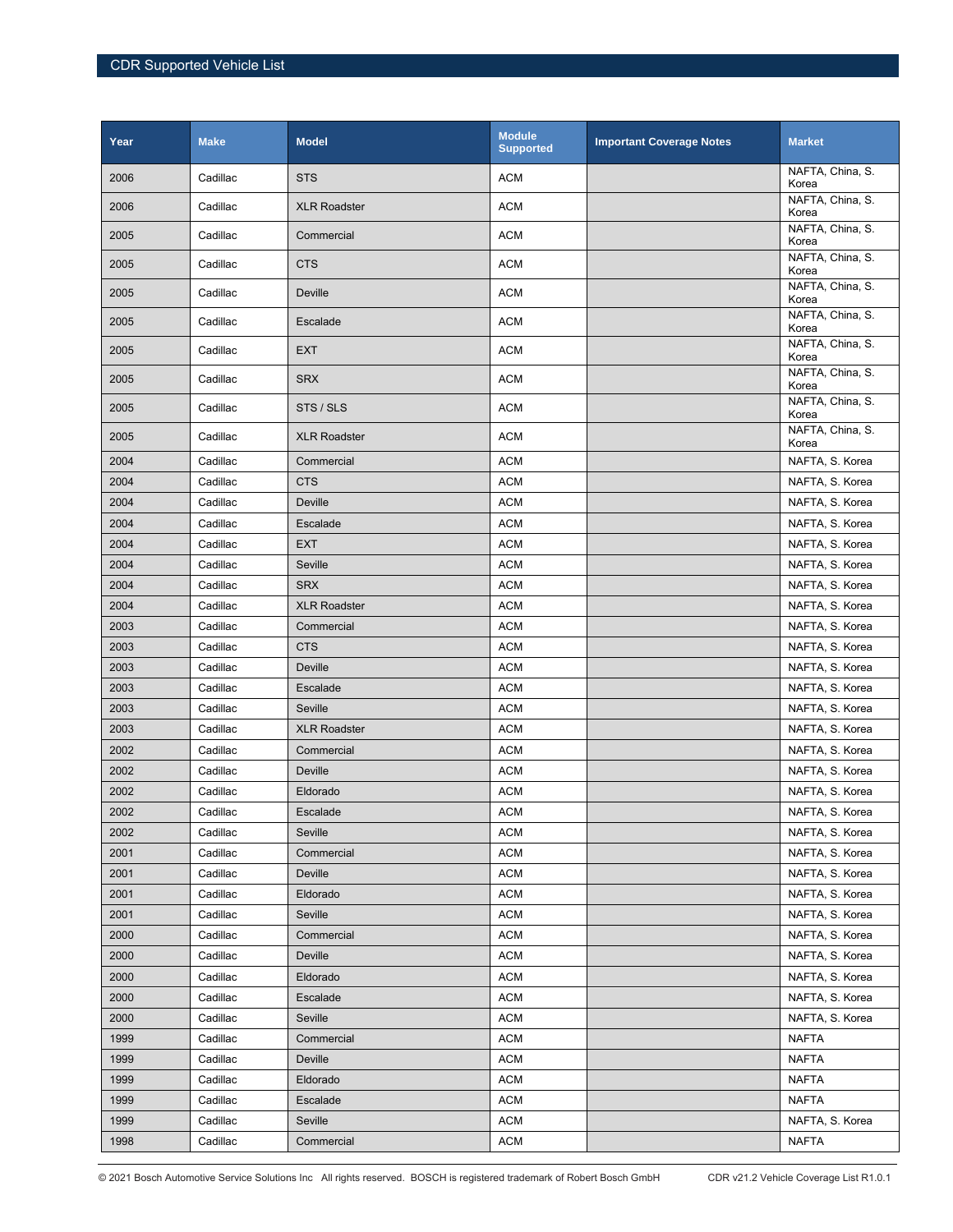| Year | Make | Model | Module Supported | Important Coverage Notes | Market |
|---|---|---|---|---|---|
| 2006 | Cadillac | STS | ACM | | NAFTA, China, S. Korea |
| 2006 | Cadillac | XLR Roadster | ACM | | NAFTA, China, S. Korea |
| 2005 | Cadillac | Commercial | ACM | | NAFTA, China, S. Korea |
| 2005 | Cadillac | CTS | ACM | | NAFTA, China, S. Korea |
| 2005 | Cadillac | Deville | ACM | | NAFTA, China, S. Korea |
| 2005 | Cadillac | Escalade | ACM | | NAFTA, China, S. Korea |
| 2005 | Cadillac | EXT | ACM | | NAFTA, China, S. Korea |
| 2005 | Cadillac | SRX | ACM | | NAFTA, China, S. Korea |
| 2005 | Cadillac | STS / SLS | ACM | | NAFTA, China, S. Korea |
| 2005 | Cadillac | XLR Roadster | ACM | | NAFTA, China, S. Korea |
| 2004 | Cadillac | Commercial | ACM | | NAFTA, S. Korea |
| 2004 | Cadillac | CTS | ACM | | NAFTA, S. Korea |
| 2004 | Cadillac | Deville | ACM | | NAFTA, S. Korea |
| 2004 | Cadillac | Escalade | ACM | | NAFTA, S. Korea |
| 2004 | Cadillac | EXT | ACM | | NAFTA, S. Korea |
| 2004 | Cadillac | Seville | ACM | | NAFTA, S. Korea |
| 2004 | Cadillac | SRX | ACM | | NAFTA, S. Korea |
| 2004 | Cadillac | XLR Roadster | ACM | | NAFTA, S. Korea |
| 2003 | Cadillac | Commercial | ACM | | NAFTA, S. Korea |
| 2003 | Cadillac | CTS | ACM | | NAFTA, S. Korea |
| 2003 | Cadillac | Deville | ACM | | NAFTA, S. Korea |
| 2003 | Cadillac | Escalade | ACM | | NAFTA, S. Korea |
| 2003 | Cadillac | Seville | ACM | | NAFTA, S. Korea |
| 2003 | Cadillac | XLR Roadster | ACM | | NAFTA, S. Korea |
| 2002 | Cadillac | Commercial | ACM | | NAFTA, S. Korea |
| 2002 | Cadillac | Deville | ACM | | NAFTA, S. Korea |
| 2002 | Cadillac | Eldorado | ACM | | NAFTA, S. Korea |
| 2002 | Cadillac | Escalade | ACM | | NAFTA, S. Korea |
| 2002 | Cadillac | Seville | ACM | | NAFTA, S. Korea |
| 2001 | Cadillac | Commercial | ACM | | NAFTA, S. Korea |
| 2001 | Cadillac | Deville | ACM | | NAFTA, S. Korea |
| 2001 | Cadillac | Eldorado | ACM | | NAFTA, S. Korea |
| 2001 | Cadillac | Seville | ACM | | NAFTA, S. Korea |
| 2000 | Cadillac | Commercial | ACM | | NAFTA, S. Korea |
| 2000 | Cadillac | Deville | ACM | | NAFTA, S. Korea |
| 2000 | Cadillac | Eldorado | ACM | | NAFTA, S. Korea |
| 2000 | Cadillac | Escalade | ACM | | NAFTA, S. Korea |
| 2000 | Cadillac | Seville | ACM | | NAFTA, S. Korea |
| 1999 | Cadillac | Commercial | ACM | | NAFTA |
| 1999 | Cadillac | Deville | ACM | | NAFTA |
| 1999 | Cadillac | Eldorado | ACM | | NAFTA |
| 1999 | Cadillac | Escalade | ACM | | NAFTA |
| 1999 | Cadillac | Seville | ACM | | NAFTA, S. Korea |
| 1998 | Cadillac | Commercial | ACM | | NAFTA |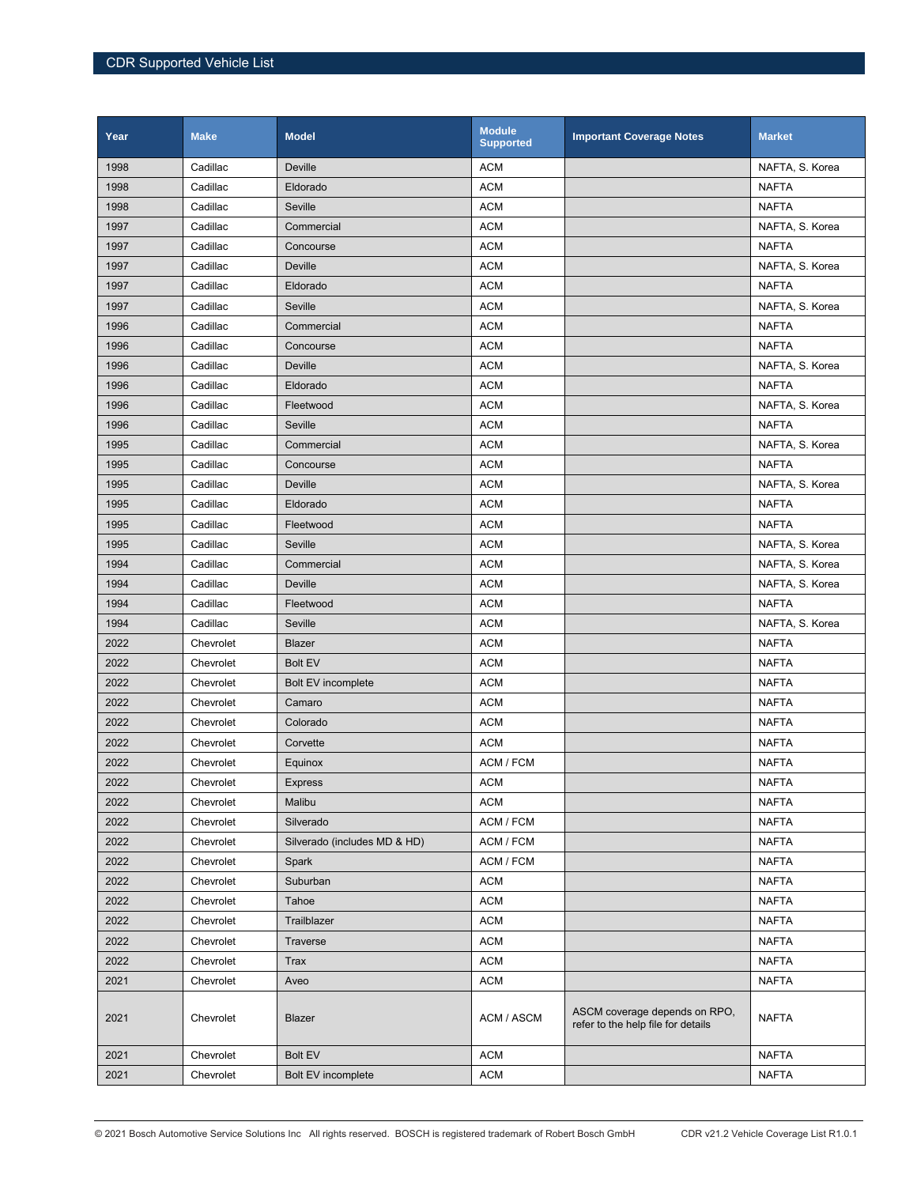| Year | Make | Model | Module Supported | Important Coverage Notes | Market |
|---|---|---|---|---|---|
| 1998 | Cadillac | Deville | ACM | | NAFTA, S. Korea |
| 1998 | Cadillac | Eldorado | ACM | | NAFTA |
| 1998 | Cadillac | Seville | ACM | | NAFTA |
| 1997 | Cadillac | Commercial | ACM | | NAFTA, S. Korea |
| 1997 | Cadillac | Concourse | ACM | | NAFTA |
| 1997 | Cadillac | Deville | ACM | | NAFTA, S. Korea |
| 1997 | Cadillac | Eldorado | ACM | | NAFTA |
| 1997 | Cadillac | Seville | ACM | | NAFTA, S. Korea |
| 1996 | Cadillac | Commercial | ACM | | NAFTA |
| 1996 | Cadillac | Concourse | ACM | | NAFTA |
| 1996 | Cadillac | Deville | ACM | | NAFTA, S. Korea |
| 1996 | Cadillac | Eldorado | ACM | | NAFTA |
| 1996 | Cadillac | Fleetwood | ACM | | NAFTA, S. Korea |
| 1996 | Cadillac | Seville | ACM | | NAFTA |
| 1995 | Cadillac | Commercial | ACM | | NAFTA, S. Korea |
| 1995 | Cadillac | Concourse | ACM | | NAFTA |
| 1995 | Cadillac | Deville | ACM | | NAFTA, S. Korea |
| 1995 | Cadillac | Eldorado | ACM | | NAFTA |
| 1995 | Cadillac | Fleetwood | ACM | | NAFTA |
| 1995 | Cadillac | Seville | ACM | | NAFTA, S. Korea |
| 1994 | Cadillac | Commercial | ACM | | NAFTA, S. Korea |
| 1994 | Cadillac | Deville | ACM | | NAFTA, S. Korea |
| 1994 | Cadillac | Fleetwood | ACM | | NAFTA |
| 1994 | Cadillac | Seville | ACM | | NAFTA, S. Korea |
| 2022 | Chevrolet | Blazer | ACM | | NAFTA |
| 2022 | Chevrolet | Bolt EV | ACM | | NAFTA |
| 2022 | Chevrolet | Bolt EV incomplete | ACM | | NAFTA |
| 2022 | Chevrolet | Camaro | ACM | | NAFTA |
| 2022 | Chevrolet | Colorado | ACM | | NAFTA |
| 2022 | Chevrolet | Corvette | ACM | | NAFTA |
| 2022 | Chevrolet | Equinox | ACM / FCM | | NAFTA |
| 2022 | Chevrolet | Express | ACM | | NAFTA |
| 2022 | Chevrolet | Malibu | ACM | | NAFTA |
| 2022 | Chevrolet | Silverado | ACM / FCM | | NAFTA |
| 2022 | Chevrolet | Silverado (includes MD & HD) | ACM / FCM | | NAFTA |
| 2022 | Chevrolet | Spark | ACM / FCM | | NAFTA |
| 2022 | Chevrolet | Suburban | ACM | | NAFTA |
| 2022 | Chevrolet | Tahoe | ACM | | NAFTA |
| 2022 | Chevrolet | Trailblazer | ACM | | NAFTA |
| 2022 | Chevrolet | Traverse | ACM | | NAFTA |
| 2022 | Chevrolet | Trax | ACM | | NAFTA |
| 2021 | Chevrolet | Aveo | ACM | | NAFTA |
| 2021 | Chevrolet | Blazer | ACM / ASCM | ASCM coverage depends on RPO, refer to the help file for details | NAFTA |
| 2021 | Chevrolet | Bolt EV | ACM | | NAFTA |
| 2021 | Chevrolet | Bolt EV incomplete | ACM | | NAFTA |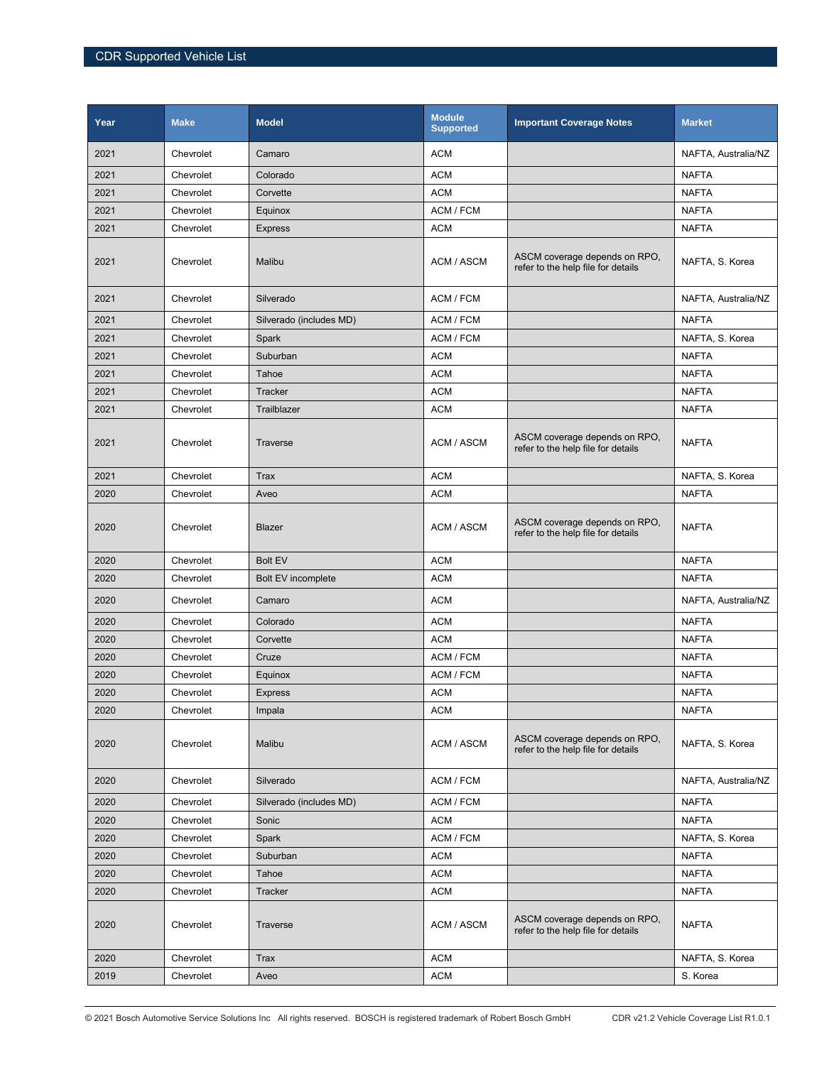| Year | Make | Model | Module Supported | Important Coverage Notes | Market |
|---|---|---|---|---|---|
| 2021 | Chevrolet | Camaro | ACM | | NAFTA, Australia/NZ |
| 2021 | Chevrolet | Colorado | ACM | | NAFTA |
| 2021 | Chevrolet | Corvette | ACM | | NAFTA |
| 2021 | Chevrolet | Equinox | ACM / FCM | | NAFTA |
| 2021 | Chevrolet | Express | ACM | | NAFTA |
| 2021 | Chevrolet | Malibu | ACM / ASCM | ASCM coverage depends on RPO, refer to the help file for details | NAFTA, S. Korea |
| 2021 | Chevrolet | Silverado | ACM / FCM | | NAFTA, Australia/NZ |
| 2021 | Chevrolet | Silverado (includes MD) | ACM / FCM | | NAFTA |
| 2021 | Chevrolet | Spark | ACM / FCM | | NAFTA, S. Korea |
| 2021 | Chevrolet | Suburban | ACM | | NAFTA |
| 2021 | Chevrolet | Tahoe | ACM | | NAFTA |
| 2021 | Chevrolet | Tracker | ACM | | NAFTA |
| 2021 | Chevrolet | Trailblazer | ACM | | NAFTA |
| 2021 | Chevrolet | Traverse | ACM / ASCM | ASCM coverage depends on RPO, refer to the help file for details | NAFTA |
| 2021 | Chevrolet | Trax | ACM | | NAFTA, S. Korea |
| 2020 | Chevrolet | Aveo | ACM | | NAFTA |
| 2020 | Chevrolet | Blazer | ACM / ASCM | ASCM coverage depends on RPO, refer to the help file for details | NAFTA |
| 2020 | Chevrolet | Bolt EV | ACM | | NAFTA |
| 2020 | Chevrolet | Bolt EV incomplete | ACM | | NAFTA |
| 2020 | Chevrolet | Camaro | ACM | | NAFTA, Australia/NZ |
| 2020 | Chevrolet | Colorado | ACM | | NAFTA |
| 2020 | Chevrolet | Corvette | ACM | | NAFTA |
| 2020 | Chevrolet | Cruze | ACM / FCM | | NAFTA |
| 2020 | Chevrolet | Equinox | ACM / FCM | | NAFTA |
| 2020 | Chevrolet | Express | ACM | | NAFTA |
| 2020 | Chevrolet | Impala | ACM | | NAFTA |
| 2020 | Chevrolet | Malibu | ACM / ASCM | ASCM coverage depends on RPO, refer to the help file for details | NAFTA, S. Korea |
| 2020 | Chevrolet | Silverado | ACM / FCM | | NAFTA, Australia/NZ |
| 2020 | Chevrolet | Silverado (includes MD) | ACM / FCM | | NAFTA |
| 2020 | Chevrolet | Sonic | ACM | | NAFTA |
| 2020 | Chevrolet | Spark | ACM / FCM | | NAFTA, S. Korea |
| 2020 | Chevrolet | Suburban | ACM | | NAFTA |
| 2020 | Chevrolet | Tahoe | ACM | | NAFTA |
| 2020 | Chevrolet | Tracker | ACM | | NAFTA |
| 2020 | Chevrolet | Traverse | ACM / ASCM | ASCM coverage depends on RPO, refer to the help file for details | NAFTA |
| 2020 | Chevrolet | Trax | ACM | | NAFTA, S. Korea |
| 2019 | Chevrolet | Aveo | ACM | | S. Korea |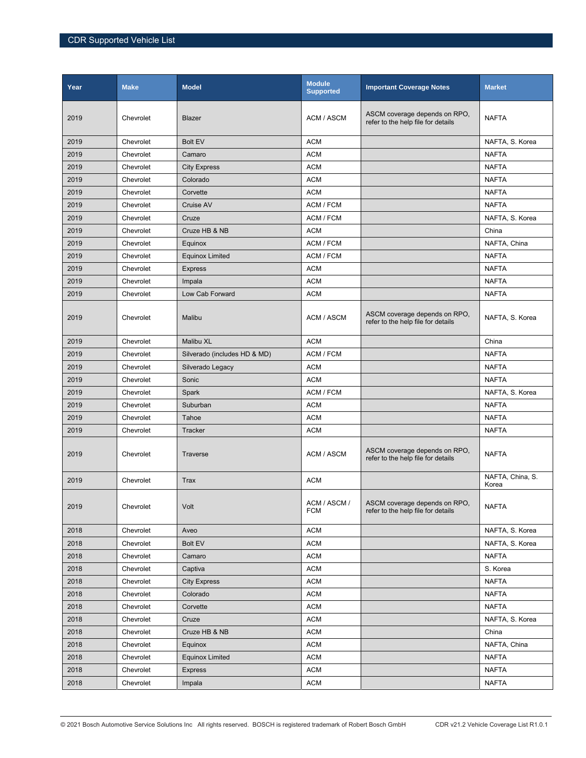| Year | Make | Model | Module Supported | Important Coverage Notes | Market |
|---|---|---|---|---|---|
| 2019 | Chevrolet | Blazer | ACM / ASCM | ASCM coverage depends on RPO, refer to the help file for details | NAFTA |
| 2019 | Chevrolet | Bolt EV | ACM | | NAFTA, S. Korea |
| 2019 | Chevrolet | Camaro | ACM | | NAFTA |
| 2019 | Chevrolet | City Express | ACM | | NAFTA |
| 2019 | Chevrolet | Colorado | ACM | | NAFTA |
| 2019 | Chevrolet | Corvette | ACM | | NAFTA |
| 2019 | Chevrolet | Cruise AV | ACM / FCM | | NAFTA |
| 2019 | Chevrolet | Cruze | ACM / FCM | | NAFTA, S. Korea |
| 2019 | Chevrolet | Cruze HB & NB | ACM | | China |
| 2019 | Chevrolet | Equinox | ACM / FCM | | NAFTA, China |
| 2019 | Chevrolet | Equinox Limited | ACM / FCM | | NAFTA |
| 2019 | Chevrolet | Express | ACM | | NAFTA |
| 2019 | Chevrolet | Impala | ACM | | NAFTA |
| 2019 | Chevrolet | Low Cab Forward | ACM | | NAFTA |
| 2019 | Chevrolet | Malibu | ACM / ASCM | ASCM coverage depends on RPO, refer to the help file for details | NAFTA, S. Korea |
| 2019 | Chevrolet | Malibu XL | ACM | | China |
| 2019 | Chevrolet | Silverado (includes HD & MD) | ACM / FCM | | NAFTA |
| 2019 | Chevrolet | Silverado Legacy | ACM | | NAFTA |
| 2019 | Chevrolet | Sonic | ACM | | NAFTA |
| 2019 | Chevrolet | Spark | ACM / FCM | | NAFTA, S. Korea |
| 2019 | Chevrolet | Suburban | ACM | | NAFTA |
| 2019 | Chevrolet | Tahoe | ACM | | NAFTA |
| 2019 | Chevrolet | Tracker | ACM | | NAFTA |
| 2019 | Chevrolet | Traverse | ACM / ASCM | ASCM coverage depends on RPO, refer to the help file for details | NAFTA |
| 2019 | Chevrolet | Trax | ACM | | NAFTA, China, S. Korea |
| 2019 | Chevrolet | Volt | ACM / ASCM / FCM | ASCM coverage depends on RPO, refer to the help file for details | NAFTA |
| 2018 | Chevrolet | Aveo | ACM | | NAFTA, S. Korea |
| 2018 | Chevrolet | Bolt EV | ACM | | NAFTA, S. Korea |
| 2018 | Chevrolet | Camaro | ACM | | NAFTA |
| 2018 | Chevrolet | Captiva | ACM | | S. Korea |
| 2018 | Chevrolet | City Express | ACM | | NAFTA |
| 2018 | Chevrolet | Colorado | ACM | | NAFTA |
| 2018 | Chevrolet | Corvette | ACM | | NAFTA |
| 2018 | Chevrolet | Cruze | ACM | | NAFTA, S. Korea |
| 2018 | Chevrolet | Cruze HB & NB | ACM | | China |
| 2018 | Chevrolet | Equinox | ACM | | NAFTA, China |
| 2018 | Chevrolet | Equinox Limited | ACM | | NAFTA |
| 2018 | Chevrolet | Express | ACM | | NAFTA |
| 2018 | Chevrolet | Impala | ACM | | NAFTA |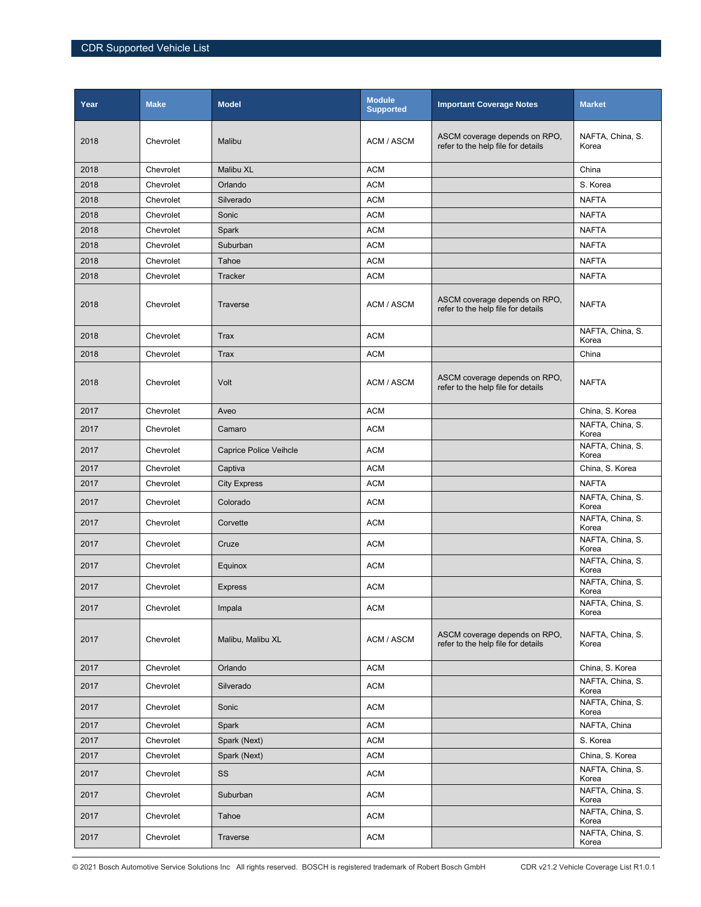| Year | Make | Model | Module Supported | Important Coverage Notes | Market |
|---|---|---|---|---|---|
| 2018 | Chevrolet | Malibu | ACM / ASCM | ASCM coverage depends on RPO, refer to the help file for details | NAFTA, China, S. Korea |
| 2018 | Chevrolet | Malibu XL | ACM | | China |
| 2018 | Chevrolet | Orlando | ACM | | S. Korea |
| 2018 | Chevrolet | Silverado | ACM | | NAFTA |
| 2018 | Chevrolet | Sonic | ACM | | NAFTA |
| 2018 | Chevrolet | Spark | ACM | | NAFTA |
| 2018 | Chevrolet | Suburban | ACM | | NAFTA |
| 2018 | Chevrolet | Tahoe | ACM | | NAFTA |
| 2018 | Chevrolet | Tracker | ACM | | NAFTA |
| 2018 | Chevrolet | Traverse | ACM / ASCM | ASCM coverage depends on RPO, refer to the help file for details | NAFTA |
| 2018 | Chevrolet | Trax | ACM | | NAFTA, China, S. Korea |
| 2018 | Chevrolet | Trax | ACM | | China |
| 2018 | Chevrolet | Volt | ACM / ASCM | ASCM coverage depends on RPO, refer to the help file for details | NAFTA |
| 2017 | Chevrolet | Aveo | ACM | | China, S. Korea |
| 2017 | Chevrolet | Camaro | ACM | | NAFTA, China, S. Korea |
| 2017 | Chevrolet | Caprice Police Veihcle | ACM | | NAFTA, China, S. Korea |
| 2017 | Chevrolet | Captiva | ACM | | China, S. Korea |
| 2017 | Chevrolet | City Express | ACM | | NAFTA |
| 2017 | Chevrolet | Colorado | ACM | | NAFTA, China, S. Korea |
| 2017 | Chevrolet | Corvette | ACM | | NAFTA, China, S. Korea |
| 2017 | Chevrolet | Cruze | ACM | | NAFTA, China, S. Korea |
| 2017 | Chevrolet | Equinox | ACM | | NAFTA, China, S. Korea |
| 2017 | Chevrolet | Express | ACM | | NAFTA, China, S. Korea |
| 2017 | Chevrolet | Impala | ACM | | NAFTA, China, S. Korea |
| 2017 | Chevrolet | Malibu, Malibu XL | ACM / ASCM | ASCM coverage depends on RPO, refer to the help file for details | NAFTA, China, S. Korea |
| 2017 | Chevrolet | Orlando | ACM | | China, S. Korea |
| 2017 | Chevrolet | Silverado | ACM | | NAFTA, China, S. Korea |
| 2017 | Chevrolet | Sonic | ACM | | NAFTA, China, S. Korea |
| 2017 | Chevrolet | Spark | ACM | | NAFTA, China |
| 2017 | Chevrolet | Spark (Next) | ACM | | S. Korea |
| 2017 | Chevrolet | Spark (Next) | ACM | | China, S. Korea |
| 2017 | Chevrolet | SS | ACM | | NAFTA, China, S. Korea |
| 2017 | Chevrolet | Suburban | ACM | | NAFTA, China, S. Korea |
| 2017 | Chevrolet | Tahoe | ACM | | NAFTA, China, S. Korea |
| 2017 | Chevrolet | Traverse | ACM | | NAFTA, China, S. Korea |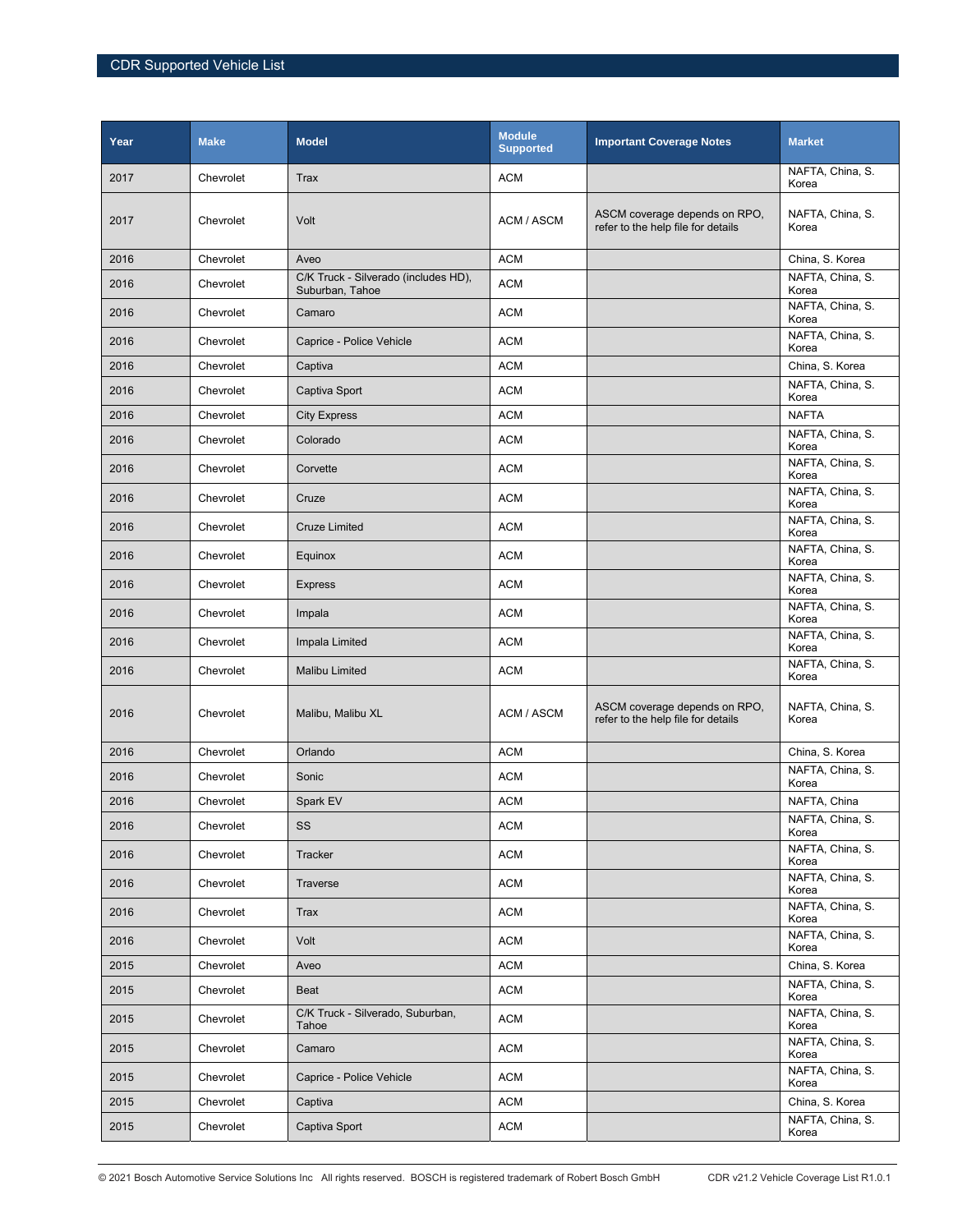| Year | Make | Model | Module Supported | Important Coverage Notes | Market |
|---|---|---|---|---|---|
| 2017 | Chevrolet | Trax | ACM | | NAFTA, China, S. Korea |
| 2017 | Chevrolet | Volt | ACM / ASCM | ASCM coverage depends on RPO, refer to the help file for details | NAFTA, China, S. Korea |
| 2016 | Chevrolet | Aveo | ACM | | China, S. Korea |
| 2016 | Chevrolet | C/K Truck - Silverado (includes HD), Suburban, Tahoe | ACM | | NAFTA, China, S. Korea |
| 2016 | Chevrolet | Camaro | ACM | | NAFTA, China, S. Korea |
| 2016 | Chevrolet | Caprice - Police Vehicle | ACM | | NAFTA, China, S. Korea |
| 2016 | Chevrolet | Captiva | ACM | | China, S. Korea |
| 2016 | Chevrolet | Captiva Sport | ACM | | NAFTA, China, S. Korea |
| 2016 | Chevrolet | City Express | ACM | | NAFTA |
| 2016 | Chevrolet | Colorado | ACM | | NAFTA, China, S. Korea |
| 2016 | Chevrolet | Corvette | ACM | | NAFTA, China, S. Korea |
| 2016 | Chevrolet | Cruze | ACM | | NAFTA, China, S. Korea |
| 2016 | Chevrolet | Cruze Limited | ACM | | NAFTA, China, S. Korea |
| 2016 | Chevrolet | Equinox | ACM | | NAFTA, China, S. Korea |
| 2016 | Chevrolet | Express | ACM | | NAFTA, China, S. Korea |
| 2016 | Chevrolet | Impala | ACM | | NAFTA, China, S. Korea |
| 2016 | Chevrolet | Impala Limited | ACM | | NAFTA, China, S. Korea |
| 2016 | Chevrolet | Malibu Limited | ACM | | NAFTA, China, S. Korea |
| 2016 | Chevrolet | Malibu, Malibu XL | ACM / ASCM | ASCM coverage depends on RPO, refer to the help file for details | NAFTA, China, S. Korea |
| 2016 | Chevrolet | Orlando | ACM | | China, S. Korea |
| 2016 | Chevrolet | Sonic | ACM | | NAFTA, China, S. Korea |
| 2016 | Chevrolet | Spark EV | ACM | | NAFTA, China |
| 2016 | Chevrolet | SS | ACM | | NAFTA, China, S. Korea |
| 2016 | Chevrolet | Tracker | ACM | | NAFTA, China, S. Korea |
| 2016 | Chevrolet | Traverse | ACM | | NAFTA, China, S. Korea |
| 2016 | Chevrolet | Trax | ACM | | NAFTA, China, S. Korea |
| 2016 | Chevrolet | Volt | ACM | | NAFTA, China, S. Korea |
| 2015 | Chevrolet | Aveo | ACM | | China, S. Korea |
| 2015 | Chevrolet | Beat | ACM | | NAFTA, China, S. Korea |
| 2015 | Chevrolet | C/K Truck - Silverado, Suburban, Tahoe | ACM | | NAFTA, China, S. Korea |
| 2015 | Chevrolet | Camaro | ACM | | NAFTA, China, S. Korea |
| 2015 | Chevrolet | Caprice - Police Vehicle | ACM | | NAFTA, China, S. Korea |
| 2015 | Chevrolet | Captiva | ACM | | China, S. Korea |
| 2015 | Chevrolet | Captiva Sport | ACM | | NAFTA, China, S. Korea |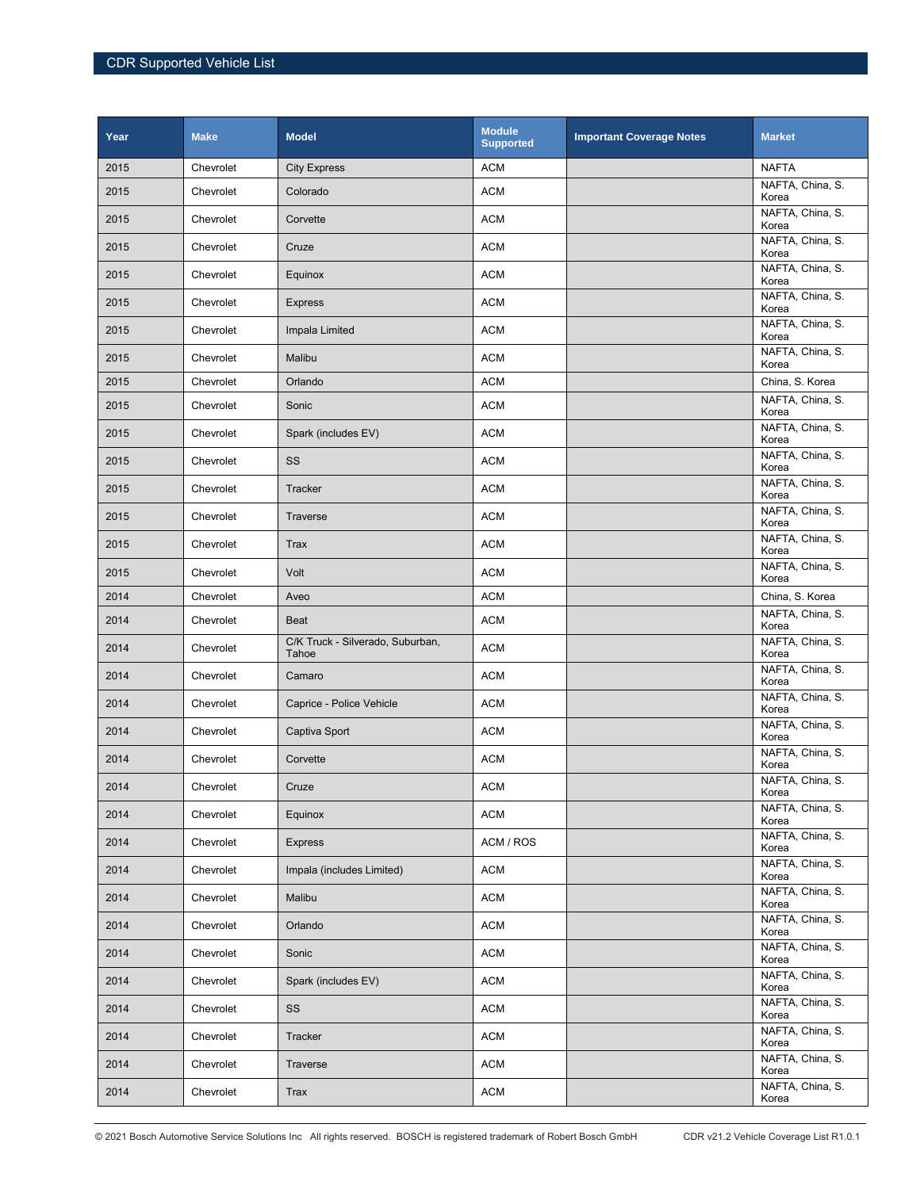| Year | Make | Model | Module Supported | Important Coverage Notes | Market |
|---|---|---|---|---|---|
| 2015 | Chevrolet | City Express | ACM | | NAFTA |
| 2015 | Chevrolet | Colorado | ACM | | NAFTA, China, S. Korea |
| 2015 | Chevrolet | Corvette | ACM | | NAFTA, China, S. Korea |
| 2015 | Chevrolet | Cruze | ACM | | NAFTA, China, S. Korea |
| 2015 | Chevrolet | Equinox | ACM | | NAFTA, China, S. Korea |
| 2015 | Chevrolet | Express | ACM | | NAFTA, China, S. Korea |
| 2015 | Chevrolet | Impala Limited | ACM | | NAFTA, China, S. Korea |
| 2015 | Chevrolet | Malibu | ACM | | NAFTA, China, S. Korea |
| 2015 | Chevrolet | Orlando | ACM | | China, S. Korea |
| 2015 | Chevrolet | Sonic | ACM | | NAFTA, China, S. Korea |
| 2015 | Chevrolet | Spark (includes EV) | ACM | | NAFTA, China, S. Korea |
| 2015 | Chevrolet | SS | ACM | | NAFTA, China, S. Korea |
| 2015 | Chevrolet | Tracker | ACM | | NAFTA, China, S. Korea |
| 2015 | Chevrolet | Traverse | ACM | | NAFTA, China, S. Korea |
| 2015 | Chevrolet | Trax | ACM | | NAFTA, China, S. Korea |
| 2015 | Chevrolet | Volt | ACM | | NAFTA, China, S. Korea |
| 2014 | Chevrolet | Aveo | ACM | | China, S. Korea |
| 2014 | Chevrolet | Beat | ACM | | NAFTA, China, S. Korea |
| 2014 | Chevrolet | C/K Truck - Silverado, Suburban, Tahoe | ACM | | NAFTA, China, S. Korea |
| 2014 | Chevrolet | Camaro | ACM | | NAFTA, China, S. Korea |
| 2014 | Chevrolet | Caprice - Police Vehicle | ACM | | NAFTA, China, S. Korea |
| 2014 | Chevrolet | Captiva Sport | ACM | | NAFTA, China, S. Korea |
| 2014 | Chevrolet | Corvette | ACM | | NAFTA, China, S. Korea |
| 2014 | Chevrolet | Cruze | ACM | | NAFTA, China, S. Korea |
| 2014 | Chevrolet | Equinox | ACM | | NAFTA, China, S. Korea |
| 2014 | Chevrolet | Express | ACM / ROS | | NAFTA, China, S. Korea |
| 2014 | Chevrolet | Impala (includes Limited) | ACM | | NAFTA, China, S. Korea |
| 2014 | Chevrolet | Malibu | ACM | | NAFTA, China, S. Korea |
| 2014 | Chevrolet | Orlando | ACM | | NAFTA, China, S. Korea |
| 2014 | Chevrolet | Sonic | ACM | | NAFTA, China, S. Korea |
| 2014 | Chevrolet | Spark (includes EV) | ACM | | NAFTA, China, S. Korea |
| 2014 | Chevrolet | SS | ACM | | NAFTA, China, S. Korea |
| 2014 | Chevrolet | Tracker | ACM | | NAFTA, China, S. Korea |
| 2014 | Chevrolet | Traverse | ACM | | NAFTA, China, S. Korea |
| 2014 | Chevrolet | Trax | ACM | | NAFTA, China, S. Korea |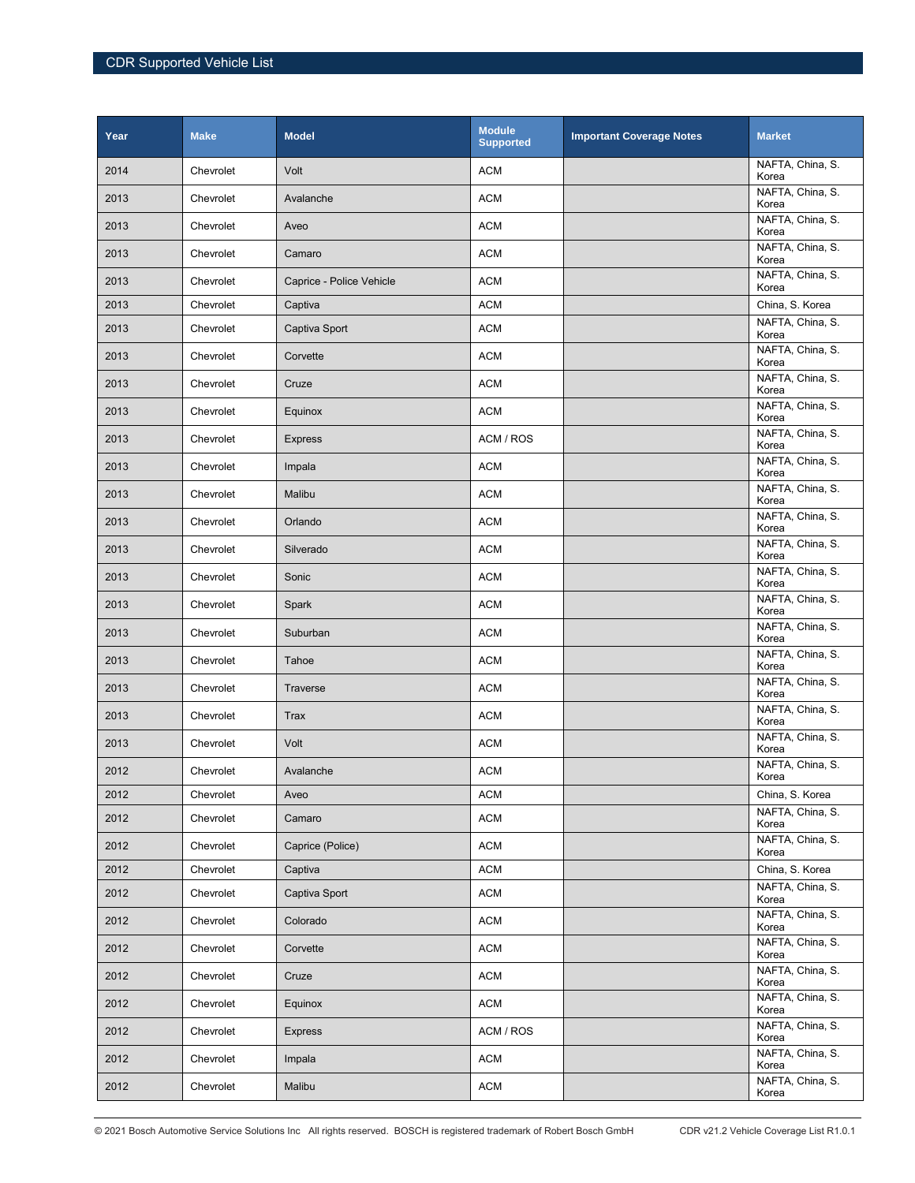| Year | Make | Model | Module Supported | Important Coverage Notes | Market |
|---|---|---|---|---|---|
| 2014 | Chevrolet | Volt | ACM | | NAFTA, China, S. Korea |
| 2013 | Chevrolet | Avalanche | ACM | | NAFTA, China, S. Korea |
| 2013 | Chevrolet | Aveo | ACM | | NAFTA, China, S. Korea |
| 2013 | Chevrolet | Camaro | ACM | | NAFTA, China, S. Korea |
| 2013 | Chevrolet | Caprice - Police Vehicle | ACM | | NAFTA, China, S. Korea |
| 2013 | Chevrolet | Captiva | ACM | | China, S. Korea |
| 2013 | Chevrolet | Captiva Sport | ACM | | NAFTA, China, S. Korea |
| 2013 | Chevrolet | Corvette | ACM | | NAFTA, China, S. Korea |
| 2013 | Chevrolet | Cruze | ACM | | NAFTA, China, S. Korea |
| 2013 | Chevrolet | Equinox | ACM | | NAFTA, China, S. Korea |
| 2013 | Chevrolet | Express | ACM / ROS | | NAFTA, China, S. Korea |
| 2013 | Chevrolet | Impala | ACM | | NAFTA, China, S. Korea |
| 2013 | Chevrolet | Malibu | ACM | | NAFTA, China, S. Korea |
| 2013 | Chevrolet | Orlando | ACM | | NAFTA, China, S. Korea |
| 2013 | Chevrolet | Silverado | ACM | | NAFTA, China, S. Korea |
| 2013 | Chevrolet | Sonic | ACM | | NAFTA, China, S. Korea |
| 2013 | Chevrolet | Spark | ACM | | NAFTA, China, S. Korea |
| 2013 | Chevrolet | Suburban | ACM | | NAFTA, China, S. Korea |
| 2013 | Chevrolet | Tahoe | ACM | | NAFTA, China, S. Korea |
| 2013 | Chevrolet | Traverse | ACM | | NAFTA, China, S. Korea |
| 2013 | Chevrolet | Trax | ACM | | NAFTA, China, S. Korea |
| 2013 | Chevrolet | Volt | ACM | | NAFTA, China, S. Korea |
| 2012 | Chevrolet | Avalanche | ACM | | NAFTA, China, S. Korea |
| 2012 | Chevrolet | Aveo | ACM | | China, S. Korea |
| 2012 | Chevrolet | Camaro | ACM | | NAFTA, China, S. Korea |
| 2012 | Chevrolet | Caprice (Police) | ACM | | NAFTA, China, S. Korea |
| 2012 | Chevrolet | Captiva | ACM | | China, S. Korea |
| 2012 | Chevrolet | Captiva Sport | ACM | | NAFTA, China, S. Korea |
| 2012 | Chevrolet | Colorado | ACM | | NAFTA, China, S. Korea |
| 2012 | Chevrolet | Corvette | ACM | | NAFTA, China, S. Korea |
| 2012 | Chevrolet | Cruze | ACM | | NAFTA, China, S. Korea |
| 2012 | Chevrolet | Equinox | ACM | | NAFTA, China, S. Korea |
| 2012 | Chevrolet | Express | ACM / ROS | | NAFTA, China, S. Korea |
| 2012 | Chevrolet | Impala | ACM | | NAFTA, China, S. Korea |
| 2012 | Chevrolet | Malibu | ACM | | NAFTA, China, S. Korea |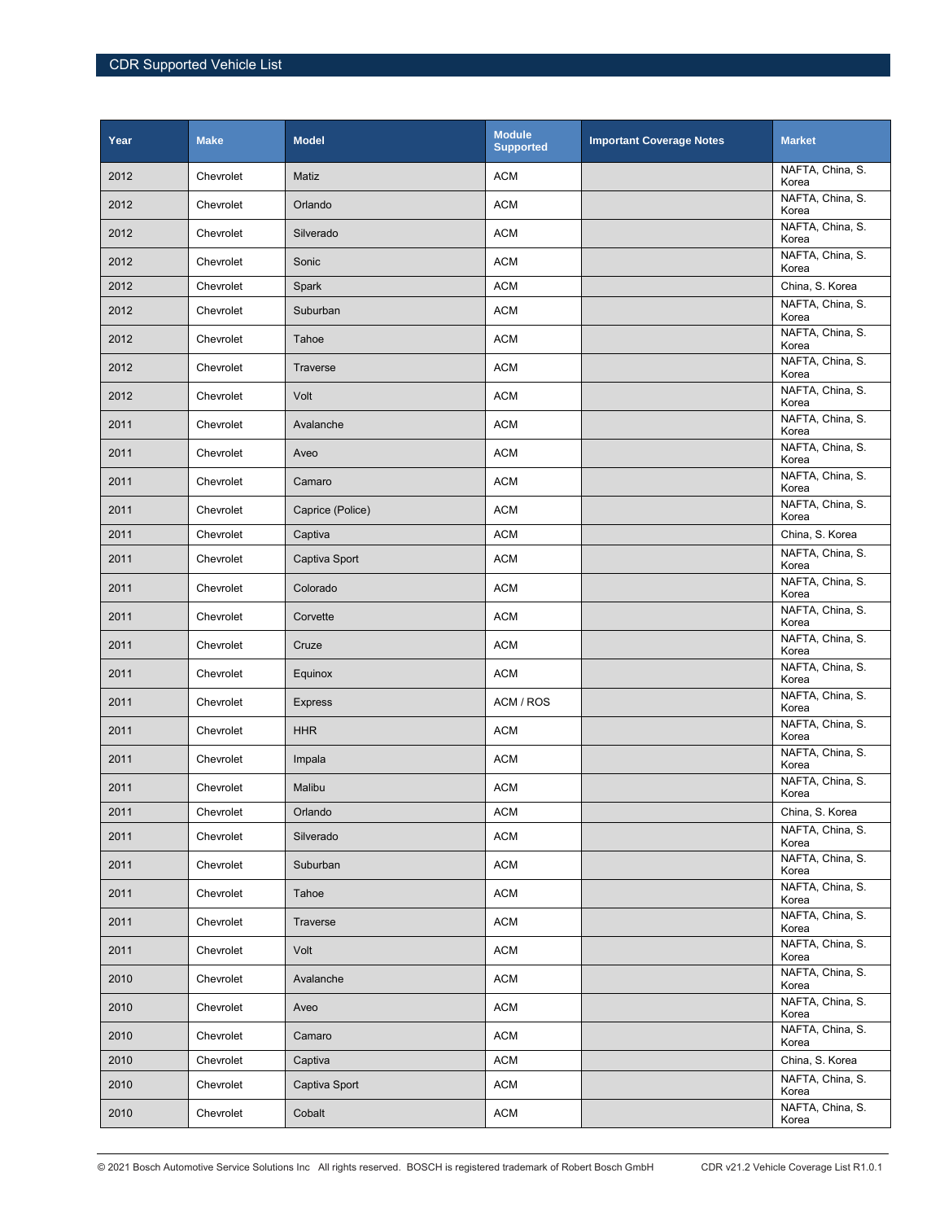| Year | Make | Model | Module Supported | Important Coverage Notes | Market |
|---|---|---|---|---|---|
| 2012 | Chevrolet | Matiz | ACM | | NAFTA, China, S. Korea |
| 2012 | Chevrolet | Orlando | ACM | | NAFTA, China, S. Korea |
| 2012 | Chevrolet | Silverado | ACM | | NAFTA, China, S. Korea |
| 2012 | Chevrolet | Sonic | ACM | | NAFTA, China, S. Korea |
| 2012 | Chevrolet | Spark | ACM | | China, S. Korea |
| 2012 | Chevrolet | Suburban | ACM | | NAFTA, China, S. Korea |
| 2012 | Chevrolet | Tahoe | ACM | | NAFTA, China, S. Korea |
| 2012 | Chevrolet | Traverse | ACM | | NAFTA, China, S. Korea |
| 2012 | Chevrolet | Volt | ACM | | NAFTA, China, S. Korea |
| 2011 | Chevrolet | Avalanche | ACM | | NAFTA, China, S. Korea |
| 2011 | Chevrolet | Aveo | ACM | | NAFTA, China, S. Korea |
| 2011 | Chevrolet | Camaro | ACM | | NAFTA, China, S. Korea |
| 2011 | Chevrolet | Caprice (Police) | ACM | | NAFTA, China, S. Korea |
| 2011 | Chevrolet | Captiva | ACM | | China, S. Korea |
| 2011 | Chevrolet | Captiva Sport | ACM | | NAFTA, China, S. Korea |
| 2011 | Chevrolet | Colorado | ACM | | NAFTA, China, S. Korea |
| 2011 | Chevrolet | Corvette | ACM | | NAFTA, China, S. Korea |
| 2011 | Chevrolet | Cruze | ACM | | NAFTA, China, S. Korea |
| 2011 | Chevrolet | Equinox | ACM | | NAFTA, China, S. Korea |
| 2011 | Chevrolet | Express | ACM / ROS | | NAFTA, China, S. Korea |
| 2011 | Chevrolet | HHR | ACM | | NAFTA, China, S. Korea |
| 2011 | Chevrolet | Impala | ACM | | NAFTA, China, S. Korea |
| 2011 | Chevrolet | Malibu | ACM | | NAFTA, China, S. Korea |
| 2011 | Chevrolet | Orlando | ACM | | China, S. Korea |
| 2011 | Chevrolet | Silverado | ACM | | NAFTA, China, S. Korea |
| 2011 | Chevrolet | Suburban | ACM | | NAFTA, China, S. Korea |
| 2011 | Chevrolet | Tahoe | ACM | | NAFTA, China, S. Korea |
| 2011 | Chevrolet | Traverse | ACM | | NAFTA, China, S. Korea |
| 2011 | Chevrolet | Volt | ACM | | NAFTA, China, S. Korea |
| 2010 | Chevrolet | Avalanche | ACM | | NAFTA, China, S. Korea |
| 2010 | Chevrolet | Aveo | ACM | | NAFTA, China, S. Korea |
| 2010 | Chevrolet | Camaro | ACM | | NAFTA, China, S. Korea |
| 2010 | Chevrolet | Captiva | ACM | | China, S. Korea |
| 2010 | Chevrolet | Captiva Sport | ACM | | NAFTA, China, S. Korea |
| 2010 | Chevrolet | Cobalt | ACM | | NAFTA, China, S. Korea |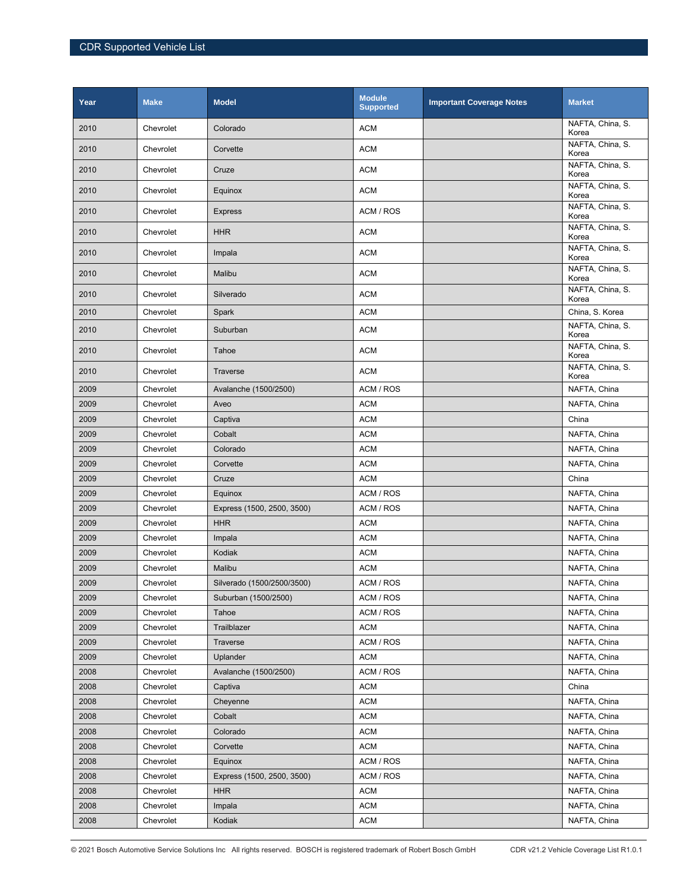| Year | Make | Model | Module Supported | Important Coverage Notes | Market |
|---|---|---|---|---|---|
| 2010 | Chevrolet | Colorado | ACM | | NAFTA, China, S. Korea |
| 2010 | Chevrolet | Corvette | ACM | | NAFTA, China, S. Korea |
| 2010 | Chevrolet | Cruze | ACM | | NAFTA, China, S. Korea |
| 2010 | Chevrolet | Equinox | ACM | | NAFTA, China, S. Korea |
| 2010 | Chevrolet | Express | ACM / ROS | | NAFTA, China, S. Korea |
| 2010 | Chevrolet | HHR | ACM | | NAFTA, China, S. Korea |
| 2010 | Chevrolet | Impala | ACM | | NAFTA, China, S. Korea |
| 2010 | Chevrolet | Malibu | ACM | | NAFTA, China, S. Korea |
| 2010 | Chevrolet | Silverado | ACM | | NAFTA, China, S. Korea |
| 2010 | Chevrolet | Spark | ACM | | China, S. Korea |
| 2010 | Chevrolet | Suburban | ACM | | NAFTA, China, S. Korea |
| 2010 | Chevrolet | Tahoe | ACM | | NAFTA, China, S. Korea |
| 2010 | Chevrolet | Traverse | ACM | | NAFTA, China, S. Korea |
| 2009 | Chevrolet | Avalanche (1500/2500) | ACM / ROS | | NAFTA, China |
| 2009 | Chevrolet | Aveo | ACM | | NAFTA, China |
| 2009 | Chevrolet | Captiva | ACM | | China |
| 2009 | Chevrolet | Cobalt | ACM | | NAFTA, China |
| 2009 | Chevrolet | Colorado | ACM | | NAFTA, China |
| 2009 | Chevrolet | Corvette | ACM | | NAFTA, China |
| 2009 | Chevrolet | Cruze | ACM | | China |
| 2009 | Chevrolet | Equinox | ACM / ROS | | NAFTA, China |
| 2009 | Chevrolet | Express (1500, 2500, 3500) | ACM / ROS | | NAFTA, China |
| 2009 | Chevrolet | HHR | ACM | | NAFTA, China |
| 2009 | Chevrolet | Impala | ACM | | NAFTA, China |
| 2009 | Chevrolet | Kodiak | ACM | | NAFTA, China |
| 2009 | Chevrolet | Malibu | ACM | | NAFTA, China |
| 2009 | Chevrolet | Silverado (1500/2500/3500) | ACM / ROS | | NAFTA, China |
| 2009 | Chevrolet | Suburban (1500/2500) | ACM / ROS | | NAFTA, China |
| 2009 | Chevrolet | Tahoe | ACM / ROS | | NAFTA, China |
| 2009 | Chevrolet | Trailblazer | ACM | | NAFTA, China |
| 2009 | Chevrolet | Traverse | ACM / ROS | | NAFTA, China |
| 2009 | Chevrolet | Uplander | ACM | | NAFTA, China |
| 2008 | Chevrolet | Avalanche (1500/2500) | ACM / ROS | | NAFTA, China |
| 2008 | Chevrolet | Captiva | ACM | | China |
| 2008 | Chevrolet | Cheyenne | ACM | | NAFTA, China |
| 2008 | Chevrolet | Cobalt | ACM | | NAFTA, China |
| 2008 | Chevrolet | Colorado | ACM | | NAFTA, China |
| 2008 | Chevrolet | Corvette | ACM | | NAFTA, China |
| 2008 | Chevrolet | Equinox | ACM / ROS | | NAFTA, China |
| 2008 | Chevrolet | Express (1500, 2500, 3500) | ACM / ROS | | NAFTA, China |
| 2008 | Chevrolet | HHR | ACM | | NAFTA, China |
| 2008 | Chevrolet | Impala | ACM | | NAFTA, China |
| 2008 | Chevrolet | Kodiak | ACM | | NAFTA, China |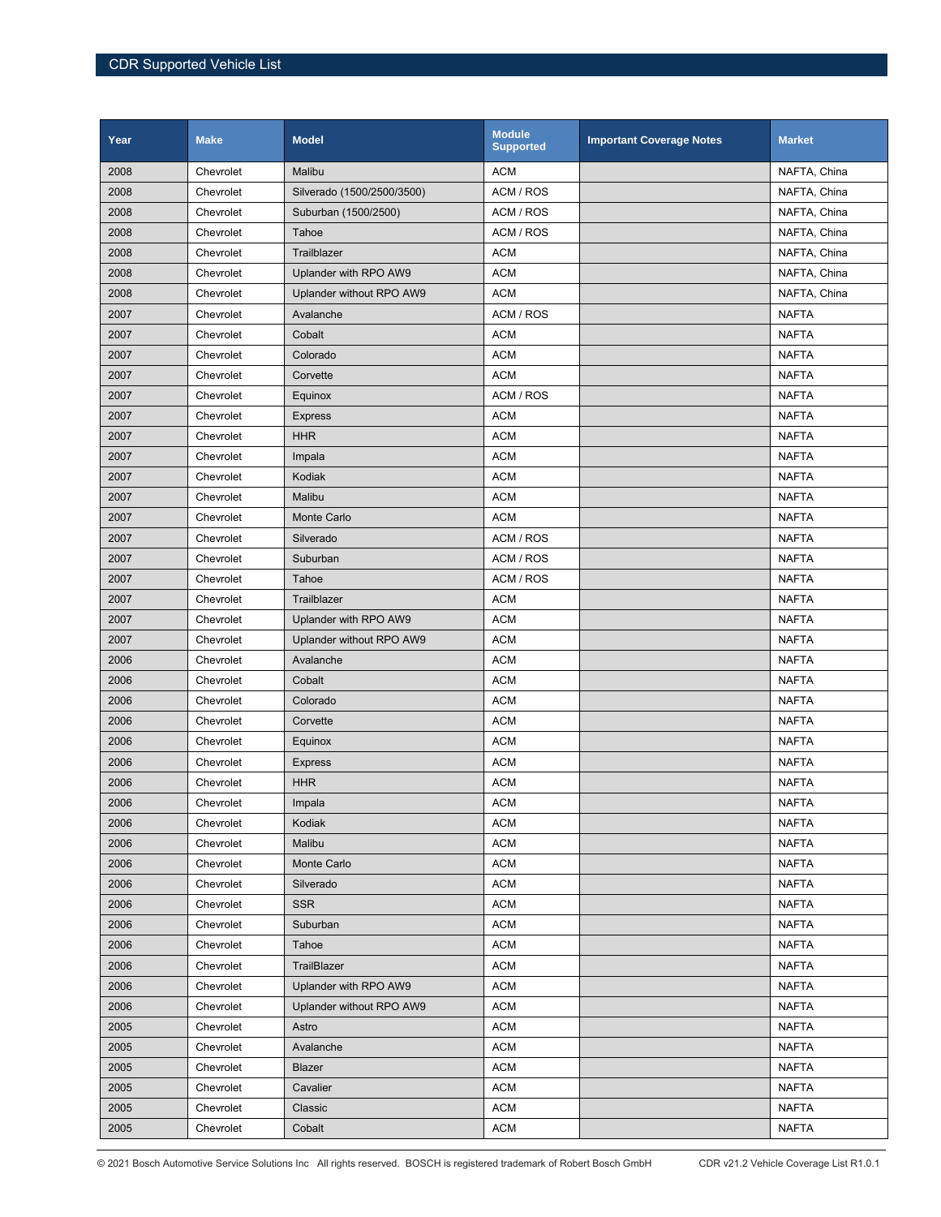| Year | Make | Model | Module Supported | Important Coverage Notes | Market |
|---|---|---|---|---|---|
| 2008 | Chevrolet | Malibu | ACM | | NAFTA, China |
| 2008 | Chevrolet | Silverado (1500/2500/3500) | ACM / ROS | | NAFTA, China |
| 2008 | Chevrolet | Suburban (1500/2500) | ACM / ROS | | NAFTA, China |
| 2008 | Chevrolet | Tahoe | ACM / ROS | | NAFTA, China |
| 2008 | Chevrolet | Trailblazer | ACM | | NAFTA, China |
| 2008 | Chevrolet | Uplander with RPO AW9 | ACM | | NAFTA, China |
| 2008 | Chevrolet | Uplander without RPO AW9 | ACM | | NAFTA, China |
| 2007 | Chevrolet | Avalanche | ACM / ROS | | NAFTA |
| 2007 | Chevrolet | Cobalt | ACM | | NAFTA |
| 2007 | Chevrolet | Colorado | ACM | | NAFTA |
| 2007 | Chevrolet | Corvette | ACM | | NAFTA |
| 2007 | Chevrolet | Equinox | ACM / ROS | | NAFTA |
| 2007 | Chevrolet | Express | ACM | | NAFTA |
| 2007 | Chevrolet | HHR | ACM | | NAFTA |
| 2007 | Chevrolet | Impala | ACM | | NAFTA |
| 2007 | Chevrolet | Kodiak | ACM | | NAFTA |
| 2007 | Chevrolet | Malibu | ACM | | NAFTA |
| 2007 | Chevrolet | Monte Carlo | ACM | | NAFTA |
| 2007 | Chevrolet | Silverado | ACM / ROS | | NAFTA |
| 2007 | Chevrolet | Suburban | ACM / ROS | | NAFTA |
| 2007 | Chevrolet | Tahoe | ACM / ROS | | NAFTA |
| 2007 | Chevrolet | Trailblazer | ACM | | NAFTA |
| 2007 | Chevrolet | Uplander with RPO AW9 | ACM | | NAFTA |
| 2007 | Chevrolet | Uplander without RPO AW9 | ACM | | NAFTA |
| 2006 | Chevrolet | Avalanche | ACM | | NAFTA |
| 2006 | Chevrolet | Cobalt | ACM | | NAFTA |
| 2006 | Chevrolet | Colorado | ACM | | NAFTA |
| 2006 | Chevrolet | Corvette | ACM | | NAFTA |
| 2006 | Chevrolet | Equinox | ACM | | NAFTA |
| 2006 | Chevrolet | Express | ACM | | NAFTA |
| 2006 | Chevrolet | HHR | ACM | | NAFTA |
| 2006 | Chevrolet | Impala | ACM | | NAFTA |
| 2006 | Chevrolet | Kodiak | ACM | | NAFTA |
| 2006 | Chevrolet | Malibu | ACM | | NAFTA |
| 2006 | Chevrolet | Monte Carlo | ACM | | NAFTA |
| 2006 | Chevrolet | Silverado | ACM | | NAFTA |
| 2006 | Chevrolet | SSR | ACM | | NAFTA |
| 2006 | Chevrolet | Suburban | ACM | | NAFTA |
| 2006 | Chevrolet | Tahoe | ACM | | NAFTA |
| 2006 | Chevrolet | TrailBlazer | ACM | | NAFTA |
| 2006 | Chevrolet | Uplander with RPO AW9 | ACM | | NAFTA |
| 2006 | Chevrolet | Uplander without RPO AW9 | ACM | | NAFTA |
| 2005 | Chevrolet | Astro | ACM | | NAFTA |
| 2005 | Chevrolet | Avalanche | ACM | | NAFTA |
| 2005 | Chevrolet | Blazer | ACM | | NAFTA |
| 2005 | Chevrolet | Cavalier | ACM | | NAFTA |
| 2005 | Chevrolet | Classic | ACM | | NAFTA |
| 2005 | Chevrolet | Cobalt | ACM | | NAFTA |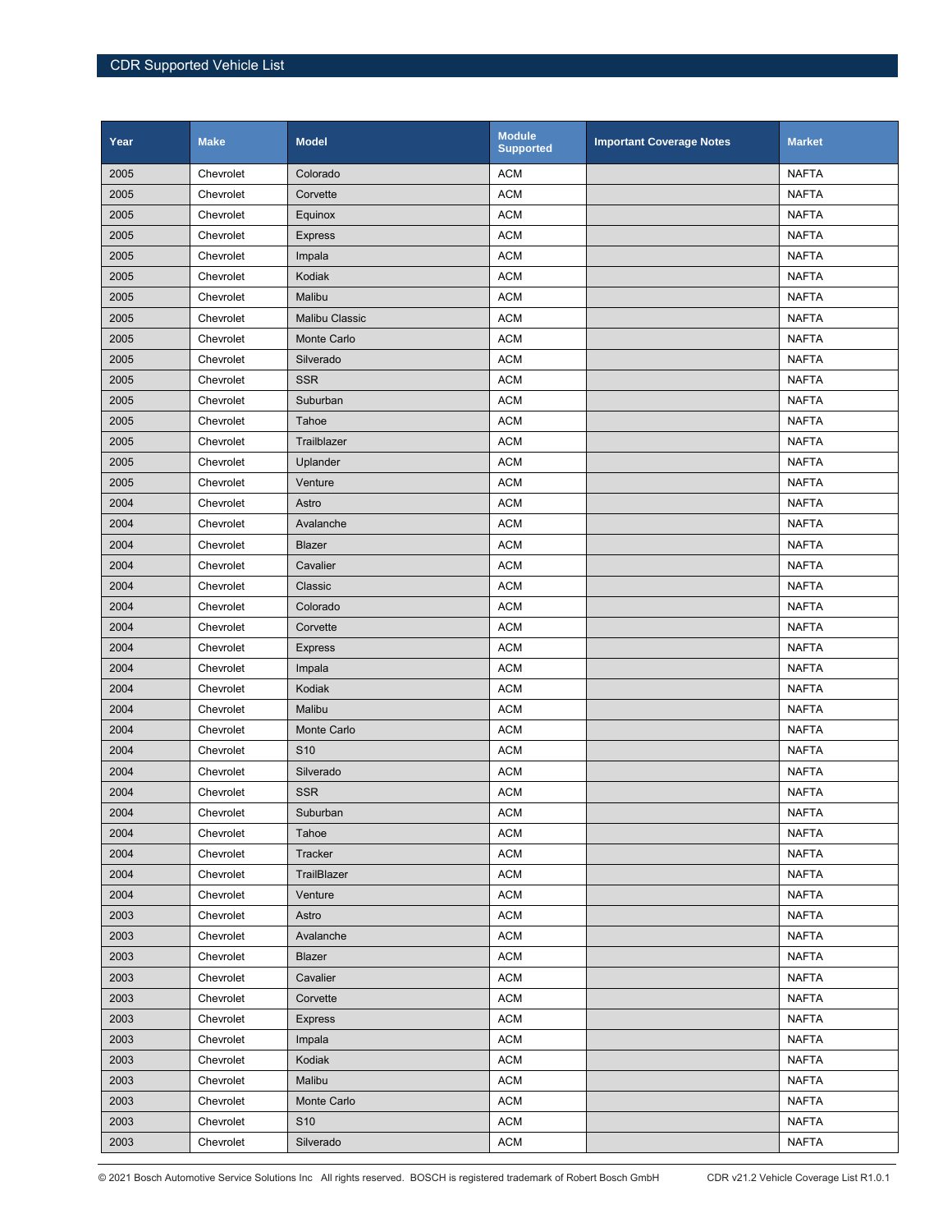| Year | Make | Model | Module Supported | Important Coverage Notes | Market |
|---|---|---|---|---|---|
| 2005 | Chevrolet | Colorado | ACM | | NAFTA |
| 2005 | Chevrolet | Corvette | ACM | | NAFTA |
| 2005 | Chevrolet | Equinox | ACM | | NAFTA |
| 2005 | Chevrolet | Express | ACM | | NAFTA |
| 2005 | Chevrolet | Impala | ACM | | NAFTA |
| 2005 | Chevrolet | Kodiak | ACM | | NAFTA |
| 2005 | Chevrolet | Malibu | ACM | | NAFTA |
| 2005 | Chevrolet | Malibu Classic | ACM | | NAFTA |
| 2005 | Chevrolet | Monte Carlo | ACM | | NAFTA |
| 2005 | Chevrolet | Silverado | ACM | | NAFTA |
| 2005 | Chevrolet | SSR | ACM | | NAFTA |
| 2005 | Chevrolet | Suburban | ACM | | NAFTA |
| 2005 | Chevrolet | Tahoe | ACM | | NAFTA |
| 2005 | Chevrolet | Trailblazer | ACM | | NAFTA |
| 2005 | Chevrolet | Uplander | ACM | | NAFTA |
| 2005 | Chevrolet | Venture | ACM | | NAFTA |
| 2004 | Chevrolet | Astro | ACM | | NAFTA |
| 2004 | Chevrolet | Avalanche | ACM | | NAFTA |
| 2004 | Chevrolet | Blazer | ACM | | NAFTA |
| 2004 | Chevrolet | Cavalier | ACM | | NAFTA |
| 2004 | Chevrolet | Classic | ACM | | NAFTA |
| 2004 | Chevrolet | Colorado | ACM | | NAFTA |
| 2004 | Chevrolet | Corvette | ACM | | NAFTA |
| 2004 | Chevrolet | Express | ACM | | NAFTA |
| 2004 | Chevrolet | Impala | ACM | | NAFTA |
| 2004 | Chevrolet | Kodiak | ACM | | NAFTA |
| 2004 | Chevrolet | Malibu | ACM | | NAFTA |
| 2004 | Chevrolet | Monte Carlo | ACM | | NAFTA |
| 2004 | Chevrolet | S10 | ACM | | NAFTA |
| 2004 | Chevrolet | Silverado | ACM | | NAFTA |
| 2004 | Chevrolet | SSR | ACM | | NAFTA |
| 2004 | Chevrolet | Suburban | ACM | | NAFTA |
| 2004 | Chevrolet | Tahoe | ACM | | NAFTA |
| 2004 | Chevrolet | Tracker | ACM | | NAFTA |
| 2004 | Chevrolet | TrailBlazer | ACM | | NAFTA |
| 2004 | Chevrolet | Venture | ACM | | NAFTA |
| 2003 | Chevrolet | Astro | ACM | | NAFTA |
| 2003 | Chevrolet | Avalanche | ACM | | NAFTA |
| 2003 | Chevrolet | Blazer | ACM | | NAFTA |
| 2003 | Chevrolet | Cavalier | ACM | | NAFTA |
| 2003 | Chevrolet | Corvette | ACM | | NAFTA |
| 2003 | Chevrolet | Express | ACM | | NAFTA |
| 2003 | Chevrolet | Impala | ACM | | NAFTA |
| 2003 | Chevrolet | Kodiak | ACM | | NAFTA |
| 2003 | Chevrolet | Malibu | ACM | | NAFTA |
| 2003 | Chevrolet | Monte Carlo | ACM | | NAFTA |
| 2003 | Chevrolet | S10 | ACM | | NAFTA |
| 2003 | Chevrolet | Silverado | ACM | | NAFTA |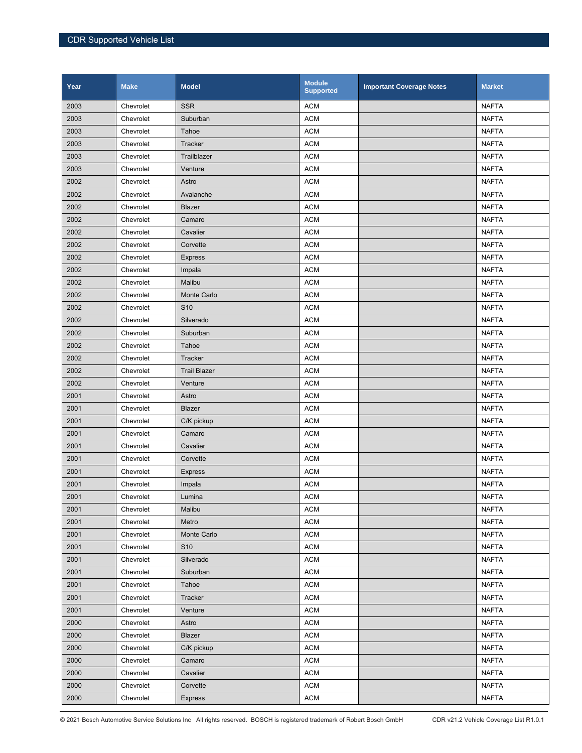| Year | Make | Model | Module Supported | Important Coverage Notes | Market |
|---|---|---|---|---|---|
| 2003 | Chevrolet | SSR | ACM | | NAFTA |
| 2003 | Chevrolet | Suburban | ACM | | NAFTA |
| 2003 | Chevrolet | Tahoe | ACM | | NAFTA |
| 2003 | Chevrolet | Tracker | ACM | | NAFTA |
| 2003 | Chevrolet | Trailblazer | ACM | | NAFTA |
| 2003 | Chevrolet | Venture | ACM | | NAFTA |
| 2002 | Chevrolet | Astro | ACM | | NAFTA |
| 2002 | Chevrolet | Avalanche | ACM | | NAFTA |
| 2002 | Chevrolet | Blazer | ACM | | NAFTA |
| 2002 | Chevrolet | Camaro | ACM | | NAFTA |
| 2002 | Chevrolet | Cavalier | ACM | | NAFTA |
| 2002 | Chevrolet | Corvette | ACM | | NAFTA |
| 2002 | Chevrolet | Express | ACM | | NAFTA |
| 2002 | Chevrolet | Impala | ACM | | NAFTA |
| 2002 | Chevrolet | Malibu | ACM | | NAFTA |
| 2002 | Chevrolet | Monte Carlo | ACM | | NAFTA |
| 2002 | Chevrolet | S10 | ACM | | NAFTA |
| 2002 | Chevrolet | Silverado | ACM | | NAFTA |
| 2002 | Chevrolet | Suburban | ACM | | NAFTA |
| 2002 | Chevrolet | Tahoe | ACM | | NAFTA |
| 2002 | Chevrolet | Tracker | ACM | | NAFTA |
| 2002 | Chevrolet | Trail Blazer | ACM | | NAFTA |
| 2002 | Chevrolet | Venture | ACM | | NAFTA |
| 2001 | Chevrolet | Astro | ACM | | NAFTA |
| 2001 | Chevrolet | Blazer | ACM | | NAFTA |
| 2001 | Chevrolet | C/K pickup | ACM | | NAFTA |
| 2001 | Chevrolet | Camaro | ACM | | NAFTA |
| 2001 | Chevrolet | Cavalier | ACM | | NAFTA |
| 2001 | Chevrolet | Corvette | ACM | | NAFTA |
| 2001 | Chevrolet | Express | ACM | | NAFTA |
| 2001 | Chevrolet | Impala | ACM | | NAFTA |
| 2001 | Chevrolet | Lumina | ACM | | NAFTA |
| 2001 | Chevrolet | Malibu | ACM | | NAFTA |
| 2001 | Chevrolet | Metro | ACM | | NAFTA |
| 2001 | Chevrolet | Monte Carlo | ACM | | NAFTA |
| 2001 | Chevrolet | S10 | ACM | | NAFTA |
| 2001 | Chevrolet | Silverado | ACM | | NAFTA |
| 2001 | Chevrolet | Suburban | ACM | | NAFTA |
| 2001 | Chevrolet | Tahoe | ACM | | NAFTA |
| 2001 | Chevrolet | Tracker | ACM | | NAFTA |
| 2001 | Chevrolet | Venture | ACM | | NAFTA |
| 2000 | Chevrolet | Astro | ACM | | NAFTA |
| 2000 | Chevrolet | Blazer | ACM | | NAFTA |
| 2000 | Chevrolet | C/K pickup | ACM | | NAFTA |
| 2000 | Chevrolet | Camaro | ACM | | NAFTA |
| 2000 | Chevrolet | Cavalier | ACM | | NAFTA |
| 2000 | Chevrolet | Corvette | ACM | | NAFTA |
| 2000 | Chevrolet | Express | ACM | | NAFTA |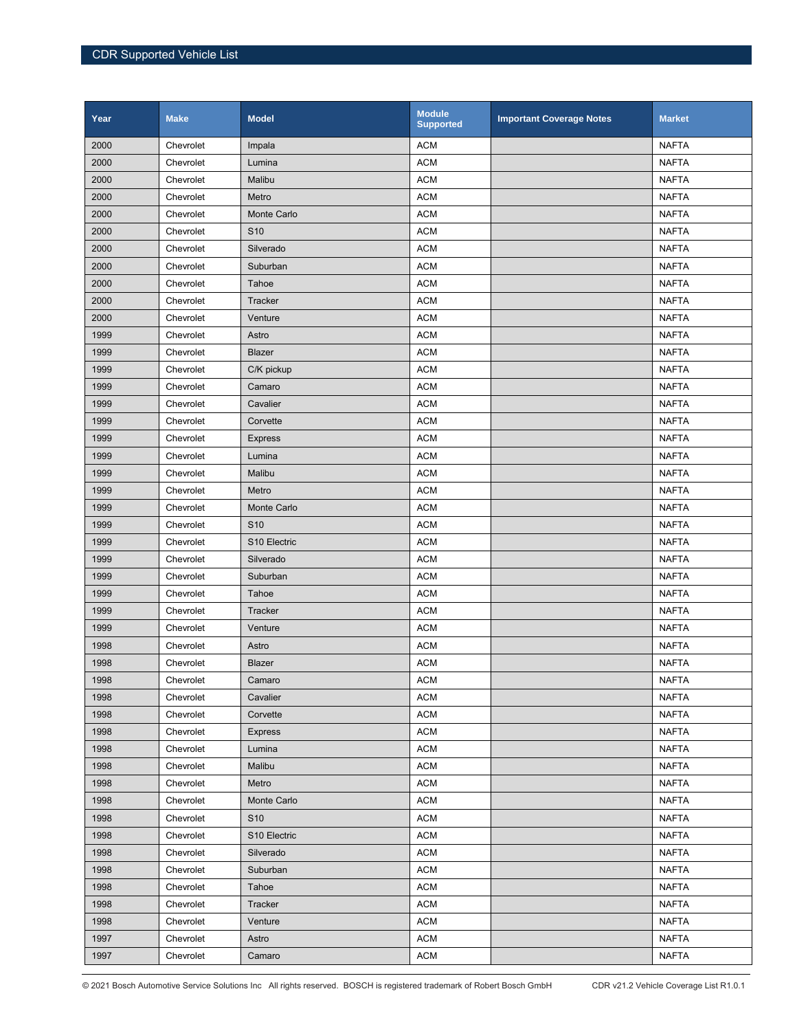| Year | Make | Model | Module Supported | Important Coverage Notes | Market |
|---|---|---|---|---|---|
| 2000 | Chevrolet | Impala | ACM | | NAFTA |
| 2000 | Chevrolet | Lumina | ACM | | NAFTA |
| 2000 | Chevrolet | Malibu | ACM | | NAFTA |
| 2000 | Chevrolet | Metro | ACM | | NAFTA |
| 2000 | Chevrolet | Monte Carlo | ACM | | NAFTA |
| 2000 | Chevrolet | S10 | ACM | | NAFTA |
| 2000 | Chevrolet | Silverado | ACM | | NAFTA |
| 2000 | Chevrolet | Suburban | ACM | | NAFTA |
| 2000 | Chevrolet | Tahoe | ACM | | NAFTA |
| 2000 | Chevrolet | Tracker | ACM | | NAFTA |
| 2000 | Chevrolet | Venture | ACM | | NAFTA |
| 1999 | Chevrolet | Astro | ACM | | NAFTA |
| 1999 | Chevrolet | Blazer | ACM | | NAFTA |
| 1999 | Chevrolet | C/K pickup | ACM | | NAFTA |
| 1999 | Chevrolet | Camaro | ACM | | NAFTA |
| 1999 | Chevrolet | Cavalier | ACM | | NAFTA |
| 1999 | Chevrolet | Corvette | ACM | | NAFTA |
| 1999 | Chevrolet | Express | ACM | | NAFTA |
| 1999 | Chevrolet | Lumina | ACM | | NAFTA |
| 1999 | Chevrolet | Malibu | ACM | | NAFTA |
| 1999 | Chevrolet | Metro | ACM | | NAFTA |
| 1999 | Chevrolet | Monte Carlo | ACM | | NAFTA |
| 1999 | Chevrolet | S10 | ACM | | NAFTA |
| 1999 | Chevrolet | S10 Electric | ACM | | NAFTA |
| 1999 | Chevrolet | Silverado | ACM | | NAFTA |
| 1999 | Chevrolet | Suburban | ACM | | NAFTA |
| 1999 | Chevrolet | Tahoe | ACM | | NAFTA |
| 1999 | Chevrolet | Tracker | ACM | | NAFTA |
| 1999 | Chevrolet | Venture | ACM | | NAFTA |
| 1998 | Chevrolet | Astro | ACM | | NAFTA |
| 1998 | Chevrolet | Blazer | ACM | | NAFTA |
| 1998 | Chevrolet | Camaro | ACM | | NAFTA |
| 1998 | Chevrolet | Cavalier | ACM | | NAFTA |
| 1998 | Chevrolet | Corvette | ACM | | NAFTA |
| 1998 | Chevrolet | Express | ACM | | NAFTA |
| 1998 | Chevrolet | Lumina | ACM | | NAFTA |
| 1998 | Chevrolet | Malibu | ACM | | NAFTA |
| 1998 | Chevrolet | Metro | ACM | | NAFTA |
| 1998 | Chevrolet | Monte Carlo | ACM | | NAFTA |
| 1998 | Chevrolet | S10 | ACM | | NAFTA |
| 1998 | Chevrolet | S10 Electric | ACM | | NAFTA |
| 1998 | Chevrolet | Silverado | ACM | | NAFTA |
| 1998 | Chevrolet | Suburban | ACM | | NAFTA |
| 1998 | Chevrolet | Tahoe | ACM | | NAFTA |
| 1998 | Chevrolet | Tracker | ACM | | NAFTA |
| 1998 | Chevrolet | Venture | ACM | | NAFTA |
| 1997 | Chevrolet | Astro | ACM | | NAFTA |
| 1997 | Chevrolet | Camaro | ACM | | NAFTA |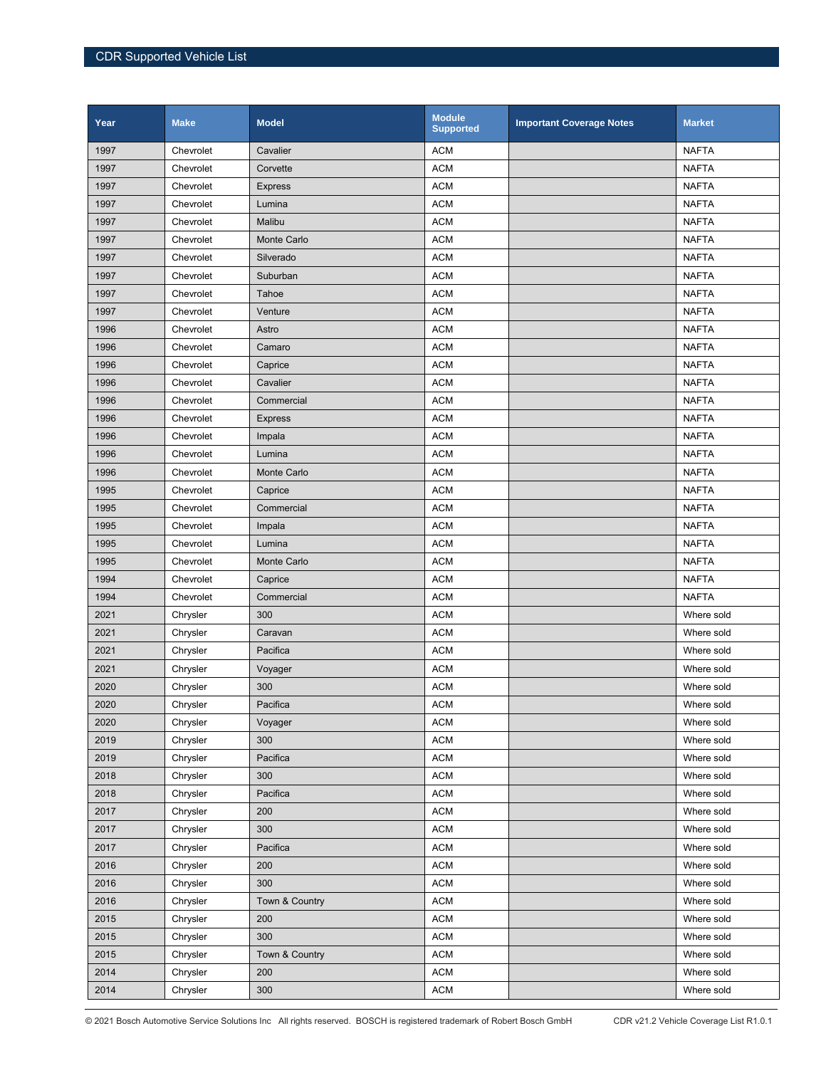| Year | Make | Model | Module Supported | Important Coverage Notes | Market |
|---|---|---|---|---|---|
| 1997 | Chevrolet | Cavalier | ACM | | NAFTA |
| 1997 | Chevrolet | Corvette | ACM | | NAFTA |
| 1997 | Chevrolet | Express | ACM | | NAFTA |
| 1997 | Chevrolet | Lumina | ACM | | NAFTA |
| 1997 | Chevrolet | Malibu | ACM | | NAFTA |
| 1997 | Chevrolet | Monte Carlo | ACM | | NAFTA |
| 1997 | Chevrolet | Silverado | ACM | | NAFTA |
| 1997 | Chevrolet | Suburban | ACM | | NAFTA |
| 1997 | Chevrolet | Tahoe | ACM | | NAFTA |
| 1997 | Chevrolet | Venture | ACM | | NAFTA |
| 1996 | Chevrolet | Astro | ACM | | NAFTA |
| 1996 | Chevrolet | Camaro | ACM | | NAFTA |
| 1996 | Chevrolet | Caprice | ACM | | NAFTA |
| 1996 | Chevrolet | Cavalier | ACM | | NAFTA |
| 1996 | Chevrolet | Commercial | ACM | | NAFTA |
| 1996 | Chevrolet | Express | ACM | | NAFTA |
| 1996 | Chevrolet | Impala | ACM | | NAFTA |
| 1996 | Chevrolet | Lumina | ACM | | NAFTA |
| 1996 | Chevrolet | Monte Carlo | ACM | | NAFTA |
| 1995 | Chevrolet | Caprice | ACM | | NAFTA |
| 1995 | Chevrolet | Commercial | ACM | | NAFTA |
| 1995 | Chevrolet | Impala | ACM | | NAFTA |
| 1995 | Chevrolet | Lumina | ACM | | NAFTA |
| 1995 | Chevrolet | Monte Carlo | ACM | | NAFTA |
| 1994 | Chevrolet | Caprice | ACM | | NAFTA |
| 1994 | Chevrolet | Commercial | ACM | | NAFTA |
| 2021 | Chrysler | 300 | ACM | | Where sold |
| 2021 | Chrysler | Caravan | ACM | | Where sold |
| 2021 | Chrysler | Pacifica | ACM | | Where sold |
| 2021 | Chrysler | Voyager | ACM | | Where sold |
| 2020 | Chrysler | 300 | ACM | | Where sold |
| 2020 | Chrysler | Pacifica | ACM | | Where sold |
| 2020 | Chrysler | Voyager | ACM | | Where sold |
| 2019 | Chrysler | 300 | ACM | | Where sold |
| 2019 | Chrysler | Pacifica | ACM | | Where sold |
| 2018 | Chrysler | 300 | ACM | | Where sold |
| 2018 | Chrysler | Pacifica | ACM | | Where sold |
| 2017 | Chrysler | 200 | ACM | | Where sold |
| 2017 | Chrysler | 300 | ACM | | Where sold |
| 2017 | Chrysler | Pacifica | ACM | | Where sold |
| 2016 | Chrysler | 200 | ACM | | Where sold |
| 2016 | Chrysler | 300 | ACM | | Where sold |
| 2016 | Chrysler | Town & Country | ACM | | Where sold |
| 2015 | Chrysler | 200 | ACM | | Where sold |
| 2015 | Chrysler | 300 | ACM | | Where sold |
| 2015 | Chrysler | Town & Country | ACM | | Where sold |
| 2014 | Chrysler | 200 | ACM | | Where sold |
| 2014 | Chrysler | 300 | ACM | | Where sold |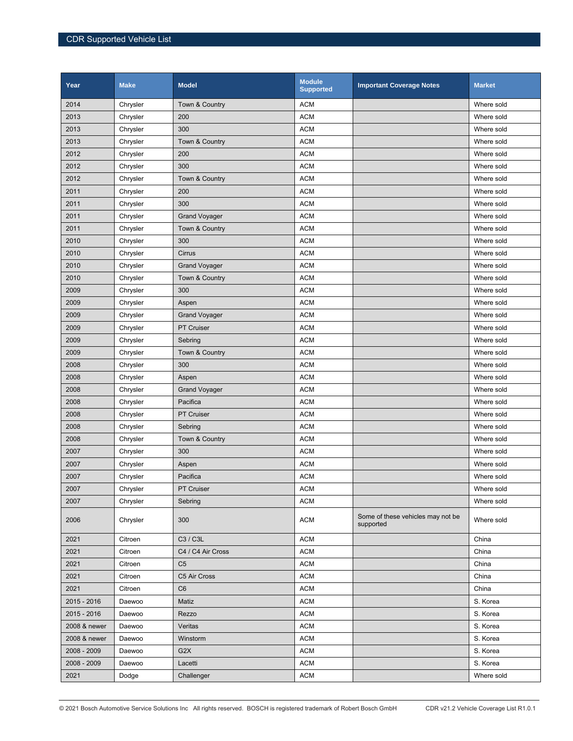| Year | Make | Model | Module Supported | Important Coverage Notes | Market |
|---|---|---|---|---|---|
| 2014 | Chrysler | Town & Country | ACM | | Where sold |
| 2013 | Chrysler | 200 | ACM | | Where sold |
| 2013 | Chrysler | 300 | ACM | | Where sold |
| 2013 | Chrysler | Town & Country | ACM | | Where sold |
| 2012 | Chrysler | 200 | ACM | | Where sold |
| 2012 | Chrysler | 300 | ACM | | Where sold |
| 2012 | Chrysler | Town & Country | ACM | | Where sold |
| 2011 | Chrysler | 200 | ACM | | Where sold |
| 2011 | Chrysler | 300 | ACM | | Where sold |
| 2011 | Chrysler | Grand Voyager | ACM | | Where sold |
| 2011 | Chrysler | Town & Country | ACM | | Where sold |
| 2010 | Chrysler | 300 | ACM | | Where sold |
| 2010 | Chrysler | Cirrus | ACM | | Where sold |
| 2010 | Chrysler | Grand Voyager | ACM | | Where sold |
| 2010 | Chrysler | Town & Country | ACM | | Where sold |
| 2009 | Chrysler | 300 | ACM | | Where sold |
| 2009 | Chrysler | Aspen | ACM | | Where sold |
| 2009 | Chrysler | Grand Voyager | ACM | | Where sold |
| 2009 | Chrysler | PT Cruiser | ACM | | Where sold |
| 2009 | Chrysler | Sebring | ACM | | Where sold |
| 2009 | Chrysler | Town & Country | ACM | | Where sold |
| 2008 | Chrysler | 300 | ACM | | Where sold |
| 2008 | Chrysler | Aspen | ACM | | Where sold |
| 2008 | Chrysler | Grand Voyager | ACM | | Where sold |
| 2008 | Chrysler | Pacifica | ACM | | Where sold |
| 2008 | Chrysler | PT Cruiser | ACM | | Where sold |
| 2008 | Chrysler | Sebring | ACM | | Where sold |
| 2008 | Chrysler | Town & Country | ACM | | Where sold |
| 2007 | Chrysler | 300 | ACM | | Where sold |
| 2007 | Chrysler | Aspen | ACM | | Where sold |
| 2007 | Chrysler | Pacifica | ACM | | Where sold |
| 2007 | Chrysler | PT Cruiser | ACM | | Where sold |
| 2007 | Chrysler | Sebring | ACM | | Where sold |
| 2006 | Chrysler | 300 | ACM | Some of these vehicles may not be supported | Where sold |
| 2021 | Citroen | C3 / C3L | ACM | | China |
| 2021 | Citroen | C4 / C4 Air Cross | ACM | | China |
| 2021 | Citroen | C5 | ACM | | China |
| 2021 | Citroen | C5 Air Cross | ACM | | China |
| 2021 | Citroen | C6 | ACM | | China |
| 2015 - 2016 | Daewoo | Matiz | ACM | | S. Korea |
| 2015 - 2016 | Daewoo | Rezzo | ACM | | S. Korea |
| 2008 & newer | Daewoo | Veritas | ACM | | S. Korea |
| 2008 & newer | Daewoo | Winstorm | ACM | | S. Korea |
| 2008 - 2009 | Daewoo | G2X | ACM | | S. Korea |
| 2008 - 2009 | Daewoo | Lacetti | ACM | | S. Korea |
| 2021 | Dodge | Challenger | ACM | | Where sold |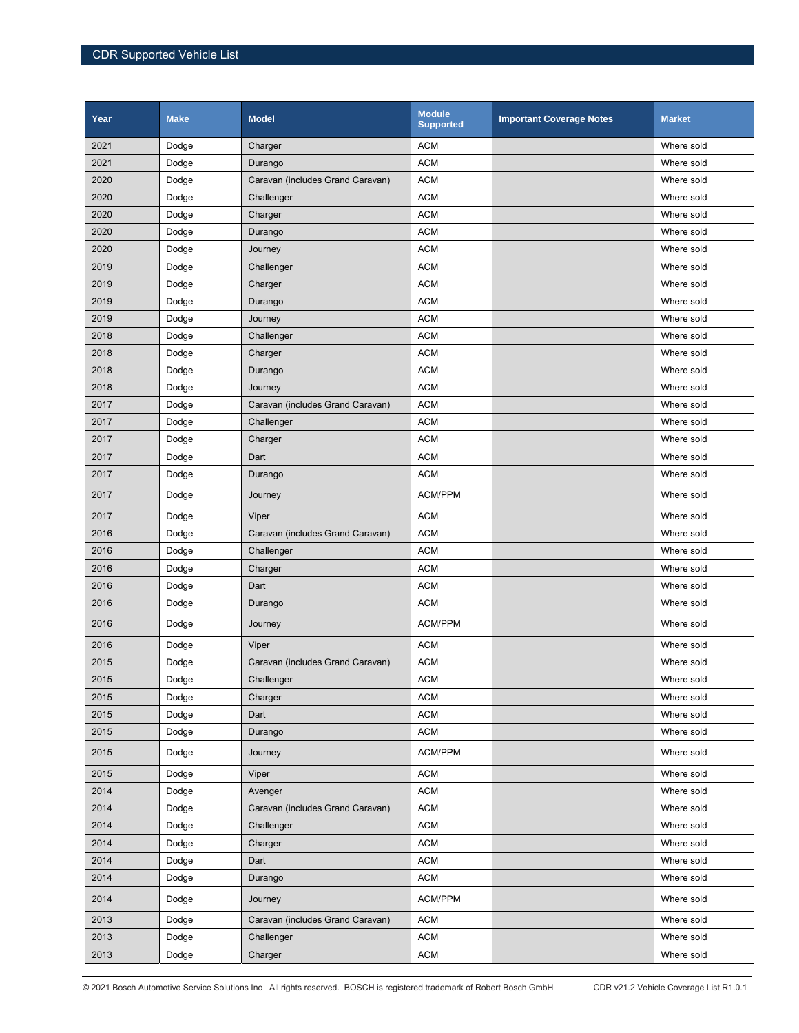| Year | Make | Model | Module Supported | Important Coverage Notes | Market |
|---|---|---|---|---|---|
| 2021 | Dodge | Charger | ACM | | Where sold |
| 2021 | Dodge | Durango | ACM | | Where sold |
| 2020 | Dodge | Caravan (includes Grand Caravan) | ACM | | Where sold |
| 2020 | Dodge | Challenger | ACM | | Where sold |
| 2020 | Dodge | Charger | ACM | | Where sold |
| 2020 | Dodge | Durango | ACM | | Where sold |
| 2020 | Dodge | Journey | ACM | | Where sold |
| 2019 | Dodge | Challenger | ACM | | Where sold |
| 2019 | Dodge | Charger | ACM | | Where sold |
| 2019 | Dodge | Durango | ACM | | Where sold |
| 2019 | Dodge | Journey | ACM | | Where sold |
| 2018 | Dodge | Challenger | ACM | | Where sold |
| 2018 | Dodge | Charger | ACM | | Where sold |
| 2018 | Dodge | Durango | ACM | | Where sold |
| 2018 | Dodge | Journey | ACM | | Where sold |
| 2017 | Dodge | Caravan (includes Grand Caravan) | ACM | | Where sold |
| 2017 | Dodge | Challenger | ACM | | Where sold |
| 2017 | Dodge | Charger | ACM | | Where sold |
| 2017 | Dodge | Dart | ACM | | Where sold |
| 2017 | Dodge | Durango | ACM | | Where sold |
| 2017 | Dodge | Journey | ACM/PPM | | Where sold |
| 2017 | Dodge | Viper | ACM | | Where sold |
| 2016 | Dodge | Caravan (includes Grand Caravan) | ACM | | Where sold |
| 2016 | Dodge | Challenger | ACM | | Where sold |
| 2016 | Dodge | Charger | ACM | | Where sold |
| 2016 | Dodge | Dart | ACM | | Where sold |
| 2016 | Dodge | Durango | ACM | | Where sold |
| 2016 | Dodge | Journey | ACM/PPM | | Where sold |
| 2016 | Dodge | Viper | ACM | | Where sold |
| 2015 | Dodge | Caravan (includes Grand Caravan) | ACM | | Where sold |
| 2015 | Dodge | Challenger | ACM | | Where sold |
| 2015 | Dodge | Charger | ACM | | Where sold |
| 2015 | Dodge | Dart | ACM | | Where sold |
| 2015 | Dodge | Durango | ACM | | Where sold |
| 2015 | Dodge | Journey | ACM/PPM | | Where sold |
| 2015 | Dodge | Viper | ACM | | Where sold |
| 2014 | Dodge | Avenger | ACM | | Where sold |
| 2014 | Dodge | Caravan (includes Grand Caravan) | ACM | | Where sold |
| 2014 | Dodge | Challenger | ACM | | Where sold |
| 2014 | Dodge | Charger | ACM | | Where sold |
| 2014 | Dodge | Dart | ACM | | Where sold |
| 2014 | Dodge | Durango | ACM | | Where sold |
| 2014 | Dodge | Journey | ACM/PPM | | Where sold |
| 2013 | Dodge | Caravan (includes Grand Caravan) | ACM | | Where sold |
| 2013 | Dodge | Challenger | ACM | | Where sold |
| 2013 | Dodge | Charger | ACM | | Where sold |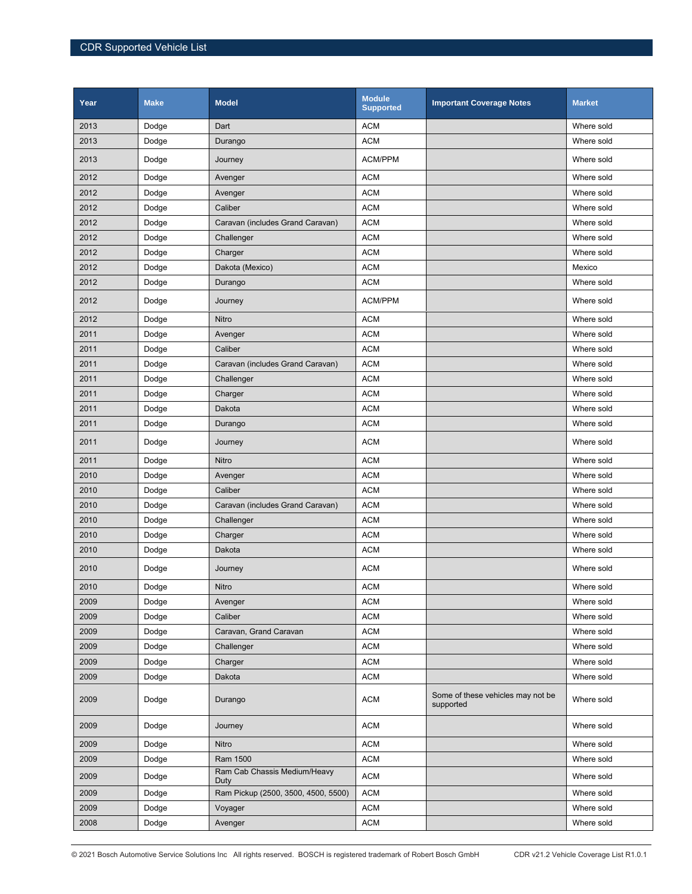| Year | Make | Model | Module Supported | Important Coverage Notes | Market |
|---|---|---|---|---|---|
| 2013 | Dodge | Dart | ACM | | Where sold |
| 2013 | Dodge | Durango | ACM | | Where sold |
| 2013 | Dodge | Journey | ACM/PPM | | Where sold |
| 2012 | Dodge | Avenger | ACM | | Where sold |
| 2012 | Dodge | Avenger | ACM | | Where sold |
| 2012 | Dodge | Caliber | ACM | | Where sold |
| 2012 | Dodge | Caravan (includes Grand Caravan) | ACM | | Where sold |
| 2012 | Dodge | Challenger | ACM | | Where sold |
| 2012 | Dodge | Charger | ACM | | Where sold |
| 2012 | Dodge | Dakota (Mexico) | ACM | | Mexico |
| 2012 | Dodge | Durango | ACM | | Where sold |
| 2012 | Dodge | Journey | ACM/PPM | | Where sold |
| 2012 | Dodge | Nitro | ACM | | Where sold |
| 2011 | Dodge | Avenger | ACM | | Where sold |
| 2011 | Dodge | Caliber | ACM | | Where sold |
| 2011 | Dodge | Caravan (includes Grand Caravan) | ACM | | Where sold |
| 2011 | Dodge | Challenger | ACM | | Where sold |
| 2011 | Dodge | Charger | ACM | | Where sold |
| 2011 | Dodge | Dakota | ACM | | Where sold |
| 2011 | Dodge | Durango | ACM | | Where sold |
| 2011 | Dodge | Journey | ACM | | Where sold |
| 2011 | Dodge | Nitro | ACM | | Where sold |
| 2010 | Dodge | Avenger | ACM | | Where sold |
| 2010 | Dodge | Caliber | ACM | | Where sold |
| 2010 | Dodge | Caravan (includes Grand Caravan) | ACM | | Where sold |
| 2010 | Dodge | Challenger | ACM | | Where sold |
| 2010 | Dodge | Charger | ACM | | Where sold |
| 2010 | Dodge | Dakota | ACM | | Where sold |
| 2010 | Dodge | Journey | ACM | | Where sold |
| 2010 | Dodge | Nitro | ACM | | Where sold |
| 2009 | Dodge | Avenger | ACM | | Where sold |
| 2009 | Dodge | Caliber | ACM | | Where sold |
| 2009 | Dodge | Caravan, Grand Caravan | ACM | | Where sold |
| 2009 | Dodge | Challenger | ACM | | Where sold |
| 2009 | Dodge | Charger | ACM | | Where sold |
| 2009 | Dodge | Dakota | ACM | | Where sold |
| 2009 | Dodge | Durango | ACM | Some of these vehicles may not be supported | Where sold |
| 2009 | Dodge | Journey | ACM | | Where sold |
| 2009 | Dodge | Nitro | ACM | | Where sold |
| 2009 | Dodge | Ram 1500 | ACM | | Where sold |
| 2009 | Dodge | Ram Cab Chassis Medium/Heavy Duty | ACM | | Where sold |
| 2009 | Dodge | Ram Pickup (2500, 3500, 4500, 5500) | ACM | | Where sold |
| 2009 | Dodge | Voyager | ACM | | Where sold |
| 2008 | Dodge | Avenger | ACM | | Where sold |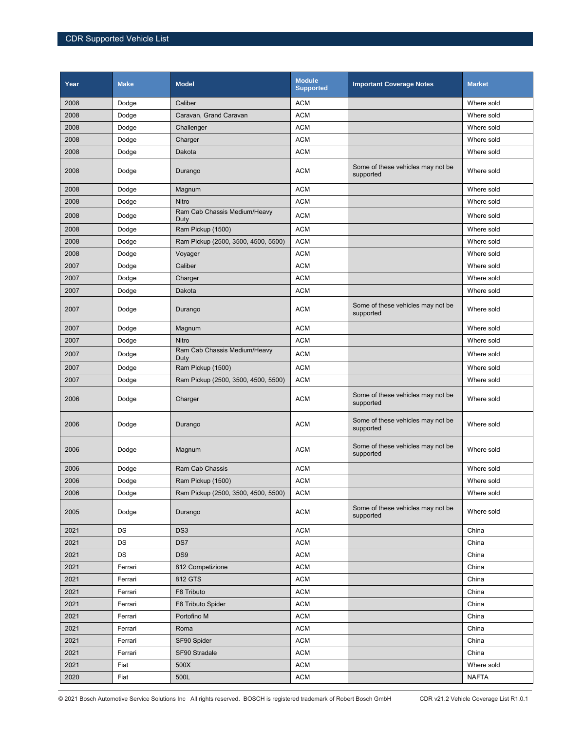| Year | Make | Model | Module Supported | Important Coverage Notes | Market |
|---|---|---|---|---|---|
| 2008 | Dodge | Caliber | ACM | | Where sold |
| 2008 | Dodge | Caravan, Grand Caravan | ACM | | Where sold |
| 2008 | Dodge | Challenger | ACM | | Where sold |
| 2008 | Dodge | Charger | ACM | | Where sold |
| 2008 | Dodge | Dakota | ACM | | Where sold |
| 2008 | Dodge | Durango | ACM | Some of these vehicles may not be supported | Where sold |
| 2008 | Dodge | Magnum | ACM | | Where sold |
| 2008 | Dodge | Nitro | ACM | | Where sold |
| 2008 | Dodge | Ram Cab Chassis Medium/Heavy Duty | ACM | | Where sold |
| 2008 | Dodge | Ram Pickup (1500) | ACM | | Where sold |
| 2008 | Dodge | Ram Pickup (2500, 3500, 4500, 5500) | ACM | | Where sold |
| 2008 | Dodge | Voyager | ACM | | Where sold |
| 2007 | Dodge | Caliber | ACM | | Where sold |
| 2007 | Dodge | Charger | ACM | | Where sold |
| 2007 | Dodge | Dakota | ACM | | Where sold |
| 2007 | Dodge | Durango | ACM | Some of these vehicles may not be supported | Where sold |
| 2007 | Dodge | Magnum | ACM | | Where sold |
| 2007 | Dodge | Nitro | ACM | | Where sold |
| 2007 | Dodge | Ram Cab Chassis Medium/Heavy Duty | ACM | | Where sold |
| 2007 | Dodge | Ram Pickup (1500) | ACM | | Where sold |
| 2007 | Dodge | Ram Pickup (2500, 3500, 4500, 5500) | ACM | | Where sold |
| 2006 | Dodge | Charger | ACM | Some of these vehicles may not be supported | Where sold |
| 2006 | Dodge | Durango | ACM | Some of these vehicles may not be supported | Where sold |
| 2006 | Dodge | Magnum | ACM | Some of these vehicles may not be supported | Where sold |
| 2006 | Dodge | Ram Cab Chassis | ACM | | Where sold |
| 2006 | Dodge | Ram Pickup (1500) | ACM | | Where sold |
| 2006 | Dodge | Ram Pickup (2500, 3500, 4500, 5500) | ACM | | Where sold |
| 2005 | Dodge | Durango | ACM | Some of these vehicles may not be supported | Where sold |
| 2021 | DS | DS3 | ACM | | China |
| 2021 | DS | DS7 | ACM | | China |
| 2021 | DS | DS9 | ACM | | China |
| 2021 | Ferrari | 812 Competizione | ACM | | China |
| 2021 | Ferrari | 812 GTS | ACM | | China |
| 2021 | Ferrari | F8 Tributo | ACM | | China |
| 2021 | Ferrari | F8 Tributo Spider | ACM | | China |
| 2021 | Ferrari | Portofino M | ACM | | China |
| 2021 | Ferrari | Roma | ACM | | China |
| 2021 | Ferrari | SF90 Spider | ACM | | China |
| 2021 | Ferrari | SF90 Stradale | ACM | | China |
| 2021 | Fiat | 500X | ACM | | Where sold |
| 2020 | Fiat | 500L | ACM | | NAFTA |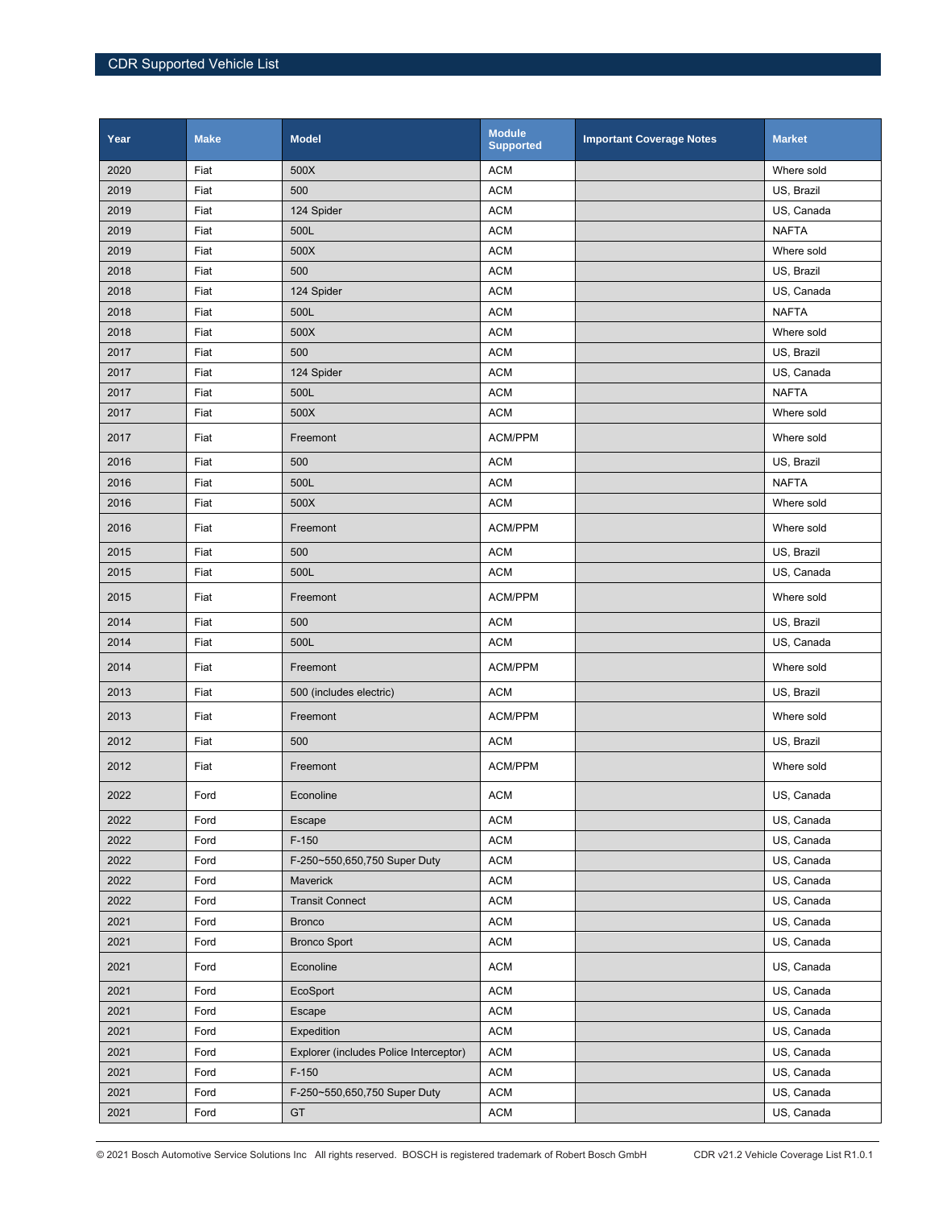| Year | Make | Model | Module Supported | Important Coverage Notes | Market |
|---|---|---|---|---|---|
| 2020 | Fiat | 500X | ACM | | Where sold |
| 2019 | Fiat | 500 | ACM | | US, Brazil |
| 2019 | Fiat | 124 Spider | ACM | | US, Canada |
| 2019 | Fiat | 500L | ACM | | NAFTA |
| 2019 | Fiat | 500X | ACM | | Where sold |
| 2018 | Fiat | 500 | ACM | | US, Brazil |
| 2018 | Fiat | 124 Spider | ACM | | US, Canada |
| 2018 | Fiat | 500L | ACM | | NAFTA |
| 2018 | Fiat | 500X | ACM | | Where sold |
| 2017 | Fiat | 500 | ACM | | US, Brazil |
| 2017 | Fiat | 124 Spider | ACM | | US, Canada |
| 2017 | Fiat | 500L | ACM | | NAFTA |
| 2017 | Fiat | 500X | ACM | | Where sold |
| 2017 | Fiat | Freemont | ACM/PPM | | Where sold |
| 2016 | Fiat | 500 | ACM | | US, Brazil |
| 2016 | Fiat | 500L | ACM | | NAFTA |
| 2016 | Fiat | 500X | ACM | | Where sold |
| 2016 | Fiat | Freemont | ACM/PPM | | Where sold |
| 2015 | Fiat | 500 | ACM | | US, Brazil |
| 2015 | Fiat | 500L | ACM | | US, Canada |
| 2015 | Fiat | Freemont | ACM/PPM | | Where sold |
| 2014 | Fiat | 500 | ACM | | US, Brazil |
| 2014 | Fiat | 500L | ACM | | US, Canada |
| 2014 | Fiat | Freemont | ACM/PPM | | Where sold |
| 2013 | Fiat | 500 (includes electric) | ACM | | US, Brazil |
| 2013 | Fiat | Freemont | ACM/PPM | | Where sold |
| 2012 | Fiat | 500 | ACM | | US, Brazil |
| 2012 | Fiat | Freemont | ACM/PPM | | Where sold |
| 2022 | Ford | Econoline | ACM | | US, Canada |
| 2022 | Ford | Escape | ACM | | US, Canada |
| 2022 | Ford | F-150 | ACM | | US, Canada |
| 2022 | Ford | F-250~550,650,750 Super Duty | ACM | | US, Canada |
| 2022 | Ford | Maverick | ACM | | US, Canada |
| 2022 | Ford | Transit Connect | ACM | | US, Canada |
| 2021 | Ford | Bronco | ACM | | US, Canada |
| 2021 | Ford | Bronco Sport | ACM | | US, Canada |
| 2021 | Ford | Econoline | ACM | | US, Canada |
| 2021 | Ford | EcoSport | ACM | | US, Canada |
| 2021 | Ford | Escape | ACM | | US, Canada |
| 2021 | Ford | Expedition | ACM | | US, Canada |
| 2021 | Ford | Explorer (includes Police Interceptor) | ACM | | US, Canada |
| 2021 | Ford | F-150 | ACM | | US, Canada |
| 2021 | Ford | F-250~550,650,750 Super Duty | ACM | | US, Canada |
| 2021 | Ford | GT | ACM | | US, Canada |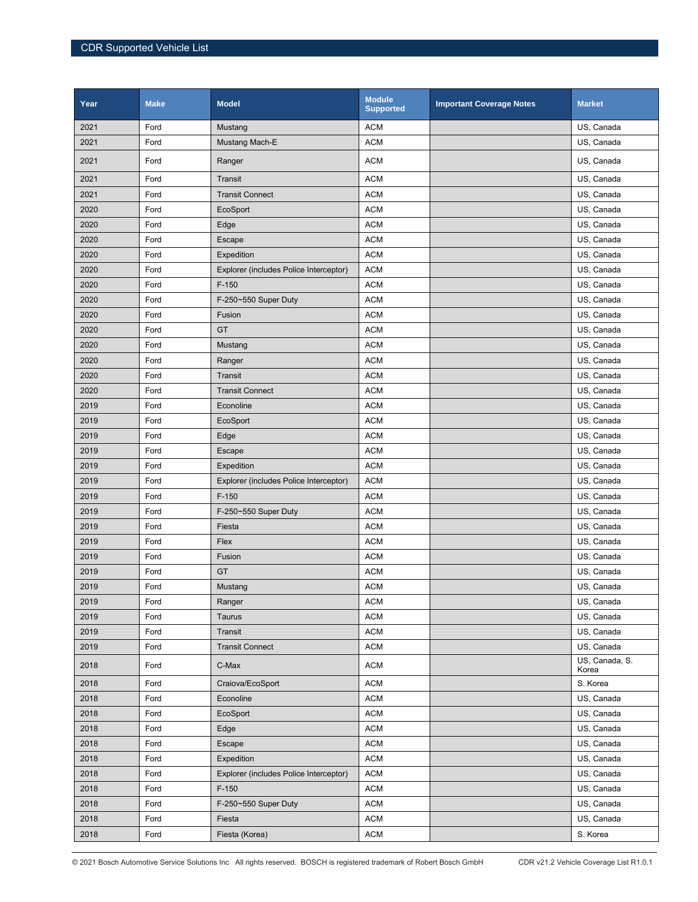| Year | Make | Model | Module Supported | Important Coverage Notes | Market |
|---|---|---|---|---|---|
| 2021 | Ford | Mustang | ACM | | US, Canada |
| 2021 | Ford | Mustang Mach-E | ACM | | US, Canada |
| 2021 | Ford | Ranger | ACM | | US, Canada |
| 2021 | Ford | Transit | ACM | | US, Canada |
| 2021 | Ford | Transit Connect | ACM | | US, Canada |
| 2020 | Ford | EcoSport | ACM | | US, Canada |
| 2020 | Ford | Edge | ACM | | US, Canada |
| 2020 | Ford | Escape | ACM | | US, Canada |
| 2020 | Ford | Expedition | ACM | | US, Canada |
| 2020 | Ford | Explorer (includes Police Interceptor) | ACM | | US, Canada |
| 2020 | Ford | F-150 | ACM | | US, Canada |
| 2020 | Ford | F-250~550 Super Duty | ACM | | US, Canada |
| 2020 | Ford | Fusion | ACM | | US, Canada |
| 2020 | Ford | GT | ACM | | US, Canada |
| 2020 | Ford | Mustang | ACM | | US, Canada |
| 2020 | Ford | Ranger | ACM | | US, Canada |
| 2020 | Ford | Transit | ACM | | US, Canada |
| 2020 | Ford | Transit Connect | ACM | | US, Canada |
| 2019 | Ford | Econoline | ACM | | US, Canada |
| 2019 | Ford | EcoSport | ACM | | US, Canada |
| 2019 | Ford | Edge | ACM | | US, Canada |
| 2019 | Ford | Escape | ACM | | US, Canada |
| 2019 | Ford | Expedition | ACM | | US, Canada |
| 2019 | Ford | Explorer (includes Police Interceptor) | ACM | | US, Canada |
| 2019 | Ford | F-150 | ACM | | US, Canada |
| 2019 | Ford | F-250~550 Super Duty | ACM | | US, Canada |
| 2019 | Ford | Fiesta | ACM | | US, Canada |
| 2019 | Ford | Flex | ACM | | US, Canada |
| 2019 | Ford | Fusion | ACM | | US, Canada |
| 2019 | Ford | GT | ACM | | US, Canada |
| 2019 | Ford | Mustang | ACM | | US, Canada |
| 2019 | Ford | Ranger | ACM | | US, Canada |
| 2019 | Ford | Taurus | ACM | | US, Canada |
| 2019 | Ford | Transit | ACM | | US, Canada |
| 2019 | Ford | Transit Connect | ACM | | US, Canada |
| 2018 | Ford | C-Max | ACM | | US, Canada, S. Korea |
| 2018 | Ford | Craiova/EcoSport | ACM | | S. Korea |
| 2018 | Ford | Econoline | ACM | | US, Canada |
| 2018 | Ford | EcoSport | ACM | | US, Canada |
| 2018 | Ford | Edge | ACM | | US, Canada |
| 2018 | Ford | Escape | ACM | | US, Canada |
| 2018 | Ford | Expedition | ACM | | US, Canada |
| 2018 | Ford | Explorer (includes Police Interceptor) | ACM | | US, Canada |
| 2018 | Ford | F-150 | ACM | | US, Canada |
| 2018 | Ford | F-250~550 Super Duty | ACM | | US, Canada |
| 2018 | Ford | Fiesta | ACM | | US, Canada |
| 2018 | Ford | Fiesta (Korea) | ACM | | S. Korea |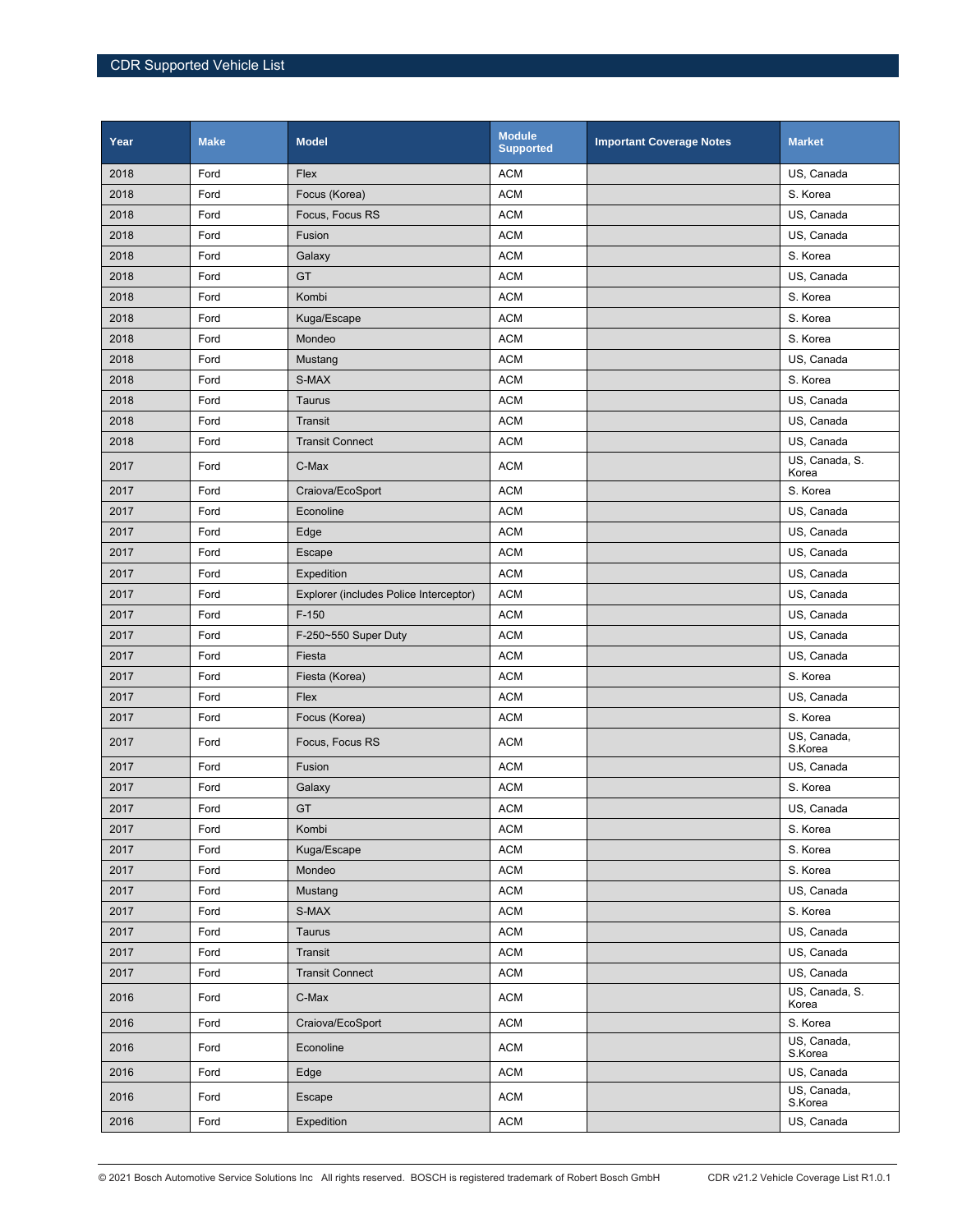| Year | Make | Model | Module Supported | Important Coverage Notes | Market |
|---|---|---|---|---|---|
| 2018 | Ford | Flex | ACM | | US, Canada |
| 2018 | Ford | Focus (Korea) | ACM | | S. Korea |
| 2018 | Ford | Focus, Focus RS | ACM | | US, Canada |
| 2018 | Ford | Fusion | ACM | | US, Canada |
| 2018 | Ford | Galaxy | ACM | | S. Korea |
| 2018 | Ford | GT | ACM | | US, Canada |
| 2018 | Ford | Kombi | ACM | | S. Korea |
| 2018 | Ford | Kuga/Escape | ACM | | S. Korea |
| 2018 | Ford | Mondeo | ACM | | S. Korea |
| 2018 | Ford | Mustang | ACM | | US, Canada |
| 2018 | Ford | S-MAX | ACM | | S. Korea |
| 2018 | Ford | Taurus | ACM | | US, Canada |
| 2018 | Ford | Transit | ACM | | US, Canada |
| 2018 | Ford | Transit Connect | ACM | | US, Canada |
| 2017 | Ford | C-Max | ACM | | US, Canada, S. Korea |
| 2017 | Ford | Craiova/EcoSport | ACM | | S. Korea |
| 2017 | Ford | Econoline | ACM | | US, Canada |
| 2017 | Ford | Edge | ACM | | US, Canada |
| 2017 | Ford | Escape | ACM | | US, Canada |
| 2017 | Ford | Expedition | ACM | | US, Canada |
| 2017 | Ford | Explorer (includes Police Interceptor) | ACM | | US, Canada |
| 2017 | Ford | F-150 | ACM | | US, Canada |
| 2017 | Ford | F-250~550 Super Duty | ACM | | US, Canada |
| 2017 | Ford | Fiesta | ACM | | US, Canada |
| 2017 | Ford | Fiesta (Korea) | ACM | | S. Korea |
| 2017 | Ford | Flex | ACM | | US, Canada |
| 2017 | Ford | Focus (Korea) | ACM | | S. Korea |
| 2017 | Ford | Focus, Focus RS | ACM | | US, Canada, S.Korea |
| 2017 | Ford | Fusion | ACM | | US, Canada |
| 2017 | Ford | Galaxy | ACM | | S. Korea |
| 2017 | Ford | GT | ACM | | US, Canada |
| 2017 | Ford | Kombi | ACM | | S. Korea |
| 2017 | Ford | Kuga/Escape | ACM | | S. Korea |
| 2017 | Ford | Mondeo | ACM | | S. Korea |
| 2017 | Ford | Mustang | ACM | | US, Canada |
| 2017 | Ford | S-MAX | ACM | | S. Korea |
| 2017 | Ford | Taurus | ACM | | US, Canada |
| 2017 | Ford | Transit | ACM | | US, Canada |
| 2017 | Ford | Transit Connect | ACM | | US, Canada |
| 2016 | Ford | C-Max | ACM | | US, Canada, S. Korea |
| 2016 | Ford | Craiova/EcoSport | ACM | | S. Korea |
| 2016 | Ford | Econoline | ACM | | US, Canada, S.Korea |
| 2016 | Ford | Edge | ACM | | US, Canada |
| 2016 | Ford | Escape | ACM | | US, Canada, S.Korea |
| 2016 | Ford | Expedition | ACM | | US, Canada |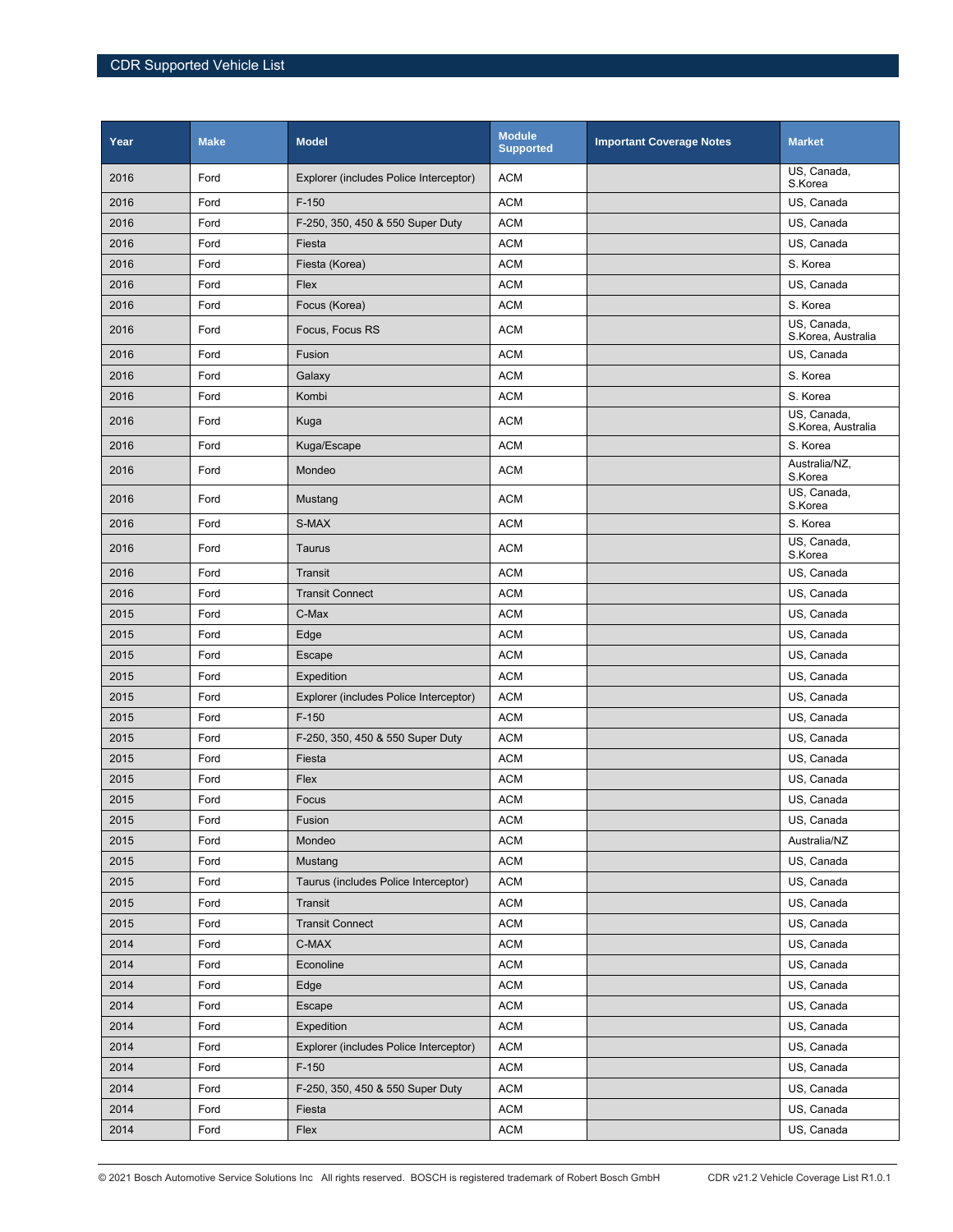| Year | Make | Model | Module Supported | Important Coverage Notes | Market |
|---|---|---|---|---|---|
| 2016 | Ford | Explorer (includes Police Interceptor) | ACM | | US, Canada, S.Korea |
| 2016 | Ford | F-150 | ACM | | US, Canada |
| 2016 | Ford | F-250, 350, 450 & 550 Super Duty | ACM | | US, Canada |
| 2016 | Ford | Fiesta | ACM | | US, Canada |
| 2016 | Ford | Fiesta (Korea) | ACM | | S. Korea |
| 2016 | Ford | Flex | ACM | | US, Canada |
| 2016 | Ford | Focus (Korea) | ACM | | S. Korea |
| 2016 | Ford | Focus, Focus RS | ACM | | US, Canada, S.Korea, Australia |
| 2016 | Ford | Fusion | ACM | | US, Canada |
| 2016 | Ford | Galaxy | ACM | | S. Korea |
| 2016 | Ford | Kombi | ACM | | S. Korea |
| 2016 | Ford | Kuga | ACM | | US, Canada, S.Korea, Australia |
| 2016 | Ford | Kuga/Escape | ACM | | S. Korea |
| 2016 | Ford | Mondeo | ACM | | Australia/NZ, S.Korea |
| 2016 | Ford | Mustang | ACM | | US, Canada, S.Korea |
| 2016 | Ford | S-MAX | ACM | | S. Korea |
| 2016 | Ford | Taurus | ACM | | US, Canada, S.Korea |
| 2016 | Ford | Transit | ACM | | US, Canada |
| 2016 | Ford | Transit Connect | ACM | | US, Canada |
| 2015 | Ford | C-Max | ACM | | US, Canada |
| 2015 | Ford | Edge | ACM | | US, Canada |
| 2015 | Ford | Escape | ACM | | US, Canada |
| 2015 | Ford | Expedition | ACM | | US, Canada |
| 2015 | Ford | Explorer (includes Police Interceptor) | ACM | | US, Canada |
| 2015 | Ford | F-150 | ACM | | US, Canada |
| 2015 | Ford | F-250, 350, 450 & 550 Super Duty | ACM | | US, Canada |
| 2015 | Ford | Fiesta | ACM | | US, Canada |
| 2015 | Ford | Flex | ACM | | US, Canada |
| 2015 | Ford | Focus | ACM | | US, Canada |
| 2015 | Ford | Fusion | ACM | | US, Canada |
| 2015 | Ford | Mondeo | ACM | | Australia/NZ |
| 2015 | Ford | Mustang | ACM | | US, Canada |
| 2015 | Ford | Taurus (includes Police Interceptor) | ACM | | US, Canada |
| 2015 | Ford | Transit | ACM | | US, Canada |
| 2015 | Ford | Transit Connect | ACM | | US, Canada |
| 2014 | Ford | C-MAX | ACM | | US, Canada |
| 2014 | Ford | Econoline | ACM | | US, Canada |
| 2014 | Ford | Edge | ACM | | US, Canada |
| 2014 | Ford | Escape | ACM | | US, Canada |
| 2014 | Ford | Expedition | ACM | | US, Canada |
| 2014 | Ford | Explorer (includes Police Interceptor) | ACM | | US, Canada |
| 2014 | Ford | F-150 | ACM | | US, Canada |
| 2014 | Ford | F-250, 350, 450 & 550 Super Duty | ACM | | US, Canada |
| 2014 | Ford | Fiesta | ACM | | US, Canada |
| 2014 | Ford | Flex | ACM | | US, Canada |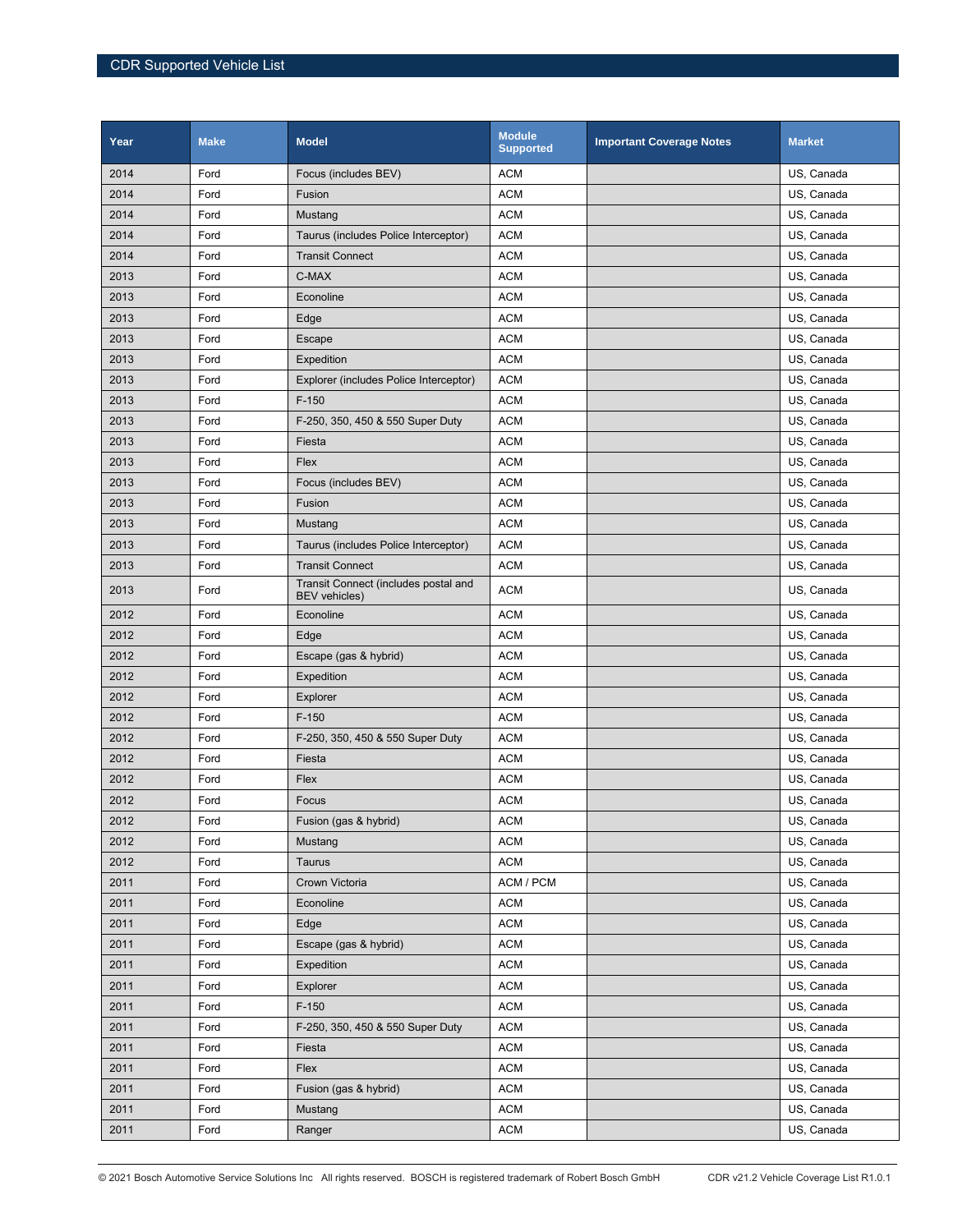| Year | Make | Model | Module Supported | Important Coverage Notes | Market |
|---|---|---|---|---|---|
| 2014 | Ford | Focus (includes BEV) | ACM | | US, Canada |
| 2014 | Ford | Fusion | ACM | | US, Canada |
| 2014 | Ford | Mustang | ACM | | US, Canada |
| 2014 | Ford | Taurus (includes Police Interceptor) | ACM | | US, Canada |
| 2014 | Ford | Transit Connect | ACM | | US, Canada |
| 2013 | Ford | C-MAX | ACM | | US, Canada |
| 2013 | Ford | Econoline | ACM | | US, Canada |
| 2013 | Ford | Edge | ACM | | US, Canada |
| 2013 | Ford | Escape | ACM | | US, Canada |
| 2013 | Ford | Expedition | ACM | | US, Canada |
| 2013 | Ford | Explorer (includes Police Interceptor) | ACM | | US, Canada |
| 2013 | Ford | F-150 | ACM | | US, Canada |
| 2013 | Ford | F-250, 350, 450 & 550 Super Duty | ACM | | US, Canada |
| 2013 | Ford | Fiesta | ACM | | US, Canada |
| 2013 | Ford | Flex | ACM | | US, Canada |
| 2013 | Ford | Focus (includes BEV) | ACM | | US, Canada |
| 2013 | Ford | Fusion | ACM | | US, Canada |
| 2013 | Ford | Mustang | ACM | | US, Canada |
| 2013 | Ford | Taurus (includes Police Interceptor) | ACM | | US, Canada |
| 2013 | Ford | Transit Connect | ACM | | US, Canada |
| 2013 | Ford | Transit Connect (includes postal and BEV vehicles) | ACM | | US, Canada |
| 2012 | Ford | Econoline | ACM | | US, Canada |
| 2012 | Ford | Edge | ACM | | US, Canada |
| 2012 | Ford | Escape (gas & hybrid) | ACM | | US, Canada |
| 2012 | Ford | Expedition | ACM | | US, Canada |
| 2012 | Ford | Explorer | ACM | | US, Canada |
| 2012 | Ford | F-150 | ACM | | US, Canada |
| 2012 | Ford | F-250, 350, 450 & 550 Super Duty | ACM | | US, Canada |
| 2012 | Ford | Fiesta | ACM | | US, Canada |
| 2012 | Ford | Flex | ACM | | US, Canada |
| 2012 | Ford | Focus | ACM | | US, Canada |
| 2012 | Ford | Fusion (gas & hybrid) | ACM | | US, Canada |
| 2012 | Ford | Mustang | ACM | | US, Canada |
| 2012 | Ford | Taurus | ACM | | US, Canada |
| 2011 | Ford | Crown Victoria | ACM / PCM | | US, Canada |
| 2011 | Ford | Econoline | ACM | | US, Canada |
| 2011 | Ford | Edge | ACM | | US, Canada |
| 2011 | Ford | Escape (gas & hybrid) | ACM | | US, Canada |
| 2011 | Ford | Expedition | ACM | | US, Canada |
| 2011 | Ford | Explorer | ACM | | US, Canada |
| 2011 | Ford | F-150 | ACM | | US, Canada |
| 2011 | Ford | F-250, 350, 450 & 550 Super Duty | ACM | | US, Canada |
| 2011 | Ford | Fiesta | ACM | | US, Canada |
| 2011 | Ford | Flex | ACM | | US, Canada |
| 2011 | Ford | Fusion (gas & hybrid) | ACM | | US, Canada |
| 2011 | Ford | Mustang | ACM | | US, Canada |
| 2011 | Ford | Ranger | ACM | | US, Canada |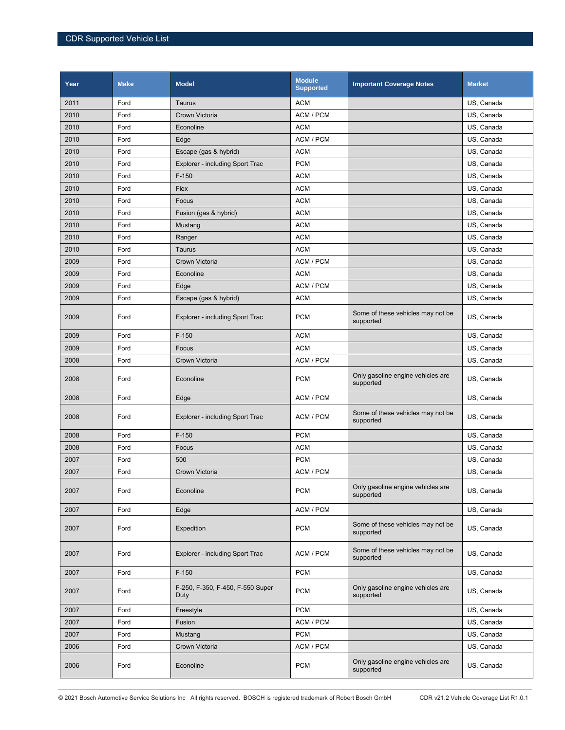| Year | Make | Model | Module Supported | Important Coverage Notes | Market |
|---|---|---|---|---|---|
| 2011 | Ford | Taurus | ACM | | US, Canada |
| 2010 | Ford | Crown Victoria | ACM / PCM | | US, Canada |
| 2010 | Ford | Econoline | ACM | | US, Canada |
| 2010 | Ford | Edge | ACM / PCM | | US, Canada |
| 2010 | Ford | Escape (gas & hybrid) | ACM | | US, Canada |
| 2010 | Ford | Explorer - including Sport Trac | PCM | | US, Canada |
| 2010 | Ford | F-150 | ACM | | US, Canada |
| 2010 | Ford | Flex | ACM | | US, Canada |
| 2010 | Ford | Focus | ACM | | US, Canada |
| 2010 | Ford | Fusion (gas & hybrid) | ACM | | US, Canada |
| 2010 | Ford | Mustang | ACM | | US, Canada |
| 2010 | Ford | Ranger | ACM | | US, Canada |
| 2010 | Ford | Taurus | ACM | | US, Canada |
| 2009 | Ford | Crown Victoria | ACM / PCM | | US, Canada |
| 2009 | Ford | Econoline | ACM | | US, Canada |
| 2009 | Ford | Edge | ACM / PCM | | US, Canada |
| 2009 | Ford | Escape (gas & hybrid) | ACM | | US, Canada |
| 2009 | Ford | Explorer - including Sport Trac | PCM | Some of these vehicles may not be supported | US, Canada |
| 2009 | Ford | F-150 | ACM | | US, Canada |
| 2009 | Ford | Focus | ACM | | US, Canada |
| 2008 | Ford | Crown Victoria | ACM / PCM | | US, Canada |
| 2008 | Ford | Econoline | PCM | Only gasoline engine vehicles are supported | US, Canada |
| 2008 | Ford | Edge | ACM / PCM | | US, Canada |
| 2008 | Ford | Explorer - including Sport Trac | ACM / PCM | Some of these vehicles may not be supported | US, Canada |
| 2008 | Ford | F-150 | PCM | | US, Canada |
| 2008 | Ford | Focus | ACM | | US, Canada |
| 2007 | Ford | 500 | PCM | | US, Canada |
| 2007 | Ford | Crown Victoria | ACM / PCM | | US, Canada |
| 2007 | Ford | Econoline | PCM | Only gasoline engine vehicles are supported | US, Canada |
| 2007 | Ford | Edge | ACM / PCM | | US, Canada |
| 2007 | Ford | Expedition | PCM | Some of these vehicles may not be supported | US, Canada |
| 2007 | Ford | Explorer - including Sport Trac | ACM / PCM | Some of these vehicles may not be supported | US, Canada |
| 2007 | Ford | F-150 | PCM | | US, Canada |
| 2007 | Ford | F-250, F-350, F-450, F-550 Super Duty | PCM | Only gasoline engine vehicles are supported | US, Canada |
| 2007 | Ford | Freestyle | PCM | | US, Canada |
| 2007 | Ford | Fusion | ACM / PCM | | US, Canada |
| 2007 | Ford | Mustang | PCM | | US, Canada |
| 2006 | Ford | Crown Victoria | ACM / PCM | | US, Canada |
| 2006 | Ford | Econoline | PCM | Only gasoline engine vehicles are supported | US, Canada |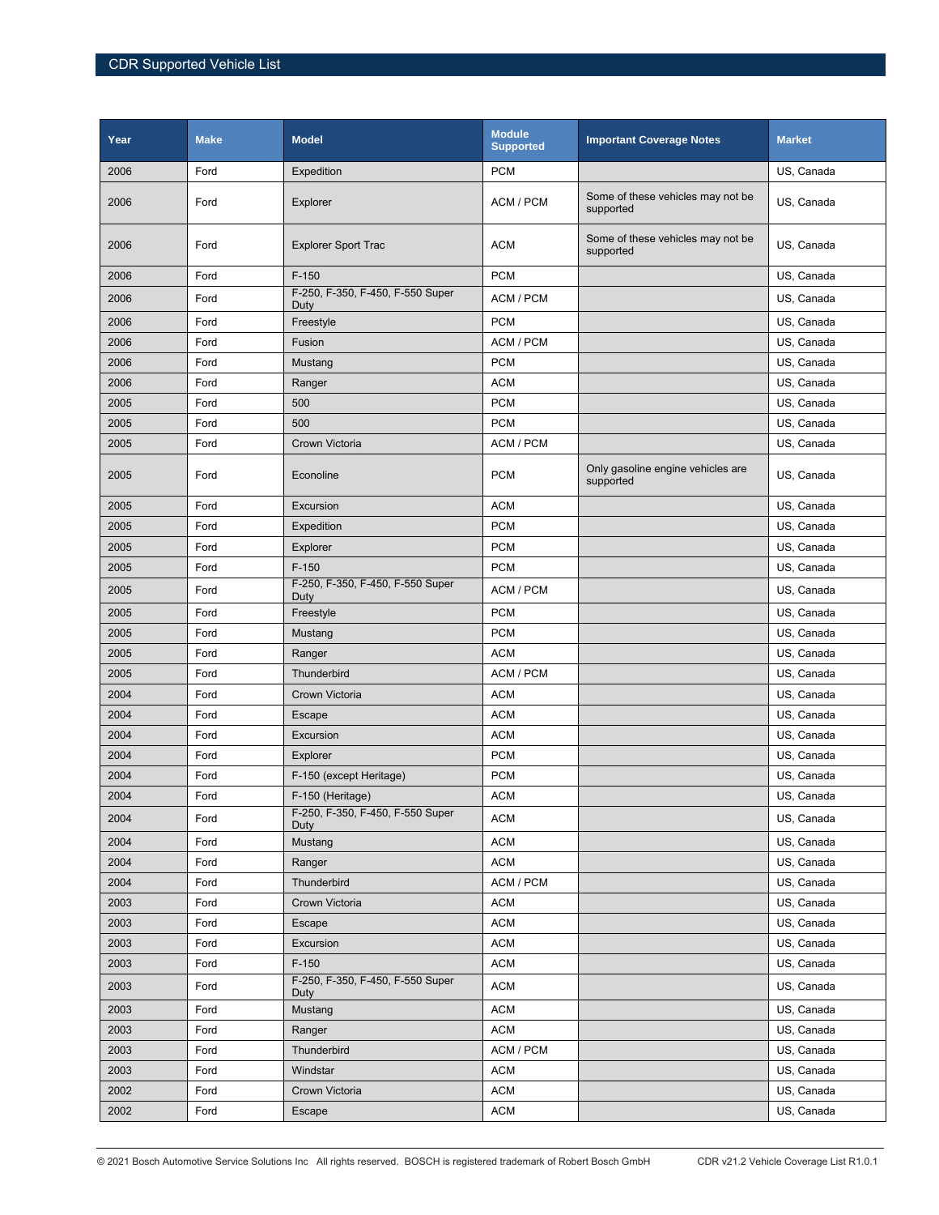| Year | Make | Model | Module Supported | Important Coverage Notes | Market |
|---|---|---|---|---|---|
| 2006 | Ford | Expedition | PCM | | US, Canada |
| 2006 | Ford | Explorer | ACM / PCM | Some of these vehicles may not be supported | US, Canada |
| 2006 | Ford | Explorer Sport Trac | ACM | Some of these vehicles may not be supported | US, Canada |
| 2006 | Ford | F-150 | PCM | | US, Canada |
| 2006 | Ford | F-250, F-350, F-450, F-550 Super Duty | ACM / PCM | | US, Canada |
| 2006 | Ford | Freestyle | PCM | | US, Canada |
| 2006 | Ford | Fusion | ACM / PCM | | US, Canada |
| 2006 | Ford | Mustang | PCM | | US, Canada |
| 2006 | Ford | Ranger | ACM | | US, Canada |
| 2005 | Ford | 500 | PCM | | US, Canada |
| 2005 | Ford | 500 | PCM | | US, Canada |
| 2005 | Ford | Crown Victoria | ACM / PCM | | US, Canada |
| 2005 | Ford | Econoline | PCM | Only gasoline engine vehicles are supported | US, Canada |
| 2005 | Ford | Excursion | ACM | | US, Canada |
| 2005 | Ford | Expedition | PCM | | US, Canada |
| 2005 | Ford | Explorer | PCM | | US, Canada |
| 2005 | Ford | F-150 | PCM | | US, Canada |
| 2005 | Ford | F-250, F-350, F-450, F-550 Super Duty | ACM / PCM | | US, Canada |
| 2005 | Ford | Freestyle | PCM | | US, Canada |
| 2005 | Ford | Mustang | PCM | | US, Canada |
| 2005 | Ford | Ranger | ACM | | US, Canada |
| 2005 | Ford | Thunderbird | ACM / PCM | | US, Canada |
| 2004 | Ford | Crown Victoria | ACM | | US, Canada |
| 2004 | Ford | Escape | ACM | | US, Canada |
| 2004 | Ford | Excursion | ACM | | US, Canada |
| 2004 | Ford | Explorer | PCM | | US, Canada |
| 2004 | Ford | F-150 (except Heritage) | PCM | | US, Canada |
| 2004 | Ford | F-150 (Heritage) | ACM | | US, Canada |
| 2004 | Ford | F-250, F-350, F-450, F-550 Super Duty | ACM | | US, Canada |
| 2004 | Ford | Mustang | ACM | | US, Canada |
| 2004 | Ford | Ranger | ACM | | US, Canada |
| 2004 | Ford | Thunderbird | ACM / PCM | | US, Canada |
| 2003 | Ford | Crown Victoria | ACM | | US, Canada |
| 2003 | Ford | Escape | ACM | | US, Canada |
| 2003 | Ford | Excursion | ACM | | US, Canada |
| 2003 | Ford | F-150 | ACM | | US, Canada |
| 2003 | Ford | F-250, F-350, F-450, F-550 Super Duty | ACM | | US, Canada |
| 2003 | Ford | Mustang | ACM | | US, Canada |
| 2003 | Ford | Ranger | ACM | | US, Canada |
| 2003 | Ford | Thunderbird | ACM / PCM | | US, Canada |
| 2003 | Ford | Windstar | ACM | | US, Canada |
| 2002 | Ford | Crown Victoria | ACM | | US, Canada |
| 2002 | Ford | Escape | ACM | | US, Canada |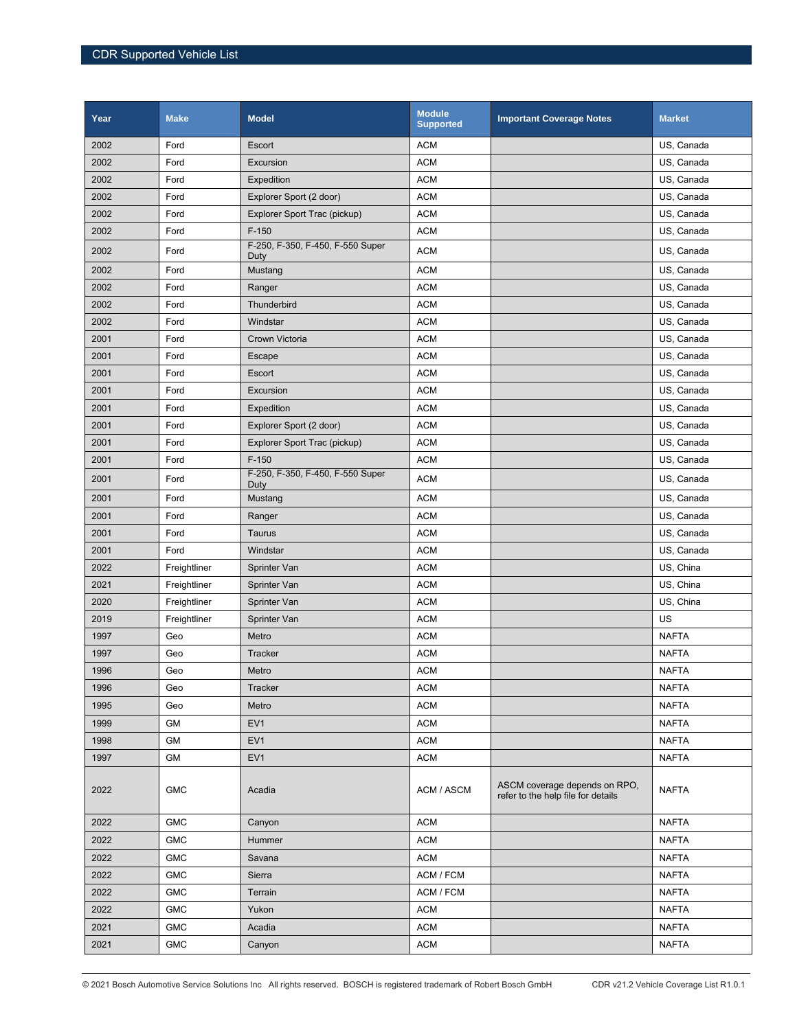| Year | Make | Model | Module Supported | Important Coverage Notes | Market |
|---|---|---|---|---|---|
| 2002 | Ford | Escort | ACM | | US, Canada |
| 2002 | Ford | Excursion | ACM | | US, Canada |
| 2002 | Ford | Expedition | ACM | | US, Canada |
| 2002 | Ford | Explorer Sport (2 door) | ACM | | US, Canada |
| 2002 | Ford | Explorer Sport Trac (pickup) | ACM | | US, Canada |
| 2002 | Ford | F-150 | ACM | | US, Canada |
| 2002 | Ford | F-250, F-350, F-450, F-550 Super Duty | ACM | | US, Canada |
| 2002 | Ford | Mustang | ACM | | US, Canada |
| 2002 | Ford | Ranger | ACM | | US, Canada |
| 2002 | Ford | Thunderbird | ACM | | US, Canada |
| 2002 | Ford | Windstar | ACM | | US, Canada |
| 2001 | Ford | Crown Victoria | ACM | | US, Canada |
| 2001 | Ford | Escape | ACM | | US, Canada |
| 2001 | Ford | Escort | ACM | | US, Canada |
| 2001 | Ford | Excursion | ACM | | US, Canada |
| 2001 | Ford | Expedition | ACM | | US, Canada |
| 2001 | Ford | Explorer Sport (2 door) | ACM | | US, Canada |
| 2001 | Ford | Explorer Sport Trac (pickup) | ACM | | US, Canada |
| 2001 | Ford | F-150 | ACM | | US, Canada |
| 2001 | Ford | F-250, F-350, F-450, F-550 Super Duty | ACM | | US, Canada |
| 2001 | Ford | Mustang | ACM | | US, Canada |
| 2001 | Ford | Ranger | ACM | | US, Canada |
| 2001 | Ford | Taurus | ACM | | US, Canada |
| 2001 | Ford | Windstar | ACM | | US, Canada |
| 2022 | Freightliner | Sprinter Van | ACM | | US, China |
| 2021 | Freightliner | Sprinter Van | ACM | | US, China |
| 2020 | Freightliner | Sprinter Van | ACM | | US, China |
| 2019 | Freightliner | Sprinter Van | ACM | | US |
| 1997 | Geo | Metro | ACM | | NAFTA |
| 1997 | Geo | Tracker | ACM | | NAFTA |
| 1996 | Geo | Metro | ACM | | NAFTA |
| 1996 | Geo | Tracker | ACM | | NAFTA |
| 1995 | Geo | Metro | ACM | | NAFTA |
| 1999 | GM | EV1 | ACM | | NAFTA |
| 1998 | GM | EV1 | ACM | | NAFTA |
| 1997 | GM | EV1 | ACM | | NAFTA |
| 2022 | GMC | Acadia | ACM / ASCM | ASCM coverage depends on RPO, refer to the help file for details | NAFTA |
| 2022 | GMC | Canyon | ACM | | NAFTA |
| 2022 | GMC | Hummer | ACM | | NAFTA |
| 2022 | GMC | Savana | ACM | | NAFTA |
| 2022 | GMC | Sierra | ACM / FCM | | NAFTA |
| 2022 | GMC | Terrain | ACM / FCM | | NAFTA |
| 2022 | GMC | Yukon | ACM | | NAFTA |
| 2021 | GMC | Acadia | ACM | | NAFTA |
| 2021 | GMC | Canyon | ACM | | NAFTA |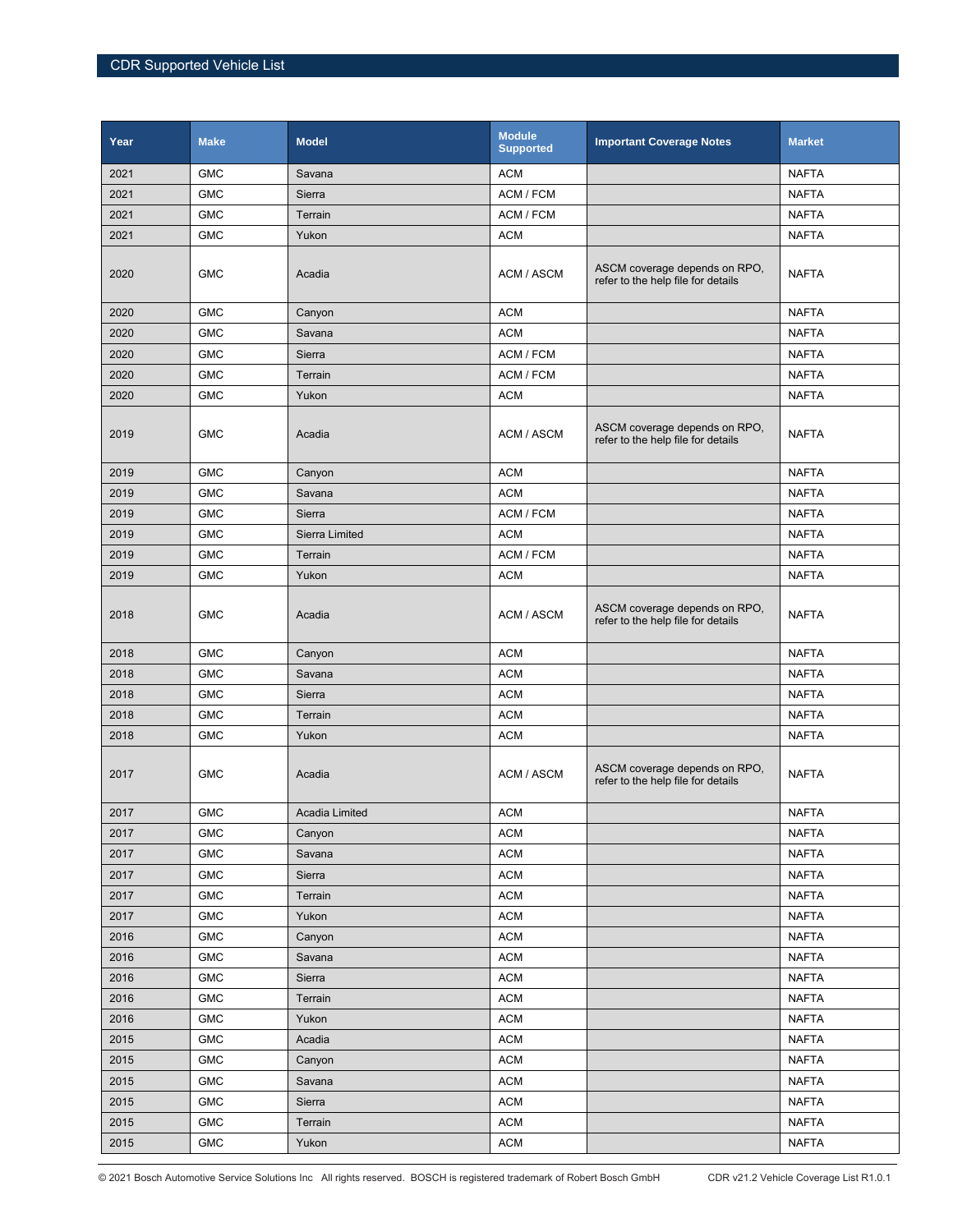| Year | Make | Model | Module Supported | Important Coverage Notes | Market |
|---|---|---|---|---|---|
| 2021 | GMC | Savana | ACM | | NAFTA |
| 2021 | GMC | Sierra | ACM / FCM | | NAFTA |
| 2021 | GMC | Terrain | ACM / FCM | | NAFTA |
| 2021 | GMC | Yukon | ACM | | NAFTA |
| 2020 | GMC | Acadia | ACM / ASCM | ASCM coverage depends on RPO, refer to the help file for details | NAFTA |
| 2020 | GMC | Canyon | ACM | | NAFTA |
| 2020 | GMC | Savana | ACM | | NAFTA |
| 2020 | GMC | Sierra | ACM / FCM | | NAFTA |
| 2020 | GMC | Terrain | ACM / FCM | | NAFTA |
| 2020 | GMC | Yukon | ACM | | NAFTA |
| 2019 | GMC | Acadia | ACM / ASCM | ASCM coverage depends on RPO, refer to the help file for details | NAFTA |
| 2019 | GMC | Canyon | ACM | | NAFTA |
| 2019 | GMC | Savana | ACM | | NAFTA |
| 2019 | GMC | Sierra | ACM / FCM | | NAFTA |
| 2019 | GMC | Sierra Limited | ACM | | NAFTA |
| 2019 | GMC | Terrain | ACM / FCM | | NAFTA |
| 2019 | GMC | Yukon | ACM | | NAFTA |
| 2018 | GMC | Acadia | ACM / ASCM | ASCM coverage depends on RPO, refer to the help file for details | NAFTA |
| 2018 | GMC | Canyon | ACM | | NAFTA |
| 2018 | GMC | Savana | ACM | | NAFTA |
| 2018 | GMC | Sierra | ACM | | NAFTA |
| 2018 | GMC | Terrain | ACM | | NAFTA |
| 2018 | GMC | Yukon | ACM | | NAFTA |
| 2017 | GMC | Acadia | ACM / ASCM | ASCM coverage depends on RPO, refer to the help file for details | NAFTA |
| 2017 | GMC | Acadia Limited | ACM | | NAFTA |
| 2017 | GMC | Canyon | ACM | | NAFTA |
| 2017 | GMC | Savana | ACM | | NAFTA |
| 2017 | GMC | Sierra | ACM | | NAFTA |
| 2017 | GMC | Terrain | ACM | | NAFTA |
| 2017 | GMC | Yukon | ACM | | NAFTA |
| 2016 | GMC | Canyon | ACM | | NAFTA |
| 2016 | GMC | Savana | ACM | | NAFTA |
| 2016 | GMC | Sierra | ACM | | NAFTA |
| 2016 | GMC | Terrain | ACM | | NAFTA |
| 2016 | GMC | Yukon | ACM | | NAFTA |
| 2015 | GMC | Acadia | ACM | | NAFTA |
| 2015 | GMC | Canyon | ACM | | NAFTA |
| 2015 | GMC | Savana | ACM | | NAFTA |
| 2015 | GMC | Sierra | ACM | | NAFTA |
| 2015 | GMC | Terrain | ACM | | NAFTA |
| 2015 | GMC | Yukon | ACM | | NAFTA |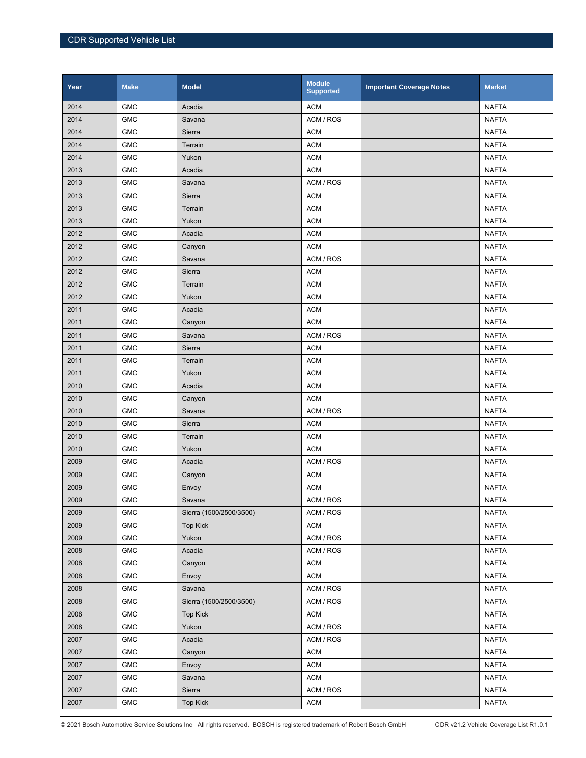| Year | Make | Model | Module Supported | Important Coverage Notes | Market |
|---|---|---|---|---|---|
| 2014 | GMC | Acadia | ACM | | NAFTA |
| 2014 | GMC | Savana | ACM / ROS | | NAFTA |
| 2014 | GMC | Sierra | ACM | | NAFTA |
| 2014 | GMC | Terrain | ACM | | NAFTA |
| 2014 | GMC | Yukon | ACM | | NAFTA |
| 2013 | GMC | Acadia | ACM | | NAFTA |
| 2013 | GMC | Savana | ACM / ROS | | NAFTA |
| 2013 | GMC | Sierra | ACM | | NAFTA |
| 2013 | GMC | Terrain | ACM | | NAFTA |
| 2013 | GMC | Yukon | ACM | | NAFTA |
| 2012 | GMC | Acadia | ACM | | NAFTA |
| 2012 | GMC | Canyon | ACM | | NAFTA |
| 2012 | GMC | Savana | ACM / ROS | | NAFTA |
| 2012 | GMC | Sierra | ACM | | NAFTA |
| 2012 | GMC | Terrain | ACM | | NAFTA |
| 2012 | GMC | Yukon | ACM | | NAFTA |
| 2011 | GMC | Acadia | ACM | | NAFTA |
| 2011 | GMC | Canyon | ACM | | NAFTA |
| 2011 | GMC | Savana | ACM / ROS | | NAFTA |
| 2011 | GMC | Sierra | ACM | | NAFTA |
| 2011 | GMC | Terrain | ACM | | NAFTA |
| 2011 | GMC | Yukon | ACM | | NAFTA |
| 2010 | GMC | Acadia | ACM | | NAFTA |
| 2010 | GMC | Canyon | ACM | | NAFTA |
| 2010 | GMC | Savana | ACM / ROS | | NAFTA |
| 2010 | GMC | Sierra | ACM | | NAFTA |
| 2010 | GMC | Terrain | ACM | | NAFTA |
| 2010 | GMC | Yukon | ACM | | NAFTA |
| 2009 | GMC | Acadia | ACM / ROS | | NAFTA |
| 2009 | GMC | Canyon | ACM | | NAFTA |
| 2009 | GMC | Envoy | ACM | | NAFTA |
| 2009 | GMC | Savana | ACM / ROS | | NAFTA |
| 2009 | GMC | Sierra (1500/2500/3500) | ACM / ROS | | NAFTA |
| 2009 | GMC | Top Kick | ACM | | NAFTA |
| 2009 | GMC | Yukon | ACM / ROS | | NAFTA |
| 2008 | GMC | Acadia | ACM / ROS | | NAFTA |
| 2008 | GMC | Canyon | ACM | | NAFTA |
| 2008 | GMC | Envoy | ACM | | NAFTA |
| 2008 | GMC | Savana | ACM / ROS | | NAFTA |
| 2008 | GMC | Sierra (1500/2500/3500) | ACM / ROS | | NAFTA |
| 2008 | GMC | Top Kick | ACM | | NAFTA |
| 2008 | GMC | Yukon | ACM / ROS | | NAFTA |
| 2007 | GMC | Acadia | ACM / ROS | | NAFTA |
| 2007 | GMC | Canyon | ACM | | NAFTA |
| 2007 | GMC | Envoy | ACM | | NAFTA |
| 2007 | GMC | Savana | ACM | | NAFTA |
| 2007 | GMC | Sierra | ACM / ROS | | NAFTA |
| 2007 | GMC | Top Kick | ACM | | NAFTA |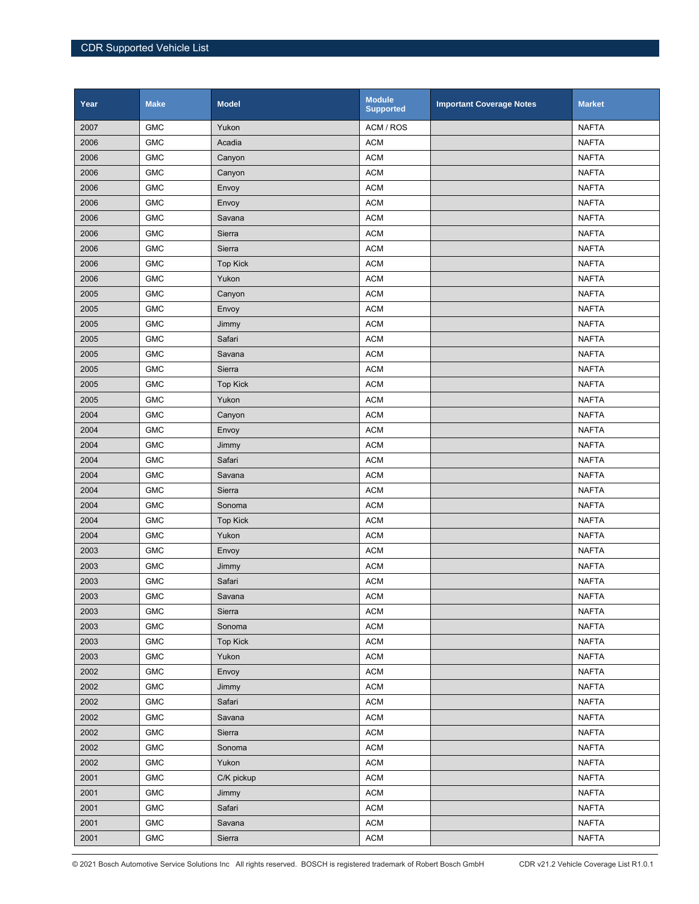| Year | Make | Model | Module Supported | Important Coverage Notes | Market |
|---|---|---|---|---|---|
| 2007 | GMC | Yukon | ACM / ROS | | NAFTA |
| 2006 | GMC | Acadia | ACM | | NAFTA |
| 2006 | GMC | Canyon | ACM | | NAFTA |
| 2006 | GMC | Canyon | ACM | | NAFTA |
| 2006 | GMC | Envoy | ACM | | NAFTA |
| 2006 | GMC | Envoy | ACM | | NAFTA |
| 2006 | GMC | Savana | ACM | | NAFTA |
| 2006 | GMC | Sierra | ACM | | NAFTA |
| 2006 | GMC | Sierra | ACM | | NAFTA |
| 2006 | GMC | Top Kick | ACM | | NAFTA |
| 2006 | GMC | Yukon | ACM | | NAFTA |
| 2005 | GMC | Canyon | ACM | | NAFTA |
| 2005 | GMC | Envoy | ACM | | NAFTA |
| 2005 | GMC | Jimmy | ACM | | NAFTA |
| 2005 | GMC | Safari | ACM | | NAFTA |
| 2005 | GMC | Savana | ACM | | NAFTA |
| 2005 | GMC | Sierra | ACM | | NAFTA |
| 2005 | GMC | Top Kick | ACM | | NAFTA |
| 2005 | GMC | Yukon | ACM | | NAFTA |
| 2004 | GMC | Canyon | ACM | | NAFTA |
| 2004 | GMC | Envoy | ACM | | NAFTA |
| 2004 | GMC | Jimmy | ACM | | NAFTA |
| 2004 | GMC | Safari | ACM | | NAFTA |
| 2004 | GMC | Savana | ACM | | NAFTA |
| 2004 | GMC | Sierra | ACM | | NAFTA |
| 2004 | GMC | Sonoma | ACM | | NAFTA |
| 2004 | GMC | Top Kick | ACM | | NAFTA |
| 2004 | GMC | Yukon | ACM | | NAFTA |
| 2003 | GMC | Envoy | ACM | | NAFTA |
| 2003 | GMC | Jimmy | ACM | | NAFTA |
| 2003 | GMC | Safari | ACM | | NAFTA |
| 2003 | GMC | Savana | ACM | | NAFTA |
| 2003 | GMC | Sierra | ACM | | NAFTA |
| 2003 | GMC | Sonoma | ACM | | NAFTA |
| 2003 | GMC | Top Kick | ACM | | NAFTA |
| 2003 | GMC | Yukon | ACM | | NAFTA |
| 2002 | GMC | Envoy | ACM | | NAFTA |
| 2002 | GMC | Jimmy | ACM | | NAFTA |
| 2002 | GMC | Safari | ACM | | NAFTA |
| 2002 | GMC | Savana | ACM | | NAFTA |
| 2002 | GMC | Sierra | ACM | | NAFTA |
| 2002 | GMC | Sonoma | ACM | | NAFTA |
| 2002 | GMC | Yukon | ACM | | NAFTA |
| 2001 | GMC | C/K pickup | ACM | | NAFTA |
| 2001 | GMC | Jimmy | ACM | | NAFTA |
| 2001 | GMC | Safari | ACM | | NAFTA |
| 2001 | GMC | Savana | ACM | | NAFTA |
| 2001 | GMC | Sierra | ACM | | NAFTA |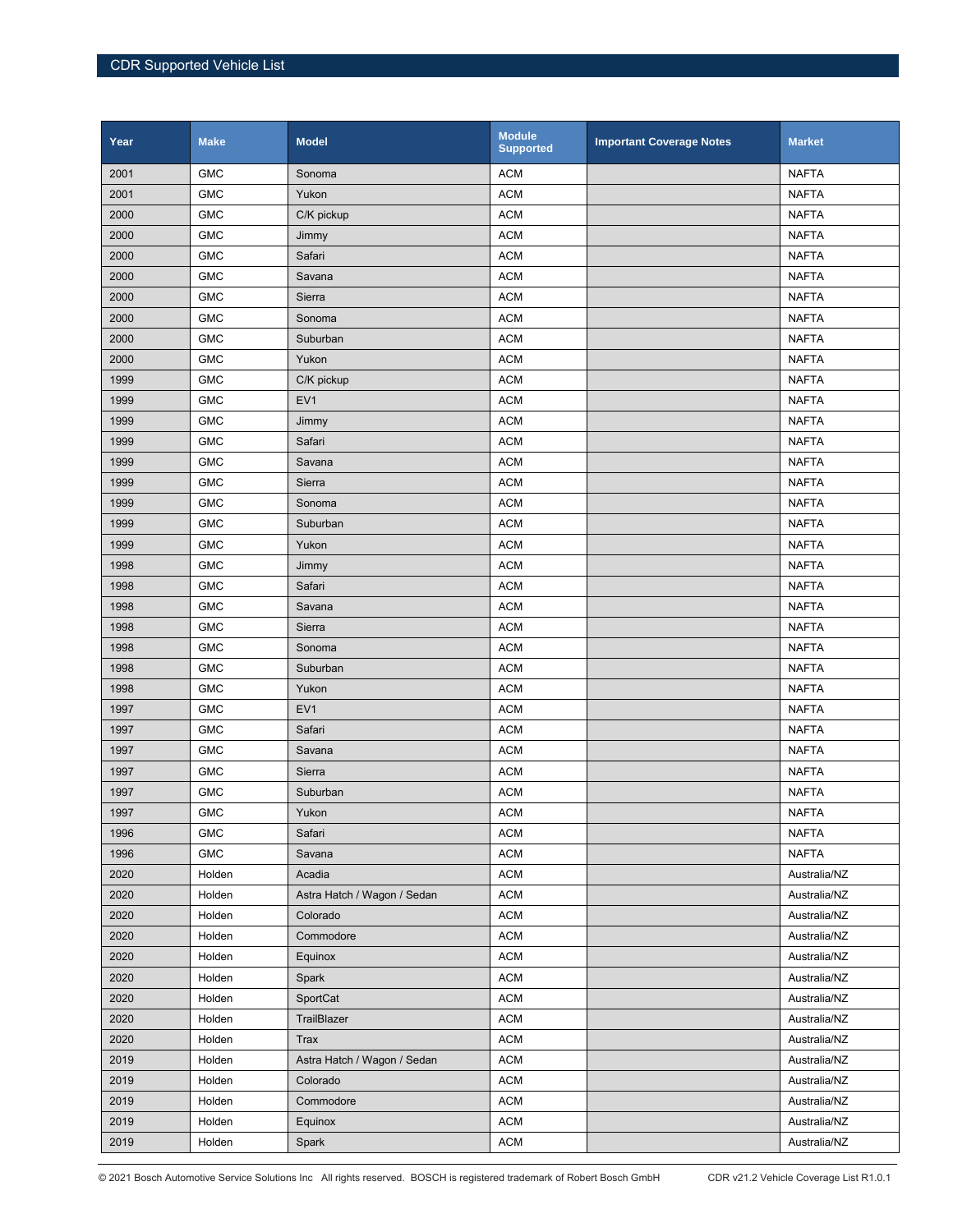| Year | Make | Model | Module Supported | Important Coverage Notes | Market |
|---|---|---|---|---|---|
| 2001 | GMC | Sonoma | ACM | | NAFTA |
| 2001 | GMC | Yukon | ACM | | NAFTA |
| 2000 | GMC | C/K pickup | ACM | | NAFTA |
| 2000 | GMC | Jimmy | ACM | | NAFTA |
| 2000 | GMC | Safari | ACM | | NAFTA |
| 2000 | GMC | Savana | ACM | | NAFTA |
| 2000 | GMC | Sierra | ACM | | NAFTA |
| 2000 | GMC | Sonoma | ACM | | NAFTA |
| 2000 | GMC | Suburban | ACM | | NAFTA |
| 2000 | GMC | Yukon | ACM | | NAFTA |
| 1999 | GMC | C/K pickup | ACM | | NAFTA |
| 1999 | GMC | EV1 | ACM | | NAFTA |
| 1999 | GMC | Jimmy | ACM | | NAFTA |
| 1999 | GMC | Safari | ACM | | NAFTA |
| 1999 | GMC | Savana | ACM | | NAFTA |
| 1999 | GMC | Sierra | ACM | | NAFTA |
| 1999 | GMC | Sonoma | ACM | | NAFTA |
| 1999 | GMC | Suburban | ACM | | NAFTA |
| 1999 | GMC | Yukon | ACM | | NAFTA |
| 1998 | GMC | Jimmy | ACM | | NAFTA |
| 1998 | GMC | Safari | ACM | | NAFTA |
| 1998 | GMC | Savana | ACM | | NAFTA |
| 1998 | GMC | Sierra | ACM | | NAFTA |
| 1998 | GMC | Sonoma | ACM | | NAFTA |
| 1998 | GMC | Suburban | ACM | | NAFTA |
| 1998 | GMC | Yukon | ACM | | NAFTA |
| 1997 | GMC | EV1 | ACM | | NAFTA |
| 1997 | GMC | Safari | ACM | | NAFTA |
| 1997 | GMC | Savana | ACM | | NAFTA |
| 1997 | GMC | Sierra | ACM | | NAFTA |
| 1997 | GMC | Suburban | ACM | | NAFTA |
| 1997 | GMC | Yukon | ACM | | NAFTA |
| 1996 | GMC | Safari | ACM | | NAFTA |
| 1996 | GMC | Savana | ACM | | NAFTA |
| 2020 | Holden | Acadia | ACM | | Australia/NZ |
| 2020 | Holden | Astra Hatch / Wagon / Sedan | ACM | | Australia/NZ |
| 2020 | Holden | Colorado | ACM | | Australia/NZ |
| 2020 | Holden | Commodore | ACM | | Australia/NZ |
| 2020 | Holden | Equinox | ACM | | Australia/NZ |
| 2020 | Holden | Spark | ACM | | Australia/NZ |
| 2020 | Holden | SportCat | ACM | | Australia/NZ |
| 2020 | Holden | TrailBlazer | ACM | | Australia/NZ |
| 2020 | Holden | Trax | ACM | | Australia/NZ |
| 2019 | Holden | Astra Hatch / Wagon / Sedan | ACM | | Australia/NZ |
| 2019 | Holden | Colorado | ACM | | Australia/NZ |
| 2019 | Holden | Commodore | ACM | | Australia/NZ |
| 2019 | Holden | Equinox | ACM | | Australia/NZ |
| 2019 | Holden | Spark | ACM | | Australia/NZ |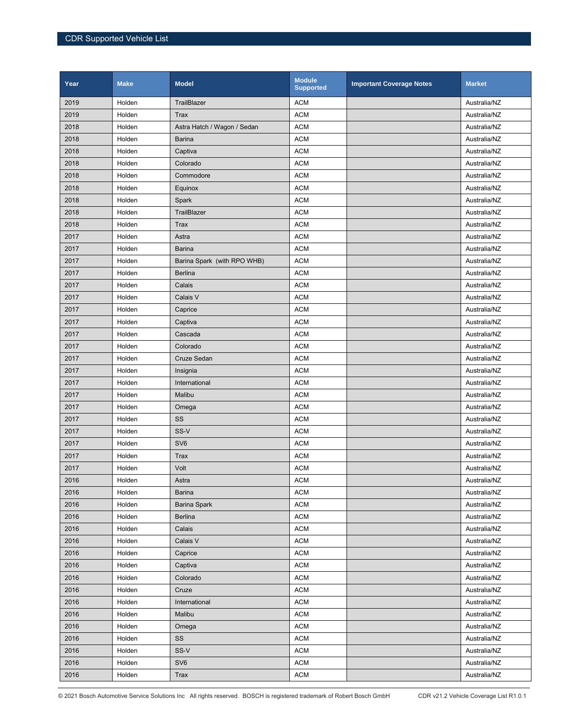| Year | Make | Model | Module Supported | Important Coverage Notes | Market |
|---|---|---|---|---|---|
| 2019 | Holden | TrailBlazer | ACM | | Australia/NZ |
| 2019 | Holden | Trax | ACM | | Australia/NZ |
| 2018 | Holden | Astra Hatch / Wagon / Sedan | ACM | | Australia/NZ |
| 2018 | Holden | Barina | ACM | | Australia/NZ |
| 2018 | Holden | Captiva | ACM | | Australia/NZ |
| 2018 | Holden | Colorado | ACM | | Australia/NZ |
| 2018 | Holden | Commodore | ACM | | Australia/NZ |
| 2018 | Holden | Equinox | ACM | | Australia/NZ |
| 2018 | Holden | Spark | ACM | | Australia/NZ |
| 2018 | Holden | TrailBlazer | ACM | | Australia/NZ |
| 2018 | Holden | Trax | ACM | | Australia/NZ |
| 2017 | Holden | Astra | ACM | | Australia/NZ |
| 2017 | Holden | Barina | ACM | | Australia/NZ |
| 2017 | Holden | Barina Spark (with RPO WHB) | ACM | | Australia/NZ |
| 2017 | Holden | Berlina | ACM | | Australia/NZ |
| 2017 | Holden | Calais | ACM | | Australia/NZ |
| 2017 | Holden | Calais V | ACM | | Australia/NZ |
| 2017 | Holden | Caprice | ACM | | Australia/NZ |
| 2017 | Holden | Captiva | ACM | | Australia/NZ |
| 2017 | Holden | Cascada | ACM | | Australia/NZ |
| 2017 | Holden | Colorado | ACM | | Australia/NZ |
| 2017 | Holden | Cruze Sedan | ACM | | Australia/NZ |
| 2017 | Holden | Insignia | ACM | | Australia/NZ |
| 2017 | Holden | International | ACM | | Australia/NZ |
| 2017 | Holden | Malibu | ACM | | Australia/NZ |
| 2017 | Holden | Omega | ACM | | Australia/NZ |
| 2017 | Holden | SS | ACM | | Australia/NZ |
| 2017 | Holden | SS-V | ACM | | Australia/NZ |
| 2017 | Holden | SV6 | ACM | | Australia/NZ |
| 2017 | Holden | Trax | ACM | | Australia/NZ |
| 2017 | Holden | Volt | ACM | | Australia/NZ |
| 2016 | Holden | Astra | ACM | | Australia/NZ |
| 2016 | Holden | Barina | ACM | | Australia/NZ |
| 2016 | Holden | Barina Spark | ACM | | Australia/NZ |
| 2016 | Holden | Berlina | ACM | | Australia/NZ |
| 2016 | Holden | Calais | ACM | | Australia/NZ |
| 2016 | Holden | Calais V | ACM | | Australia/NZ |
| 2016 | Holden | Caprice | ACM | | Australia/NZ |
| 2016 | Holden | Captiva | ACM | | Australia/NZ |
| 2016 | Holden | Colorado | ACM | | Australia/NZ |
| 2016 | Holden | Cruze | ACM | | Australia/NZ |
| 2016 | Holden | International | ACM | | Australia/NZ |
| 2016 | Holden | Malibu | ACM | | Australia/NZ |
| 2016 | Holden | Omega | ACM | | Australia/NZ |
| 2016 | Holden | SS | ACM | | Australia/NZ |
| 2016 | Holden | SS-V | ACM | | Australia/NZ |
| 2016 | Holden | SV6 | ACM | | Australia/NZ |
| 2016 | Holden | Trax | ACM | | Australia/NZ |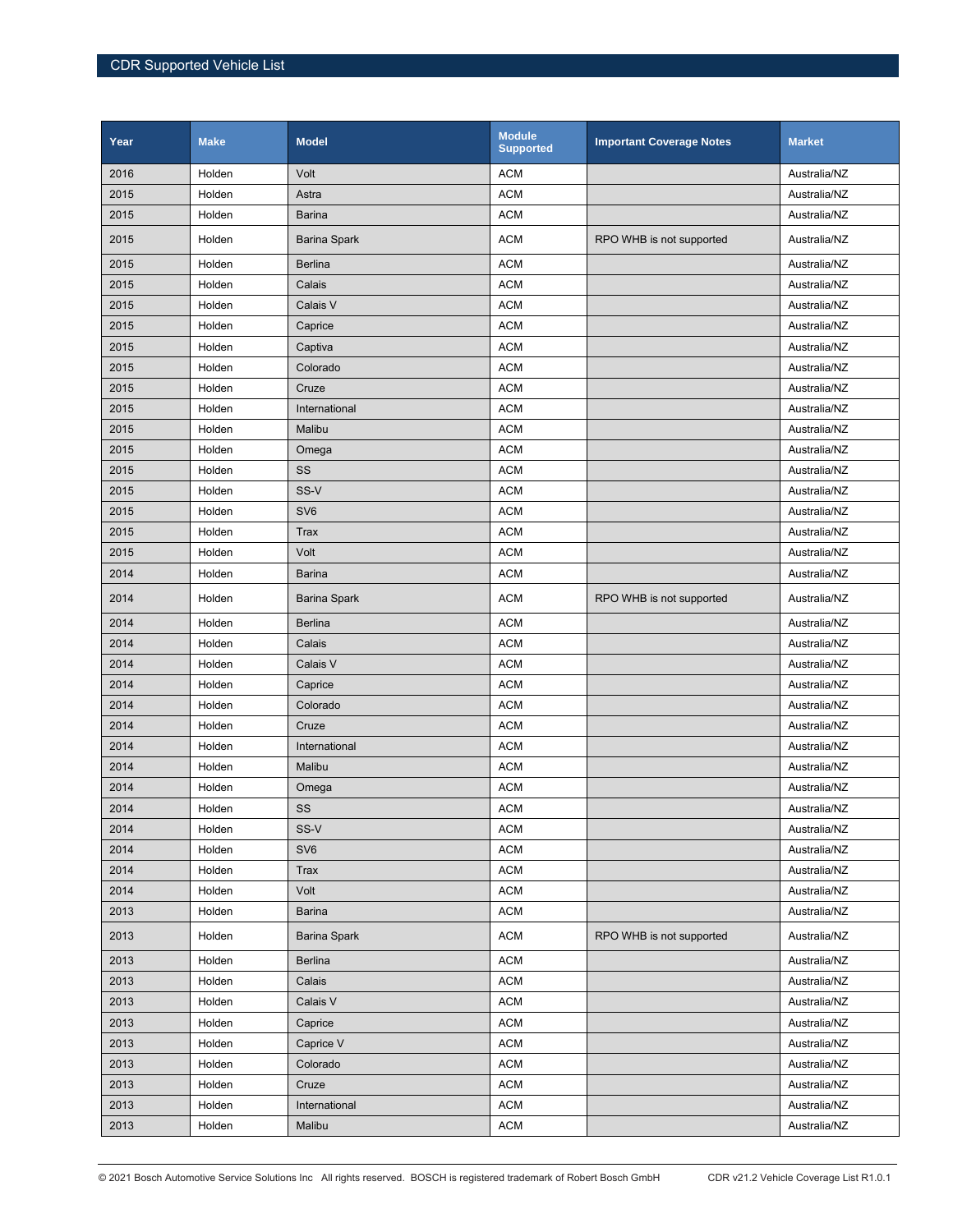| Year | Make | Model | Module Supported | Important Coverage Notes | Market |
|---|---|---|---|---|---|
| 2016 | Holden | Volt | ACM | | Australia/NZ |
| 2015 | Holden | Astra | ACM | | Australia/NZ |
| 2015 | Holden | Barina | ACM | | Australia/NZ |
| 2015 | Holden | Barina Spark | ACM | RPO WHB is not supported | Australia/NZ |
| 2015 | Holden | Berlina | ACM | | Australia/NZ |
| 2015 | Holden | Calais | ACM | | Australia/NZ |
| 2015 | Holden | Calais V | ACM | | Australia/NZ |
| 2015 | Holden | Caprice | ACM | | Australia/NZ |
| 2015 | Holden | Captiva | ACM | | Australia/NZ |
| 2015 | Holden | Colorado | ACM | | Australia/NZ |
| 2015 | Holden | Cruze | ACM | | Australia/NZ |
| 2015 | Holden | International | ACM | | Australia/NZ |
| 2015 | Holden | Malibu | ACM | | Australia/NZ |
| 2015 | Holden | Omega | ACM | | Australia/NZ |
| 2015 | Holden | SS | ACM | | Australia/NZ |
| 2015 | Holden | SS-V | ACM | | Australia/NZ |
| 2015 | Holden | SV6 | ACM | | Australia/NZ |
| 2015 | Holden | Trax | ACM | | Australia/NZ |
| 2015 | Holden | Volt | ACM | | Australia/NZ |
| 2014 | Holden | Barina | ACM | | Australia/NZ |
| 2014 | Holden | Barina Spark | ACM | RPO WHB is not supported | Australia/NZ |
| 2014 | Holden | Berlina | ACM | | Australia/NZ |
| 2014 | Holden | Calais | ACM | | Australia/NZ |
| 2014 | Holden | Calais V | ACM | | Australia/NZ |
| 2014 | Holden | Caprice | ACM | | Australia/NZ |
| 2014 | Holden | Colorado | ACM | | Australia/NZ |
| 2014 | Holden | Cruze | ACM | | Australia/NZ |
| 2014 | Holden | International | ACM | | Australia/NZ |
| 2014 | Holden | Malibu | ACM | | Australia/NZ |
| 2014 | Holden | Omega | ACM | | Australia/NZ |
| 2014 | Holden | SS | ACM | | Australia/NZ |
| 2014 | Holden | SS-V | ACM | | Australia/NZ |
| 2014 | Holden | SV6 | ACM | | Australia/NZ |
| 2014 | Holden | Trax | ACM | | Australia/NZ |
| 2014 | Holden | Volt | ACM | | Australia/NZ |
| 2013 | Holden | Barina | ACM | | Australia/NZ |
| 2013 | Holden | Barina Spark | ACM | RPO WHB is not supported | Australia/NZ |
| 2013 | Holden | Berlina | ACM | | Australia/NZ |
| 2013 | Holden | Calais | ACM | | Australia/NZ |
| 2013 | Holden | Calais V | ACM | | Australia/NZ |
| 2013 | Holden | Caprice | ACM | | Australia/NZ |
| 2013 | Holden | Caprice V | ACM | | Australia/NZ |
| 2013 | Holden | Colorado | ACM | | Australia/NZ |
| 2013 | Holden | Cruze | ACM | | Australia/NZ |
| 2013 | Holden | International | ACM | | Australia/NZ |
| 2013 | Holden | Malibu | ACM | | Australia/NZ |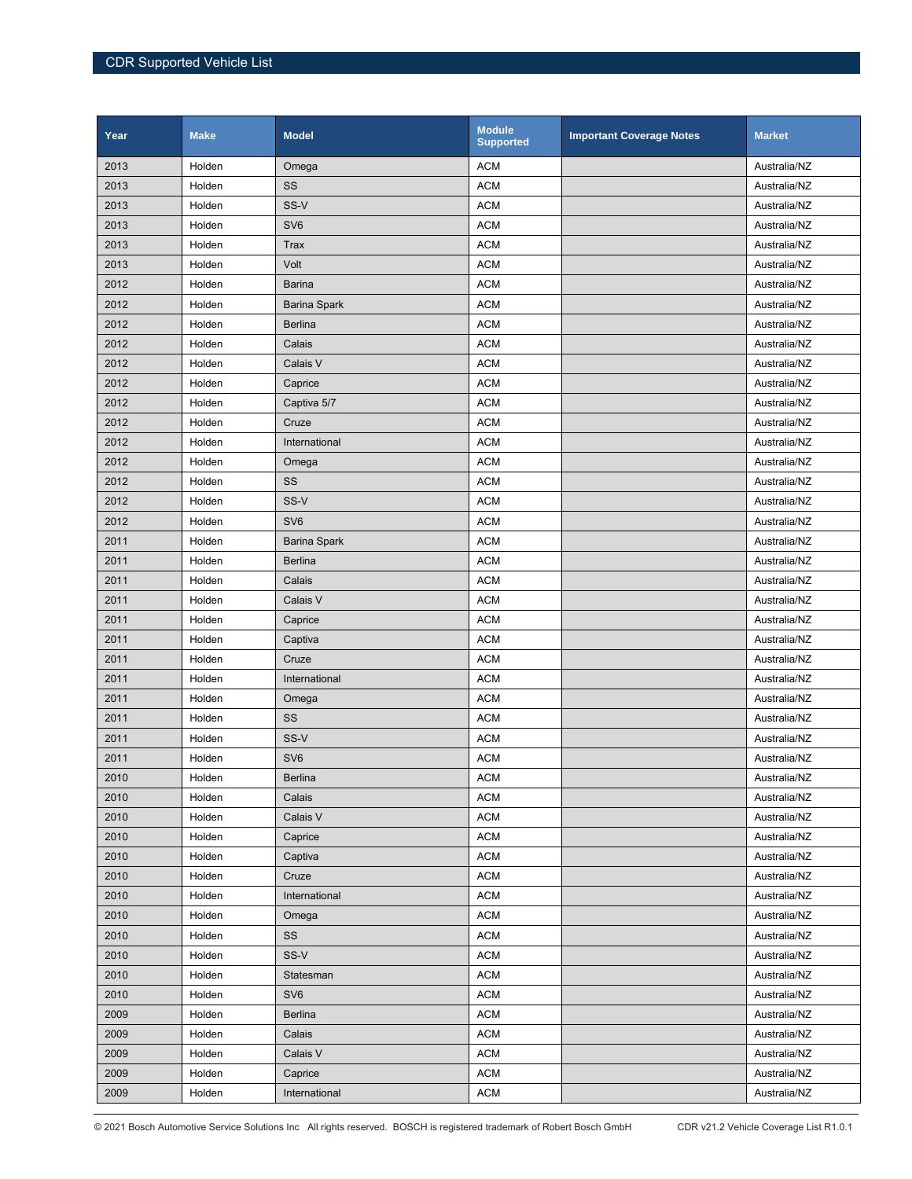| Year | Make | Model | Module Supported | Important Coverage Notes | Market |
|---|---|---|---|---|---|
| 2013 | Holden | Omega | ACM | | Australia/NZ |
| 2013 | Holden | SS | ACM | | Australia/NZ |
| 2013 | Holden | SS-V | ACM | | Australia/NZ |
| 2013 | Holden | SV6 | ACM | | Australia/NZ |
| 2013 | Holden | Trax | ACM | | Australia/NZ |
| 2013 | Holden | Volt | ACM | | Australia/NZ |
| 2012 | Holden | Barina | ACM | | Australia/NZ |
| 2012 | Holden | Barina Spark | ACM | | Australia/NZ |
| 2012 | Holden | Berlina | ACM | | Australia/NZ |
| 2012 | Holden | Calais | ACM | | Australia/NZ |
| 2012 | Holden | Calais V | ACM | | Australia/NZ |
| 2012 | Holden | Caprice | ACM | | Australia/NZ |
| 2012 | Holden | Captiva 5/7 | ACM | | Australia/NZ |
| 2012 | Holden | Cruze | ACM | | Australia/NZ |
| 2012 | Holden | International | ACM | | Australia/NZ |
| 2012 | Holden | Omega | ACM | | Australia/NZ |
| 2012 | Holden | SS | ACM | | Australia/NZ |
| 2012 | Holden | SS-V | ACM | | Australia/NZ |
| 2012 | Holden | SV6 | ACM | | Australia/NZ |
| 2011 | Holden | Barina Spark | ACM | | Australia/NZ |
| 2011 | Holden | Berlina | ACM | | Australia/NZ |
| 2011 | Holden | Calais | ACM | | Australia/NZ |
| 2011 | Holden | Calais V | ACM | | Australia/NZ |
| 2011 | Holden | Caprice | ACM | | Australia/NZ |
| 2011 | Holden | Captiva | ACM | | Australia/NZ |
| 2011 | Holden | Cruze | ACM | | Australia/NZ |
| 2011 | Holden | International | ACM | | Australia/NZ |
| 2011 | Holden | Omega | ACM | | Australia/NZ |
| 2011 | Holden | SS | ACM | | Australia/NZ |
| 2011 | Holden | SS-V | ACM | | Australia/NZ |
| 2011 | Holden | SV6 | ACM | | Australia/NZ |
| 2010 | Holden | Berlina | ACM | | Australia/NZ |
| 2010 | Holden | Calais | ACM | | Australia/NZ |
| 2010 | Holden | Calais V | ACM | | Australia/NZ |
| 2010 | Holden | Caprice | ACM | | Australia/NZ |
| 2010 | Holden | Captiva | ACM | | Australia/NZ |
| 2010 | Holden | Cruze | ACM | | Australia/NZ |
| 2010 | Holden | International | ACM | | Australia/NZ |
| 2010 | Holden | Omega | ACM | | Australia/NZ |
| 2010 | Holden | SS | ACM | | Australia/NZ |
| 2010 | Holden | SS-V | ACM | | Australia/NZ |
| 2010 | Holden | Statesman | ACM | | Australia/NZ |
| 2010 | Holden | SV6 | ACM | | Australia/NZ |
| 2009 | Holden | Berlina | ACM | | Australia/NZ |
| 2009 | Holden | Calais | ACM | | Australia/NZ |
| 2009 | Holden | Calais V | ACM | | Australia/NZ |
| 2009 | Holden | Caprice | ACM | | Australia/NZ |
| 2009 | Holden | International | ACM | | Australia/NZ |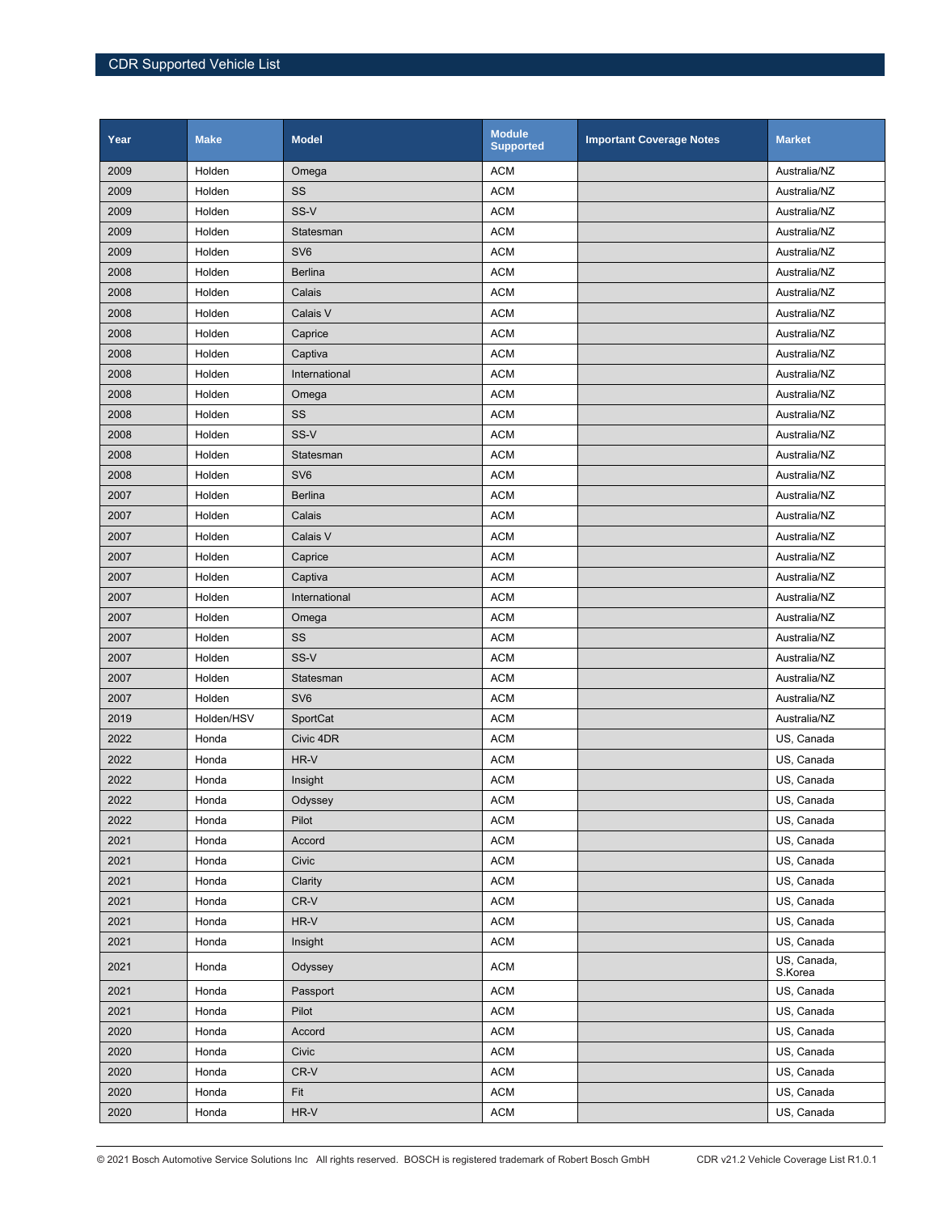| Year | Make | Model | Module Supported | Important Coverage Notes | Market |
|---|---|---|---|---|---|
| 2009 | Holden | Omega | ACM | | Australia/NZ |
| 2009 | Holden | SS | ACM | | Australia/NZ |
| 2009 | Holden | SS-V | ACM | | Australia/NZ |
| 2009 | Holden | Statesman | ACM | | Australia/NZ |
| 2009 | Holden | SV6 | ACM | | Australia/NZ |
| 2008 | Holden | Berlina | ACM | | Australia/NZ |
| 2008 | Holden | Calais | ACM | | Australia/NZ |
| 2008 | Holden | Calais V | ACM | | Australia/NZ |
| 2008 | Holden | Caprice | ACM | | Australia/NZ |
| 2008 | Holden | Captiva | ACM | | Australia/NZ |
| 2008 | Holden | International | ACM | | Australia/NZ |
| 2008 | Holden | Omega | ACM | | Australia/NZ |
| 2008 | Holden | SS | ACM | | Australia/NZ |
| 2008 | Holden | SS-V | ACM | | Australia/NZ |
| 2008 | Holden | Statesman | ACM | | Australia/NZ |
| 2008 | Holden | SV6 | ACM | | Australia/NZ |
| 2007 | Holden | Berlina | ACM | | Australia/NZ |
| 2007 | Holden | Calais | ACM | | Australia/NZ |
| 2007 | Holden | Calais V | ACM | | Australia/NZ |
| 2007 | Holden | Caprice | ACM | | Australia/NZ |
| 2007 | Holden | Captiva | ACM | | Australia/NZ |
| 2007 | Holden | International | ACM | | Australia/NZ |
| 2007 | Holden | Omega | ACM | | Australia/NZ |
| 2007 | Holden | SS | ACM | | Australia/NZ |
| 2007 | Holden | SS-V | ACM | | Australia/NZ |
| 2007 | Holden | Statesman | ACM | | Australia/NZ |
| 2007 | Holden | SV6 | ACM | | Australia/NZ |
| 2019 | Holden/HSV | SportCat | ACM | | Australia/NZ |
| 2022 | Honda | Civic 4DR | ACM | | US, Canada |
| 2022 | Honda | HR-V | ACM | | US, Canada |
| 2022 | Honda | Insight | ACM | | US, Canada |
| 2022 | Honda | Odyssey | ACM | | US, Canada |
| 2022 | Honda | Pilot | ACM | | US, Canada |
| 2021 | Honda | Accord | ACM | | US, Canada |
| 2021 | Honda | Civic | ACM | | US, Canada |
| 2021 | Honda | Clarity | ACM | | US, Canada |
| 2021 | Honda | CR-V | ACM | | US, Canada |
| 2021 | Honda | HR-V | ACM | | US, Canada |
| 2021 | Honda | Insight | ACM | | US, Canada |
| 2021 | Honda | Odyssey | ACM | | US, Canada, S.Korea |
| 2021 | Honda | Passport | ACM | | US, Canada |
| 2021 | Honda | Pilot | ACM | | US, Canada |
| 2020 | Honda | Accord | ACM | | US, Canada |
| 2020 | Honda | Civic | ACM | | US, Canada |
| 2020 | Honda | CR-V | ACM | | US, Canada |
| 2020 | Honda | Fit | ACM | | US, Canada |
| 2020 | Honda | HR-V | ACM | | US, Canada |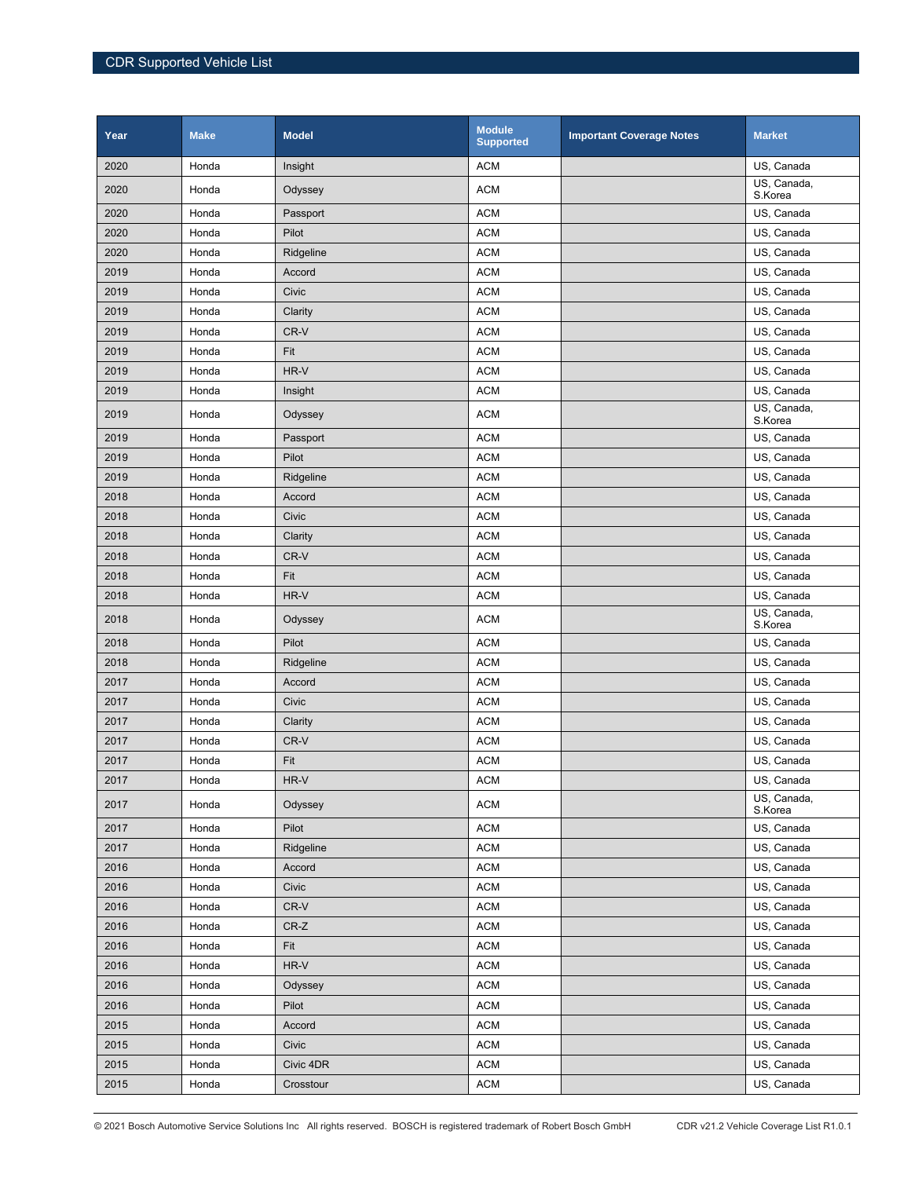| Year | Make | Model | Module Supported | Important Coverage Notes | Market |
|---|---|---|---|---|---|
| 2020 | Honda | Insight | ACM | | US, Canada |
| 2020 | Honda | Odyssey | ACM | | US, Canada, S.Korea |
| 2020 | Honda | Passport | ACM | | US, Canada |
| 2020 | Honda | Pilot | ACM | | US, Canada |
| 2020 | Honda | Ridgeline | ACM | | US, Canada |
| 2019 | Honda | Accord | ACM | | US, Canada |
| 2019 | Honda | Civic | ACM | | US, Canada |
| 2019 | Honda | Clarity | ACM | | US, Canada |
| 2019 | Honda | CR-V | ACM | | US, Canada |
| 2019 | Honda | Fit | ACM | | US, Canada |
| 2019 | Honda | HR-V | ACM | | US, Canada |
| 2019 | Honda | Insight | ACM | | US, Canada |
| 2019 | Honda | Odyssey | ACM | | US, Canada, S.Korea |
| 2019 | Honda | Passport | ACM | | US, Canada |
| 2019 | Honda | Pilot | ACM | | US, Canada |
| 2019 | Honda | Ridgeline | ACM | | US, Canada |
| 2018 | Honda | Accord | ACM | | US, Canada |
| 2018 | Honda | Civic | ACM | | US, Canada |
| 2018 | Honda | Clarity | ACM | | US, Canada |
| 2018 | Honda | CR-V | ACM | | US, Canada |
| 2018 | Honda | Fit | ACM | | US, Canada |
| 2018 | Honda | HR-V | ACM | | US, Canada |
| 2018 | Honda | Odyssey | ACM | | US, Canada, S.Korea |
| 2018 | Honda | Pilot | ACM | | US, Canada |
| 2018 | Honda | Ridgeline | ACM | | US, Canada |
| 2017 | Honda | Accord | ACM | | US, Canada |
| 2017 | Honda | Civic | ACM | | US, Canada |
| 2017 | Honda | Clarity | ACM | | US, Canada |
| 2017 | Honda | CR-V | ACM | | US, Canada |
| 2017 | Honda | Fit | ACM | | US, Canada |
| 2017 | Honda | HR-V | ACM | | US, Canada |
| 2017 | Honda | Odyssey | ACM | | US, Canada, S.Korea |
| 2017 | Honda | Pilot | ACM | | US, Canada |
| 2017 | Honda | Ridgeline | ACM | | US, Canada |
| 2016 | Honda | Accord | ACM | | US, Canada |
| 2016 | Honda | Civic | ACM | | US, Canada |
| 2016 | Honda | CR-V | ACM | | US, Canada |
| 2016 | Honda | CR-Z | ACM | | US, Canada |
| 2016 | Honda | Fit | ACM | | US, Canada |
| 2016 | Honda | HR-V | ACM | | US, Canada |
| 2016 | Honda | Odyssey | ACM | | US, Canada |
| 2016 | Honda | Pilot | ACM | | US, Canada |
| 2015 | Honda | Accord | ACM | | US, Canada |
| 2015 | Honda | Civic | ACM | | US, Canada |
| 2015 | Honda | Civic 4DR | ACM | | US, Canada |
| 2015 | Honda | Crosstour | ACM | | US, Canada |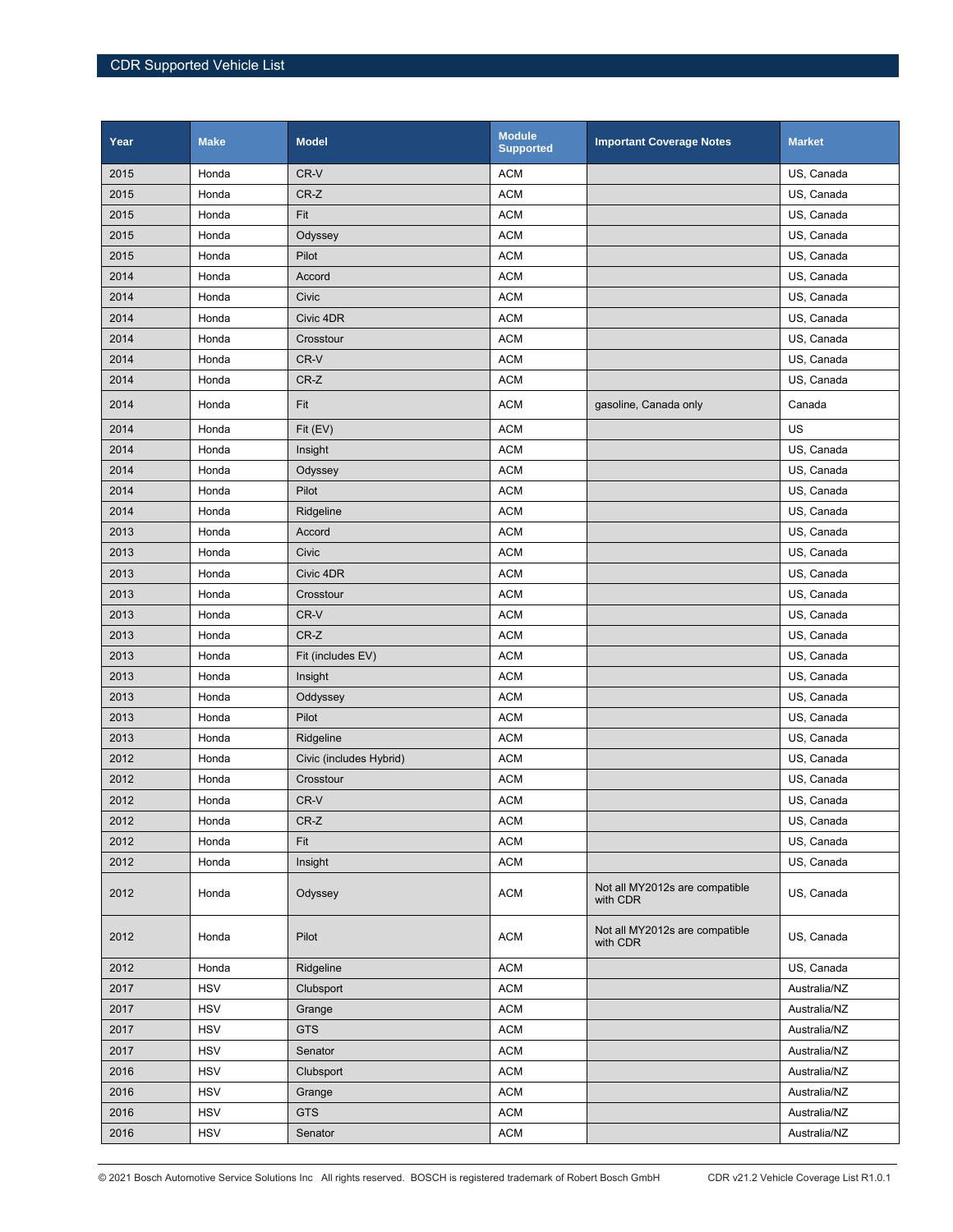| Year | Make | Model | Module Supported | Important Coverage Notes | Market |
|---|---|---|---|---|---|
| 2015 | Honda | CR-V | ACM | | US, Canada |
| 2015 | Honda | CR-Z | ACM | | US, Canada |
| 2015 | Honda | Fit | ACM | | US, Canada |
| 2015 | Honda | Odyssey | ACM | | US, Canada |
| 2015 | Honda | Pilot | ACM | | US, Canada |
| 2014 | Honda | Accord | ACM | | US, Canada |
| 2014 | Honda | Civic | ACM | | US, Canada |
| 2014 | Honda | Civic 4DR | ACM | | US, Canada |
| 2014 | Honda | Crosstour | ACM | | US, Canada |
| 2014 | Honda | CR-V | ACM | | US, Canada |
| 2014 | Honda | CR-Z | ACM | | US, Canada |
| 2014 | Honda | Fit | ACM | gasoline, Canada only | Canada |
| 2014 | Honda | Fit (EV) | ACM | | US |
| 2014 | Honda | Insight | ACM | | US, Canada |
| 2014 | Honda | Odyssey | ACM | | US, Canada |
| 2014 | Honda | Pilot | ACM | | US, Canada |
| 2014 | Honda | Ridgeline | ACM | | US, Canada |
| 2013 | Honda | Accord | ACM | | US, Canada |
| 2013 | Honda | Civic | ACM | | US, Canada |
| 2013 | Honda | Civic 4DR | ACM | | US, Canada |
| 2013 | Honda | Crosstour | ACM | | US, Canada |
| 2013 | Honda | CR-V | ACM | | US, Canada |
| 2013 | Honda | CR-Z | ACM | | US, Canada |
| 2013 | Honda | Fit (includes EV) | ACM | | US, Canada |
| 2013 | Honda | Insight | ACM | | US, Canada |
| 2013 | Honda | Oddyssey | ACM | | US, Canada |
| 2013 | Honda | Pilot | ACM | | US, Canada |
| 2013 | Honda | Ridgeline | ACM | | US, Canada |
| 2012 | Honda | Civic (includes Hybrid) | ACM | | US, Canada |
| 2012 | Honda | Crosstour | ACM | | US, Canada |
| 2012 | Honda | CR-V | ACM | | US, Canada |
| 2012 | Honda | CR-Z | ACM | | US, Canada |
| 2012 | Honda | Fit | ACM | | US, Canada |
| 2012 | Honda | Insight | ACM | | US, Canada |
| 2012 | Honda | Odyssey | ACM | Not all MY2012s are compatible with CDR | US, Canada |
| 2012 | Honda | Pilot | ACM | Not all MY2012s are compatible with CDR | US, Canada |
| 2012 | Honda | Ridgeline | ACM | | US, Canada |
| 2017 | HSV | Clubsport | ACM | | Australia/NZ |
| 2017 | HSV | Grange | ACM | | Australia/NZ |
| 2017 | HSV | GTS | ACM | | Australia/NZ |
| 2017 | HSV | Senator | ACM | | Australia/NZ |
| 2016 | HSV | Clubsport | ACM | | Australia/NZ |
| 2016 | HSV | Grange | ACM | | Australia/NZ |
| 2016 | HSV | GTS | ACM | | Australia/NZ |
| 2016 | HSV | Senator | ACM | | Australia/NZ |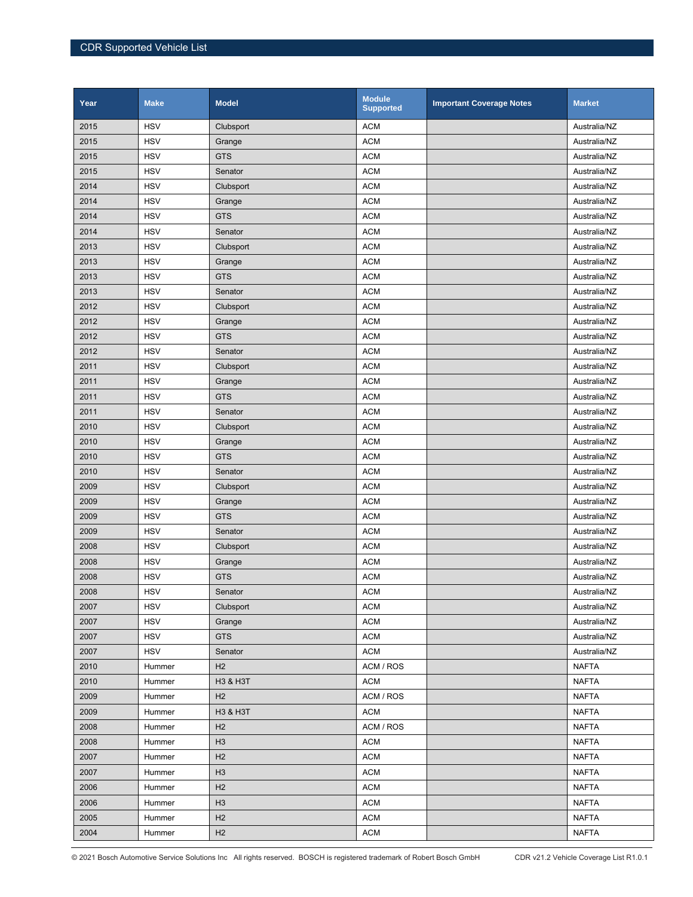| Year | Make | Model | Module Supported | Important Coverage Notes | Market |
|---|---|---|---|---|---|
| 2015 | HSV | Clubsport | ACM | | Australia/NZ |
| 2015 | HSV | Grange | ACM | | Australia/NZ |
| 2015 | HSV | GTS | ACM | | Australia/NZ |
| 2015 | HSV | Senator | ACM | | Australia/NZ |
| 2014 | HSV | Clubsport | ACM | | Australia/NZ |
| 2014 | HSV | Grange | ACM | | Australia/NZ |
| 2014 | HSV | GTS | ACM | | Australia/NZ |
| 2014 | HSV | Senator | ACM | | Australia/NZ |
| 2013 | HSV | Clubsport | ACM | | Australia/NZ |
| 2013 | HSV | Grange | ACM | | Australia/NZ |
| 2013 | HSV | GTS | ACM | | Australia/NZ |
| 2013 | HSV | Senator | ACM | | Australia/NZ |
| 2012 | HSV | Clubsport | ACM | | Australia/NZ |
| 2012 | HSV | Grange | ACM | | Australia/NZ |
| 2012 | HSV | GTS | ACM | | Australia/NZ |
| 2012 | HSV | Senator | ACM | | Australia/NZ |
| 2011 | HSV | Clubsport | ACM | | Australia/NZ |
| 2011 | HSV | Grange | ACM | | Australia/NZ |
| 2011 | HSV | GTS | ACM | | Australia/NZ |
| 2011 | HSV | Senator | ACM | | Australia/NZ |
| 2010 | HSV | Clubsport | ACM | | Australia/NZ |
| 2010 | HSV | Grange | ACM | | Australia/NZ |
| 2010 | HSV | GTS | ACM | | Australia/NZ |
| 2010 | HSV | Senator | ACM | | Australia/NZ |
| 2009 | HSV | Clubsport | ACM | | Australia/NZ |
| 2009 | HSV | Grange | ACM | | Australia/NZ |
| 2009 | HSV | GTS | ACM | | Australia/NZ |
| 2009 | HSV | Senator | ACM | | Australia/NZ |
| 2008 | HSV | Clubsport | ACM | | Australia/NZ |
| 2008 | HSV | Grange | ACM | | Australia/NZ |
| 2008 | HSV | GTS | ACM | | Australia/NZ |
| 2008 | HSV | Senator | ACM | | Australia/NZ |
| 2007 | HSV | Clubsport | ACM | | Australia/NZ |
| 2007 | HSV | Grange | ACM | | Australia/NZ |
| 2007 | HSV | GTS | ACM | | Australia/NZ |
| 2007 | HSV | Senator | ACM | | Australia/NZ |
| 2010 | Hummer | H2 | ACM / ROS | | NAFTA |
| 2010 | Hummer | H3 & H3T | ACM | | NAFTA |
| 2009 | Hummer | H2 | ACM / ROS | | NAFTA |
| 2009 | Hummer | H3 & H3T | ACM | | NAFTA |
| 2008 | Hummer | H2 | ACM / ROS | | NAFTA |
| 2008 | Hummer | H3 | ACM | | NAFTA |
| 2007 | Hummer | H2 | ACM | | NAFTA |
| 2007 | Hummer | H3 | ACM | | NAFTA |
| 2006 | Hummer | H2 | ACM | | NAFTA |
| 2006 | Hummer | H3 | ACM | | NAFTA |
| 2005 | Hummer | H2 | ACM | | NAFTA |
| 2004 | Hummer | H2 | ACM | | NAFTA |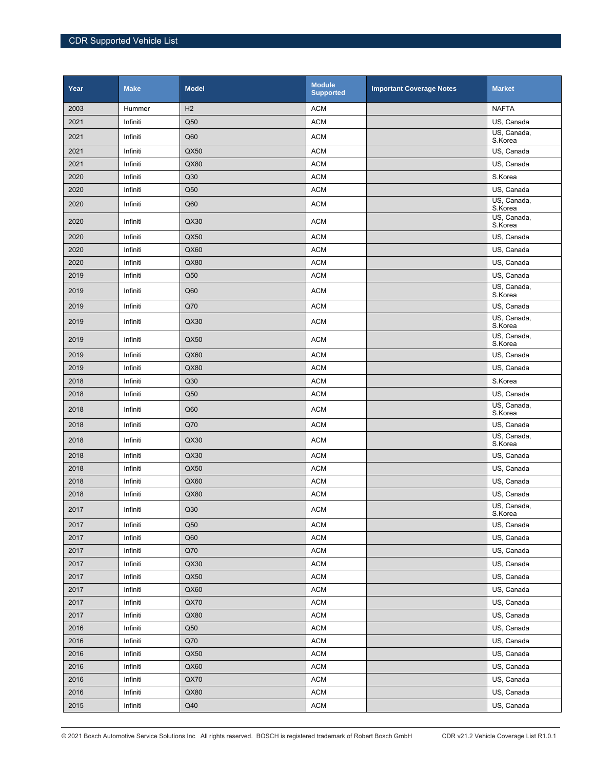| Year | Make | Model | Module Supported | Important Coverage Notes | Market |
|---|---|---|---|---|---|
| 2003 | Hummer | H2 | ACM | | NAFTA |
| 2021 | Infiniti | Q50 | ACM | | US, Canada |
| 2021 | Infiniti | Q60 | ACM | | US, Canada, S.Korea |
| 2021 | Infiniti | QX50 | ACM | | US, Canada |
| 2021 | Infiniti | QX80 | ACM | | US, Canada |
| 2020 | Infiniti | Q30 | ACM | | S.Korea |
| 2020 | Infiniti | Q50 | ACM | | US, Canada |
| 2020 | Infiniti | Q60 | ACM | | US, Canada, S.Korea |
| 2020 | Infiniti | QX30 | ACM | | US, Canada, S.Korea |
| 2020 | Infiniti | QX50 | ACM | | US, Canada |
| 2020 | Infiniti | QX60 | ACM | | US, Canada |
| 2020 | Infiniti | QX80 | ACM | | US, Canada |
| 2019 | Infiniti | Q50 | ACM | | US, Canada |
| 2019 | Infiniti | Q60 | ACM | | US, Canada, S.Korea |
| 2019 | Infiniti | Q70 | ACM | | US, Canada |
| 2019 | Infiniti | QX30 | ACM | | US, Canada, S.Korea |
| 2019 | Infiniti | QX50 | ACM | | US, Canada, S.Korea |
| 2019 | Infiniti | QX60 | ACM | | US, Canada |
| 2019 | Infiniti | QX80 | ACM | | US, Canada |
| 2018 | Infiniti | Q30 | ACM | | S.Korea |
| 2018 | Infiniti | Q50 | ACM | | US, Canada |
| 2018 | Infiniti | Q60 | ACM | | US, Canada, S.Korea |
| 2018 | Infiniti | Q70 | ACM | | US, Canada |
| 2018 | Infiniti | QX30 | ACM | | US, Canada, S.Korea |
| 2018 | Infiniti | QX30 | ACM | | US, Canada |
| 2018 | Infiniti | QX50 | ACM | | US, Canada |
| 2018 | Infiniti | QX60 | ACM | | US, Canada |
| 2018 | Infiniti | QX80 | ACM | | US, Canada |
| 2017 | Infiniti | Q30 | ACM | | US, Canada, S.Korea |
| 2017 | Infiniti | Q50 | ACM | | US, Canada |
| 2017 | Infiniti | Q60 | ACM | | US, Canada |
| 2017 | Infiniti | Q70 | ACM | | US, Canada |
| 2017 | Infiniti | QX30 | ACM | | US, Canada |
| 2017 | Infiniti | QX50 | ACM | | US, Canada |
| 2017 | Infiniti | QX60 | ACM | | US, Canada |
| 2017 | Infiniti | QX70 | ACM | | US, Canada |
| 2017 | Infiniti | QX80 | ACM | | US, Canada |
| 2016 | Infiniti | Q50 | ACM | | US, Canada |
| 2016 | Infiniti | Q70 | ACM | | US, Canada |
| 2016 | Infiniti | QX50 | ACM | | US, Canada |
| 2016 | Infiniti | QX60 | ACM | | US, Canada |
| 2016 | Infiniti | QX70 | ACM | | US, Canada |
| 2016 | Infiniti | QX80 | ACM | | US, Canada |
| 2015 | Infiniti | Q40 | ACM | | US, Canada |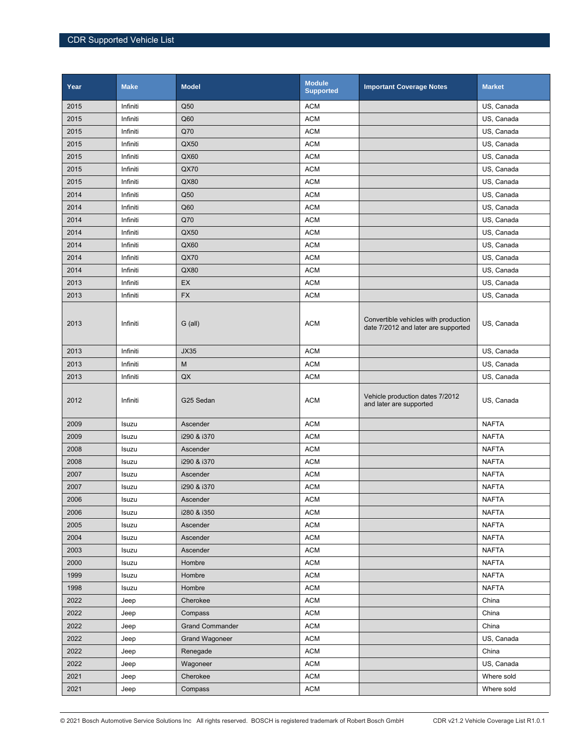| Year | Make | Model | Module Supported | Important Coverage Notes | Market |
|---|---|---|---|---|---|
| 2015 | Infiniti | Q50 | ACM | | US, Canada |
| 2015 | Infiniti | Q60 | ACM | | US, Canada |
| 2015 | Infiniti | Q70 | ACM | | US, Canada |
| 2015 | Infiniti | QX50 | ACM | | US, Canada |
| 2015 | Infiniti | QX60 | ACM | | US, Canada |
| 2015 | Infiniti | QX70 | ACM | | US, Canada |
| 2015 | Infiniti | QX80 | ACM | | US, Canada |
| 2014 | Infiniti | Q50 | ACM | | US, Canada |
| 2014 | Infiniti | Q60 | ACM | | US, Canada |
| 2014 | Infiniti | Q70 | ACM | | US, Canada |
| 2014 | Infiniti | QX50 | ACM | | US, Canada |
| 2014 | Infiniti | QX60 | ACM | | US, Canada |
| 2014 | Infiniti | QX70 | ACM | | US, Canada |
| 2014 | Infiniti | QX80 | ACM | | US, Canada |
| 2013 | Infiniti | EX | ACM | | US, Canada |
| 2013 | Infiniti | FX | ACM | | US, Canada |
| 2013 | Infiniti | G (all) | ACM | Convertible vehicles with production date 7/2012 and later are supported | US, Canada |
| 2013 | Infiniti | JX35 | ACM | | US, Canada |
| 2013 | Infiniti | M | ACM | | US, Canada |
| 2013 | Infiniti | QX | ACM | | US, Canada |
| 2012 | Infiniti | G25 Sedan | ACM | Vehicle production dates 7/2012 and later are supported | US, Canada |
| 2009 | Isuzu | Ascender | ACM | | NAFTA |
| 2009 | Isuzu | i290 & i370 | ACM | | NAFTA |
| 2008 | Isuzu | Ascender | ACM | | NAFTA |
| 2008 | Isuzu | i290 & i370 | ACM | | NAFTA |
| 2007 | Isuzu | Ascender | ACM | | NAFTA |
| 2007 | Isuzu | i290 & i370 | ACM | | NAFTA |
| 2006 | Isuzu | Ascender | ACM | | NAFTA |
| 2006 | Isuzu | i280 & i350 | ACM | | NAFTA |
| 2005 | Isuzu | Ascender | ACM | | NAFTA |
| 2004 | Isuzu | Ascender | ACM | | NAFTA |
| 2003 | Isuzu | Ascender | ACM | | NAFTA |
| 2000 | Isuzu | Hombre | ACM | | NAFTA |
| 1999 | Isuzu | Hombre | ACM | | NAFTA |
| 1998 | Isuzu | Hombre | ACM | | NAFTA |
| 2022 | Jeep | Cherokee | ACM | | China |
| 2022 | Jeep | Compass | ACM | | China |
| 2022 | Jeep | Grand Commander | ACM | | China |
| 2022 | Jeep | Grand Wagoneer | ACM | | US, Canada |
| 2022 | Jeep | Renegade | ACM | | China |
| 2022 | Jeep | Wagoneer | ACM | | US, Canada |
| 2021 | Jeep | Cherokee | ACM | | Where sold |
| 2021 | Jeep | Compass | ACM | | Where sold |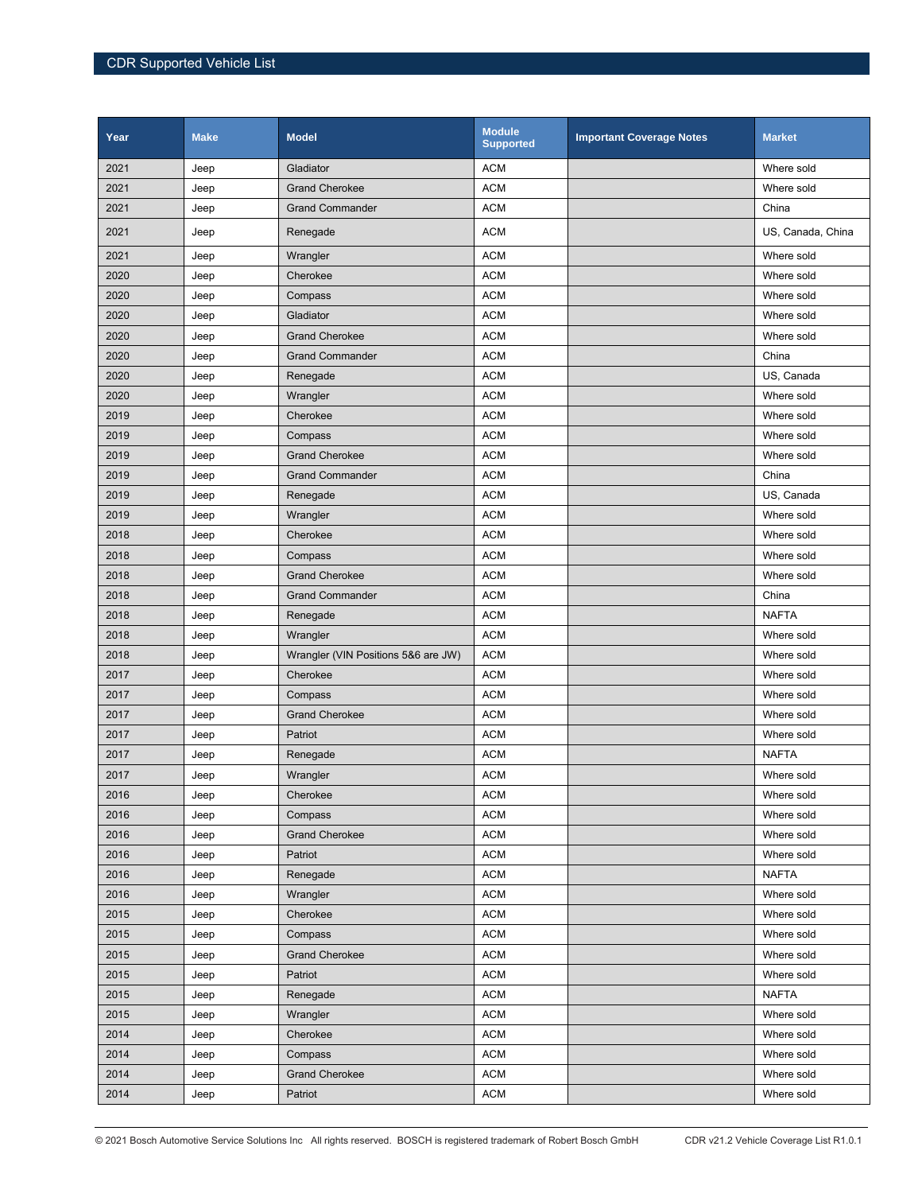| Year | Make | Model | Module Supported | Important Coverage Notes | Market |
|---|---|---|---|---|---|
| 2021 | Jeep | Gladiator | ACM | | Where sold |
| 2021 | Jeep | Grand Cherokee | ACM | | Where sold |
| 2021 | Jeep | Grand Commander | ACM | | China |
| 2021 | Jeep | Renegade | ACM | | US, Canada, China |
| 2021 | Jeep | Wrangler | ACM | | Where sold |
| 2020 | Jeep | Cherokee | ACM | | Where sold |
| 2020 | Jeep | Compass | ACM | | Where sold |
| 2020 | Jeep | Gladiator | ACM | | Where sold |
| 2020 | Jeep | Grand Cherokee | ACM | | Where sold |
| 2020 | Jeep | Grand Commander | ACM | | China |
| 2020 | Jeep | Renegade | ACM | | US, Canada |
| 2020 | Jeep | Wrangler | ACM | | Where sold |
| 2019 | Jeep | Cherokee | ACM | | Where sold |
| 2019 | Jeep | Compass | ACM | | Where sold |
| 2019 | Jeep | Grand Cherokee | ACM | | Where sold |
| 2019 | Jeep | Grand Commander | ACM | | China |
| 2019 | Jeep | Renegade | ACM | | US, Canada |
| 2019 | Jeep | Wrangler | ACM | | Where sold |
| 2018 | Jeep | Cherokee | ACM | | Where sold |
| 2018 | Jeep | Compass | ACM | | Where sold |
| 2018 | Jeep | Grand Cherokee | ACM | | Where sold |
| 2018 | Jeep | Grand Commander | ACM | | China |
| 2018 | Jeep | Renegade | ACM | | NAFTA |
| 2018 | Jeep | Wrangler | ACM | | Where sold |
| 2018 | Jeep | Wrangler (VIN Positions 5&6 are JW) | ACM | | Where sold |
| 2017 | Jeep | Cherokee | ACM | | Where sold |
| 2017 | Jeep | Compass | ACM | | Where sold |
| 2017 | Jeep | Grand Cherokee | ACM | | Where sold |
| 2017 | Jeep | Patriot | ACM | | Where sold |
| 2017 | Jeep | Renegade | ACM | | NAFTA |
| 2017 | Jeep | Wrangler | ACM | | Where sold |
| 2016 | Jeep | Cherokee | ACM | | Where sold |
| 2016 | Jeep | Compass | ACM | | Where sold |
| 2016 | Jeep | Grand Cherokee | ACM | | Where sold |
| 2016 | Jeep | Patriot | ACM | | Where sold |
| 2016 | Jeep | Renegade | ACM | | NAFTA |
| 2016 | Jeep | Wrangler | ACM | | Where sold |
| 2015 | Jeep | Cherokee | ACM | | Where sold |
| 2015 | Jeep | Compass | ACM | | Where sold |
| 2015 | Jeep | Grand Cherokee | ACM | | Where sold |
| 2015 | Jeep | Patriot | ACM | | Where sold |
| 2015 | Jeep | Renegade | ACM | | NAFTA |
| 2015 | Jeep | Wrangler | ACM | | Where sold |
| 2014 | Jeep | Cherokee | ACM | | Where sold |
| 2014 | Jeep | Compass | ACM | | Where sold |
| 2014 | Jeep | Grand Cherokee | ACM | | Where sold |
| 2014 | Jeep | Patriot | ACM | | Where sold |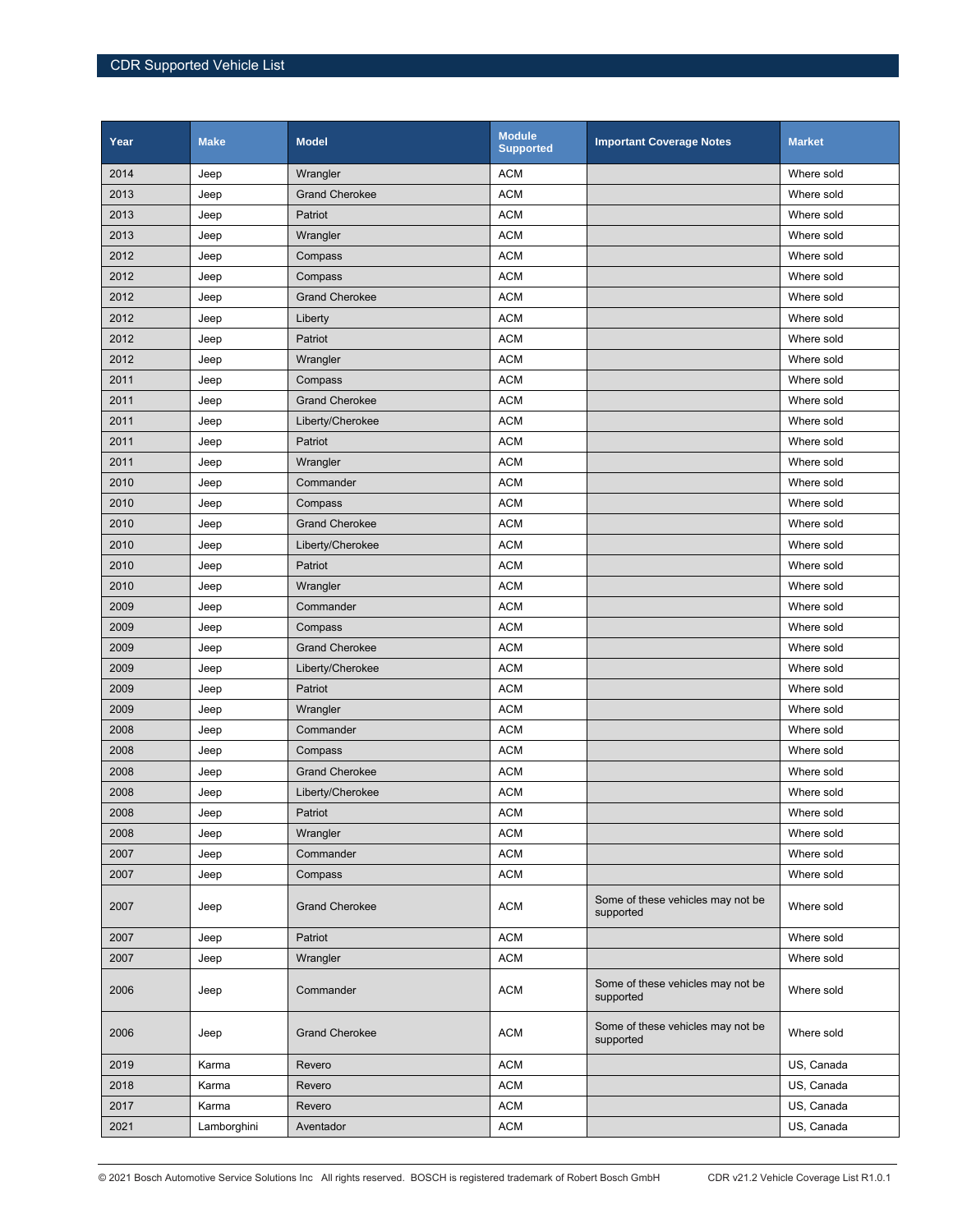| Year | Make | Model | Module Supported | Important Coverage Notes | Market |
|---|---|---|---|---|---|
| 2014 | Jeep | Wrangler | ACM | | Where sold |
| 2013 | Jeep | Grand Cherokee | ACM | | Where sold |
| 2013 | Jeep | Patriot | ACM | | Where sold |
| 2013 | Jeep | Wrangler | ACM | | Where sold |
| 2012 | Jeep | Compass | ACM | | Where sold |
| 2012 | Jeep | Compass | ACM | | Where sold |
| 2012 | Jeep | Grand Cherokee | ACM | | Where sold |
| 2012 | Jeep | Liberty | ACM | | Where sold |
| 2012 | Jeep | Patriot | ACM | | Where sold |
| 2012 | Jeep | Wrangler | ACM | | Where sold |
| 2011 | Jeep | Compass | ACM | | Where sold |
| 2011 | Jeep | Grand Cherokee | ACM | | Where sold |
| 2011 | Jeep | Liberty/Cherokee | ACM | | Where sold |
| 2011 | Jeep | Patriot | ACM | | Where sold |
| 2011 | Jeep | Wrangler | ACM | | Where sold |
| 2010 | Jeep | Commander | ACM | | Where sold |
| 2010 | Jeep | Compass | ACM | | Where sold |
| 2010 | Jeep | Grand Cherokee | ACM | | Where sold |
| 2010 | Jeep | Liberty/Cherokee | ACM | | Where sold |
| 2010 | Jeep | Patriot | ACM | | Where sold |
| 2010 | Jeep | Wrangler | ACM | | Where sold |
| 2009 | Jeep | Commander | ACM | | Where sold |
| 2009 | Jeep | Compass | ACM | | Where sold |
| 2009 | Jeep | Grand Cherokee | ACM | | Where sold |
| 2009 | Jeep | Liberty/Cherokee | ACM | | Where sold |
| 2009 | Jeep | Patriot | ACM | | Where sold |
| 2009 | Jeep | Wrangler | ACM | | Where sold |
| 2008 | Jeep | Commander | ACM | | Where sold |
| 2008 | Jeep | Compass | ACM | | Where sold |
| 2008 | Jeep | Grand Cherokee | ACM | | Where sold |
| 2008 | Jeep | Liberty/Cherokee | ACM | | Where sold |
| 2008 | Jeep | Patriot | ACM | | Where sold |
| 2008 | Jeep | Wrangler | ACM | | Where sold |
| 2007 | Jeep | Commander | ACM | | Where sold |
| 2007 | Jeep | Compass | ACM | | Where sold |
| 2007 | Jeep | Grand Cherokee | ACM | Some of these vehicles may not be supported | Where sold |
| 2007 | Jeep | Patriot | ACM | | Where sold |
| 2007 | Jeep | Wrangler | ACM | | Where sold |
| 2006 | Jeep | Commander | ACM | Some of these vehicles may not be supported | Where sold |
| 2006 | Jeep | Grand Cherokee | ACM | Some of these vehicles may not be supported | Where sold |
| 2019 | Karma | Revero | ACM | | US, Canada |
| 2018 | Karma | Revero | ACM | | US, Canada |
| 2017 | Karma | Revero | ACM | | US, Canada |
| 2021 | Lamborghini | Aventador | ACM | | US, Canada |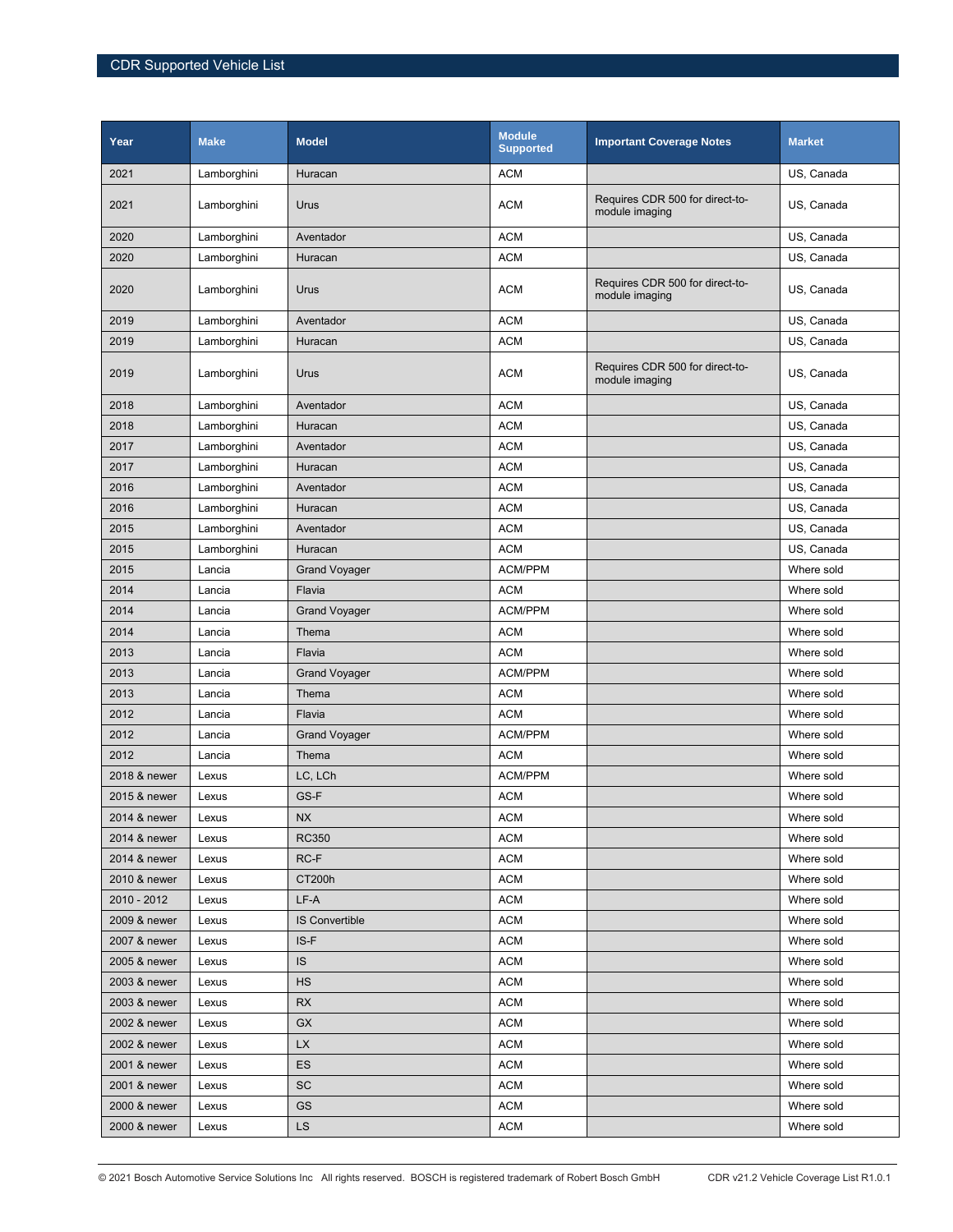| Year | Make | Model | Module Supported | Important Coverage Notes | Market |
|---|---|---|---|---|---|
| 2021 | Lamborghini | Huracan | ACM | | US, Canada |
| 2021 | Lamborghini | Urus | ACM | Requires CDR 500 for direct-to-module imaging | US, Canada |
| 2020 | Lamborghini | Aventador | ACM | | US, Canada |
| 2020 | Lamborghini | Huracan | ACM | | US, Canada |
| 2020 | Lamborghini | Urus | ACM | Requires CDR 500 for direct-to-module imaging | US, Canada |
| 2019 | Lamborghini | Aventador | ACM | | US, Canada |
| 2019 | Lamborghini | Huracan | ACM | | US, Canada |
| 2019 | Lamborghini | Urus | ACM | Requires CDR 500 for direct-to-module imaging | US, Canada |
| 2018 | Lamborghini | Aventador | ACM | | US, Canada |
| 2018 | Lamborghini | Huracan | ACM | | US, Canada |
| 2017 | Lamborghini | Aventador | ACM | | US, Canada |
| 2017 | Lamborghini | Huracan | ACM | | US, Canada |
| 2016 | Lamborghini | Aventador | ACM | | US, Canada |
| 2016 | Lamborghini | Huracan | ACM | | US, Canada |
| 2015 | Lamborghini | Aventador | ACM | | US, Canada |
| 2015 | Lamborghini | Huracan | ACM | | US, Canada |
| 2015 | Lancia | Grand Voyager | ACM/PPM | | Where sold |
| 2014 | Lancia | Flavia | ACM | | Where sold |
| 2014 | Lancia | Grand Voyager | ACM/PPM | | Where sold |
| 2014 | Lancia | Thema | ACM | | Where sold |
| 2013 | Lancia | Flavia | ACM | | Where sold |
| 2013 | Lancia | Grand Voyager | ACM/PPM | | Where sold |
| 2013 | Lancia | Thema | ACM | | Where sold |
| 2012 | Lancia | Flavia | ACM | | Where sold |
| 2012 | Lancia | Grand Voyager | ACM/PPM | | Where sold |
| 2012 | Lancia | Thema | ACM | | Where sold |
| 2018 & newer | Lexus | LC, LCh | ACM/PPM | | Where sold |
| 2015 & newer | Lexus | GS-F | ACM | | Where sold |
| 2014 & newer | Lexus | NX | ACM | | Where sold |
| 2014 & newer | Lexus | RC350 | ACM | | Where sold |
| 2014 & newer | Lexus | RC-F | ACM | | Where sold |
| 2010 & newer | Lexus | CT200h | ACM | | Where sold |
| 2010 - 2012 | Lexus | LF-A | ACM | | Where sold |
| 2009 & newer | Lexus | IS Convertible | ACM | | Where sold |
| 2007 & newer | Lexus | IS-F | ACM | | Where sold |
| 2005 & newer | Lexus | IS | ACM | | Where sold |
| 2003 & newer | Lexus | HS | ACM | | Where sold |
| 2003 & newer | Lexus | RX | ACM | | Where sold |
| 2002 & newer | Lexus | GX | ACM | | Where sold |
| 2002 & newer | Lexus | LX | ACM | | Where sold |
| 2001 & newer | Lexus | ES | ACM | | Where sold |
| 2001 & newer | Lexus | SC | ACM | | Where sold |
| 2000 & newer | Lexus | GS | ACM | | Where sold |
| 2000 & newer | Lexus | LS | ACM | | Where sold |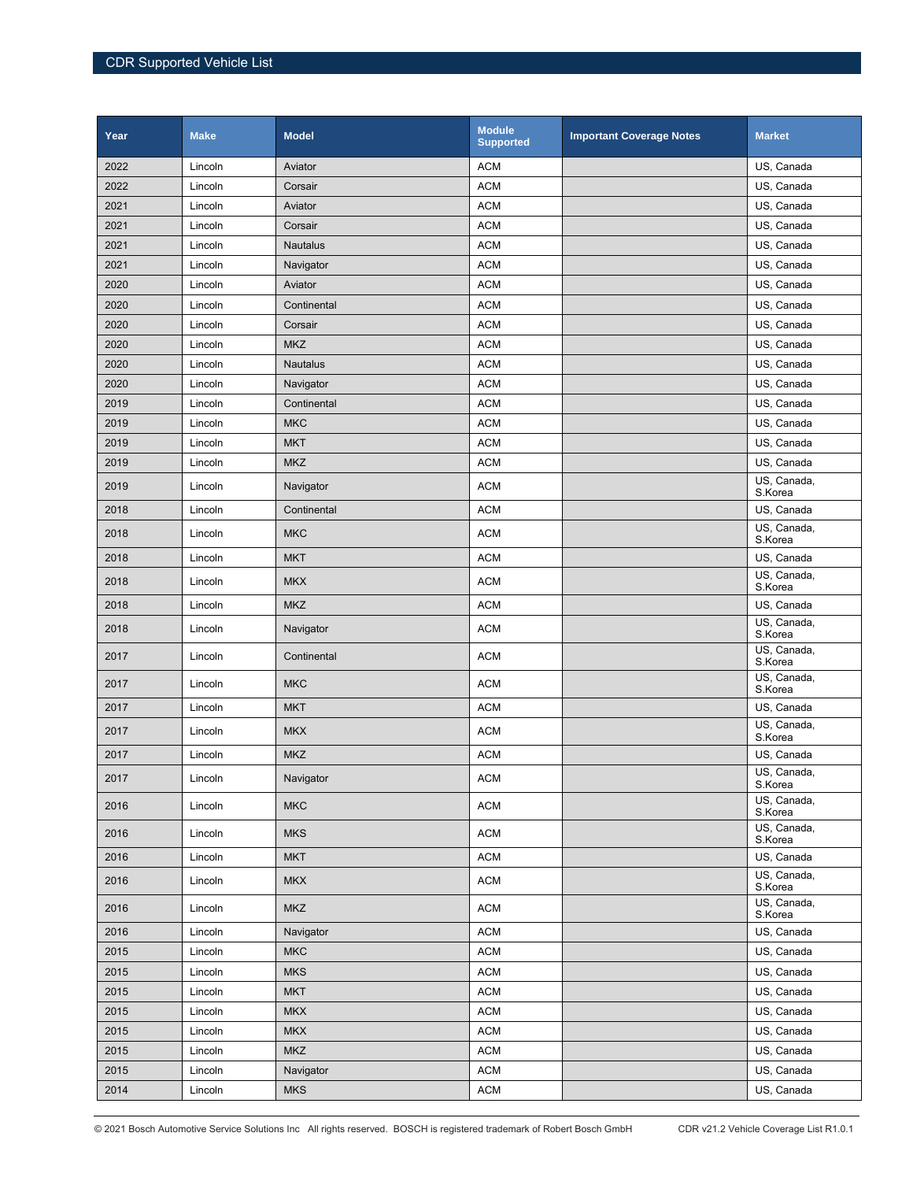| Year | Make | Model | Module Supported | Important Coverage Notes | Market |
|---|---|---|---|---|---|
| 2022 | Lincoln | Aviator | ACM | | US, Canada |
| 2022 | Lincoln | Corsair | ACM | | US, Canada |
| 2021 | Lincoln | Aviator | ACM | | US, Canada |
| 2021 | Lincoln | Corsair | ACM | | US, Canada |
| 2021 | Lincoln | Nautalus | ACM | | US, Canada |
| 2021 | Lincoln | Navigator | ACM | | US, Canada |
| 2020 | Lincoln | Aviator | ACM | | US, Canada |
| 2020 | Lincoln | Continental | ACM | | US, Canada |
| 2020 | Lincoln | Corsair | ACM | | US, Canada |
| 2020 | Lincoln | MKZ | ACM | | US, Canada |
| 2020 | Lincoln | Nautalus | ACM | | US, Canada |
| 2020 | Lincoln | Navigator | ACM | | US, Canada |
| 2019 | Lincoln | Continental | ACM | | US, Canada |
| 2019 | Lincoln | MKC | ACM | | US, Canada |
| 2019 | Lincoln | MKT | ACM | | US, Canada |
| 2019 | Lincoln | MKZ | ACM | | US, Canada |
| 2019 | Lincoln | Navigator | ACM | | US, Canada, S.Korea |
| 2018 | Lincoln | Continental | ACM | | US, Canada |
| 2018 | Lincoln | MKC | ACM | | US, Canada, S.Korea |
| 2018 | Lincoln | MKT | ACM | | US, Canada |
| 2018 | Lincoln | MKX | ACM | | US, Canada, S.Korea |
| 2018 | Lincoln | MKZ | ACM | | US, Canada |
| 2018 | Lincoln | Navigator | ACM | | US, Canada, S.Korea |
| 2017 | Lincoln | Continental | ACM | | US, Canada, S.Korea |
| 2017 | Lincoln | MKC | ACM | | US, Canada, S.Korea |
| 2017 | Lincoln | MKT | ACM | | US, Canada |
| 2017 | Lincoln | MKX | ACM | | US, Canada, S.Korea |
| 2017 | Lincoln | MKZ | ACM | | US, Canada |
| 2017 | Lincoln | Navigator | ACM | | US, Canada, S.Korea |
| 2016 | Lincoln | MKC | ACM | | US, Canada, S.Korea |
| 2016 | Lincoln | MKS | ACM | | US, Canada, S.Korea |
| 2016 | Lincoln | MKT | ACM | | US, Canada |
| 2016 | Lincoln | MKX | ACM | | US, Canada, S.Korea |
| 2016 | Lincoln | MKZ | ACM | | US, Canada, S.Korea |
| 2016 | Lincoln | Navigator | ACM | | US, Canada |
| 2015 | Lincoln | MKC | ACM | | US, Canada |
| 2015 | Lincoln | MKS | ACM | | US, Canada |
| 2015 | Lincoln | MKT | ACM | | US, Canada |
| 2015 | Lincoln | MKX | ACM | | US, Canada |
| 2015 | Lincoln | MKX | ACM | | US, Canada |
| 2015 | Lincoln | MKZ | ACM | | US, Canada |
| 2015 | Lincoln | Navigator | ACM | | US, Canada |
| 2014 | Lincoln | MKS | ACM | | US, Canada |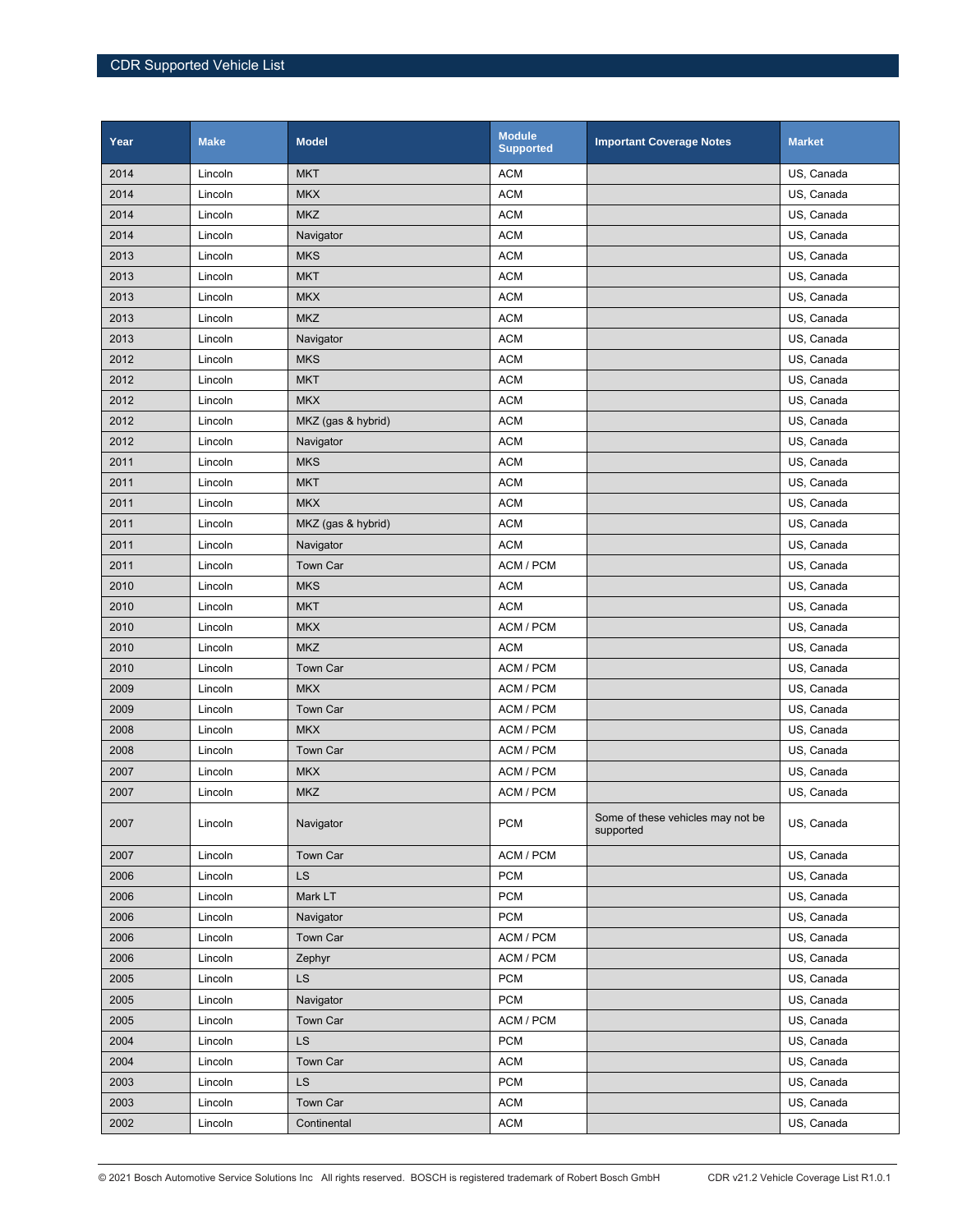| Year | Make | Model | Module Supported | Important Coverage Notes | Market |
|---|---|---|---|---|---|
| 2014 | Lincoln | MKT | ACM | | US, Canada |
| 2014 | Lincoln | MKX | ACM | | US, Canada |
| 2014 | Lincoln | MKZ | ACM | | US, Canada |
| 2014 | Lincoln | Navigator | ACM | | US, Canada |
| 2013 | Lincoln | MKS | ACM | | US, Canada |
| 2013 | Lincoln | MKT | ACM | | US, Canada |
| 2013 | Lincoln | MKX | ACM | | US, Canada |
| 2013 | Lincoln | MKZ | ACM | | US, Canada |
| 2013 | Lincoln | Navigator | ACM | | US, Canada |
| 2012 | Lincoln | MKS | ACM | | US, Canada |
| 2012 | Lincoln | MKT | ACM | | US, Canada |
| 2012 | Lincoln | MKX | ACM | | US, Canada |
| 2012 | Lincoln | MKZ (gas & hybrid) | ACM | | US, Canada |
| 2012 | Lincoln | Navigator | ACM | | US, Canada |
| 2011 | Lincoln | MKS | ACM | | US, Canada |
| 2011 | Lincoln | MKT | ACM | | US, Canada |
| 2011 | Lincoln | MKX | ACM | | US, Canada |
| 2011 | Lincoln | MKZ (gas & hybrid) | ACM | | US, Canada |
| 2011 | Lincoln | Navigator | ACM | | US, Canada |
| 2011 | Lincoln | Town Car | ACM / PCM | | US, Canada |
| 2010 | Lincoln | MKS | ACM | | US, Canada |
| 2010 | Lincoln | MKT | ACM | | US, Canada |
| 2010 | Lincoln | MKX | ACM / PCM | | US, Canada |
| 2010 | Lincoln | MKZ | ACM | | US, Canada |
| 2010 | Lincoln | Town Car | ACM / PCM | | US, Canada |
| 2009 | Lincoln | MKX | ACM / PCM | | US, Canada |
| 2009 | Lincoln | Town Car | ACM / PCM | | US, Canada |
| 2008 | Lincoln | MKX | ACM / PCM | | US, Canada |
| 2008 | Lincoln | Town Car | ACM / PCM | | US, Canada |
| 2007 | Lincoln | MKX | ACM / PCM | | US, Canada |
| 2007 | Lincoln | MKZ | ACM / PCM | | US, Canada |
| 2007 | Lincoln | Navigator | PCM | Some of these vehicles may not be supported | US, Canada |
| 2007 | Lincoln | Town Car | ACM / PCM | | US, Canada |
| 2006 | Lincoln | LS | PCM | | US, Canada |
| 2006 | Lincoln | Mark LT | PCM | | US, Canada |
| 2006 | Lincoln | Navigator | PCM | | US, Canada |
| 2006 | Lincoln | Town Car | ACM / PCM | | US, Canada |
| 2006 | Lincoln | Zephyr | ACM / PCM | | US, Canada |
| 2005 | Lincoln | LS | PCM | | US, Canada |
| 2005 | Lincoln | Navigator | PCM | | US, Canada |
| 2005 | Lincoln | Town Car | ACM / PCM | | US, Canada |
| 2004 | Lincoln | LS | PCM | | US, Canada |
| 2004 | Lincoln | Town Car | ACM | | US, Canada |
| 2003 | Lincoln | LS | PCM | | US, Canada |
| 2003 | Lincoln | Town Car | ACM | | US, Canada |
| 2002 | Lincoln | Continental | ACM | | US, Canada |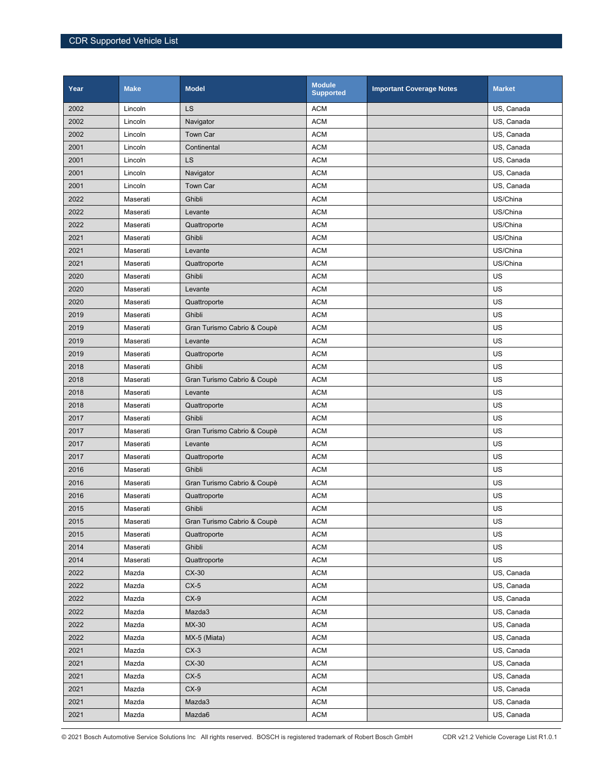| Year | Make | Model | Module Supported | Important Coverage Notes | Market |
|---|---|---|---|---|---|
| 2002 | Lincoln | LS | ACM | | US, Canada |
| 2002 | Lincoln | Navigator | ACM | | US, Canada |
| 2002 | Lincoln | Town Car | ACM | | US, Canada |
| 2001 | Lincoln | Continental | ACM | | US, Canada |
| 2001 | Lincoln | LS | ACM | | US, Canada |
| 2001 | Lincoln | Navigator | ACM | | US, Canada |
| 2001 | Lincoln | Town Car | ACM | | US, Canada |
| 2022 | Maserati | Ghibli | ACM | | US/China |
| 2022 | Maserati | Levante | ACM | | US/China |
| 2022 | Maserati | Quattroporte | ACM | | US/China |
| 2021 | Maserati | Ghibli | ACM | | US/China |
| 2021 | Maserati | Levante | ACM | | US/China |
| 2021 | Maserati | Quattroporte | ACM | | US/China |
| 2020 | Maserati | Ghibli | ACM | | US |
| 2020 | Maserati | Levante | ACM | | US |
| 2020 | Maserati | Quattroporte | ACM | | US |
| 2019 | Maserati | Ghibli | ACM | | US |
| 2019 | Maserati | Gran Turismo Cabrio & Coupè | ACM | | US |
| 2019 | Maserati | Levante | ACM | | US |
| 2019 | Maserati | Quattroporte | ACM | | US |
| 2018 | Maserati | Ghibli | ACM | | US |
| 2018 | Maserati | Gran Turismo Cabrio & Coupè | ACM | | US |
| 2018 | Maserati | Levante | ACM | | US |
| 2018 | Maserati | Quattroporte | ACM | | US |
| 2017 | Maserati | Ghibli | ACM | | US |
| 2017 | Maserati | Gran Turismo Cabrio & Coupè | ACM | | US |
| 2017 | Maserati | Levante | ACM | | US |
| 2017 | Maserati | Quattroporte | ACM | | US |
| 2016 | Maserati | Ghibli | ACM | | US |
| 2016 | Maserati | Gran Turismo Cabrio & Coupè | ACM | | US |
| 2016 | Maserati | Quattroporte | ACM | | US |
| 2015 | Maserati | Ghibli | ACM | | US |
| 2015 | Maserati | Gran Turismo Cabrio & Coupè | ACM | | US |
| 2015 | Maserati | Quattroporte | ACM | | US |
| 2014 | Maserati | Ghibli | ACM | | US |
| 2014 | Maserati | Quattroporte | ACM | | US |
| 2022 | Mazda | CX-30 | ACM | | US, Canada |
| 2022 | Mazda | CX-5 | ACM | | US, Canada |
| 2022 | Mazda | CX-9 | ACM | | US, Canada |
| 2022 | Mazda | Mazda3 | ACM | | US, Canada |
| 2022 | Mazda | MX-30 | ACM | | US, Canada |
| 2022 | Mazda | MX-5 (Miata) | ACM | | US, Canada |
| 2021 | Mazda | CX-3 | ACM | | US, Canada |
| 2021 | Mazda | CX-30 | ACM | | US, Canada |
| 2021 | Mazda | CX-5 | ACM | | US, Canada |
| 2021 | Mazda | CX-9 | ACM | | US, Canada |
| 2021 | Mazda | Mazda3 | ACM | | US, Canada |
| 2021 | Mazda | Mazda6 | ACM | | US, Canada |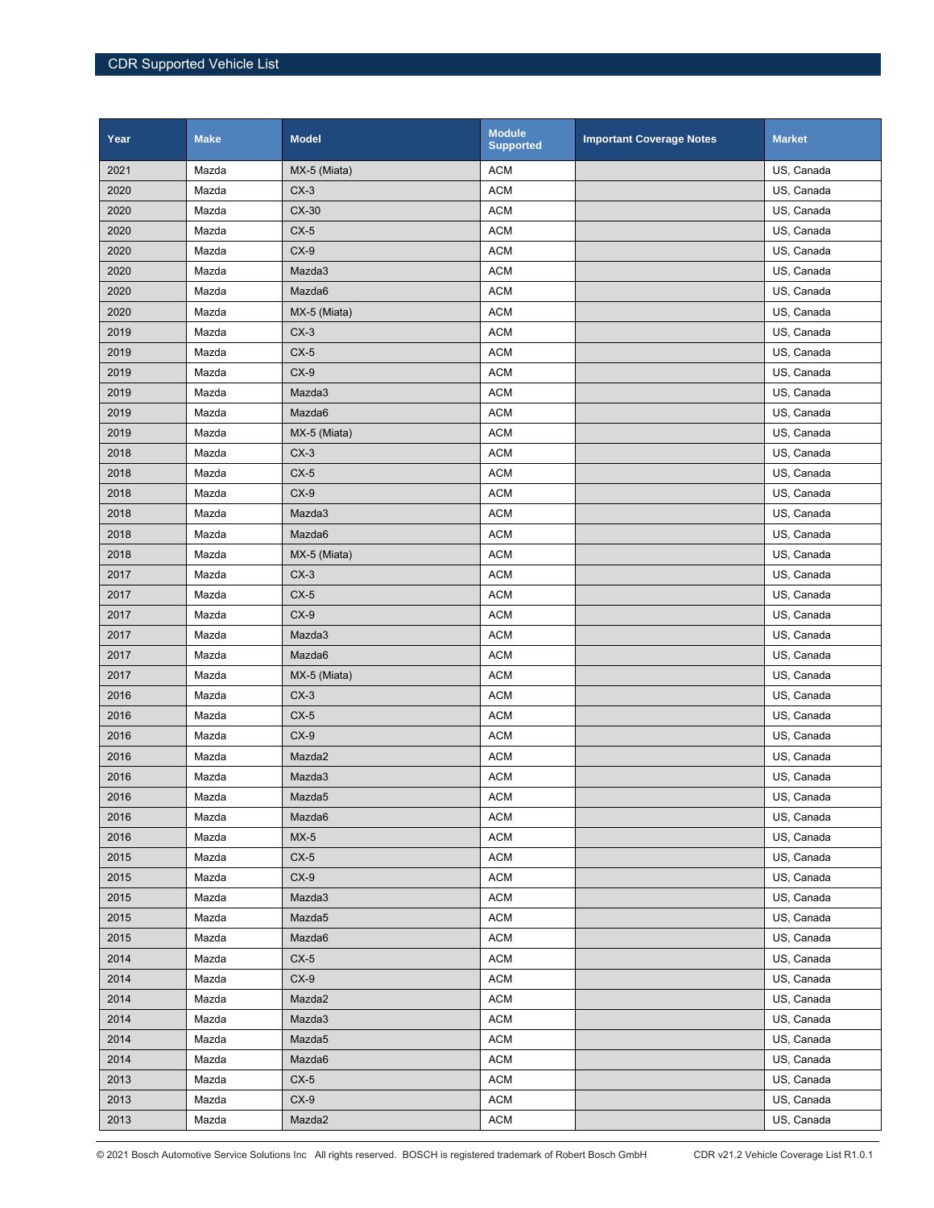| Year | Make | Model | Module Supported | Important Coverage Notes | Market |
|---|---|---|---|---|---|
| 2021 | Mazda | MX-5 (Miata) | ACM | | US, Canada |
| 2020 | Mazda | CX-3 | ACM | | US, Canada |
| 2020 | Mazda | CX-30 | ACM | | US, Canada |
| 2020 | Mazda | CX-5 | ACM | | US, Canada |
| 2020 | Mazda | CX-9 | ACM | | US, Canada |
| 2020 | Mazda | Mazda3 | ACM | | US, Canada |
| 2020 | Mazda | Mazda6 | ACM | | US, Canada |
| 2020 | Mazda | MX-5 (Miata) | ACM | | US, Canada |
| 2019 | Mazda | CX-3 | ACM | | US, Canada |
| 2019 | Mazda | CX-5 | ACM | | US, Canada |
| 2019 | Mazda | CX-9 | ACM | | US, Canada |
| 2019 | Mazda | Mazda3 | ACM | | US, Canada |
| 2019 | Mazda | Mazda6 | ACM | | US, Canada |
| 2019 | Mazda | MX-5 (Miata) | ACM | | US, Canada |
| 2018 | Mazda | CX-3 | ACM | | US, Canada |
| 2018 | Mazda | CX-5 | ACM | | US, Canada |
| 2018 | Mazda | CX-9 | ACM | | US, Canada |
| 2018 | Mazda | Mazda3 | ACM | | US, Canada |
| 2018 | Mazda | Mazda6 | ACM | | US, Canada |
| 2018 | Mazda | MX-5 (Miata) | ACM | | US, Canada |
| 2017 | Mazda | CX-3 | ACM | | US, Canada |
| 2017 | Mazda | CX-5 | ACM | | US, Canada |
| 2017 | Mazda | CX-9 | ACM | | US, Canada |
| 2017 | Mazda | Mazda3 | ACM | | US, Canada |
| 2017 | Mazda | Mazda6 | ACM | | US, Canada |
| 2017 | Mazda | MX-5 (Miata) | ACM | | US, Canada |
| 2016 | Mazda | CX-3 | ACM | | US, Canada |
| 2016 | Mazda | CX-5 | ACM | | US, Canada |
| 2016 | Mazda | CX-9 | ACM | | US, Canada |
| 2016 | Mazda | Mazda2 | ACM | | US, Canada |
| 2016 | Mazda | Mazda3 | ACM | | US, Canada |
| 2016 | Mazda | Mazda5 | ACM | | US, Canada |
| 2016 | Mazda | Mazda6 | ACM | | US, Canada |
| 2016 | Mazda | MX-5 | ACM | | US, Canada |
| 2015 | Mazda | CX-5 | ACM | | US, Canada |
| 2015 | Mazda | CX-9 | ACM | | US, Canada |
| 2015 | Mazda | Mazda3 | ACM | | US, Canada |
| 2015 | Mazda | Mazda5 | ACM | | US, Canada |
| 2015 | Mazda | Mazda6 | ACM | | US, Canada |
| 2014 | Mazda | CX-5 | ACM | | US, Canada |
| 2014 | Mazda | CX-9 | ACM | | US, Canada |
| 2014 | Mazda | Mazda2 | ACM | | US, Canada |
| 2014 | Mazda | Mazda3 | ACM | | US, Canada |
| 2014 | Mazda | Mazda5 | ACM | | US, Canada |
| 2014 | Mazda | Mazda6 | ACM | | US, Canada |
| 2013 | Mazda | CX-5 | ACM | | US, Canada |
| 2013 | Mazda | CX-9 | ACM | | US, Canada |
| 2013 | Mazda | Mazda2 | ACM | | US, Canada |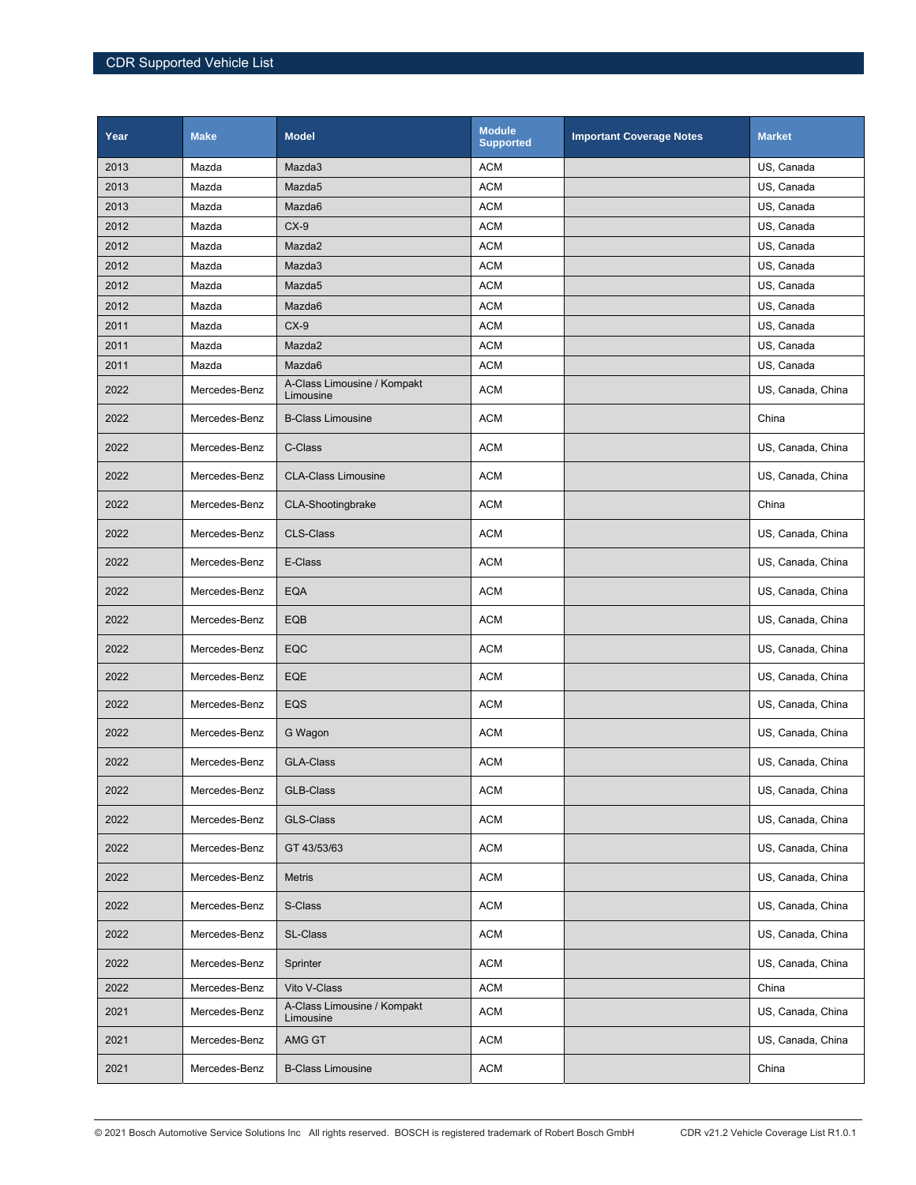| Year | Make | Model | Module Supported | Important Coverage Notes | Market |
|---|---|---|---|---|---|
| 2013 | Mazda | Mazda3 | ACM | | US, Canada |
| 2013 | Mazda | Mazda5 | ACM | | US, Canada |
| 2013 | Mazda | Mazda6 | ACM | | US, Canada |
| 2012 | Mazda | CX-9 | ACM | | US, Canada |
| 2012 | Mazda | Mazda2 | ACM | | US, Canada |
| 2012 | Mazda | Mazda3 | ACM | | US, Canada |
| 2012 | Mazda | Mazda5 | ACM | | US, Canada |
| 2012 | Mazda | Mazda6 | ACM | | US, Canada |
| 2011 | Mazda | CX-9 | ACM | | US, Canada |
| 2011 | Mazda | Mazda2 | ACM | | US, Canada |
| 2011 | Mazda | Mazda6 | ACM | | US, Canada |
| 2022 | Mercedes-Benz | A-Class Limousine / Kompakt Limousine | ACM | | US, Canada, China |
| 2022 | Mercedes-Benz | B-Class Limousine | ACM | | China |
| 2022 | Mercedes-Benz | C-Class | ACM | | US, Canada, China |
| 2022 | Mercedes-Benz | CLA-Class Limousine | ACM | | US, Canada, China |
| 2022 | Mercedes-Benz | CLA-Shootingbrake | ACM | | China |
| 2022 | Mercedes-Benz | CLS-Class | ACM | | US, Canada, China |
| 2022 | Mercedes-Benz | E-Class | ACM | | US, Canada, China |
| 2022 | Mercedes-Benz | EQA | ACM | | US, Canada, China |
| 2022 | Mercedes-Benz | EQB | ACM | | US, Canada, China |
| 2022 | Mercedes-Benz | EQC | ACM | | US, Canada, China |
| 2022 | Mercedes-Benz | EQE | ACM | | US, Canada, China |
| 2022 | Mercedes-Benz | EQS | ACM | | US, Canada, China |
| 2022 | Mercedes-Benz | G Wagon | ACM | | US, Canada, China |
| 2022 | Mercedes-Benz | GLA-Class | ACM | | US, Canada, China |
| 2022 | Mercedes-Benz | GLB-Class | ACM | | US, Canada, China |
| 2022 | Mercedes-Benz | GLS-Class | ACM | | US, Canada, China |
| 2022 | Mercedes-Benz | GT 43/53/63 | ACM | | US, Canada, China |
| 2022 | Mercedes-Benz | Metris | ACM | | US, Canada, China |
| 2022 | Mercedes-Benz | S-Class | ACM | | US, Canada, China |
| 2022 | Mercedes-Benz | SL-Class | ACM | | US, Canada, China |
| 2022 | Mercedes-Benz | Sprinter | ACM | | US, Canada, China |
| 2022 | Mercedes-Benz | Vito V-Class | ACM | | China |
| 2021 | Mercedes-Benz | A-Class Limousine / Kompakt Limousine | ACM | | US, Canada, China |
| 2021 | Mercedes-Benz | AMG GT | ACM | | US, Canada, China |
| 2021 | Mercedes-Benz | B-Class Limousine | ACM | | China |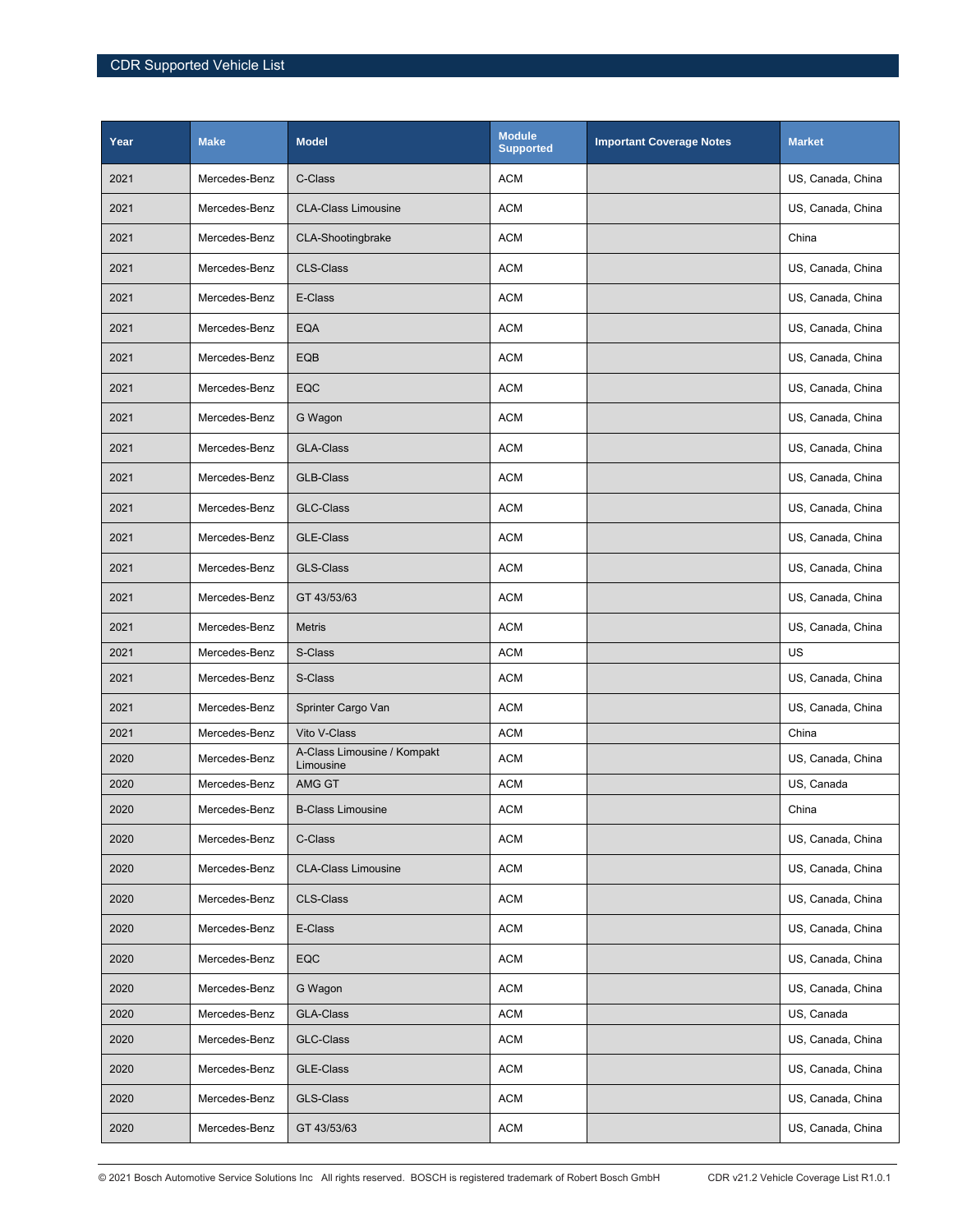| Year | Make | Model | Module Supported | Important Coverage Notes | Market |
|---|---|---|---|---|---|
| 2021 | Mercedes-Benz | C-Class | ACM | | US, Canada, China |
| 2021 | Mercedes-Benz | CLA-Class Limousine | ACM | | US, Canada, China |
| 2021 | Mercedes-Benz | CLA-Shootingbrake | ACM | | China |
| 2021 | Mercedes-Benz | CLS-Class | ACM | | US, Canada, China |
| 2021 | Mercedes-Benz | E-Class | ACM | | US, Canada, China |
| 2021 | Mercedes-Benz | EQA | ACM | | US, Canada, China |
| 2021 | Mercedes-Benz | EQB | ACM | | US, Canada, China |
| 2021 | Mercedes-Benz | EQC | ACM | | US, Canada, China |
| 2021 | Mercedes-Benz | G Wagon | ACM | | US, Canada, China |
| 2021 | Mercedes-Benz | GLA-Class | ACM | | US, Canada, China |
| 2021 | Mercedes-Benz | GLB-Class | ACM | | US, Canada, China |
| 2021 | Mercedes-Benz | GLC-Class | ACM | | US, Canada, China |
| 2021 | Mercedes-Benz | GLE-Class | ACM | | US, Canada, China |
| 2021 | Mercedes-Benz | GLS-Class | ACM | | US, Canada, China |
| 2021 | Mercedes-Benz | GT 43/53/63 | ACM | | US, Canada, China |
| 2021 | Mercedes-Benz | Metris | ACM | | US, Canada, China |
| 2021 | Mercedes-Benz | S-Class | ACM | | US |
| 2021 | Mercedes-Benz | S-Class | ACM | | US, Canada, China |
| 2021 | Mercedes-Benz | Sprinter Cargo Van | ACM | | US, Canada, China |
| 2021 | Mercedes-Benz | Vito V-Class | ACM | | China |
| 2020 | Mercedes-Benz | A-Class Limousine / Kompakt Limousine | ACM | | US, Canada, China |
| 2020 | Mercedes-Benz | AMG GT | ACM | | US, Canada |
| 2020 | Mercedes-Benz | B-Class Limousine | ACM | | China |
| 2020 | Mercedes-Benz | C-Class | ACM | | US, Canada, China |
| 2020 | Mercedes-Benz | CLA-Class Limousine | ACM | | US, Canada, China |
| 2020 | Mercedes-Benz | CLS-Class | ACM | | US, Canada, China |
| 2020 | Mercedes-Benz | E-Class | ACM | | US, Canada, China |
| 2020 | Mercedes-Benz | EQC | ACM | | US, Canada, China |
| 2020 | Mercedes-Benz | G Wagon | ACM | | US, Canada, China |
| 2020 | Mercedes-Benz | GLA-Class | ACM | | US, Canada |
| 2020 | Mercedes-Benz | GLC-Class | ACM | | US, Canada, China |
| 2020 | Mercedes-Benz | GLE-Class | ACM | | US, Canada, China |
| 2020 | Mercedes-Benz | GLS-Class | ACM | | US, Canada, China |
| 2020 | Mercedes-Benz | GT 43/53/63 | ACM | | US, Canada, China |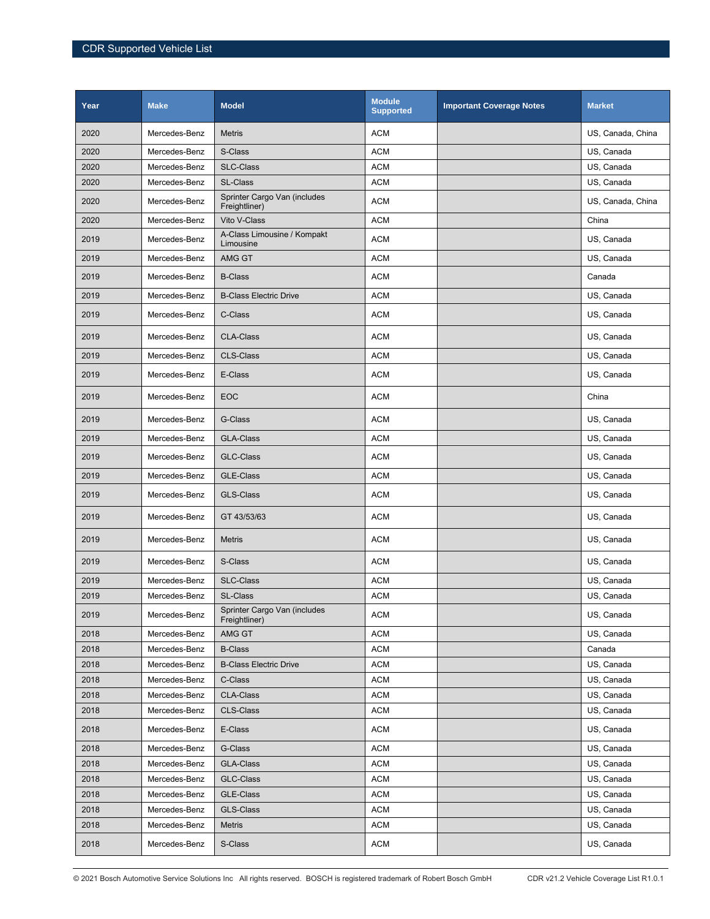| Year | Make | Model | Module Supported | Important Coverage Notes | Market |
|---|---|---|---|---|---|
| 2020 | Mercedes-Benz | Metris | ACM | | US, Canada, China |
| 2020 | Mercedes-Benz | S-Class | ACM | | US, Canada |
| 2020 | Mercedes-Benz | SLC-Class | ACM | | US, Canada |
| 2020 | Mercedes-Benz | SL-Class | ACM | | US, Canada |
| 2020 | Mercedes-Benz | Sprinter Cargo Van (includes Freightliner) | ACM | | US, Canada, China |
| 2020 | Mercedes-Benz | Vito V-Class | ACM | | China |
| 2019 | Mercedes-Benz | A-Class Limousine / Kompakt Limousine | ACM | | US, Canada |
| 2019 | Mercedes-Benz | AMG GT | ACM | | US, Canada |
| 2019 | Mercedes-Benz | B-Class | ACM | | Canada |
| 2019 | Mercedes-Benz | B-Class Electric Drive | ACM | | US, Canada |
| 2019 | Mercedes-Benz | C-Class | ACM | | US, Canada |
| 2019 | Mercedes-Benz | CLA-Class | ACM | | US, Canada |
| 2019 | Mercedes-Benz | CLS-Class | ACM | | US, Canada |
| 2019 | Mercedes-Benz | E-Class | ACM | | US, Canada |
| 2019 | Mercedes-Benz | EOC | ACM | | China |
| 2019 | Mercedes-Benz | G-Class | ACM | | US, Canada |
| 2019 | Mercedes-Benz | GLA-Class | ACM | | US, Canada |
| 2019 | Mercedes-Benz | GLC-Class | ACM | | US, Canada |
| 2019 | Mercedes-Benz | GLE-Class | ACM | | US, Canada |
| 2019 | Mercedes-Benz | GLS-Class | ACM | | US, Canada |
| 2019 | Mercedes-Benz | GT 43/53/63 | ACM | | US, Canada |
| 2019 | Mercedes-Benz | Metris | ACM | | US, Canada |
| 2019 | Mercedes-Benz | S-Class | ACM | | US, Canada |
| 2019 | Mercedes-Benz | SLC-Class | ACM | | US, Canada |
| 2019 | Mercedes-Benz | SL-Class | ACM | | US, Canada |
| 2019 | Mercedes-Benz | Sprinter Cargo Van (includes Freightliner) | ACM | | US, Canada |
| 2018 | Mercedes-Benz | AMG GT | ACM | | US, Canada |
| 2018 | Mercedes-Benz | B-Class | ACM | | Canada |
| 2018 | Mercedes-Benz | B-Class Electric Drive | ACM | | US, Canada |
| 2018 | Mercedes-Benz | C-Class | ACM | | US, Canada |
| 2018 | Mercedes-Benz | CLA-Class | ACM | | US, Canada |
| 2018 | Mercedes-Benz | CLS-Class | ACM | | US, Canada |
| 2018 | Mercedes-Benz | E-Class | ACM | | US, Canada |
| 2018 | Mercedes-Benz | G-Class | ACM | | US, Canada |
| 2018 | Mercedes-Benz | GLA-Class | ACM | | US, Canada |
| 2018 | Mercedes-Benz | GLC-Class | ACM | | US, Canada |
| 2018 | Mercedes-Benz | GLE-Class | ACM | | US, Canada |
| 2018 | Mercedes-Benz | GLS-Class | ACM | | US, Canada |
| 2018 | Mercedes-Benz | Metris | ACM | | US, Canada |
| 2018 | Mercedes-Benz | S-Class | ACM | | US, Canada |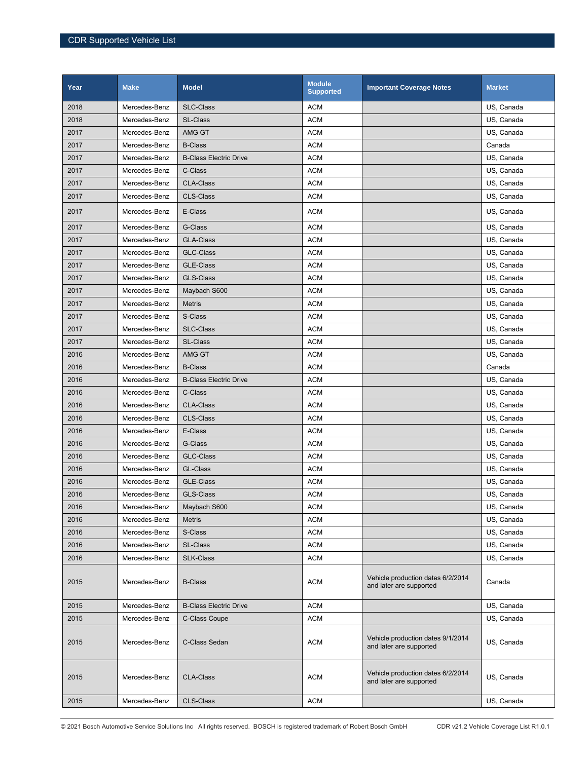| Year | Make | Model | Module Supported | Important Coverage Notes | Market |
|---|---|---|---|---|---|
| 2018 | Mercedes-Benz | SLC-Class | ACM | | US, Canada |
| 2018 | Mercedes-Benz | SL-Class | ACM | | US, Canada |
| 2017 | Mercedes-Benz | AMG GT | ACM | | US, Canada |
| 2017 | Mercedes-Benz | B-Class | ACM | | Canada |
| 2017 | Mercedes-Benz | B-Class Electric Drive | ACM | | US, Canada |
| 2017 | Mercedes-Benz | C-Class | ACM | | US, Canada |
| 2017 | Mercedes-Benz | CLA-Class | ACM | | US, Canada |
| 2017 | Mercedes-Benz | CLS-Class | ACM | | US, Canada |
| 2017 | Mercedes-Benz | E-Class | ACM | | US, Canada |
| 2017 | Mercedes-Benz | G-Class | ACM | | US, Canada |
| 2017 | Mercedes-Benz | GLA-Class | ACM | | US, Canada |
| 2017 | Mercedes-Benz | GLC-Class | ACM | | US, Canada |
| 2017 | Mercedes-Benz | GLE-Class | ACM | | US, Canada |
| 2017 | Mercedes-Benz | GLS-Class | ACM | | US, Canada |
| 2017 | Mercedes-Benz | Maybach S600 | ACM | | US, Canada |
| 2017 | Mercedes-Benz | Metris | ACM | | US, Canada |
| 2017 | Mercedes-Benz | S-Class | ACM | | US, Canada |
| 2017 | Mercedes-Benz | SLC-Class | ACM | | US, Canada |
| 2017 | Mercedes-Benz | SL-Class | ACM | | US, Canada |
| 2016 | Mercedes-Benz | AMG GT | ACM | | US, Canada |
| 2016 | Mercedes-Benz | B-Class | ACM | | Canada |
| 2016 | Mercedes-Benz | B-Class Electric Drive | ACM | | US, Canada |
| 2016 | Mercedes-Benz | C-Class | ACM | | US, Canada |
| 2016 | Mercedes-Benz | CLA-Class | ACM | | US, Canada |
| 2016 | Mercedes-Benz | CLS-Class | ACM | | US, Canada |
| 2016 | Mercedes-Benz | E-Class | ACM | | US, Canada |
| 2016 | Mercedes-Benz | G-Class | ACM | | US, Canada |
| 2016 | Mercedes-Benz | GLC-Class | ACM | | US, Canada |
| 2016 | Mercedes-Benz | GL-Class | ACM | | US, Canada |
| 2016 | Mercedes-Benz | GLE-Class | ACM | | US, Canada |
| 2016 | Mercedes-Benz | GLS-Class | ACM | | US, Canada |
| 2016 | Mercedes-Benz | Maybach S600 | ACM | | US, Canada |
| 2016 | Mercedes-Benz | Metris | ACM | | US, Canada |
| 2016 | Mercedes-Benz | S-Class | ACM | | US, Canada |
| 2016 | Mercedes-Benz | SL-Class | ACM | | US, Canada |
| 2016 | Mercedes-Benz | SLK-Class | ACM | | US, Canada |
| 2015 | Mercedes-Benz | B-Class | ACM | Vehicle production dates 6/2/2014 and later are supported | Canada |
| 2015 | Mercedes-Benz | B-Class Electric Drive | ACM | | US, Canada |
| 2015 | Mercedes-Benz | C-Class Coupe | ACM | | US, Canada |
| 2015 | Mercedes-Benz | C-Class Sedan | ACM | Vehicle production dates 9/1/2014 and later are supported | US, Canada |
| 2015 | Mercedes-Benz | CLA-Class | ACM | Vehicle production dates 6/2/2014 and later are supported | US, Canada |
| 2015 | Mercedes-Benz | CLS-Class | ACM | | US, Canada |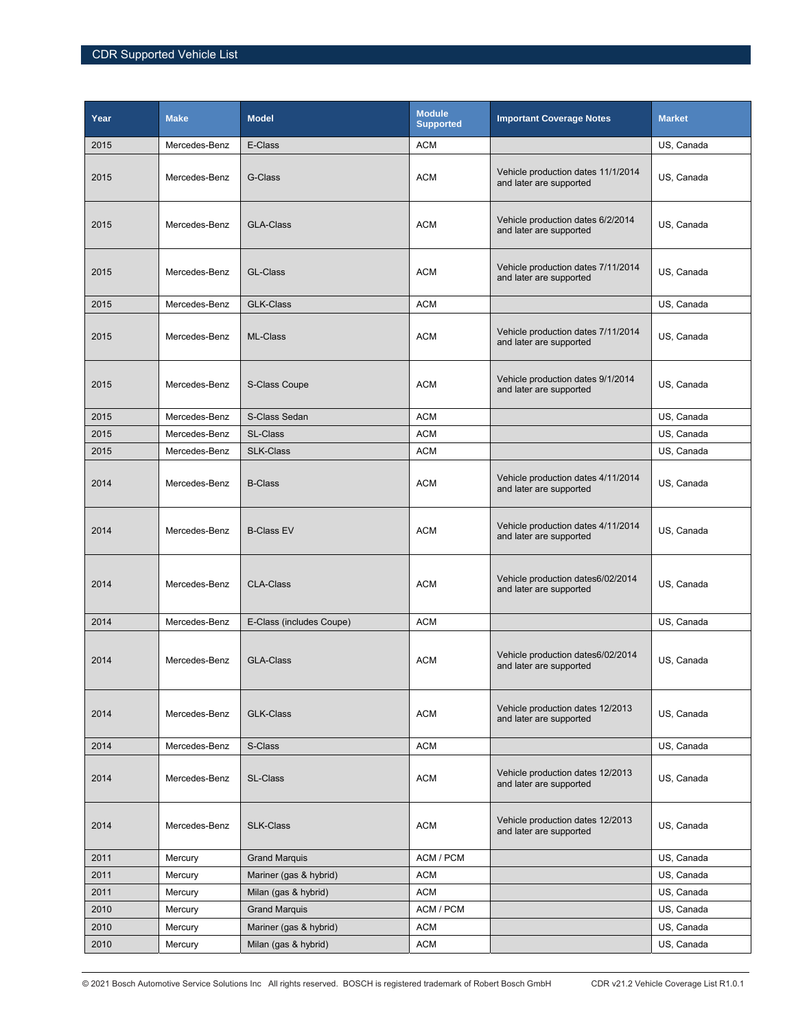| Year | Make | Model | Module Supported | Important Coverage Notes | Market |
|---|---|---|---|---|---|
| 2015 | Mercedes-Benz | E-Class | ACM | | US, Canada |
| 2015 | Mercedes-Benz | G-Class | ACM | Vehicle production dates 11/1/2014 and later are supported | US, Canada |
| 2015 | Mercedes-Benz | GLA-Class | ACM | Vehicle production dates 6/2/2014 and later are supported | US, Canada |
| 2015 | Mercedes-Benz | GL-Class | ACM | Vehicle production dates 7/11/2014 and later are supported | US, Canada |
| 2015 | Mercedes-Benz | GLK-Class | ACM | | US, Canada |
| 2015 | Mercedes-Benz | ML-Class | ACM | Vehicle production dates 7/11/2014 and later are supported | US, Canada |
| 2015 | Mercedes-Benz | S-Class Coupe | ACM | Vehicle production dates 9/1/2014 and later are supported | US, Canada |
| 2015 | Mercedes-Benz | S-Class Sedan | ACM | | US, Canada |
| 2015 | Mercedes-Benz | SL-Class | ACM | | US, Canada |
| 2015 | Mercedes-Benz | SLK-Class | ACM | | US, Canada |
| 2014 | Mercedes-Benz | B-Class | ACM | Vehicle production dates 4/11/2014 and later are supported | US, Canada |
| 2014 | Mercedes-Benz | B-Class EV | ACM | Vehicle production dates 4/11/2014 and later are supported | US, Canada |
| 2014 | Mercedes-Benz | CLA-Class | ACM | Vehicle production dates6/02/2014 and later are supported | US, Canada |
| 2014 | Mercedes-Benz | E-Class (includes Coupe) | ACM | | US, Canada |
| 2014 | Mercedes-Benz | GLA-Class | ACM | Vehicle production dates6/02/2014 and later are supported | US, Canada |
| 2014 | Mercedes-Benz | GLK-Class | ACM | Vehicle production dates 12/2013 and later are supported | US, Canada |
| 2014 | Mercedes-Benz | S-Class | ACM | | US, Canada |
| 2014 | Mercedes-Benz | SL-Class | ACM | Vehicle production dates 12/2013 and later are supported | US, Canada |
| 2014 | Mercedes-Benz | SLK-Class | ACM | Vehicle production dates 12/2013 and later are supported | US, Canada |
| 2011 | Mercury | Grand Marquis | ACM / PCM | | US, Canada |
| 2011 | Mercury | Mariner (gas & hybrid) | ACM | | US, Canada |
| 2011 | Mercury | Milan (gas & hybrid) | ACM | | US, Canada |
| 2010 | Mercury | Grand Marquis | ACM / PCM | | US, Canada |
| 2010 | Mercury | Mariner (gas & hybrid) | ACM | | US, Canada |
| 2010 | Mercury | Milan (gas & hybrid) | ACM | | US, Canada |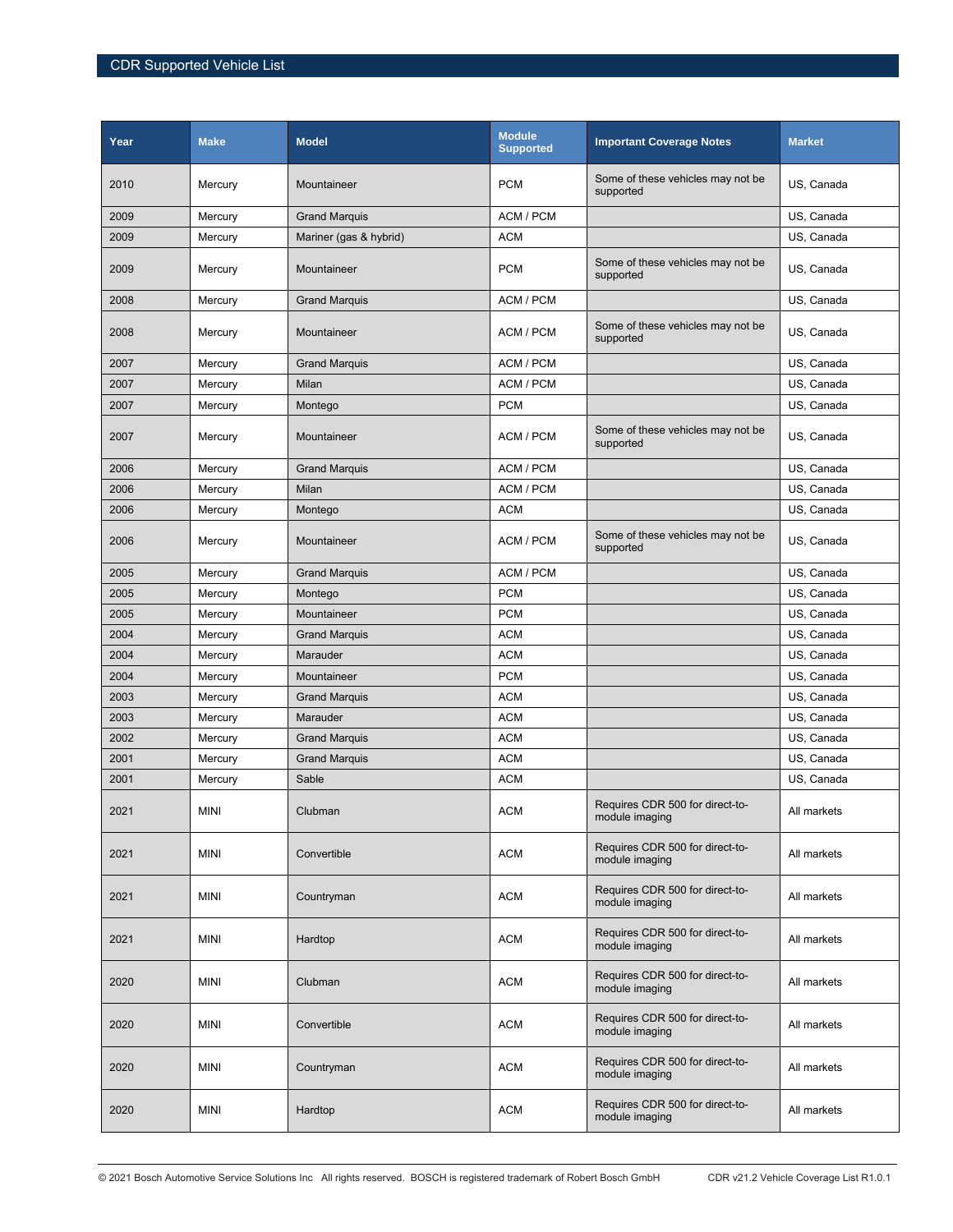| Year | Make | Model | Module Supported | Important Coverage Notes | Market |
|---|---|---|---|---|---|
| 2010 | Mercury | Mountaineer | PCM | Some of these vehicles may not be supported | US, Canada |
| 2009 | Mercury | Grand Marquis | ACM / PCM | | US, Canada |
| 2009 | Mercury | Mariner (gas & hybrid) | ACM | | US, Canada |
| 2009 | Mercury | Mountaineer | PCM | Some of these vehicles may not be supported | US, Canada |
| 2008 | Mercury | Grand Marquis | ACM / PCM | | US, Canada |
| 2008 | Mercury | Mountaineer | ACM / PCM | Some of these vehicles may not be supported | US, Canada |
| 2007 | Mercury | Grand Marquis | ACM / PCM | | US, Canada |
| 2007 | Mercury | Milan | ACM / PCM | | US, Canada |
| 2007 | Mercury | Montego | PCM | | US, Canada |
| 2007 | Mercury | Mountaineer | ACM / PCM | Some of these vehicles may not be supported | US, Canada |
| 2006 | Mercury | Grand Marquis | ACM / PCM | | US, Canada |
| 2006 | Mercury | Milan | ACM / PCM | | US, Canada |
| 2006 | Mercury | Montego | ACM | | US, Canada |
| 2006 | Mercury | Mountaineer | ACM / PCM | Some of these vehicles may not be supported | US, Canada |
| 2005 | Mercury | Grand Marquis | ACM / PCM | | US, Canada |
| 2005 | Mercury | Montego | PCM | | US, Canada |
| 2005 | Mercury | Mountaineer | PCM | | US, Canada |
| 2004 | Mercury | Grand Marquis | ACM | | US, Canada |
| 2004 | Mercury | Marauder | ACM | | US, Canada |
| 2004 | Mercury | Mountaineer | PCM | | US, Canada |
| 2003 | Mercury | Grand Marquis | ACM | | US, Canada |
| 2003 | Mercury | Marauder | ACM | | US, Canada |
| 2002 | Mercury | Grand Marquis | ACM | | US, Canada |
| 2001 | Mercury | Grand Marquis | ACM | | US, Canada |
| 2001 | Mercury | Sable | ACM | | US, Canada |
| 2021 | MINI | Clubman | ACM | Requires CDR 500 for direct-to-module imaging | All markets |
| 2021 | MINI | Convertible | ACM | Requires CDR 500 for direct-to-module imaging | All markets |
| 2021 | MINI | Countryman | ACM | Requires CDR 500 for direct-to-module imaging | All markets |
| 2021 | MINI | Hardtop | ACM | Requires CDR 500 for direct-to-module imaging | All markets |
| 2020 | MINI | Clubman | ACM | Requires CDR 500 for direct-to-module imaging | All markets |
| 2020 | MINI | Convertible | ACM | Requires CDR 500 for direct-to-module imaging | All markets |
| 2020 | MINI | Countryman | ACM | Requires CDR 500 for direct-to-module imaging | All markets |
| 2020 | MINI | Hardtop | ACM | Requires CDR 500 for direct-to-module imaging | All markets |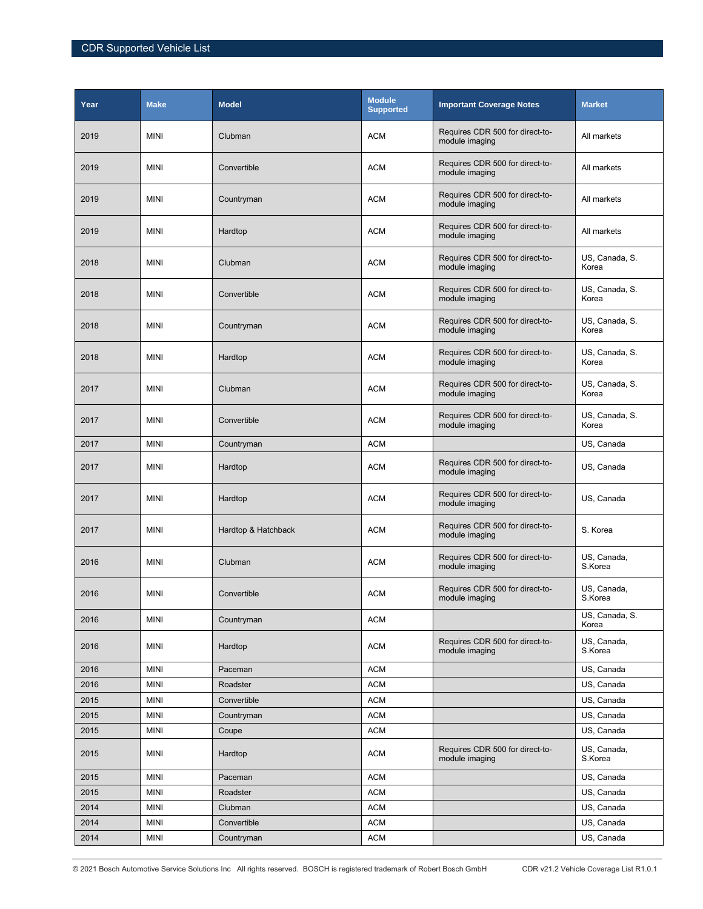| Year | Make | Model | Module Supported | Important Coverage Notes | Market |
|---|---|---|---|---|---|
| 2019 | MINI | Clubman | ACM | Requires CDR 500 for direct-to-module imaging | All markets |
| 2019 | MINI | Convertible | ACM | Requires CDR 500 for direct-to-module imaging | All markets |
| 2019 | MINI | Countryman | ACM | Requires CDR 500 for direct-to-module imaging | All markets |
| 2019 | MINI | Hardtop | ACM | Requires CDR 500 for direct-to-module imaging | All markets |
| 2018 | MINI | Clubman | ACM | Requires CDR 500 for direct-to-module imaging | US, Canada, S. Korea |
| 2018 | MINI | Convertible | ACM | Requires CDR 500 for direct-to-module imaging | US, Canada, S. Korea |
| 2018 | MINI | Countryman | ACM | Requires CDR 500 for direct-to-module imaging | US, Canada, S. Korea |
| 2018 | MINI | Hardtop | ACM | Requires CDR 500 for direct-to-module imaging | US, Canada, S. Korea |
| 2017 | MINI | Clubman | ACM | Requires CDR 500 for direct-to-module imaging | US, Canada, S. Korea |
| 2017 | MINI | Convertible | ACM | Requires CDR 500 for direct-to-module imaging | US, Canada, S. Korea |
| 2017 | MINI | Countryman | ACM | | US, Canada |
| 2017 | MINI | Hardtop | ACM | Requires CDR 500 for direct-to-module imaging | US, Canada |
| 2017 | MINI | Hardtop | ACM | Requires CDR 500 for direct-to-module imaging | US, Canada |
| 2017 | MINI | Hardtop & Hatchback | ACM | Requires CDR 500 for direct-to-module imaging | S. Korea |
| 2016 | MINI | Clubman | ACM | Requires CDR 500 for direct-to-module imaging | US, Canada, S.Korea |
| 2016 | MINI | Convertible | ACM | Requires CDR 500 for direct-to-module imaging | US, Canada, S.Korea |
| 2016 | MINI | Countryman | ACM | | US, Canada, S. Korea |
| 2016 | MINI | Hardtop | ACM | Requires CDR 500 for direct-to-module imaging | US, Canada, S.Korea |
| 2016 | MINI | Paceman | ACM | | US, Canada |
| 2016 | MINI | Roadster | ACM | | US, Canada |
| 2015 | MINI | Convertible | ACM | | US, Canada |
| 2015 | MINI | Countryman | ACM | | US, Canada |
| 2015 | MINI | Coupe | ACM | | US, Canada |
| 2015 | MINI | Hardtop | ACM | Requires CDR 500 for direct-to-module imaging | US, Canada, S.Korea |
| 2015 | MINI | Paceman | ACM | | US, Canada |
| 2015 | MINI | Roadster | ACM | | US, Canada |
| 2014 | MINI | Clubman | ACM | | US, Canada |
| 2014 | MINI | Convertible | ACM | | US, Canada |
| 2014 | MINI | Countryman | ACM | | US, Canada |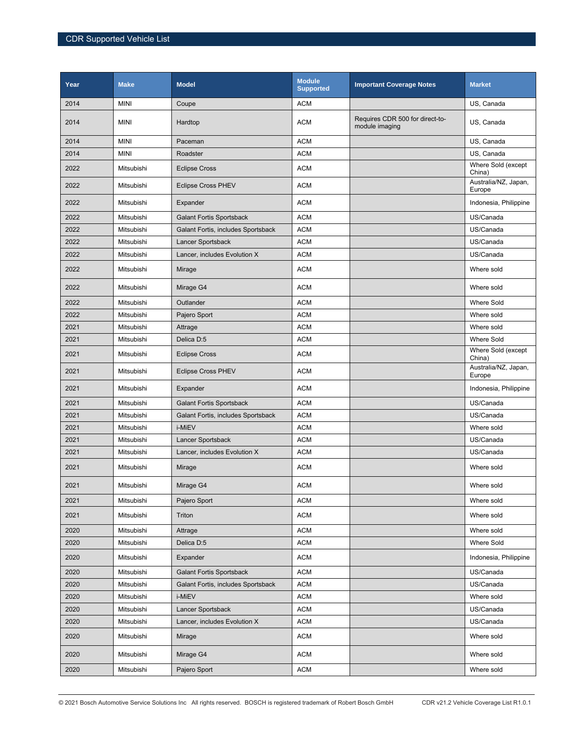| Year | Make | Model | Module Supported | Important Coverage Notes | Market |
|---|---|---|---|---|---|
| 2014 | MINI | Coupe | ACM | | US, Canada |
| 2014 | MINI | Hardtop | ACM | Requires CDR 500 for direct-to-module imaging | US, Canada |
| 2014 | MINI | Paceman | ACM | | US, Canada |
| 2014 | MINI | Roadster | ACM | | US, Canada |
| 2022 | Mitsubishi | Eclipse Cross | ACM | | Where Sold (except China) |
| 2022 | Mitsubishi | Eclipse Cross PHEV | ACM | | Australia/NZ, Japan, Europe |
| 2022 | Mitsubishi | Expander | ACM | | Indonesia, Philippine |
| 2022 | Mitsubishi | Galant Fortis Sportsback | ACM | | US/Canada |
| 2022 | Mitsubishi | Galant Fortis, includes Sportsback | ACM | | US/Canada |
| 2022 | Mitsubishi | Lancer Sportsback | ACM | | US/Canada |
| 2022 | Mitsubishi | Lancer, includes Evolution X | ACM | | US/Canada |
| 2022 | Mitsubishi | Mirage | ACM | | Where sold |
| 2022 | Mitsubishi | Mirage G4 | ACM | | Where sold |
| 2022 | Mitsubishi | Outlander | ACM | | Where Sold |
| 2022 | Mitsubishi | Pajero Sport | ACM | | Where sold |
| 2021 | Mitsubishi | Attrage | ACM | | Where sold |
| 2021 | Mitsubishi | Delica D:5 | ACM | | Where Sold |
| 2021 | Mitsubishi | Eclipse Cross | ACM | | Where Sold (except China) |
| 2021 | Mitsubishi | Eclipse Cross PHEV | ACM | | Australia/NZ, Japan, Europe |
| 2021 | Mitsubishi | Expander | ACM | | Indonesia, Philippine |
| 2021 | Mitsubishi | Galant Fortis Sportsback | ACM | | US/Canada |
| 2021 | Mitsubishi | Galant Fortis, includes Sportsback | ACM | | US/Canada |
| 2021 | Mitsubishi | i-MiEV | ACM | | Where sold |
| 2021 | Mitsubishi | Lancer Sportsback | ACM | | US/Canada |
| 2021 | Mitsubishi | Lancer, includes Evolution X | ACM | | US/Canada |
| 2021 | Mitsubishi | Mirage | ACM | | Where sold |
| 2021 | Mitsubishi | Mirage G4 | ACM | | Where sold |
| 2021 | Mitsubishi | Pajero Sport | ACM | | Where sold |
| 2021 | Mitsubishi | Triton | ACM | | Where sold |
| 2020 | Mitsubishi | Attrage | ACM | | Where sold |
| 2020 | Mitsubishi | Delica D:5 | ACM | | Where Sold |
| 2020 | Mitsubishi | Expander | ACM | | Indonesia, Philippine |
| 2020 | Mitsubishi | Galant Fortis Sportsback | ACM | | US/Canada |
| 2020 | Mitsubishi | Galant Fortis, includes Sportsback | ACM | | US/Canada |
| 2020 | Mitsubishi | i-MiEV | ACM | | Where sold |
| 2020 | Mitsubishi | Lancer Sportsback | ACM | | US/Canada |
| 2020 | Mitsubishi | Lancer, includes Evolution X | ACM | | US/Canada |
| 2020 | Mitsubishi | Mirage | ACM | | Where sold |
| 2020 | Mitsubishi | Mirage G4 | ACM | | Where sold |
| 2020 | Mitsubishi | Pajero Sport | ACM | | Where sold |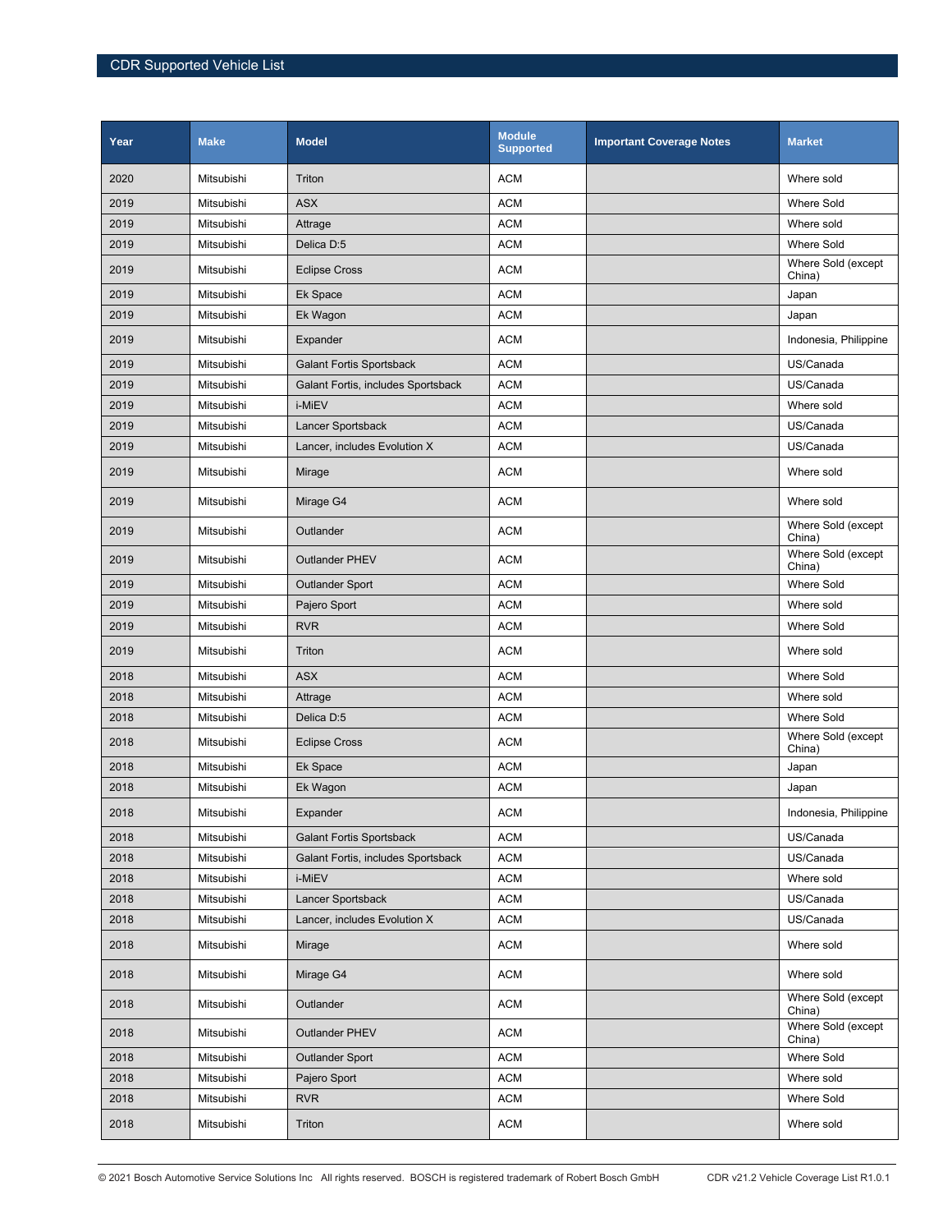| Year | Make | Model | Module Supported | Important Coverage Notes | Market |
|---|---|---|---|---|---|
| 2020 | Mitsubishi | Triton | ACM | | Where sold |
| 2019 | Mitsubishi | ASX | ACM | | Where Sold |
| 2019 | Mitsubishi | Attrage | ACM | | Where sold |
| 2019 | Mitsubishi | Delica D:5 | ACM | | Where Sold |
| 2019 | Mitsubishi | Eclipse Cross | ACM | | Where Sold (except China) |
| 2019 | Mitsubishi | Ek Space | ACM | | Japan |
| 2019 | Mitsubishi | Ek Wagon | ACM | | Japan |
| 2019 | Mitsubishi | Expander | ACM | | Indonesia, Philippine |
| 2019 | Mitsubishi | Galant Fortis Sportsback | ACM | | US/Canada |
| 2019 | Mitsubishi | Galant Fortis, includes Sportsback | ACM | | US/Canada |
| 2019 | Mitsubishi | i-MiEV | ACM | | Where sold |
| 2019 | Mitsubishi | Lancer Sportsback | ACM | | US/Canada |
| 2019 | Mitsubishi | Lancer, includes Evolution X | ACM | | US/Canada |
| 2019 | Mitsubishi | Mirage | ACM | | Where sold |
| 2019 | Mitsubishi | Mirage G4 | ACM | | Where sold |
| 2019 | Mitsubishi | Outlander | ACM | | Where Sold (except China) |
| 2019 | Mitsubishi | Outlander PHEV | ACM | | Where Sold (except China) |
| 2019 | Mitsubishi | Outlander Sport | ACM | | Where Sold |
| 2019 | Mitsubishi | Pajero Sport | ACM | | Where sold |
| 2019 | Mitsubishi | RVR | ACM | | Where Sold |
| 2019 | Mitsubishi | Triton | ACM | | Where sold |
| 2018 | Mitsubishi | ASX | ACM | | Where Sold |
| 2018 | Mitsubishi | Attrage | ACM | | Where sold |
| 2018 | Mitsubishi | Delica D:5 | ACM | | Where Sold |
| 2018 | Mitsubishi | Eclipse Cross | ACM | | Where Sold (except China) |
| 2018 | Mitsubishi | Ek Space | ACM | | Japan |
| 2018 | Mitsubishi | Ek Wagon | ACM | | Japan |
| 2018 | Mitsubishi | Expander | ACM | | Indonesia, Philippine |
| 2018 | Mitsubishi | Galant Fortis Sportsback | ACM | | US/Canada |
| 2018 | Mitsubishi | Galant Fortis, includes Sportsback | ACM | | US/Canada |
| 2018 | Mitsubishi | i-MiEV | ACM | | Where sold |
| 2018 | Mitsubishi | Lancer Sportsback | ACM | | US/Canada |
| 2018 | Mitsubishi | Lancer, includes Evolution X | ACM | | US/Canada |
| 2018 | Mitsubishi | Mirage | ACM | | Where sold |
| 2018 | Mitsubishi | Mirage G4 | ACM | | Where sold |
| 2018 | Mitsubishi | Outlander | ACM | | Where Sold (except China) |
| 2018 | Mitsubishi | Outlander PHEV | ACM | | Where Sold (except China) |
| 2018 | Mitsubishi | Outlander Sport | ACM | | Where Sold |
| 2018 | Mitsubishi | Pajero Sport | ACM | | Where sold |
| 2018 | Mitsubishi | RVR | ACM | | Where Sold |
| 2018 | Mitsubishi | Triton | ACM | | Where sold |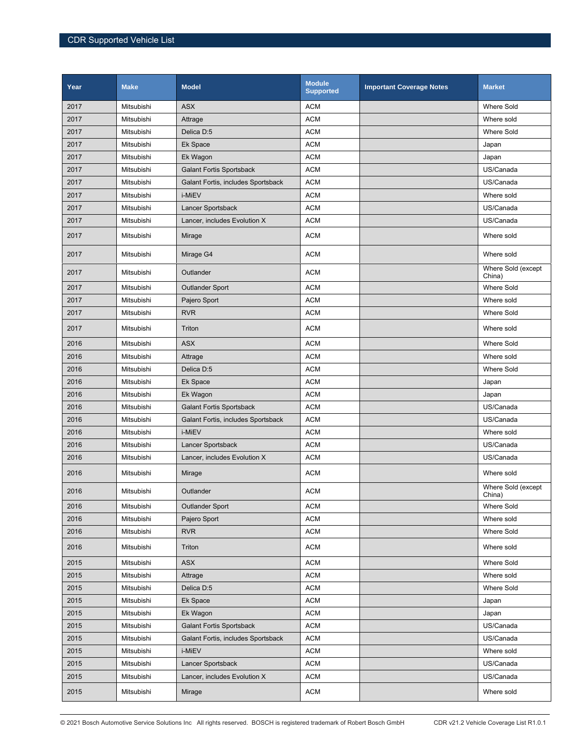| Year | Make | Model | Module Supported | Important Coverage Notes | Market |
|---|---|---|---|---|---|
| 2017 | Mitsubishi | ASX | ACM | | Where Sold |
| 2017 | Mitsubishi | Attrage | ACM | | Where sold |
| 2017 | Mitsubishi | Delica D:5 | ACM | | Where Sold |
| 2017 | Mitsubishi | Ek Space | ACM | | Japan |
| 2017 | Mitsubishi | Ek Wagon | ACM | | Japan |
| 2017 | Mitsubishi | Galant Fortis Sportsback | ACM | | US/Canada |
| 2017 | Mitsubishi | Galant Fortis, includes Sportsback | ACM | | US/Canada |
| 2017 | Mitsubishi | i-MiEV | ACM | | Where sold |
| 2017 | Mitsubishi | Lancer Sportsback | ACM | | US/Canada |
| 2017 | Mitsubishi | Lancer, includes Evolution X | ACM | | US/Canada |
| 2017 | Mitsubishi | Mirage | ACM | | Where sold |
| 2017 | Mitsubishi | Mirage G4 | ACM | | Where sold |
| 2017 | Mitsubishi | Outlander | ACM | | Where Sold (except China) |
| 2017 | Mitsubishi | Outlander Sport | ACM | | Where Sold |
| 2017 | Mitsubishi | Pajero Sport | ACM | | Where sold |
| 2017 | Mitsubishi | RVR | ACM | | Where Sold |
| 2017 | Mitsubishi | Triton | ACM | | Where sold |
| 2016 | Mitsubishi | ASX | ACM | | Where Sold |
| 2016 | Mitsubishi | Attrage | ACM | | Where sold |
| 2016 | Mitsubishi | Delica D:5 | ACM | | Where Sold |
| 2016 | Mitsubishi | Ek Space | ACM | | Japan |
| 2016 | Mitsubishi | Ek Wagon | ACM | | Japan |
| 2016 | Mitsubishi | Galant Fortis Sportsback | ACM | | US/Canada |
| 2016 | Mitsubishi | Galant Fortis, includes Sportsback | ACM | | US/Canada |
| 2016 | Mitsubishi | i-MiEV | ACM | | Where sold |
| 2016 | Mitsubishi | Lancer Sportsback | ACM | | US/Canada |
| 2016 | Mitsubishi | Lancer, includes Evolution X | ACM | | US/Canada |
| 2016 | Mitsubishi | Mirage | ACM | | Where sold |
| 2016 | Mitsubishi | Outlander | ACM | | Where Sold (except China) |
| 2016 | Mitsubishi | Outlander Sport | ACM | | Where Sold |
| 2016 | Mitsubishi | Pajero Sport | ACM | | Where sold |
| 2016 | Mitsubishi | RVR | ACM | | Where Sold |
| 2016 | Mitsubishi | Triton | ACM | | Where sold |
| 2015 | Mitsubishi | ASX | ACM | | Where Sold |
| 2015 | Mitsubishi | Attrage | ACM | | Where sold |
| 2015 | Mitsubishi | Delica D:5 | ACM | | Where Sold |
| 2015 | Mitsubishi | Ek Space | ACM | | Japan |
| 2015 | Mitsubishi | Ek Wagon | ACM | | Japan |
| 2015 | Mitsubishi | Galant Fortis Sportsback | ACM | | US/Canada |
| 2015 | Mitsubishi | Galant Fortis, includes Sportsback | ACM | | US/Canada |
| 2015 | Mitsubishi | i-MiEV | ACM | | Where sold |
| 2015 | Mitsubishi | Lancer Sportsback | ACM | | US/Canada |
| 2015 | Mitsubishi | Lancer, includes Evolution X | ACM | | US/Canada |
| 2015 | Mitsubishi | Mirage | ACM | | Where sold |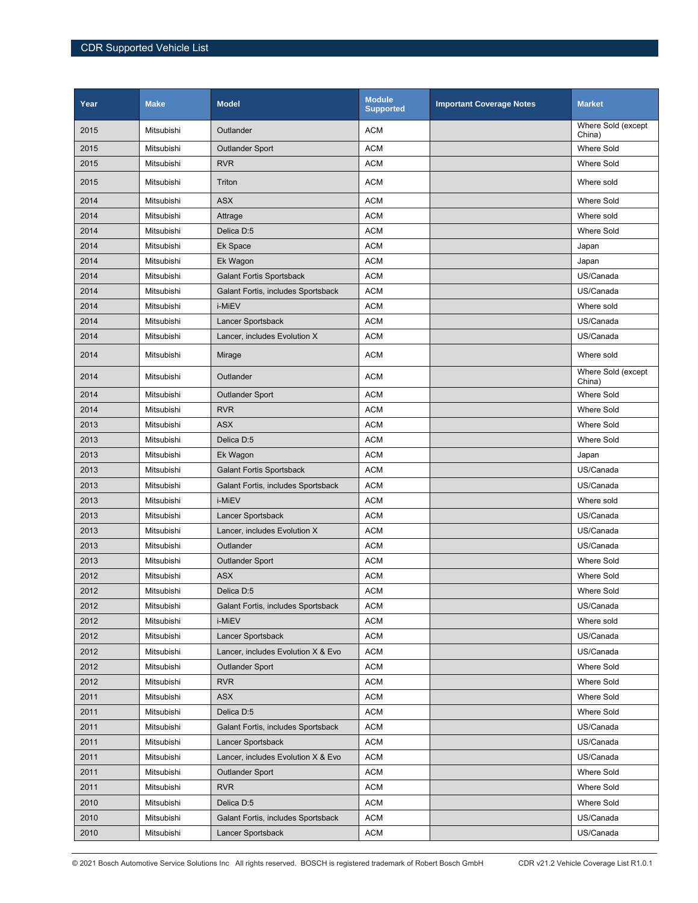| Year | Make | Model | Module Supported | Important Coverage Notes | Market |
|---|---|---|---|---|---|
| 2015 | Mitsubishi | Outlander | ACM | | Where Sold (except China) |
| 2015 | Mitsubishi | Outlander Sport | ACM | | Where Sold |
| 2015 | Mitsubishi | RVR | ACM | | Where Sold |
| 2015 | Mitsubishi | Triton | ACM | | Where sold |
| 2014 | Mitsubishi | ASX | ACM | | Where Sold |
| 2014 | Mitsubishi | Attrage | ACM | | Where sold |
| 2014 | Mitsubishi | Delica D:5 | ACM | | Where Sold |
| 2014 | Mitsubishi | Ek Space | ACM | | Japan |
| 2014 | Mitsubishi | Ek Wagon | ACM | | Japan |
| 2014 | Mitsubishi | Galant Fortis Sportsback | ACM | | US/Canada |
| 2014 | Mitsubishi | Galant Fortis, includes Sportsback | ACM | | US/Canada |
| 2014 | Mitsubishi | i-MiEV | ACM | | Where sold |
| 2014 | Mitsubishi | Lancer Sportsback | ACM | | US/Canada |
| 2014 | Mitsubishi | Lancer, includes Evolution X | ACM | | US/Canada |
| 2014 | Mitsubishi | Mirage | ACM | | Where sold |
| 2014 | Mitsubishi | Outlander | ACM | | Where Sold (except China) |
| 2014 | Mitsubishi | Outlander Sport | ACM | | Where Sold |
| 2014 | Mitsubishi | RVR | ACM | | Where Sold |
| 2013 | Mitsubishi | ASX | ACM | | Where Sold |
| 2013 | Mitsubishi | Delica D:5 | ACM | | Where Sold |
| 2013 | Mitsubishi | Ek Wagon | ACM | | Japan |
| 2013 | Mitsubishi | Galant Fortis Sportsback | ACM | | US/Canada |
| 2013 | Mitsubishi | Galant Fortis, includes Sportsback | ACM | | US/Canada |
| 2013 | Mitsubishi | i-MiEV | ACM | | Where sold |
| 2013 | Mitsubishi | Lancer Sportsback | ACM | | US/Canada |
| 2013 | Mitsubishi | Lancer, includes Evolution X | ACM | | US/Canada |
| 2013 | Mitsubishi | Outlander | ACM | | US/Canada |
| 2013 | Mitsubishi | Outlander Sport | ACM | | Where Sold |
| 2012 | Mitsubishi | ASX | ACM | | Where Sold |
| 2012 | Mitsubishi | Delica D:5 | ACM | | Where Sold |
| 2012 | Mitsubishi | Galant Fortis, includes Sportsback | ACM | | US/Canada |
| 2012 | Mitsubishi | i-MiEV | ACM | | Where sold |
| 2012 | Mitsubishi | Lancer Sportsback | ACM | | US/Canada |
| 2012 | Mitsubishi | Lancer, includes Evolution X & Evo | ACM | | US/Canada |
| 2012 | Mitsubishi | Outlander Sport | ACM | | Where Sold |
| 2012 | Mitsubishi | RVR | ACM | | Where Sold |
| 2011 | Mitsubishi | ASX | ACM | | Where Sold |
| 2011 | Mitsubishi | Delica D:5 | ACM | | Where Sold |
| 2011 | Mitsubishi | Galant Fortis, includes Sportsback | ACM | | US/Canada |
| 2011 | Mitsubishi | Lancer Sportsback | ACM | | US/Canada |
| 2011 | Mitsubishi | Lancer, includes Evolution X & Evo | ACM | | US/Canada |
| 2011 | Mitsubishi | Outlander Sport | ACM | | Where Sold |
| 2011 | Mitsubishi | RVR | ACM | | Where Sold |
| 2010 | Mitsubishi | Delica D:5 | ACM | | Where Sold |
| 2010 | Mitsubishi | Galant Fortis, includes Sportsback | ACM | | US/Canada |
| 2010 | Mitsubishi | Lancer Sportsback | ACM | | US/Canada |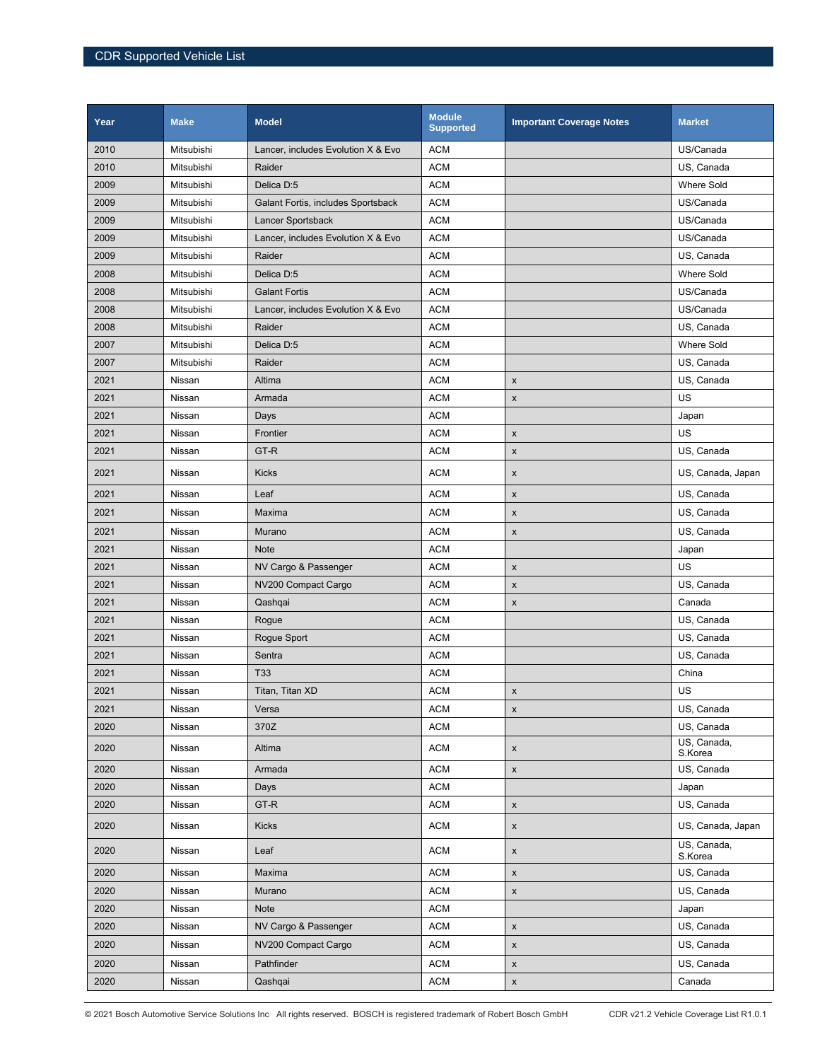| Year | Make | Model | Module Supported | Important Coverage Notes | Market |
|---|---|---|---|---|---|
| 2010 | Mitsubishi | Lancer, includes Evolution X & Evo | ACM | | US/Canada |
| 2010 | Mitsubishi | Raider | ACM | | US, Canada |
| 2009 | Mitsubishi | Delica D:5 | ACM | | Where Sold |
| 2009 | Mitsubishi | Galant Fortis, includes Sportsback | ACM | | US/Canada |
| 2009 | Mitsubishi | Lancer Sportsback | ACM | | US/Canada |
| 2009 | Mitsubishi | Lancer, includes Evolution X & Evo | ACM | | US/Canada |
| 2009 | Mitsubishi | Raider | ACM | | US, Canada |
| 2008 | Mitsubishi | Delica D:5 | ACM | | Where Sold |
| 2008 | Mitsubishi | Galant Fortis | ACM | | US/Canada |
| 2008 | Mitsubishi | Lancer, includes Evolution X & Evo | ACM | | US/Canada |
| 2008 | Mitsubishi | Raider | ACM | | US, Canada |
| 2007 | Mitsubishi | Delica D:5 | ACM | | Where Sold |
| 2007 | Mitsubishi | Raider | ACM | | US, Canada |
| 2021 | Nissan | Altima | ACM | x | US, Canada |
| 2021 | Nissan | Armada | ACM | x | US |
| 2021 | Nissan | Days | ACM | | Japan |
| 2021 | Nissan | Frontier | ACM | x | US |
| 2021 | Nissan | GT-R | ACM | x | US, Canada |
| 2021 | Nissan | Kicks | ACM | x | US, Canada, Japan |
| 2021 | Nissan | Leaf | ACM | x | US, Canada |
| 2021 | Nissan | Maxima | ACM | x | US, Canada |
| 2021 | Nissan | Murano | ACM | x | US, Canada |
| 2021 | Nissan | Note | ACM | | Japan |
| 2021 | Nissan | NV Cargo & Passenger | ACM | x | US |
| 2021 | Nissan | NV200 Compact Cargo | ACM | x | US, Canada |
| 2021 | Nissan | Qashqai | ACM | x | Canada |
| 2021 | Nissan | Rogue | ACM | | US, Canada |
| 2021 | Nissan | Rogue Sport | ACM | | US, Canada |
| 2021 | Nissan | Sentra | ACM | | US, Canada |
| 2021 | Nissan | T33 | ACM | | China |
| 2021 | Nissan | Titan, Titan XD | ACM | x | US |
| 2021 | Nissan | Versa | ACM | x | US, Canada |
| 2020 | Nissan | 370Z | ACM | | US, Canada |
| 2020 | Nissan | Altima | ACM | x | US, Canada, S.Korea |
| 2020 | Nissan | Armada | ACM | x | US, Canada |
| 2020 | Nissan | Days | ACM | | Japan |
| 2020 | Nissan | GT-R | ACM | x | US, Canada |
| 2020 | Nissan | Kicks | ACM | x | US, Canada, Japan |
| 2020 | Nissan | Leaf | ACM | x | US, Canada, S.Korea |
| 2020 | Nissan | Maxima | ACM | x | US, Canada |
| 2020 | Nissan | Murano | ACM | x | US, Canada |
| 2020 | Nissan | Note | ACM | | Japan |
| 2020 | Nissan | NV Cargo & Passenger | ACM | x | US, Canada |
| 2020 | Nissan | NV200 Compact Cargo | ACM | x | US, Canada |
| 2020 | Nissan | Pathfinder | ACM | x | US, Canada |
| 2020 | Nissan | Qashqai | ACM | x | Canada |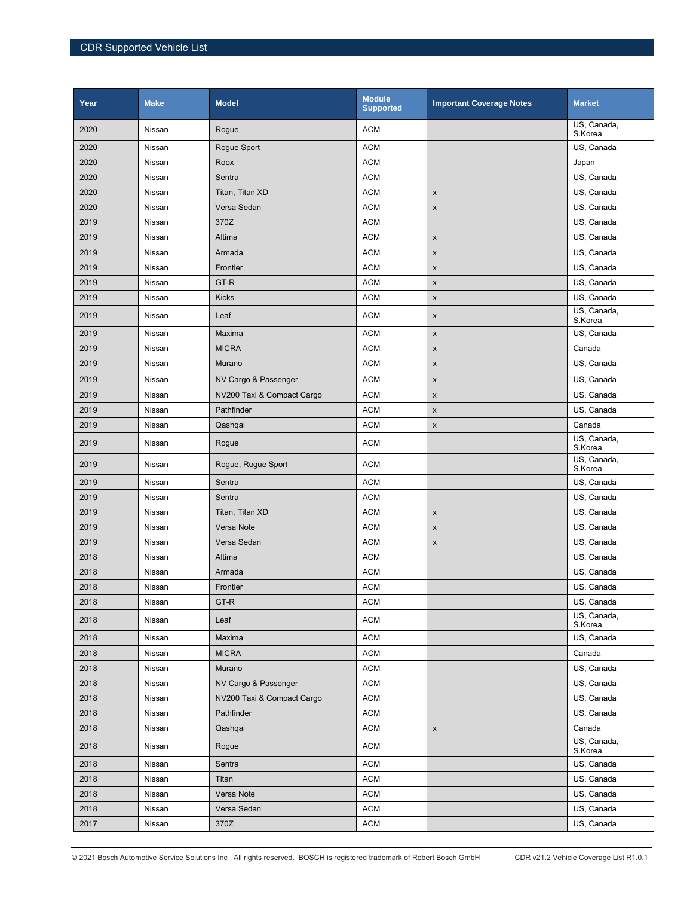| Year | Make | Model | Module Supported | Important Coverage Notes | Market |
|---|---|---|---|---|---|
| 2020 | Nissan | Rogue | ACM | | US, Canada, S.Korea |
| 2020 | Nissan | Rogue Sport | ACM | | US, Canada |
| 2020 | Nissan | Roox | ACM | | Japan |
| 2020 | Nissan | Sentra | ACM | | US, Canada |
| 2020 | Nissan | Titan, Titan XD | ACM | x | US, Canada |
| 2020 | Nissan | Versa Sedan | ACM | x | US, Canada |
| 2019 | Nissan | 370Z | ACM | | US, Canada |
| 2019 | Nissan | Altima | ACM | x | US, Canada |
| 2019 | Nissan | Armada | ACM | x | US, Canada |
| 2019 | Nissan | Frontier | ACM | x | US, Canada |
| 2019 | Nissan | GT-R | ACM | x | US, Canada |
| 2019 | Nissan | Kicks | ACM | x | US, Canada |
| 2019 | Nissan | Leaf | ACM | x | US, Canada, S.Korea |
| 2019 | Nissan | Maxima | ACM | x | US, Canada |
| 2019 | Nissan | MICRA | ACM | x | Canada |
| 2019 | Nissan | Murano | ACM | x | US, Canada |
| 2019 | Nissan | NV Cargo & Passenger | ACM | x | US, Canada |
| 2019 | Nissan | NV200 Taxi & Compact Cargo | ACM | x | US, Canada |
| 2019 | Nissan | Pathfinder | ACM | x | US, Canada |
| 2019 | Nissan | Qashqai | ACM | x | Canada |
| 2019 | Nissan | Rogue | ACM | | US, Canada, S.Korea |
| 2019 | Nissan | Rogue, Rogue Sport | ACM | | US, Canada, S.Korea |
| 2019 | Nissan | Sentra | ACM | | US, Canada |
| 2019 | Nissan | Sentra | ACM | | US, Canada |
| 2019 | Nissan | Titan, Titan XD | ACM | x | US, Canada |
| 2019 | Nissan | Versa Note | ACM | x | US, Canada |
| 2019 | Nissan | Versa Sedan | ACM | x | US, Canada |
| 2018 | Nissan | Altima | ACM | | US, Canada |
| 2018 | Nissan | Armada | ACM | | US, Canada |
| 2018 | Nissan | Frontier | ACM | | US, Canada |
| 2018 | Nissan | GT-R | ACM | | US, Canada |
| 2018 | Nissan | Leaf | ACM | | US, Canada, S.Korea |
| 2018 | Nissan | Maxima | ACM | | US, Canada |
| 2018 | Nissan | MICRA | ACM | | Canada |
| 2018 | Nissan | Murano | ACM | | US, Canada |
| 2018 | Nissan | NV Cargo & Passenger | ACM | | US, Canada |
| 2018 | Nissan | NV200 Taxi & Compact Cargo | ACM | | US, Canada |
| 2018 | Nissan | Pathfinder | ACM | | US, Canada |
| 2018 | Nissan | Qashqai | ACM | x | Canada |
| 2018 | Nissan | Rogue | ACM | | US, Canada, S.Korea |
| 2018 | Nissan | Sentra | ACM | | US, Canada |
| 2018 | Nissan | Titan | ACM | | US, Canada |
| 2018 | Nissan | Versa Note | ACM | | US, Canada |
| 2018 | Nissan | Versa Sedan | ACM | | US, Canada |
| 2017 | Nissan | 370Z | ACM | | US, Canada |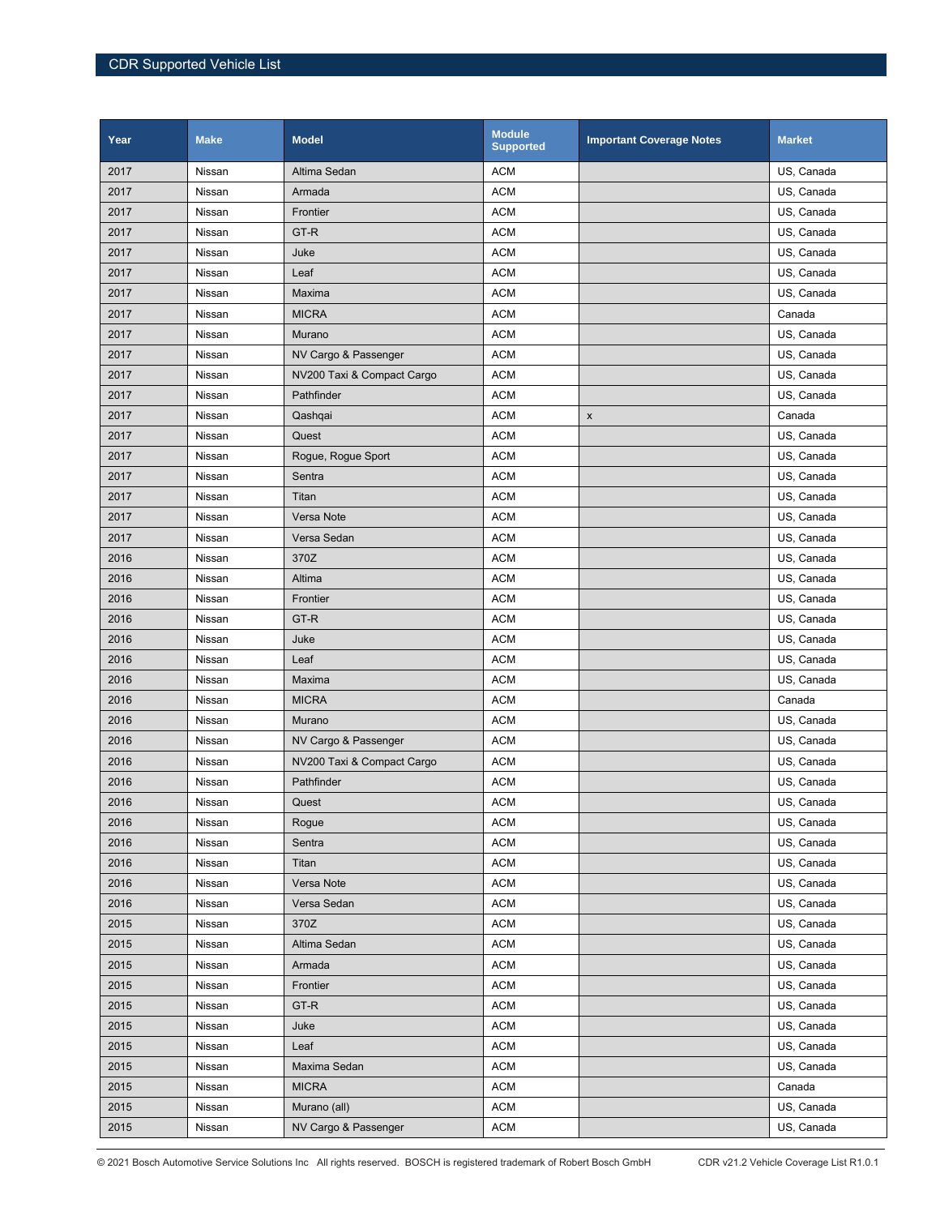| Year | Make | Model | Module Supported | Important Coverage Notes | Market |
|---|---|---|---|---|---|
| 2017 | Nissan | Altima Sedan | ACM | | US, Canada |
| 2017 | Nissan | Armada | ACM | | US, Canada |
| 2017 | Nissan | Frontier | ACM | | US, Canada |
| 2017 | Nissan | GT-R | ACM | | US, Canada |
| 2017 | Nissan | Juke | ACM | | US, Canada |
| 2017 | Nissan | Leaf | ACM | | US, Canada |
| 2017 | Nissan | Maxima | ACM | | US, Canada |
| 2017 | Nissan | MICRA | ACM | | Canada |
| 2017 | Nissan | Murano | ACM | | US, Canada |
| 2017 | Nissan | NV Cargo & Passenger | ACM | | US, Canada |
| 2017 | Nissan | NV200 Taxi & Compact Cargo | ACM | | US, Canada |
| 2017 | Nissan | Pathfinder | ACM | | US, Canada |
| 2017 | Nissan | Qashqai | ACM | x | Canada |
| 2017 | Nissan | Quest | ACM | | US, Canada |
| 2017 | Nissan | Rogue, Rogue Sport | ACM | | US, Canada |
| 2017 | Nissan | Sentra | ACM | | US, Canada |
| 2017 | Nissan | Titan | ACM | | US, Canada |
| 2017 | Nissan | Versa Note | ACM | | US, Canada |
| 2017 | Nissan | Versa Sedan | ACM | | US, Canada |
| 2016 | Nissan | 370Z | ACM | | US, Canada |
| 2016 | Nissan | Altima | ACM | | US, Canada |
| 2016 | Nissan | Frontier | ACM | | US, Canada |
| 2016 | Nissan | GT-R | ACM | | US, Canada |
| 2016 | Nissan | Juke | ACM | | US, Canada |
| 2016 | Nissan | Leaf | ACM | | US, Canada |
| 2016 | Nissan | Maxima | ACM | | US, Canada |
| 2016 | Nissan | MICRA | ACM | | Canada |
| 2016 | Nissan | Murano | ACM | | US, Canada |
| 2016 | Nissan | NV Cargo & Passenger | ACM | | US, Canada |
| 2016 | Nissan | NV200 Taxi & Compact Cargo | ACM | | US, Canada |
| 2016 | Nissan | Pathfinder | ACM | | US, Canada |
| 2016 | Nissan | Quest | ACM | | US, Canada |
| 2016 | Nissan | Rogue | ACM | | US, Canada |
| 2016 | Nissan | Sentra | ACM | | US, Canada |
| 2016 | Nissan | Titan | ACM | | US, Canada |
| 2016 | Nissan | Versa Note | ACM | | US, Canada |
| 2016 | Nissan | Versa Sedan | ACM | | US, Canada |
| 2015 | Nissan | 370Z | ACM | | US, Canada |
| 2015 | Nissan | Altima Sedan | ACM | | US, Canada |
| 2015 | Nissan | Armada | ACM | | US, Canada |
| 2015 | Nissan | Frontier | ACM | | US, Canada |
| 2015 | Nissan | GT-R | ACM | | US, Canada |
| 2015 | Nissan | Juke | ACM | | US, Canada |
| 2015 | Nissan | Leaf | ACM | | US, Canada |
| 2015 | Nissan | Maxima Sedan | ACM | | US, Canada |
| 2015 | Nissan | MICRA | ACM | | Canada |
| 2015 | Nissan | Murano (all) | ACM | | US, Canada |
| 2015 | Nissan | NV Cargo & Passenger | ACM | | US, Canada |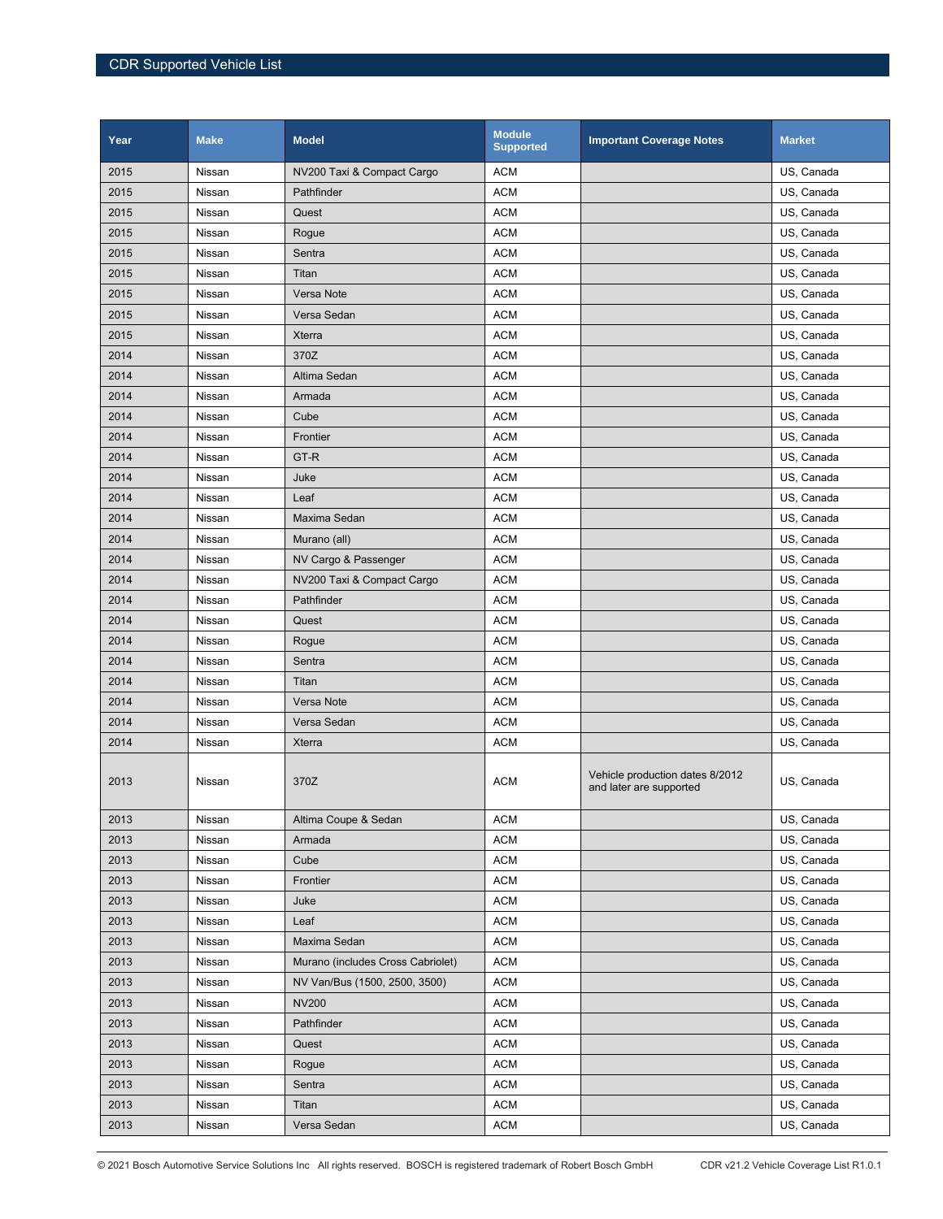| Year | Make | Model | Module Supported | Important Coverage Notes | Market |
|---|---|---|---|---|---|
| 2015 | Nissan | NV200 Taxi & Compact Cargo | ACM | | US, Canada |
| 2015 | Nissan | Pathfinder | ACM | | US, Canada |
| 2015 | Nissan | Quest | ACM | | US, Canada |
| 2015 | Nissan | Rogue | ACM | | US, Canada |
| 2015 | Nissan | Sentra | ACM | | US, Canada |
| 2015 | Nissan | Titan | ACM | | US, Canada |
| 2015 | Nissan | Versa Note | ACM | | US, Canada |
| 2015 | Nissan | Versa Sedan | ACM | | US, Canada |
| 2015 | Nissan | Xterra | ACM | | US, Canada |
| 2014 | Nissan | 370Z | ACM | | US, Canada |
| 2014 | Nissan | Altima Sedan | ACM | | US, Canada |
| 2014 | Nissan | Armada | ACM | | US, Canada |
| 2014 | Nissan | Cube | ACM | | US, Canada |
| 2014 | Nissan | Frontier | ACM | | US, Canada |
| 2014 | Nissan | GT-R | ACM | | US, Canada |
| 2014 | Nissan | Juke | ACM | | US, Canada |
| 2014 | Nissan | Leaf | ACM | | US, Canada |
| 2014 | Nissan | Maxima Sedan | ACM | | US, Canada |
| 2014 | Nissan | Murano (all) | ACM | | US, Canada |
| 2014 | Nissan | NV Cargo & Passenger | ACM | | US, Canada |
| 2014 | Nissan | NV200 Taxi & Compact Cargo | ACM | | US, Canada |
| 2014 | Nissan | Pathfinder | ACM | | US, Canada |
| 2014 | Nissan | Quest | ACM | | US, Canada |
| 2014 | Nissan | Rogue | ACM | | US, Canada |
| 2014 | Nissan | Sentra | ACM | | US, Canada |
| 2014 | Nissan | Titan | ACM | | US, Canada |
| 2014 | Nissan | Versa Note | ACM | | US, Canada |
| 2014 | Nissan | Versa Sedan | ACM | | US, Canada |
| 2014 | Nissan | Xterra | ACM | | US, Canada |
| 2013 | Nissan | 370Z | ACM | Vehicle production dates 8/2012 and later are supported | US, Canada |
| 2013 | Nissan | Altima Coupe & Sedan | ACM | | US, Canada |
| 2013 | Nissan | Armada | ACM | | US, Canada |
| 2013 | Nissan | Cube | ACM | | US, Canada |
| 2013 | Nissan | Frontier | ACM | | US, Canada |
| 2013 | Nissan | Juke | ACM | | US, Canada |
| 2013 | Nissan | Leaf | ACM | | US, Canada |
| 2013 | Nissan | Maxima Sedan | ACM | | US, Canada |
| 2013 | Nissan | Murano (includes Cross Cabriolet) | ACM | | US, Canada |
| 2013 | Nissan | NV Van/Bus (1500, 2500, 3500) | ACM | | US, Canada |
| 2013 | Nissan | NV200 | ACM | | US, Canada |
| 2013 | Nissan | Pathfinder | ACM | | US, Canada |
| 2013 | Nissan | Quest | ACM | | US, Canada |
| 2013 | Nissan | Rogue | ACM | | US, Canada |
| 2013 | Nissan | Sentra | ACM | | US, Canada |
| 2013 | Nissan | Titan | ACM | | US, Canada |
| 2013 | Nissan | Versa Sedan | ACM | | US, Canada |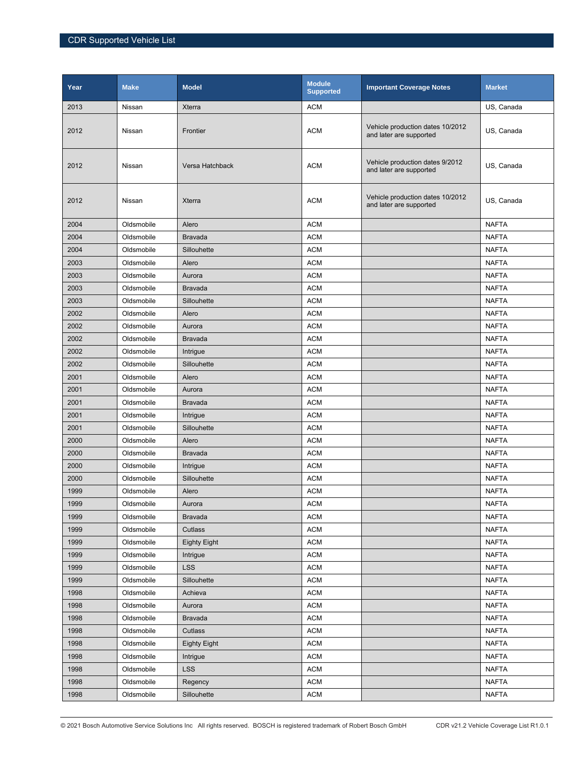| Year | Make | Model | Module Supported | Important Coverage Notes | Market |
|---|---|---|---|---|---|
| 2013 | Nissan | Xterra | ACM | | US, Canada |
| 2012 | Nissan | Frontier | ACM | Vehicle production dates 10/2012 and later are supported | US, Canada |
| 2012 | Nissan | Versa Hatchback | ACM | Vehicle production dates 9/2012 and later are supported | US, Canada |
| 2012 | Nissan | Xterra | ACM | Vehicle production dates 10/2012 and later are supported | US, Canada |
| 2004 | Oldsmobile | Alero | ACM | | NAFTA |
| 2004 | Oldsmobile | Bravada | ACM | | NAFTA |
| 2004 | Oldsmobile | Sillouhette | ACM | | NAFTA |
| 2003 | Oldsmobile | Alero | ACM | | NAFTA |
| 2003 | Oldsmobile | Aurora | ACM | | NAFTA |
| 2003 | Oldsmobile | Bravada | ACM | | NAFTA |
| 2003 | Oldsmobile | Sillouhette | ACM | | NAFTA |
| 2002 | Oldsmobile | Alero | ACM | | NAFTA |
| 2002 | Oldsmobile | Aurora | ACM | | NAFTA |
| 2002 | Oldsmobile | Bravada | ACM | | NAFTA |
| 2002 | Oldsmobile | Intrigue | ACM | | NAFTA |
| 2002 | Oldsmobile | Sillouhette | ACM | | NAFTA |
| 2001 | Oldsmobile | Alero | ACM | | NAFTA |
| 2001 | Oldsmobile | Aurora | ACM | | NAFTA |
| 2001 | Oldsmobile | Bravada | ACM | | NAFTA |
| 2001 | Oldsmobile | Intrigue | ACM | | NAFTA |
| 2001 | Oldsmobile | Sillouhette | ACM | | NAFTA |
| 2000 | Oldsmobile | Alero | ACM | | NAFTA |
| 2000 | Oldsmobile | Bravada | ACM | | NAFTA |
| 2000 | Oldsmobile | Intrigue | ACM | | NAFTA |
| 2000 | Oldsmobile | Sillouhette | ACM | | NAFTA |
| 1999 | Oldsmobile | Alero | ACM | | NAFTA |
| 1999 | Oldsmobile | Aurora | ACM | | NAFTA |
| 1999 | Oldsmobile | Bravada | ACM | | NAFTA |
| 1999 | Oldsmobile | Cutlass | ACM | | NAFTA |
| 1999 | Oldsmobile | Eighty Eight | ACM | | NAFTA |
| 1999 | Oldsmobile | Intrigue | ACM | | NAFTA |
| 1999 | Oldsmobile | LSS | ACM | | NAFTA |
| 1999 | Oldsmobile | Sillouhette | ACM | | NAFTA |
| 1998 | Oldsmobile | Achieva | ACM | | NAFTA |
| 1998 | Oldsmobile | Aurora | ACM | | NAFTA |
| 1998 | Oldsmobile | Bravada | ACM | | NAFTA |
| 1998 | Oldsmobile | Cutlass | ACM | | NAFTA |
| 1998 | Oldsmobile | Eighty Eight | ACM | | NAFTA |
| 1998 | Oldsmobile | Intrigue | ACM | | NAFTA |
| 1998 | Oldsmobile | LSS | ACM | | NAFTA |
| 1998 | Oldsmobile | Regency | ACM | | NAFTA |
| 1998 | Oldsmobile | Sillouhette | ACM | | NAFTA |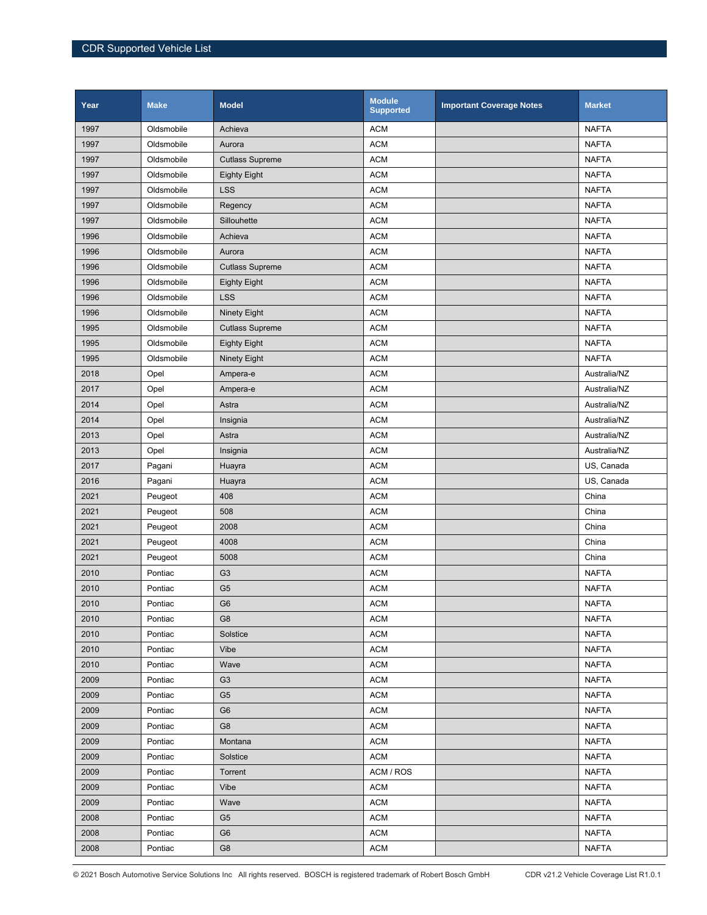| Year | Make | Model | Module Supported | Important Coverage Notes | Market |
|---|---|---|---|---|---|
| 1997 | Oldsmobile | Achieva | ACM | | NAFTA |
| 1997 | Oldsmobile | Aurora | ACM | | NAFTA |
| 1997 | Oldsmobile | Cutlass Supreme | ACM | | NAFTA |
| 1997 | Oldsmobile | Eighty Eight | ACM | | NAFTA |
| 1997 | Oldsmobile | LSS | ACM | | NAFTA |
| 1997 | Oldsmobile | Regency | ACM | | NAFTA |
| 1997 | Oldsmobile | Sillouhette | ACM | | NAFTA |
| 1996 | Oldsmobile | Achieva | ACM | | NAFTA |
| 1996 | Oldsmobile | Aurora | ACM | | NAFTA |
| 1996 | Oldsmobile | Cutlass Supreme | ACM | | NAFTA |
| 1996 | Oldsmobile | Eighty Eight | ACM | | NAFTA |
| 1996 | Oldsmobile | LSS | ACM | | NAFTA |
| 1996 | Oldsmobile | Ninety Eight | ACM | | NAFTA |
| 1995 | Oldsmobile | Cutlass Supreme | ACM | | NAFTA |
| 1995 | Oldsmobile | Eighty Eight | ACM | | NAFTA |
| 1995 | Oldsmobile | Ninety Eight | ACM | | NAFTA |
| 2018 | Opel | Ampera-e | ACM | | Australia/NZ |
| 2017 | Opel | Ampera-e | ACM | | Australia/NZ |
| 2014 | Opel | Astra | ACM | | Australia/NZ |
| 2014 | Opel | Insignia | ACM | | Australia/NZ |
| 2013 | Opel | Astra | ACM | | Australia/NZ |
| 2013 | Opel | Insignia | ACM | | Australia/NZ |
| 2017 | Pagani | Huayra | ACM | | US, Canada |
| 2016 | Pagani | Huayra | ACM | | US, Canada |
| 2021 | Peugeot | 408 | ACM | | China |
| 2021 | Peugeot | 508 | ACM | | China |
| 2021 | Peugeot | 2008 | ACM | | China |
| 2021 | Peugeot | 4008 | ACM | | China |
| 2021 | Peugeot | 5008 | ACM | | China |
| 2010 | Pontiac | G3 | ACM | | NAFTA |
| 2010 | Pontiac | G5 | ACM | | NAFTA |
| 2010 | Pontiac | G6 | ACM | | NAFTA |
| 2010 | Pontiac | G8 | ACM | | NAFTA |
| 2010 | Pontiac | Solstice | ACM | | NAFTA |
| 2010 | Pontiac | Vibe | ACM | | NAFTA |
| 2010 | Pontiac | Wave | ACM | | NAFTA |
| 2009 | Pontiac | G3 | ACM | | NAFTA |
| 2009 | Pontiac | G5 | ACM | | NAFTA |
| 2009 | Pontiac | G6 | ACM | | NAFTA |
| 2009 | Pontiac | G8 | ACM | | NAFTA |
| 2009 | Pontiac | Montana | ACM | | NAFTA |
| 2009 | Pontiac | Solstice | ACM | | NAFTA |
| 2009 | Pontiac | Torrent | ACM / ROS | | NAFTA |
| 2009 | Pontiac | Vibe | ACM | | NAFTA |
| 2009 | Pontiac | Wave | ACM | | NAFTA |
| 2008 | Pontiac | G5 | ACM | | NAFTA |
| 2008 | Pontiac | G6 | ACM | | NAFTA |
| 2008 | Pontiac | G8 | ACM | | NAFTA |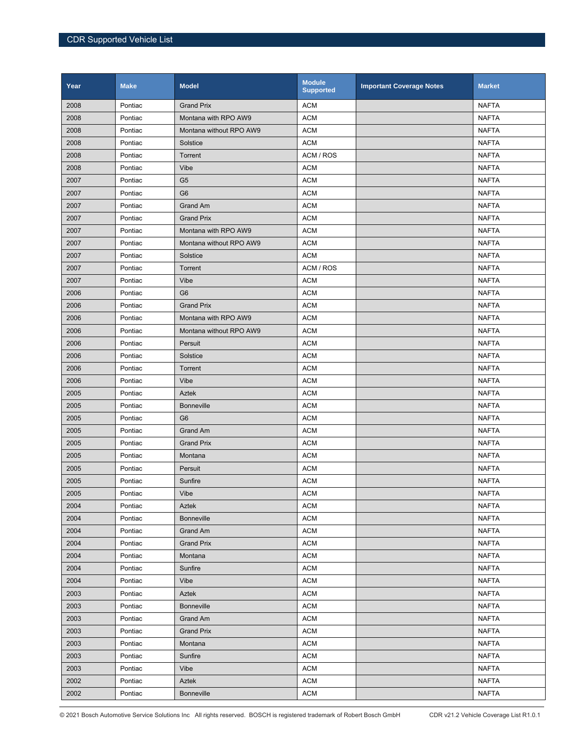| Year | Make | Model | Module Supported | Important Coverage Notes | Market |
|---|---|---|---|---|---|
| 2008 | Pontiac | Grand Prix | ACM | | NAFTA |
| 2008 | Pontiac | Montana with RPO AW9 | ACM | | NAFTA |
| 2008 | Pontiac | Montana without RPO AW9 | ACM | | NAFTA |
| 2008 | Pontiac | Solstice | ACM | | NAFTA |
| 2008 | Pontiac | Torrent | ACM / ROS | | NAFTA |
| 2008 | Pontiac | Vibe | ACM | | NAFTA |
| 2007 | Pontiac | G5 | ACM | | NAFTA |
| 2007 | Pontiac | G6 | ACM | | NAFTA |
| 2007 | Pontiac | Grand Am | ACM | | NAFTA |
| 2007 | Pontiac | Grand Prix | ACM | | NAFTA |
| 2007 | Pontiac | Montana with RPO AW9 | ACM | | NAFTA |
| 2007 | Pontiac | Montana without RPO AW9 | ACM | | NAFTA |
| 2007 | Pontiac | Solstice | ACM | | NAFTA |
| 2007 | Pontiac | Torrent | ACM / ROS | | NAFTA |
| 2007 | Pontiac | Vibe | ACM | | NAFTA |
| 2006 | Pontiac | G6 | ACM | | NAFTA |
| 2006 | Pontiac | Grand Prix | ACM | | NAFTA |
| 2006 | Pontiac | Montana with RPO AW9 | ACM | | NAFTA |
| 2006 | Pontiac | Montana without RPO AW9 | ACM | | NAFTA |
| 2006 | Pontiac | Persuit | ACM | | NAFTA |
| 2006 | Pontiac | Solstice | ACM | | NAFTA |
| 2006 | Pontiac | Torrent | ACM | | NAFTA |
| 2006 | Pontiac | Vibe | ACM | | NAFTA |
| 2005 | Pontiac | Aztek | ACM | | NAFTA |
| 2005 | Pontiac | Bonneville | ACM | | NAFTA |
| 2005 | Pontiac | G6 | ACM | | NAFTA |
| 2005 | Pontiac | Grand Am | ACM | | NAFTA |
| 2005 | Pontiac | Grand Prix | ACM | | NAFTA |
| 2005 | Pontiac | Montana | ACM | | NAFTA |
| 2005 | Pontiac | Persuit | ACM | | NAFTA |
| 2005 | Pontiac | Sunfire | ACM | | NAFTA |
| 2005 | Pontiac | Vibe | ACM | | NAFTA |
| 2004 | Pontiac | Aztek | ACM | | NAFTA |
| 2004 | Pontiac | Bonneville | ACM | | NAFTA |
| 2004 | Pontiac | Grand Am | ACM | | NAFTA |
| 2004 | Pontiac | Grand Prix | ACM | | NAFTA |
| 2004 | Pontiac | Montana | ACM | | NAFTA |
| 2004 | Pontiac | Sunfire | ACM | | NAFTA |
| 2004 | Pontiac | Vibe | ACM | | NAFTA |
| 2003 | Pontiac | Aztek | ACM | | NAFTA |
| 2003 | Pontiac | Bonneville | ACM | | NAFTA |
| 2003 | Pontiac | Grand Am | ACM | | NAFTA |
| 2003 | Pontiac | Grand Prix | ACM | | NAFTA |
| 2003 | Pontiac | Montana | ACM | | NAFTA |
| 2003 | Pontiac | Sunfire | ACM | | NAFTA |
| 2003 | Pontiac | Vibe | ACM | | NAFTA |
| 2002 | Pontiac | Aztek | ACM | | NAFTA |
| 2002 | Pontiac | Bonneville | ACM | | NAFTA |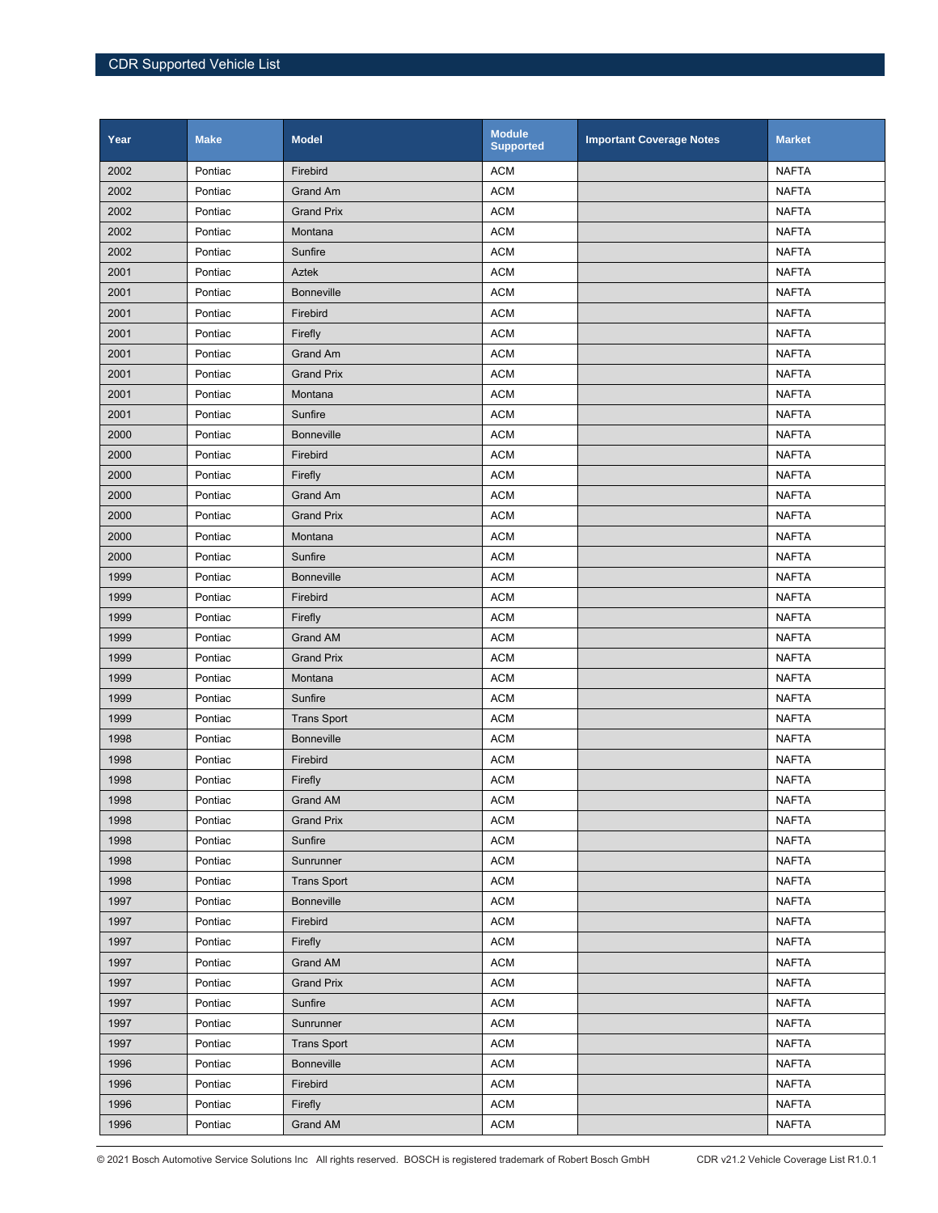| Year | Make | Model | Module Supported | Important Coverage Notes | Market |
|---|---|---|---|---|---|
| 2002 | Pontiac | Firebird | ACM | | NAFTA |
| 2002 | Pontiac | Grand Am | ACM | | NAFTA |
| 2002 | Pontiac | Grand Prix | ACM | | NAFTA |
| 2002 | Pontiac | Montana | ACM | | NAFTA |
| 2002 | Pontiac | Sunfire | ACM | | NAFTA |
| 2001 | Pontiac | Aztek | ACM | | NAFTA |
| 2001 | Pontiac | Bonneville | ACM | | NAFTA |
| 2001 | Pontiac | Firebird | ACM | | NAFTA |
| 2001 | Pontiac | Firefly | ACM | | NAFTA |
| 2001 | Pontiac | Grand Am | ACM | | NAFTA |
| 2001 | Pontiac | Grand Prix | ACM | | NAFTA |
| 2001 | Pontiac | Montana | ACM | | NAFTA |
| 2001 | Pontiac | Sunfire | ACM | | NAFTA |
| 2000 | Pontiac | Bonneville | ACM | | NAFTA |
| 2000 | Pontiac | Firebird | ACM | | NAFTA |
| 2000 | Pontiac | Firefly | ACM | | NAFTA |
| 2000 | Pontiac | Grand Am | ACM | | NAFTA |
| 2000 | Pontiac | Grand Prix | ACM | | NAFTA |
| 2000 | Pontiac | Montana | ACM | | NAFTA |
| 2000 | Pontiac | Sunfire | ACM | | NAFTA |
| 1999 | Pontiac | Bonneville | ACM | | NAFTA |
| 1999 | Pontiac | Firebird | ACM | | NAFTA |
| 1999 | Pontiac | Firefly | ACM | | NAFTA |
| 1999 | Pontiac | Grand AM | ACM | | NAFTA |
| 1999 | Pontiac | Grand Prix | ACM | | NAFTA |
| 1999 | Pontiac | Montana | ACM | | NAFTA |
| 1999 | Pontiac | Sunfire | ACM | | NAFTA |
| 1999 | Pontiac | Trans Sport | ACM | | NAFTA |
| 1998 | Pontiac | Bonneville | ACM | | NAFTA |
| 1998 | Pontiac | Firebird | ACM | | NAFTA |
| 1998 | Pontiac | Firefly | ACM | | NAFTA |
| 1998 | Pontiac | Grand AM | ACM | | NAFTA |
| 1998 | Pontiac | Grand Prix | ACM | | NAFTA |
| 1998 | Pontiac | Sunfire | ACM | | NAFTA |
| 1998 | Pontiac | Sunrunner | ACM | | NAFTA |
| 1998 | Pontiac | Trans Sport | ACM | | NAFTA |
| 1997 | Pontiac | Bonneville | ACM | | NAFTA |
| 1997 | Pontiac | Firebird | ACM | | NAFTA |
| 1997 | Pontiac | Firefly | ACM | | NAFTA |
| 1997 | Pontiac | Grand AM | ACM | | NAFTA |
| 1997 | Pontiac | Grand Prix | ACM | | NAFTA |
| 1997 | Pontiac | Sunfire | ACM | | NAFTA |
| 1997 | Pontiac | Sunrunner | ACM | | NAFTA |
| 1997 | Pontiac | Trans Sport | ACM | | NAFTA |
| 1996 | Pontiac | Bonneville | ACM | | NAFTA |
| 1996 | Pontiac | Firebird | ACM | | NAFTA |
| 1996 | Pontiac | Firefly | ACM | | NAFTA |
| 1996 | Pontiac | Grand AM | ACM | | NAFTA |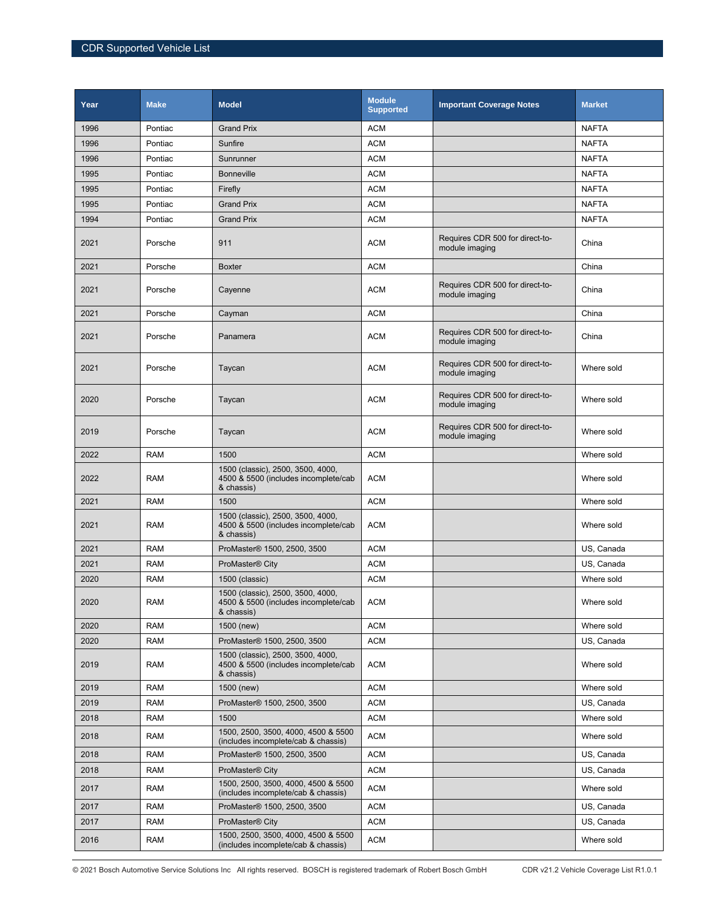| Year | Make | Model | Module Supported | Important Coverage Notes | Market |
|---|---|---|---|---|---|
| 1996 | Pontiac | Grand Prix | ACM | | NAFTA |
| 1996 | Pontiac | Sunfire | ACM | | NAFTA |
| 1996 | Pontiac | Sunrunner | ACM | | NAFTA |
| 1995 | Pontiac | Bonneville | ACM | | NAFTA |
| 1995 | Pontiac | Firefly | ACM | | NAFTA |
| 1995 | Pontiac | Grand Prix | ACM | | NAFTA |
| 1994 | Pontiac | Grand Prix | ACM | | NAFTA |
| 2021 | Porsche | 911 | ACM | Requires CDR 500 for direct-to-module imaging | China |
| 2021 | Porsche | Boxter | ACM | | China |
| 2021 | Porsche | Cayenne | ACM | Requires CDR 500 for direct-to-module imaging | China |
| 2021 | Porsche | Cayman | ACM | | China |
| 2021 | Porsche | Panamera | ACM | Requires CDR 500 for direct-to-module imaging | China |
| 2021 | Porsche | Taycan | ACM | Requires CDR 500 for direct-to-module imaging | Where sold |
| 2020 | Porsche | Taycan | ACM | Requires CDR 500 for direct-to-module imaging | Where sold |
| 2019 | Porsche | Taycan | ACM | Requires CDR 500 for direct-to-module imaging | Where sold |
| 2022 | RAM | 1500 | ACM | | Where sold |
| 2022 | RAM | 1500 (classic), 2500, 3500, 4000, 4500 & 5500 (includes incomplete/cab & chassis) | ACM | | Where sold |
| 2021 | RAM | 1500 | ACM | | Where sold |
| 2021 | RAM | 1500 (classic), 2500, 3500, 4000, 4500 & 5500 (includes incomplete/cab & chassis) | ACM | | Where sold |
| 2021 | RAM | ProMaster® 1500, 2500, 3500 | ACM | | US, Canada |
| 2021 | RAM | ProMaster® City | ACM | | US, Canada |
| 2020 | RAM | 1500 (classic) | ACM | | Where sold |
| 2020 | RAM | 1500 (classic), 2500, 3500, 4000, 4500 & 5500 (includes incomplete/cab & chassis) | ACM | | Where sold |
| 2020 | RAM | 1500 (new) | ACM | | Where sold |
| 2020 | RAM | ProMaster® 1500, 2500, 3500 | ACM | | US, Canada |
| 2019 | RAM | 1500 (classic), 2500, 3500, 4000, 4500 & 5500 (includes incomplete/cab & chassis) | ACM | | Where sold |
| 2019 | RAM | 1500 (new) | ACM | | Where sold |
| 2019 | RAM | ProMaster® 1500, 2500, 3500 | ACM | | US, Canada |
| 2018 | RAM | 1500 | ACM | | Where sold |
| 2018 | RAM | 1500, 2500, 3500, 4000, 4500 & 5500 (includes incomplete/cab & chassis) | ACM | | Where sold |
| 2018 | RAM | ProMaster® 1500, 2500, 3500 | ACM | | US, Canada |
| 2018 | RAM | ProMaster® City | ACM | | US, Canada |
| 2017 | RAM | 1500, 2500, 3500, 4000, 4500 & 5500 (includes incomplete/cab & chassis) | ACM | | Where sold |
| 2017 | RAM | ProMaster® 1500, 2500, 3500 | ACM | | US, Canada |
| 2017 | RAM | ProMaster® City | ACM | | US, Canada |
| 2016 | RAM | 1500, 2500, 3500, 4000, 4500 & 5500 (includes incomplete/cab & chassis) | ACM | | Where sold |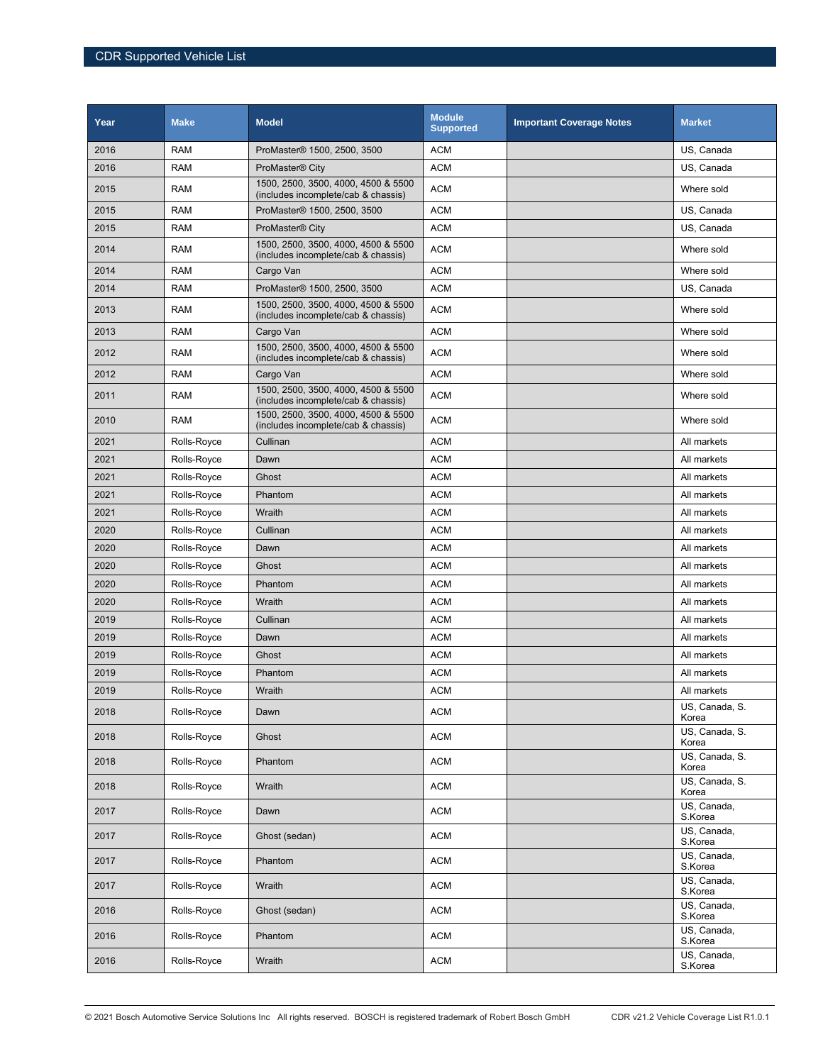| Year | Make | Model | Module Supported | Important Coverage Notes | Market |
|---|---|---|---|---|---|
| 2016 | RAM | ProMaster® 1500, 2500, 3500 | ACM | | US, Canada |
| 2016 | RAM | ProMaster® City | ACM | | US, Canada |
| 2015 | RAM | 1500, 2500, 3500, 4000, 4500 & 5500 (includes incomplete/cab & chassis) | ACM | | Where sold |
| 2015 | RAM | ProMaster® 1500, 2500, 3500 | ACM | | US, Canada |
| 2015 | RAM | ProMaster® City | ACM | | US, Canada |
| 2014 | RAM | 1500, 2500, 3500, 4000, 4500 & 5500 (includes incomplete/cab & chassis) | ACM | | Where sold |
| 2014 | RAM | Cargo Van | ACM | | Where sold |
| 2014 | RAM | ProMaster® 1500, 2500, 3500 | ACM | | US, Canada |
| 2013 | RAM | 1500, 2500, 3500, 4000, 4500 & 5500 (includes incomplete/cab & chassis) | ACM | | Where sold |
| 2013 | RAM | Cargo Van | ACM | | Where sold |
| 2012 | RAM | 1500, 2500, 3500, 4000, 4500 & 5500 (includes incomplete/cab & chassis) | ACM | | Where sold |
| 2012 | RAM | Cargo Van | ACM | | Where sold |
| 2011 | RAM | 1500, 2500, 3500, 4000, 4500 & 5500 (includes incomplete/cab & chassis) | ACM | | Where sold |
| 2010 | RAM | 1500, 2500, 3500, 4000, 4500 & 5500 (includes incomplete/cab & chassis) | ACM | | Where sold |
| 2021 | Rolls-Royce | Cullinan | ACM | | All markets |
| 2021 | Rolls-Royce | Dawn | ACM | | All markets |
| 2021 | Rolls-Royce | Ghost | ACM | | All markets |
| 2021 | Rolls-Royce | Phantom | ACM | | All markets |
| 2021 | Rolls-Royce | Wraith | ACM | | All markets |
| 2020 | Rolls-Royce | Cullinan | ACM | | All markets |
| 2020 | Rolls-Royce | Dawn | ACM | | All markets |
| 2020 | Rolls-Royce | Ghost | ACM | | All markets |
| 2020 | Rolls-Royce | Phantom | ACM | | All markets |
| 2020 | Rolls-Royce | Wraith | ACM | | All markets |
| 2019 | Rolls-Royce | Cullinan | ACM | | All markets |
| 2019 | Rolls-Royce | Dawn | ACM | | All markets |
| 2019 | Rolls-Royce | Ghost | ACM | | All markets |
| 2019 | Rolls-Royce | Phantom | ACM | | All markets |
| 2019 | Rolls-Royce | Wraith | ACM | | All markets |
| 2018 | Rolls-Royce | Dawn | ACM | | US, Canada, S. Korea |
| 2018 | Rolls-Royce | Ghost | ACM | | US, Canada, S. Korea |
| 2018 | Rolls-Royce | Phantom | ACM | | US, Canada, S. Korea |
| 2018 | Rolls-Royce | Wraith | ACM | | US, Canada, S. Korea |
| 2017 | Rolls-Royce | Dawn | ACM | | US, Canada, S.Korea |
| 2017 | Rolls-Royce | Ghost (sedan) | ACM | | US, Canada, S.Korea |
| 2017 | Rolls-Royce | Phantom | ACM | | US, Canada, S.Korea |
| 2017 | Rolls-Royce | Wraith | ACM | | US, Canada, S.Korea |
| 2016 | Rolls-Royce | Ghost (sedan) | ACM | | US, Canada, S.Korea |
| 2016 | Rolls-Royce | Phantom | ACM | | US, Canada, S.Korea |
| 2016 | Rolls-Royce | Wraith | ACM | | US, Canada, S.Korea |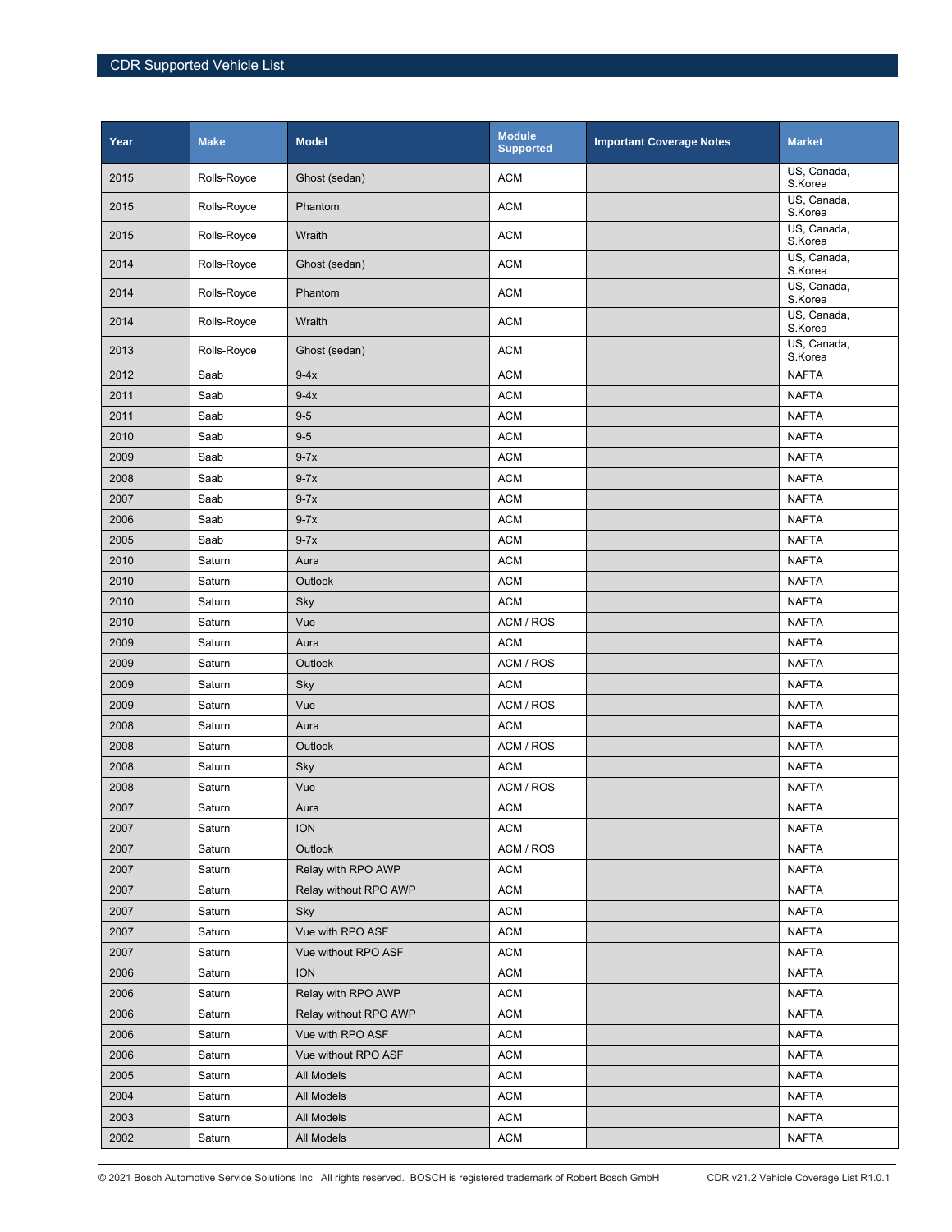| Year | Make | Model | Module Supported | Important Coverage Notes | Market |
|---|---|---|---|---|---|
| 2015 | Rolls-Royce | Ghost (sedan) | ACM | | US, Canada, S.Korea |
| 2015 | Rolls-Royce | Phantom | ACM | | US, Canada, S.Korea |
| 2015 | Rolls-Royce | Wraith | ACM | | US, Canada, S.Korea |
| 2014 | Rolls-Royce | Ghost (sedan) | ACM | | US, Canada, S.Korea |
| 2014 | Rolls-Royce | Phantom | ACM | | US, Canada, S.Korea |
| 2014 | Rolls-Royce | Wraith | ACM | | US, Canada, S.Korea |
| 2013 | Rolls-Royce | Ghost (sedan) | ACM | | US, Canada, S.Korea |
| 2012 | Saab | 9-4x | ACM | | NAFTA |
| 2011 | Saab | 9-4x | ACM | | NAFTA |
| 2011 | Saab | 9-5 | ACM | | NAFTA |
| 2010 | Saab | 9-5 | ACM | | NAFTA |
| 2009 | Saab | 9-7x | ACM | | NAFTA |
| 2008 | Saab | 9-7x | ACM | | NAFTA |
| 2007 | Saab | 9-7x | ACM | | NAFTA |
| 2006 | Saab | 9-7x | ACM | | NAFTA |
| 2005 | Saab | 9-7x | ACM | | NAFTA |
| 2010 | Saturn | Aura | ACM | | NAFTA |
| 2010 | Saturn | Outlook | ACM | | NAFTA |
| 2010 | Saturn | Sky | ACM | | NAFTA |
| 2010 | Saturn | Vue | ACM / ROS | | NAFTA |
| 2009 | Saturn | Aura | ACM | | NAFTA |
| 2009 | Saturn | Outlook | ACM / ROS | | NAFTA |
| 2009 | Saturn | Sky | ACM | | NAFTA |
| 2009 | Saturn | Vue | ACM / ROS | | NAFTA |
| 2008 | Saturn | Aura | ACM | | NAFTA |
| 2008 | Saturn | Outlook | ACM / ROS | | NAFTA |
| 2008 | Saturn | Sky | ACM | | NAFTA |
| 2008 | Saturn | Vue | ACM / ROS | | NAFTA |
| 2007 | Saturn | Aura | ACM | | NAFTA |
| 2007 | Saturn | ION | ACM | | NAFTA |
| 2007 | Saturn | Outlook | ACM / ROS | | NAFTA |
| 2007 | Saturn | Relay with RPO AWP | ACM | | NAFTA |
| 2007 | Saturn | Relay without RPO AWP | ACM | | NAFTA |
| 2007 | Saturn | Sky | ACM | | NAFTA |
| 2007 | Saturn | Vue with RPO ASF | ACM | | NAFTA |
| 2007 | Saturn | Vue without RPO ASF | ACM | | NAFTA |
| 2006 | Saturn | ION | ACM | | NAFTA |
| 2006 | Saturn | Relay with RPO AWP | ACM | | NAFTA |
| 2006 | Saturn | Relay without RPO AWP | ACM | | NAFTA |
| 2006 | Saturn | Vue with RPO ASF | ACM | | NAFTA |
| 2006 | Saturn | Vue without RPO ASF | ACM | | NAFTA |
| 2005 | Saturn | All Models | ACM | | NAFTA |
| 2004 | Saturn | All Models | ACM | | NAFTA |
| 2003 | Saturn | All Models | ACM | | NAFTA |
| 2002 | Saturn | All Models | ACM | | NAFTA |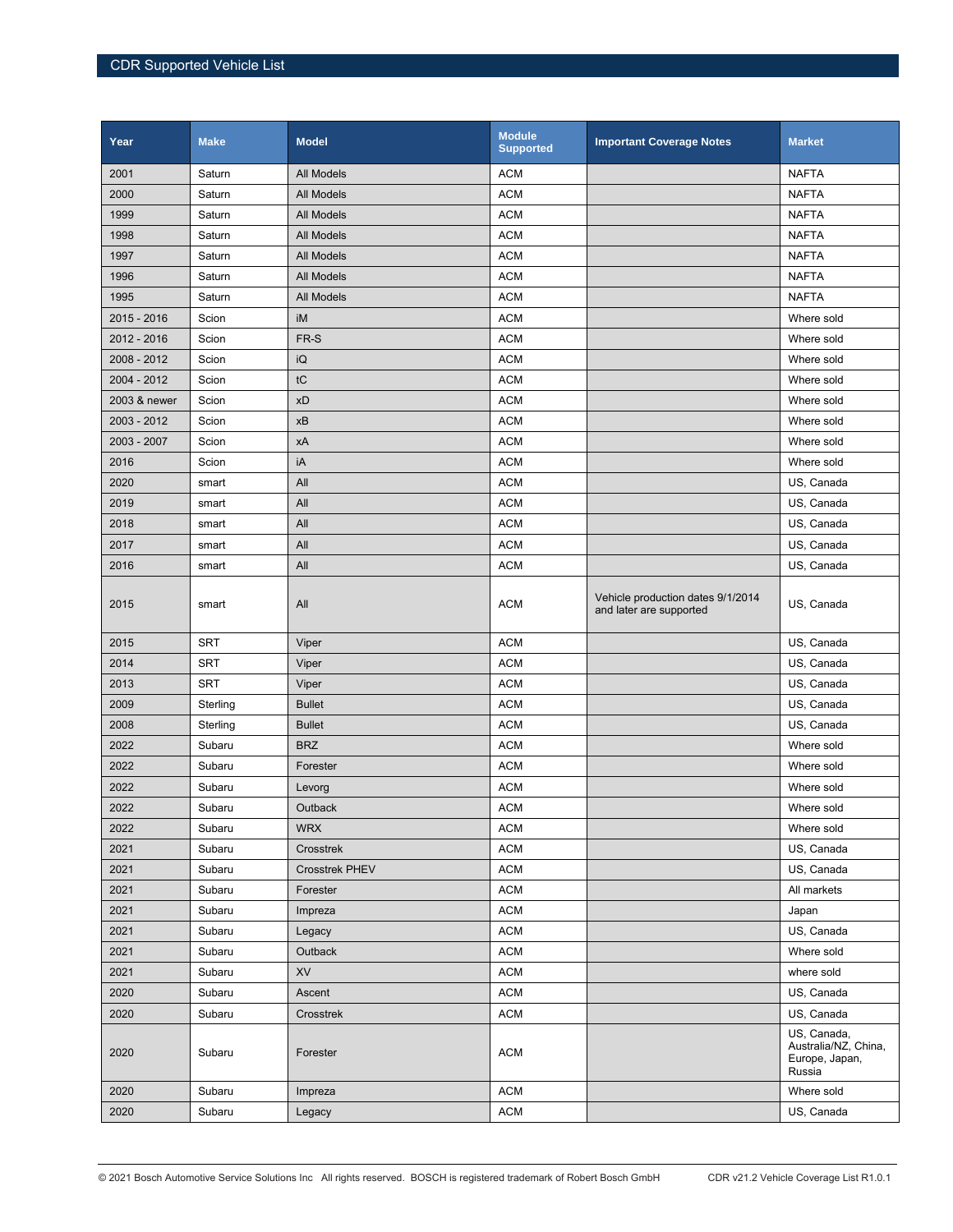| Year | Make | Model | Module Supported | Important Coverage Notes | Market |
|---|---|---|---|---|---|
| 2001 | Saturn | All Models | ACM | | NAFTA |
| 2000 | Saturn | All Models | ACM | | NAFTA |
| 1999 | Saturn | All Models | ACM | | NAFTA |
| 1998 | Saturn | All Models | ACM | | NAFTA |
| 1997 | Saturn | All Models | ACM | | NAFTA |
| 1996 | Saturn | All Models | ACM | | NAFTA |
| 1995 | Saturn | All Models | ACM | | NAFTA |
| 2015 - 2016 | Scion | iM | ACM | | Where sold |
| 2012 - 2016 | Scion | FR-S | ACM | | Where sold |
| 2008 - 2012 | Scion | iQ | ACM | | Where sold |
| 2004 - 2012 | Scion | tC | ACM | | Where sold |
| 2003 & newer | Scion | xD | ACM | | Where sold |
| 2003 - 2012 | Scion | xB | ACM | | Where sold |
| 2003 - 2007 | Scion | xA | ACM | | Where sold |
| 2016 | Scion | iA | ACM | | Where sold |
| 2020 | smart | All | ACM | | US, Canada |
| 2019 | smart | All | ACM | | US, Canada |
| 2018 | smart | All | ACM | | US, Canada |
| 2017 | smart | All | ACM | | US, Canada |
| 2016 | smart | All | ACM | | US, Canada |
| 2015 | smart | All | ACM | Vehicle production dates 9/1/2014 and later are supported | US, Canada |
| 2015 | SRT | Viper | ACM | | US, Canada |
| 2014 | SRT | Viper | ACM | | US, Canada |
| 2013 | SRT | Viper | ACM | | US, Canada |
| 2009 | Sterling | Bullet | ACM | | US, Canada |
| 2008 | Sterling | Bullet | ACM | | US, Canada |
| 2022 | Subaru | BRZ | ACM | | Where sold |
| 2022 | Subaru | Forester | ACM | | Where sold |
| 2022 | Subaru | Levorg | ACM | | Where sold |
| 2022 | Subaru | Outback | ACM | | Where sold |
| 2022 | Subaru | WRX | ACM | | Where sold |
| 2021 | Subaru | Crosstrek | ACM | | US, Canada |
| 2021 | Subaru | Crosstrek PHEV | ACM | | US, Canada |
| 2021 | Subaru | Forester | ACM | | All markets |
| 2021 | Subaru | Impreza | ACM | | Japan |
| 2021 | Subaru | Legacy | ACM | | US, Canada |
| 2021 | Subaru | Outback | ACM | | Where sold |
| 2021 | Subaru | XV | ACM | | where sold |
| 2020 | Subaru | Ascent | ACM | | US, Canada |
| 2020 | Subaru | Crosstrek | ACM | | US, Canada |
| 2020 | Subaru | Forester | ACM | | US, Canada, Australia/NZ, China, Europe, Japan, Russia |
| 2020 | Subaru | Impreza | ACM | | Where sold |
| 2020 | Subaru | Legacy | ACM | | US, Canada |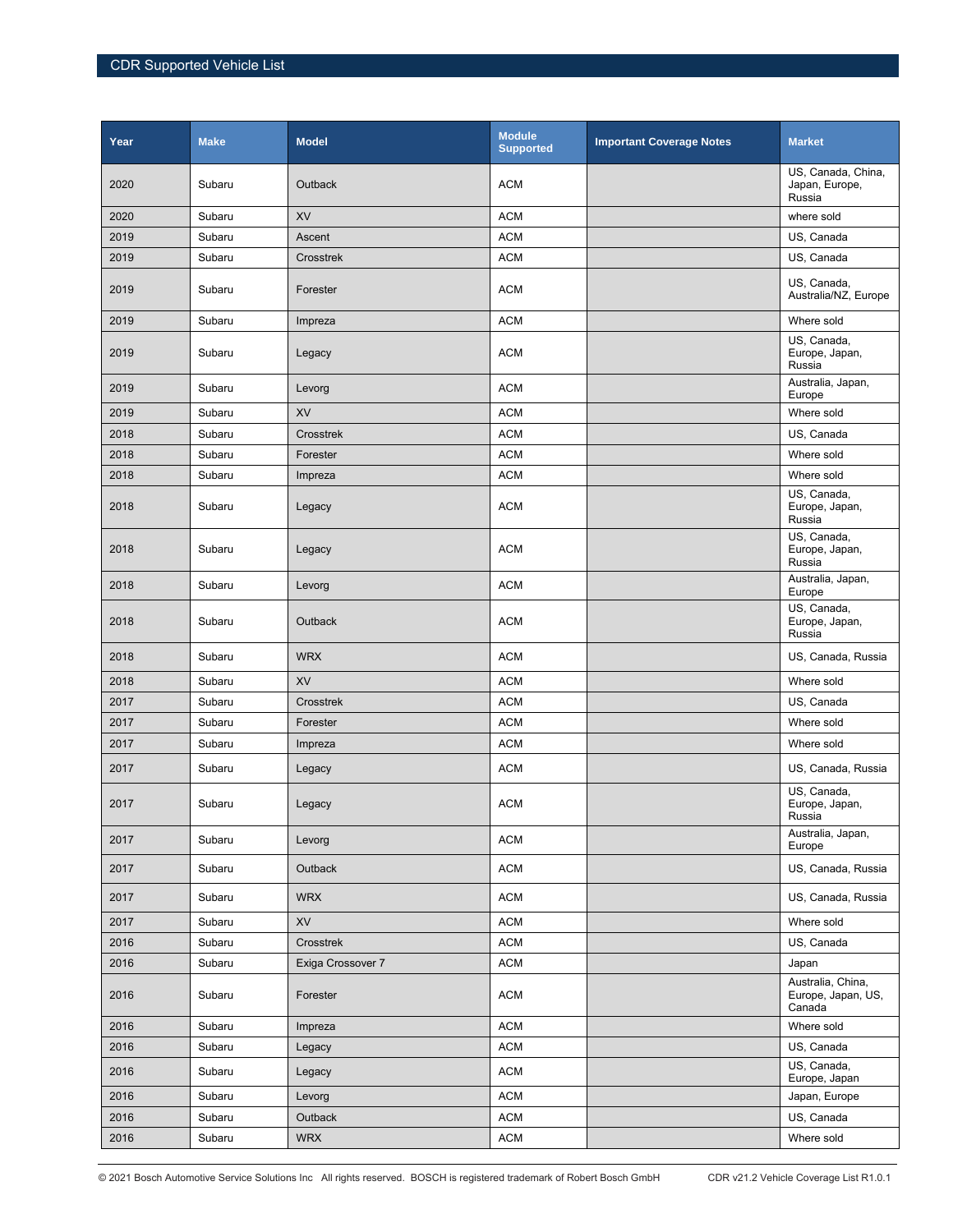| Year | Make | Model | Module Supported | Important Coverage Notes | Market |
|---|---|---|---|---|---|
| 2020 | Subaru | Outback | ACM | | US, Canada, China, Japan, Europe, Russia |
| 2020 | Subaru | XV | ACM | | where sold |
| 2019 | Subaru | Ascent | ACM | | US, Canada |
| 2019 | Subaru | Crosstrek | ACM | | US, Canada |
| 2019 | Subaru | Forester | ACM | | US, Canada, Australia/NZ, Europe |
| 2019 | Subaru | Impreza | ACM | | Where sold |
| 2019 | Subaru | Legacy | ACM | | US, Canada, Europe, Japan, Russia |
| 2019 | Subaru | Levorg | ACM | | Australia, Japan, Europe |
| 2019 | Subaru | XV | ACM | | Where sold |
| 2018 | Subaru | Crosstrek | ACM | | US, Canada |
| 2018 | Subaru | Forester | ACM | | Where sold |
| 2018 | Subaru | Impreza | ACM | | Where sold |
| 2018 | Subaru | Legacy | ACM | | US, Canada, Europe, Japan, Russia |
| 2018 | Subaru | Legacy | ACM | | US, Canada, Europe, Japan, Russia |
| 2018 | Subaru | Levorg | ACM | | Australia, Japan, Europe |
| 2018 | Subaru | Outback | ACM | | US, Canada, Europe, Japan, Russia |
| 2018 | Subaru | WRX | ACM | | US, Canada, Russia |
| 2018 | Subaru | XV | ACM | | Where sold |
| 2017 | Subaru | Crosstrek | ACM | | US, Canada |
| 2017 | Subaru | Forester | ACM | | Where sold |
| 2017 | Subaru | Impreza | ACM | | Where sold |
| 2017 | Subaru | Legacy | ACM | | US, Canada, Russia |
| 2017 | Subaru | Legacy | ACM | | US, Canada, Europe, Japan, Russia |
| 2017 | Subaru | Levorg | ACM | | Australia, Japan, Europe |
| 2017 | Subaru | Outback | ACM | | US, Canada, Russia |
| 2017 | Subaru | WRX | ACM | | US, Canada, Russia |
| 2017 | Subaru | XV | ACM | | Where sold |
| 2016 | Subaru | Crosstrek | ACM | | US, Canada |
| 2016 | Subaru | Exiga Crossover 7 | ACM | | Japan |
| 2016 | Subaru | Forester | ACM | | Australia, China, Europe, Japan, US, Canada |
| 2016 | Subaru | Impreza | ACM | | Where sold |
| 2016 | Subaru | Legacy | ACM | | US, Canada |
| 2016 | Subaru | Legacy | ACM | | US, Canada, Europe, Japan |
| 2016 | Subaru | Levorg | ACM | | Japan, Europe |
| 2016 | Subaru | Outback | ACM | | US, Canada |
| 2016 | Subaru | WRX | ACM | | Where sold |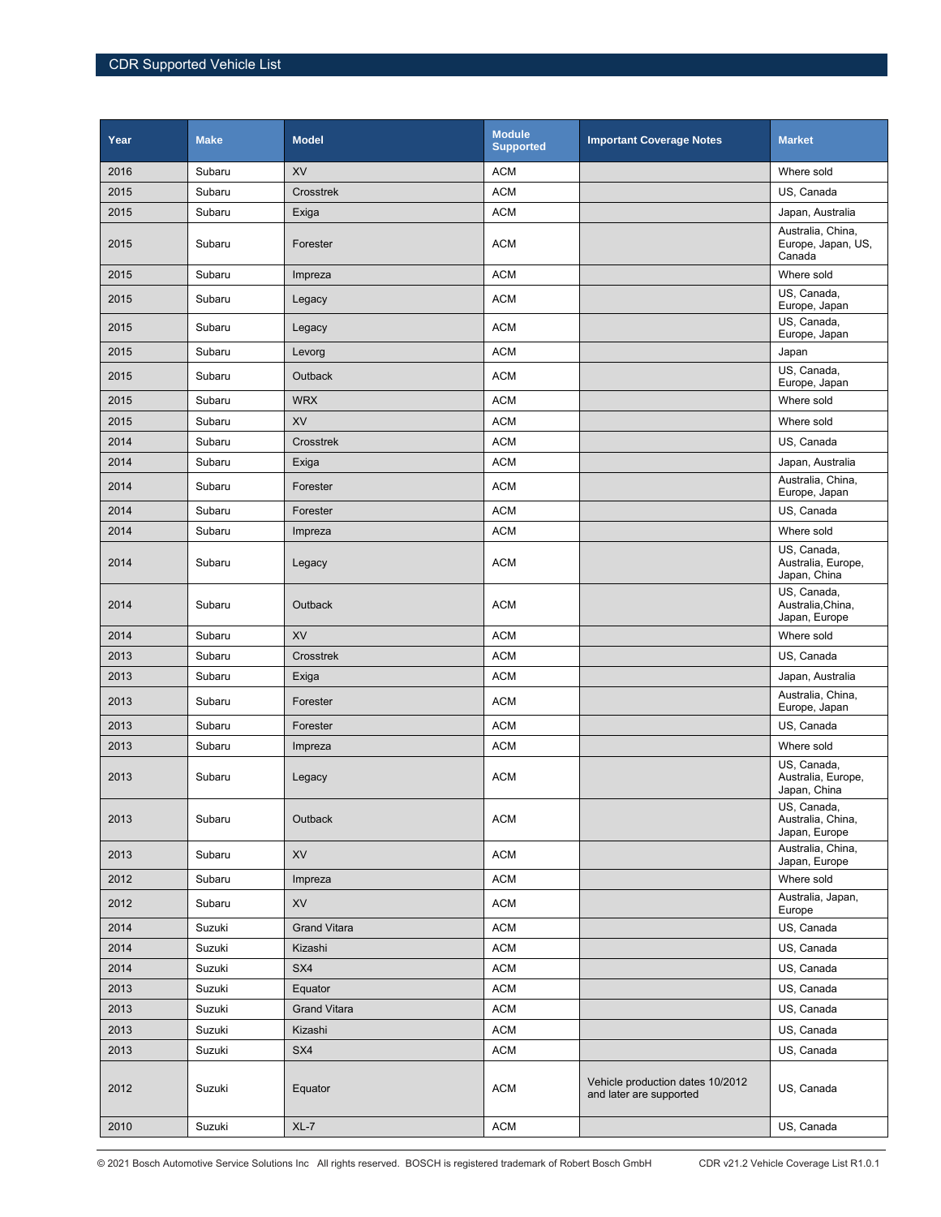| Year | Make | Model | Module Supported | Important Coverage Notes | Market |
|---|---|---|---|---|---|
| 2016 | Subaru | XV | ACM | | Where sold |
| 2015 | Subaru | Crosstrek | ACM | | US, Canada |
| 2015 | Subaru | Exiga | ACM | | Japan, Australia |
| 2015 | Subaru | Forester | ACM | | Australia, China, Europe, Japan, US, Canada |
| 2015 | Subaru | Impreza | ACM | | Where sold |
| 2015 | Subaru | Legacy | ACM | | US, Canada, Europe, Japan |
| 2015 | Subaru | Legacy | ACM | | US, Canada, Europe, Japan |
| 2015 | Subaru | Levorg | ACM | | Japan |
| 2015 | Subaru | Outback | ACM | | US, Canada, Europe, Japan |
| 2015 | Subaru | WRX | ACM | | Where sold |
| 2015 | Subaru | XV | ACM | | Where sold |
| 2014 | Subaru | Crosstrek | ACM | | US, Canada |
| 2014 | Subaru | Exiga | ACM | | Japan, Australia |
| 2014 | Subaru | Forester | ACM | | Australia, China, Europe, Japan |
| 2014 | Subaru | Forester | ACM | | US, Canada |
| 2014 | Subaru | Impreza | ACM | | Where sold |
| 2014 | Subaru | Legacy | ACM | | US, Canada, Australia, Europe, Japan, China |
| 2014 | Subaru | Outback | ACM | | US, Canada, Australia,China, Japan, Europe |
| 2014 | Subaru | XV | ACM | | Where sold |
| 2013 | Subaru | Crosstrek | ACM | | US, Canada |
| 2013 | Subaru | Exiga | ACM | | Japan, Australia |
| 2013 | Subaru | Forester | ACM | | Australia, China, Europe, Japan |
| 2013 | Subaru | Forester | ACM | | US, Canada |
| 2013 | Subaru | Impreza | ACM | | Where sold |
| 2013 | Subaru | Legacy | ACM | | US, Canada, Australia, Europe, Japan, China |
| 2013 | Subaru | Outback | ACM | | US, Canada, Australia, China, Japan, Europe |
| 2013 | Subaru | XV | ACM | | Australia, China, Japan, Europe |
| 2012 | Subaru | Impreza | ACM | | Where sold |
| 2012 | Subaru | XV | ACM | | Australia, Japan, Europe |
| 2014 | Suzuki | Grand Vitara | ACM | | US, Canada |
| 2014 | Suzuki | Kizashi | ACM | | US, Canada |
| 2014 | Suzuki | SX4 | ACM | | US, Canada |
| 2013 | Suzuki | Equator | ACM | | US, Canada |
| 2013 | Suzuki | Grand Vitara | ACM | | US, Canada |
| 2013 | Suzuki | Kizashi | ACM | | US, Canada |
| 2013 | Suzuki | SX4 | ACM | | US, Canada |
| 2012 | Suzuki | Equator | ACM | Vehicle production dates 10/2012 and later are supported | US, Canada |
| 2010 | Suzuki | XL-7 | ACM | | US, Canada |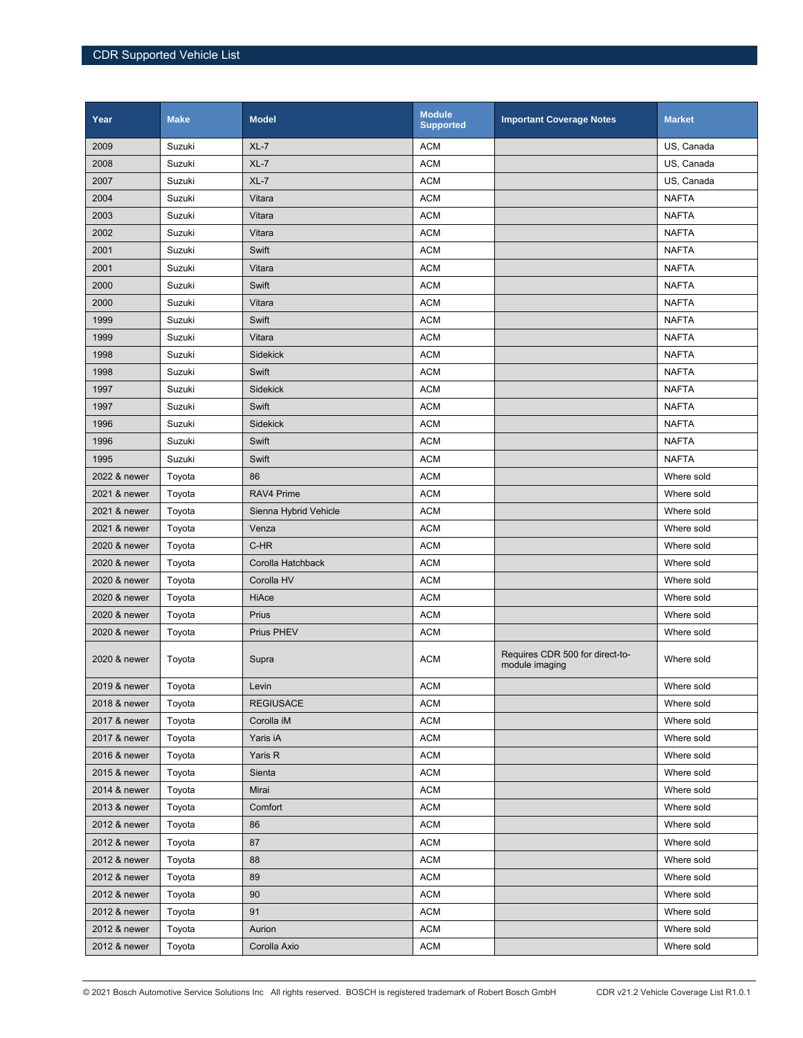| Year | Make | Model | Module Supported | Important Coverage Notes | Market |
|---|---|---|---|---|---|
| 2009 | Suzuki | XL-7 | ACM | | US, Canada |
| 2008 | Suzuki | XL-7 | ACM | | US, Canada |
| 2007 | Suzuki | XL-7 | ACM | | US, Canada |
| 2004 | Suzuki | Vitara | ACM | | NAFTA |
| 2003 | Suzuki | Vitara | ACM | | NAFTA |
| 2002 | Suzuki | Vitara | ACM | | NAFTA |
| 2001 | Suzuki | Swift | ACM | | NAFTA |
| 2001 | Suzuki | Vitara | ACM | | NAFTA |
| 2000 | Suzuki | Swift | ACM | | NAFTA |
| 2000 | Suzuki | Vitara | ACM | | NAFTA |
| 1999 | Suzuki | Swift | ACM | | NAFTA |
| 1999 | Suzuki | Vitara | ACM | | NAFTA |
| 1998 | Suzuki | Sidekick | ACM | | NAFTA |
| 1998 | Suzuki | Swift | ACM | | NAFTA |
| 1997 | Suzuki | Sidekick | ACM | | NAFTA |
| 1997 | Suzuki | Swift | ACM | | NAFTA |
| 1996 | Suzuki | Sidekick | ACM | | NAFTA |
| 1996 | Suzuki | Swift | ACM | | NAFTA |
| 1995 | Suzuki | Swift | ACM | | NAFTA |
| 2022 & newer | Toyota | 86 | ACM | | Where sold |
| 2021 & newer | Toyota | RAV4 Prime | ACM | | Where sold |
| 2021 & newer | Toyota | Sienna Hybrid Vehicle | ACM | | Where sold |
| 2021 & newer | Toyota | Venza | ACM | | Where sold |
| 2020 & newer | Toyota | C-HR | ACM | | Where sold |
| 2020 & newer | Toyota | Corolla Hatchback | ACM | | Where sold |
| 2020 & newer | Toyota | Corolla HV | ACM | | Where sold |
| 2020 & newer | Toyota | HiAce | ACM | | Where sold |
| 2020 & newer | Toyota | Prius | ACM | | Where sold |
| 2020 & newer | Toyota | Prius PHEV | ACM | | Where sold |
| 2020 & newer | Toyota | Supra | ACM | Requires CDR 500 for direct-to-module imaging | Where sold |
| 2019 & newer | Toyota | Levin | ACM | | Where sold |
| 2018 & newer | Toyota | REGIUSACE | ACM | | Where sold |
| 2017 & newer | Toyota | Corolla iM | ACM | | Where sold |
| 2017 & newer | Toyota | Yaris iA | ACM | | Where sold |
| 2016 & newer | Toyota | Yaris R | ACM | | Where sold |
| 2015 & newer | Toyota | Sienta | ACM | | Where sold |
| 2014 & newer | Toyota | Mirai | ACM | | Where sold |
| 2013 & newer | Toyota | Comfort | ACM | | Where sold |
| 2012 & newer | Toyota | 86 | ACM | | Where sold |
| 2012 & newer | Toyota | 87 | ACM | | Where sold |
| 2012 & newer | Toyota | 88 | ACM | | Where sold |
| 2012 & newer | Toyota | 89 | ACM | | Where sold |
| 2012 & newer | Toyota | 90 | ACM | | Where sold |
| 2012 & newer | Toyota | 91 | ACM | | Where sold |
| 2012 & newer | Toyota | Aurion | ACM | | Where sold |
| 2012 & newer | Toyota | Corolla Axio | ACM | | Where sold |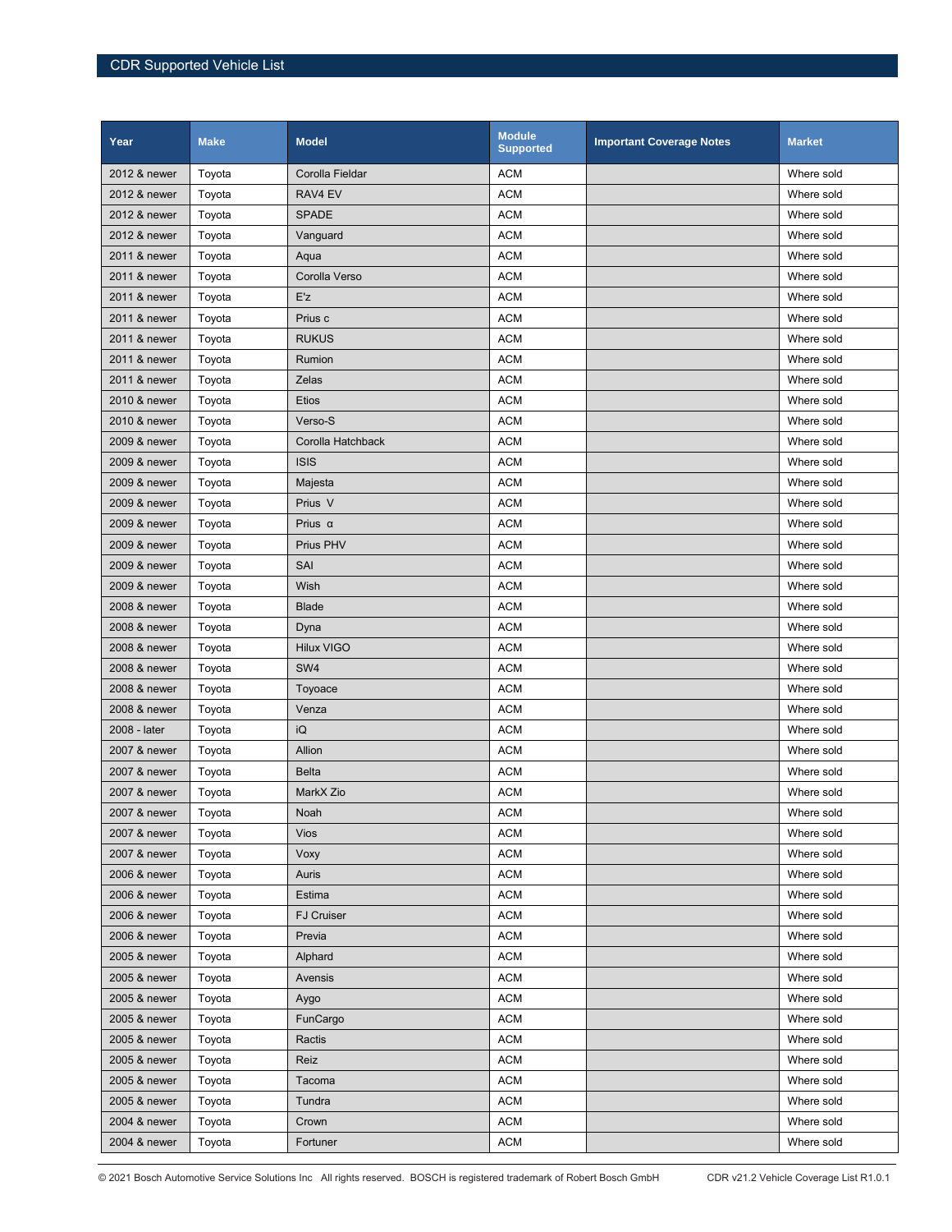| Year | Make | Model | Module Supported | Important Coverage Notes | Market |
|---|---|---|---|---|---|
| 2012 & newer | Toyota | Corolla Fieldar | ACM | | Where sold |
| 2012 & newer | Toyota | RAV4 EV | ACM | | Where sold |
| 2012 & newer | Toyota | SPADE | ACM | | Where sold |
| 2012 & newer | Toyota | Vanguard | ACM | | Where sold |
| 2011 & newer | Toyota | Aqua | ACM | | Where sold |
| 2011 & newer | Toyota | Corolla Verso | ACM | | Where sold |
| 2011 & newer | Toyota | E'z | ACM | | Where sold |
| 2011 & newer | Toyota | Prius c | ACM | | Where sold |
| 2011 & newer | Toyota | RUKUS | ACM | | Where sold |
| 2011 & newer | Toyota | Rumion | ACM | | Where sold |
| 2011 & newer | Toyota | Zelas | ACM | | Where sold |
| 2010 & newer | Toyota | Etios | ACM | | Where sold |
| 2010 & newer | Toyota | Verso-S | ACM | | Where sold |
| 2009 & newer | Toyota | Corolla Hatchback | ACM | | Where sold |
| 2009 & newer | Toyota | ISIS | ACM | | Where sold |
| 2009 & newer | Toyota | Majesta | ACM | | Where sold |
| 2009 & newer | Toyota | Prius V | ACM | | Where sold |
| 2009 & newer | Toyota | Prius α | ACM | | Where sold |
| 2009 & newer | Toyota | Prius PHV | ACM | | Where sold |
| 2009 & newer | Toyota | SAI | ACM | | Where sold |
| 2009 & newer | Toyota | Wish | ACM | | Where sold |
| 2008 & newer | Toyota | Blade | ACM | | Where sold |
| 2008 & newer | Toyota | Dyna | ACM | | Where sold |
| 2008 & newer | Toyota | Hilux VIGO | ACM | | Where sold |
| 2008 & newer | Toyota | SW4 | ACM | | Where sold |
| 2008 & newer | Toyota | Toyoace | ACM | | Where sold |
| 2008 & newer | Toyota | Venza | ACM | | Where sold |
| 2008 - later | Toyota | iQ | ACM | | Where sold |
| 2007 & newer | Toyota | Allion | ACM | | Where sold |
| 2007 & newer | Toyota | Belta | ACM | | Where sold |
| 2007 & newer | Toyota | MarkX Zio | ACM | | Where sold |
| 2007 & newer | Toyota | Noah | ACM | | Where sold |
| 2007 & newer | Toyota | Vios | ACM | | Where sold |
| 2007 & newer | Toyota | Voxy | ACM | | Where sold |
| 2006 & newer | Toyota | Auris | ACM | | Where sold |
| 2006 & newer | Toyota | Estima | ACM | | Where sold |
| 2006 & newer | Toyota | FJ Cruiser | ACM | | Where sold |
| 2006 & newer | Toyota | Previa | ACM | | Where sold |
| 2005 & newer | Toyota | Alphard | ACM | | Where sold |
| 2005 & newer | Toyota | Avensis | ACM | | Where sold |
| 2005 & newer | Toyota | Aygo | ACM | | Where sold |
| 2005 & newer | Toyota | FunCargo | ACM | | Where sold |
| 2005 & newer | Toyota | Ractis | ACM | | Where sold |
| 2005 & newer | Toyota | Reiz | ACM | | Where sold |
| 2005 & newer | Toyota | Tacoma | ACM | | Where sold |
| 2005 & newer | Toyota | Tundra | ACM | | Where sold |
| 2004 & newer | Toyota | Crown | ACM | | Where sold |
| 2004 & newer | Toyota | Fortuner | ACM | | Where sold |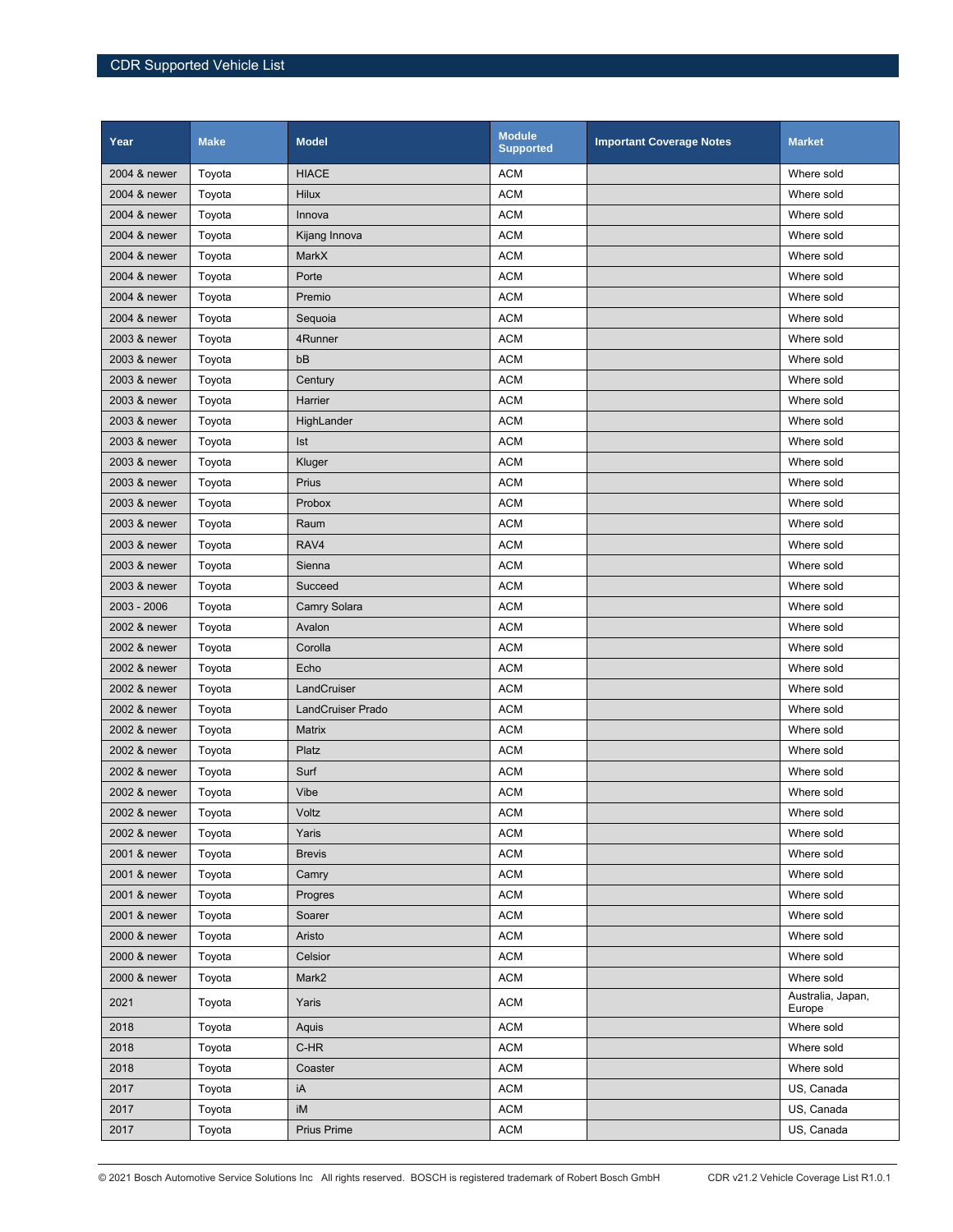| Year | Make | Model | Module Supported | Important Coverage Notes | Market |
|---|---|---|---|---|---|
| 2004 & newer | Toyota | HIACE | ACM | | Where sold |
| 2004 & newer | Toyota | Hilux | ACM | | Where sold |
| 2004 & newer | Toyota | Innova | ACM | | Where sold |
| 2004 & newer | Toyota | Kijang Innova | ACM | | Where sold |
| 2004 & newer | Toyota | MarkX | ACM | | Where sold |
| 2004 & newer | Toyota | Porte | ACM | | Where sold |
| 2004 & newer | Toyota | Premio | ACM | | Where sold |
| 2004 & newer | Toyota | Sequoia | ACM | | Where sold |
| 2003 & newer | Toyota | 4Runner | ACM | | Where sold |
| 2003 & newer | Toyota | bB | ACM | | Where sold |
| 2003 & newer | Toyota | Century | ACM | | Where sold |
| 2003 & newer | Toyota | Harrier | ACM | | Where sold |
| 2003 & newer | Toyota | HighLander | ACM | | Where sold |
| 2003 & newer | Toyota | Ist | ACM | | Where sold |
| 2003 & newer | Toyota | Kluger | ACM | | Where sold |
| 2003 & newer | Toyota | Prius | ACM | | Where sold |
| 2003 & newer | Toyota | Probox | ACM | | Where sold |
| 2003 & newer | Toyota | Raum | ACM | | Where sold |
| 2003 & newer | Toyota | RAV4 | ACM | | Where sold |
| 2003 & newer | Toyota | Sienna | ACM | | Where sold |
| 2003 & newer | Toyota | Succeed | ACM | | Where sold |
| 2003 - 2006 | Toyota | Camry Solara | ACM | | Where sold |
| 2002 & newer | Toyota | Avalon | ACM | | Where sold |
| 2002 & newer | Toyota | Corolla | ACM | | Where sold |
| 2002 & newer | Toyota | Echo | ACM | | Where sold |
| 2002 & newer | Toyota | LandCruiser | ACM | | Where sold |
| 2002 & newer | Toyota | LandCruiser Prado | ACM | | Where sold |
| 2002 & newer | Toyota | Matrix | ACM | | Where sold |
| 2002 & newer | Toyota | Platz | ACM | | Where sold |
| 2002 & newer | Toyota | Surf | ACM | | Where sold |
| 2002 & newer | Toyota | Vibe | ACM | | Where sold |
| 2002 & newer | Toyota | Voltz | ACM | | Where sold |
| 2002 & newer | Toyota | Yaris | ACM | | Where sold |
| 2001 & newer | Toyota | Brevis | ACM | | Where sold |
| 2001 & newer | Toyota | Camry | ACM | | Where sold |
| 2001 & newer | Toyota | Progres | ACM | | Where sold |
| 2001 & newer | Toyota | Soarer | ACM | | Where sold |
| 2000 & newer | Toyota | Aristo | ACM | | Where sold |
| 2000 & newer | Toyota | Celsior | ACM | | Where sold |
| 2000 & newer | Toyota | Mark2 | ACM | | Where sold |
| 2021 | Toyota | Yaris | ACM | | Australia, Japan, Europe |
| 2018 | Toyota | Aquis | ACM | | Where sold |
| 2018 | Toyota | C-HR | ACM | | Where sold |
| 2018 | Toyota | Coaster | ACM | | Where sold |
| 2017 | Toyota | iA | ACM | | US, Canada |
| 2017 | Toyota | iM | ACM | | US, Canada |
| 2017 | Toyota | Prius Prime | ACM | | US, Canada |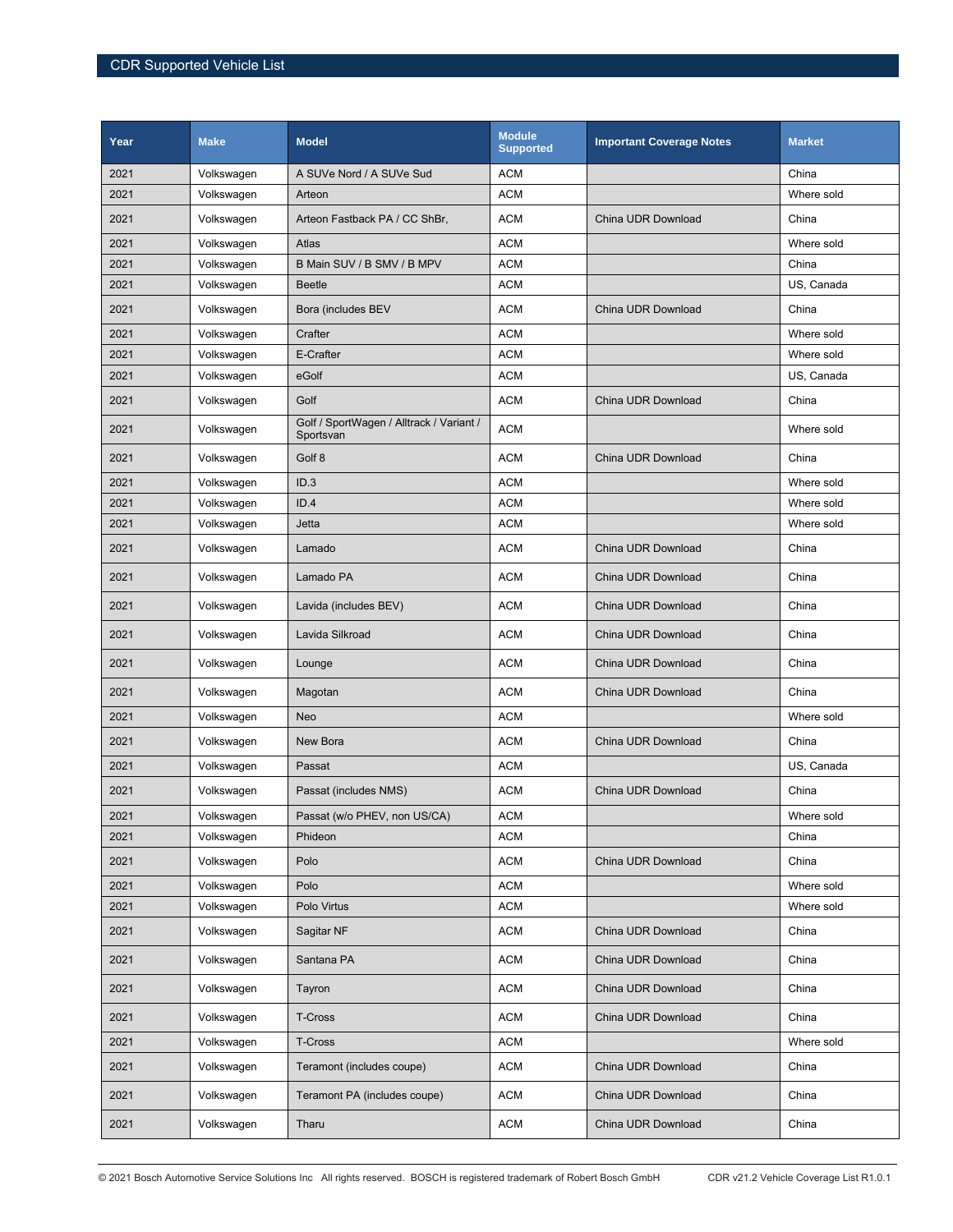| Year | Make | Model | Module Supported | Important Coverage Notes | Market |
|---|---|---|---|---|---|
| 2021 | Volkswagen | A SUVe Nord / A SUVe Sud | ACM | | China |
| 2021 | Volkswagen | Arteon | ACM | | Where sold |
| 2021 | Volkswagen | Arteon Fastback PA / CC ShBr, | ACM | China UDR Download | China |
| 2021 | Volkswagen | Atlas | ACM | | Where sold |
| 2021 | Volkswagen | B Main SUV / B SMV / B MPV | ACM | | China |
| 2021 | Volkswagen | Beetle | ACM | | US, Canada |
| 2021 | Volkswagen | Bora (includes BEV | ACM | China UDR Download | China |
| 2021 | Volkswagen | Crafter | ACM | | Where sold |
| 2021 | Volkswagen | E-Crafter | ACM | | Where sold |
| 2021 | Volkswagen | eGolf | ACM | | US, Canada |
| 2021 | Volkswagen | Golf | ACM | China UDR Download | China |
| 2021 | Volkswagen | Golf / SportWagen / Alltrack / Variant / Sportsvan | ACM | | Where sold |
| 2021 | Volkswagen | Golf 8 | ACM | China UDR Download | China |
| 2021 | Volkswagen | ID.3 | ACM | | Where sold |
| 2021 | Volkswagen | ID.4 | ACM | | Where sold |
| 2021 | Volkswagen | Jetta | ACM | | Where sold |
| 2021 | Volkswagen | Lamado | ACM | China UDR Download | China |
| 2021 | Volkswagen | Lamado PA | ACM | China UDR Download | China |
| 2021 | Volkswagen | Lavida (includes BEV) | ACM | China UDR Download | China |
| 2021 | Volkswagen | Lavida Silkroad | ACM | China UDR Download | China |
| 2021 | Volkswagen | Lounge | ACM | China UDR Download | China |
| 2021 | Volkswagen | Magotan | ACM | China UDR Download | China |
| 2021 | Volkswagen | Neo | ACM | | Where sold |
| 2021 | Volkswagen | New Bora | ACM | China UDR Download | China |
| 2021 | Volkswagen | Passat | ACM | | US, Canada |
| 2021 | Volkswagen | Passat (includes NMS) | ACM | China UDR Download | China |
| 2021 | Volkswagen | Passat (w/o PHEV, non US/CA) | ACM | | Where sold |
| 2021 | Volkswagen | Phideon | ACM | | China |
| 2021 | Volkswagen | Polo | ACM | China UDR Download | China |
| 2021 | Volkswagen | Polo | ACM | | Where sold |
| 2021 | Volkswagen | Polo Virtus | ACM | | Where sold |
| 2021 | Volkswagen | Sagitar NF | ACM | China UDR Download | China |
| 2021 | Volkswagen | Santana PA | ACM | China UDR Download | China |
| 2021 | Volkswagen | Tayron | ACM | China UDR Download | China |
| 2021 | Volkswagen | T-Cross | ACM | China UDR Download | China |
| 2021 | Volkswagen | T-Cross | ACM | | Where sold |
| 2021 | Volkswagen | Teramont (includes coupe) | ACM | China UDR Download | China |
| 2021 | Volkswagen | Teramont PA (includes coupe) | ACM | China UDR Download | China |
| 2021 | Volkswagen | Tharu | ACM | China UDR Download | China |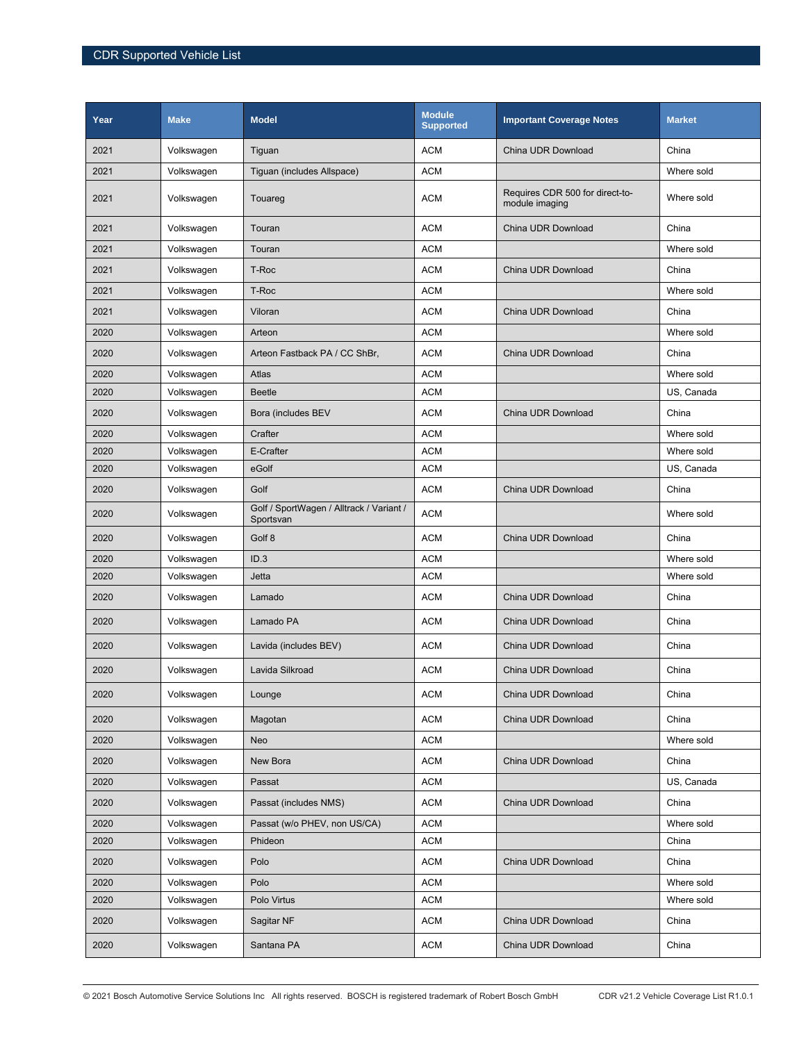| Year | Make | Model | Module Supported | Important Coverage Notes | Market |
|---|---|---|---|---|---|
| 2021 | Volkswagen | Tiguan | ACM | China UDR Download | China |
| 2021 | Volkswagen | Tiguan (includes Allspace) | ACM | | Where sold |
| 2021 | Volkswagen | Touareg | ACM | Requires CDR 500 for direct-to-module imaging | Where sold |
| 2021 | Volkswagen | Touran | ACM | China UDR Download | China |
| 2021 | Volkswagen | Touran | ACM | | Where sold |
| 2021 | Volkswagen | T-Roc | ACM | China UDR Download | China |
| 2021 | Volkswagen | T-Roc | ACM | | Where sold |
| 2021 | Volkswagen | Viloran | ACM | China UDR Download | China |
| 2020 | Volkswagen | Arteon | ACM | | Where sold |
| 2020 | Volkswagen | Arteon Fastback PA / CC ShBr, | ACM | China UDR Download | China |
| 2020 | Volkswagen | Atlas | ACM | | Where sold |
| 2020 | Volkswagen | Beetle | ACM | | US, Canada |
| 2020 | Volkswagen | Bora (includes BEV | ACM | China UDR Download | China |
| 2020 | Volkswagen | Crafter | ACM | | Where sold |
| 2020 | Volkswagen | E-Crafter | ACM | | Where sold |
| 2020 | Volkswagen | eGolf | ACM | | US, Canada |
| 2020 | Volkswagen | Golf | ACM | China UDR Download | China |
| 2020 | Volkswagen | Golf / SportWagen / Alltrack / Variant / Sportsvan | ACM | | Where sold |
| 2020 | Volkswagen | Golf 8 | ACM | China UDR Download | China |
| 2020 | Volkswagen | ID.3 | ACM | | Where sold |
| 2020 | Volkswagen | Jetta | ACM | | Where sold |
| 2020 | Volkswagen | Lamado | ACM | China UDR Download | China |
| 2020 | Volkswagen | Lamado PA | ACM | China UDR Download | China |
| 2020 | Volkswagen | Lavida (includes BEV) | ACM | China UDR Download | China |
| 2020 | Volkswagen | Lavida Silkroad | ACM | China UDR Download | China |
| 2020 | Volkswagen | Lounge | ACM | China UDR Download | China |
| 2020 | Volkswagen | Magotan | ACM | China UDR Download | China |
| 2020 | Volkswagen | Neo | ACM | | Where sold |
| 2020 | Volkswagen | New Bora | ACM | China UDR Download | China |
| 2020 | Volkswagen | Passat | ACM | | US, Canada |
| 2020 | Volkswagen | Passat (includes NMS) | ACM | China UDR Download | China |
| 2020 | Volkswagen | Passat (w/o PHEV, non US/CA) | ACM | | Where sold |
| 2020 | Volkswagen | Phideon | ACM | | China |
| 2020 | Volkswagen | Polo | ACM | China UDR Download | China |
| 2020 | Volkswagen | Polo | ACM | | Where sold |
| 2020 | Volkswagen | Polo Virtus | ACM | | Where sold |
| 2020 | Volkswagen | Sagitar NF | ACM | China UDR Download | China |
| 2020 | Volkswagen | Santana PA | ACM | China UDR Download | China |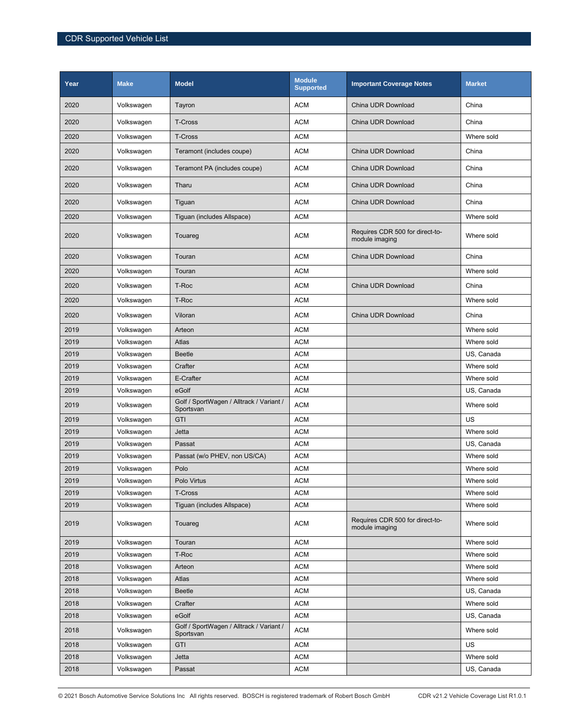| Year | Make | Model | Module Supported | Important Coverage Notes | Market |
|---|---|---|---|---|---|
| 2020 | Volkswagen | Tayron | ACM | China UDR Download | China |
| 2020 | Volkswagen | T-Cross | ACM | China UDR Download | China |
| 2020 | Volkswagen | T-Cross | ACM | | Where sold |
| 2020 | Volkswagen | Teramont (includes coupe) | ACM | China UDR Download | China |
| 2020 | Volkswagen | Teramont PA (includes coupe) | ACM | China UDR Download | China |
| 2020 | Volkswagen | Tharu | ACM | China UDR Download | China |
| 2020 | Volkswagen | Tiguan | ACM | China UDR Download | China |
| 2020 | Volkswagen | Tiguan (includes Allspace) | ACM | | Where sold |
| 2020 | Volkswagen | Touareg | ACM | Requires CDR 500 for direct-to-module imaging | Where sold |
| 2020 | Volkswagen | Touran | ACM | China UDR Download | China |
| 2020 | Volkswagen | Touran | ACM | | Where sold |
| 2020 | Volkswagen | T-Roc | ACM | China UDR Download | China |
| 2020 | Volkswagen | T-Roc | ACM | | Where sold |
| 2020 | Volkswagen | Viloran | ACM | China UDR Download | China |
| 2019 | Volkswagen | Arteon | ACM | | Where sold |
| 2019 | Volkswagen | Atlas | ACM | | Where sold |
| 2019 | Volkswagen | Beetle | ACM | | US, Canada |
| 2019 | Volkswagen | Crafter | ACM | | Where sold |
| 2019 | Volkswagen | E-Crafter | ACM | | Where sold |
| 2019 | Volkswagen | eGolf | ACM | | US, Canada |
| 2019 | Volkswagen | Golf / SportWagen / Alltrack / Variant / Sportsvan | ACM | | Where sold |
| 2019 | Volkswagen | GTI | ACM | | US |
| 2019 | Volkswagen | Jetta | ACM | | Where sold |
| 2019 | Volkswagen | Passat | ACM | | US, Canada |
| 2019 | Volkswagen | Passat (w/o PHEV, non US/CA) | ACM | | Where sold |
| 2019 | Volkswagen | Polo | ACM | | Where sold |
| 2019 | Volkswagen | Polo Virtus | ACM | | Where sold |
| 2019 | Volkswagen | T-Cross | ACM | | Where sold |
| 2019 | Volkswagen | Tiguan (includes Allspace) | ACM | | Where sold |
| 2019 | Volkswagen | Touareg | ACM | Requires CDR 500 for direct-to-module imaging | Where sold |
| 2019 | Volkswagen | Touran | ACM | | Where sold |
| 2019 | Volkswagen | T-Roc | ACM | | Where sold |
| 2018 | Volkswagen | Arteon | ACM | | Where sold |
| 2018 | Volkswagen | Atlas | ACM | | Where sold |
| 2018 | Volkswagen | Beetle | ACM | | US, Canada |
| 2018 | Volkswagen | Crafter | ACM | | Where sold |
| 2018 | Volkswagen | eGolf | ACM | | US, Canada |
| 2018 | Volkswagen | Golf / SportWagen / Alltrack / Variant / Sportsvan | ACM | | Where sold |
| 2018 | Volkswagen | GTI | ACM | | US |
| 2018 | Volkswagen | Jetta | ACM | | Where sold |
| 2018 | Volkswagen | Passat | ACM | | US, Canada |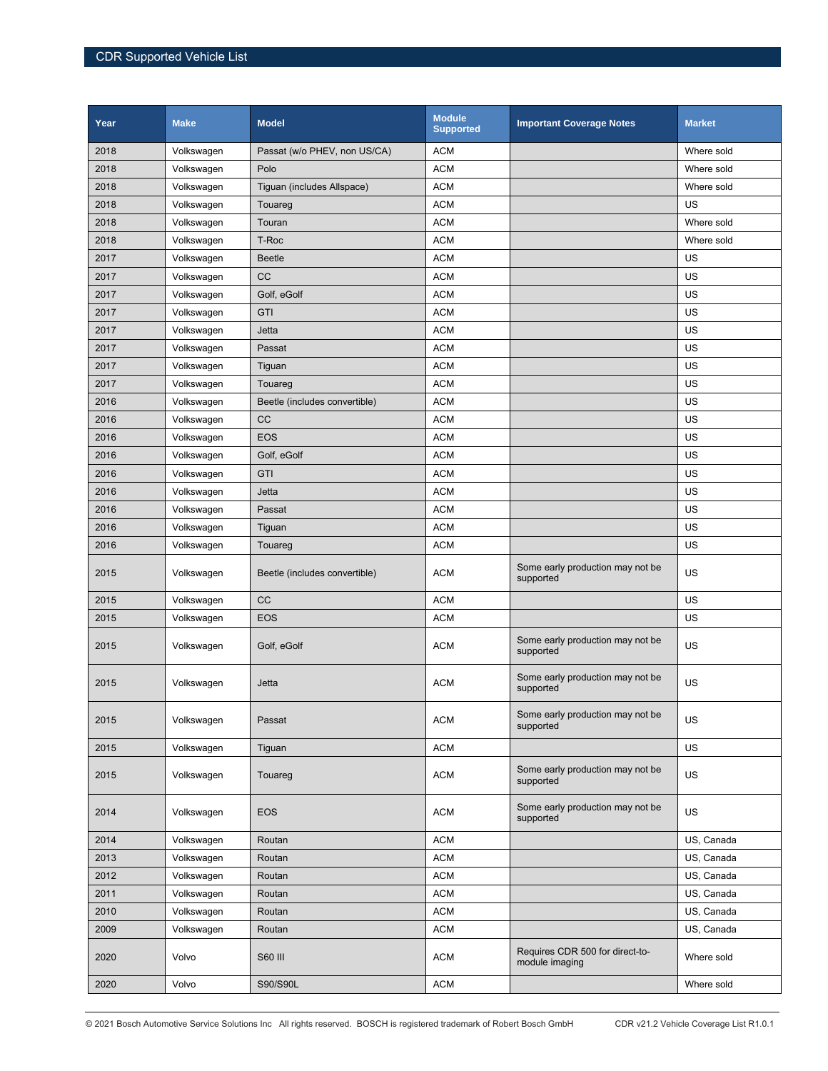| Year | Make | Model | Module Supported | Important Coverage Notes | Market |
| --- | --- | --- | --- | --- | --- |
| 2018 | Volkswagen | Passat (w/o PHEV, non US/CA) | ACM | | Where sold |
| 2018 | Volkswagen | Polo | ACM | | Where sold |
| 2018 | Volkswagen | Tiguan (includes Allspace) | ACM | | Where sold |
| 2018 | Volkswagen | Touareg | ACM | | US |
| 2018 | Volkswagen | Touran | ACM | | Where sold |
| 2018 | Volkswagen | T-Roc | ACM | | Where sold |
| 2017 | Volkswagen | Beetle | ACM | | US |
| 2017 | Volkswagen | CC | ACM | | US |
| 2017 | Volkswagen | Golf, eGolf | ACM | | US |
| 2017 | Volkswagen | GTI | ACM | | US |
| 2017 | Volkswagen | Jetta | ACM | | US |
| 2017 | Volkswagen | Passat | ACM | | US |
| 2017 | Volkswagen | Tiguan | ACM | | US |
| 2017 | Volkswagen | Touareg | ACM | | US |
| 2016 | Volkswagen | Beetle (includes convertible) | ACM | | US |
| 2016 | Volkswagen | CC | ACM | | US |
| 2016 | Volkswagen | EOS | ACM | | US |
| 2016 | Volkswagen | Golf, eGolf | ACM | | US |
| 2016 | Volkswagen | GTI | ACM | | US |
| 2016 | Volkswagen | Jetta | ACM | | US |
| 2016 | Volkswagen | Passat | ACM | | US |
| 2016 | Volkswagen | Tiguan | ACM | | US |
| 2016 | Volkswagen | Touareg | ACM | | US |
| 2015 | Volkswagen | Beetle (includes convertible) | ACM | Some early production may not be supported | US |
| 2015 | Volkswagen | CC | ACM | | US |
| 2015 | Volkswagen | EOS | ACM | | US |
| 2015 | Volkswagen | Golf, eGolf | ACM | Some early production may not be supported | US |
| 2015 | Volkswagen | Jetta | ACM | Some early production may not be supported | US |
| 2015 | Volkswagen | Passat | ACM | Some early production may not be supported | US |
| 2015 | Volkswagen | Tiguan | ACM | | US |
| 2015 | Volkswagen | Touareg | ACM | Some early production may not be supported | US |
| 2014 | Volkswagen | EOS | ACM | Some early production may not be supported | US |
| 2014 | Volkswagen | Routan | ACM | | US, Canada |
| 2013 | Volkswagen | Routan | ACM | | US, Canada |
| 2012 | Volkswagen | Routan | ACM | | US, Canada |
| 2011 | Volkswagen | Routan | ACM | | US, Canada |
| 2010 | Volkswagen | Routan | ACM | | US, Canada |
| 2009 | Volkswagen | Routan | ACM | | US, Canada |
| 2020 | Volvo | S60 III | ACM | Requires CDR 500 for direct-to-module imaging | Where sold |
| 2020 | Volvo | S90/S90L | ACM | | Where sold |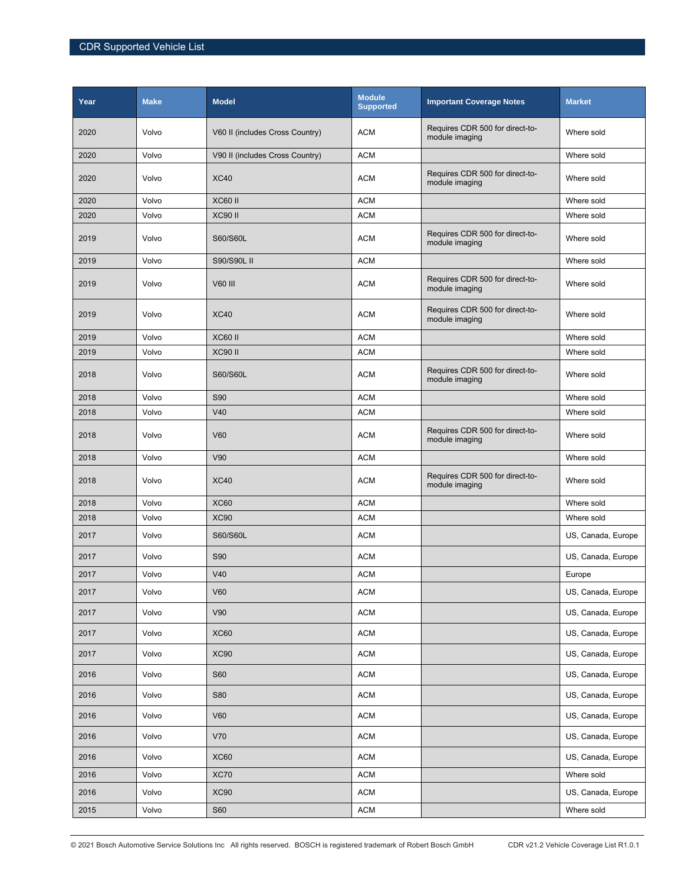| Year | Make | Model | Module Supported | Important Coverage Notes | Market |
|---|---|---|---|---|---|
| 2020 | Volvo | V60 II (includes Cross Country) | ACM | Requires CDR 500 for direct-to-module imaging | Where sold |
| 2020 | Volvo | V90 II (includes Cross Country) | ACM | | Where sold |
| 2020 | Volvo | XC40 | ACM | Requires CDR 500 for direct-to-module imaging | Where sold |
| 2020 | Volvo | XC60 II | ACM | | Where sold |
| 2020 | Volvo | XC90 II | ACM | | Where sold |
| 2019 | Volvo | S60/S60L | ACM | Requires CDR 500 for direct-to-module imaging | Where sold |
| 2019 | Volvo | S90/S90L II | ACM | | Where sold |
| 2019 | Volvo | V60 III | ACM | Requires CDR 500 for direct-to-module imaging | Where sold |
| 2019 | Volvo | XC40 | ACM | Requires CDR 500 for direct-to-module imaging | Where sold |
| 2019 | Volvo | XC60 II | ACM | | Where sold |
| 2019 | Volvo | XC90 II | ACM | | Where sold |
| 2018 | Volvo | S60/S60L | ACM | Requires CDR 500 for direct-to-module imaging | Where sold |
| 2018 | Volvo | S90 | ACM | | Where sold |
| 2018 | Volvo | V40 | ACM | | Where sold |
| 2018 | Volvo | V60 | ACM | Requires CDR 500 for direct-to-module imaging | Where sold |
| 2018 | Volvo | V90 | ACM | | Where sold |
| 2018 | Volvo | XC40 | ACM | Requires CDR 500 for direct-to-module imaging | Where sold |
| 2018 | Volvo | XC60 | ACM | | Where sold |
| 2018 | Volvo | XC90 | ACM | | Where sold |
| 2017 | Volvo | S60/S60L | ACM | | US, Canada, Europe |
| 2017 | Volvo | S90 | ACM | | US, Canada, Europe |
| 2017 | Volvo | V40 | ACM | | Europe |
| 2017 | Volvo | V60 | ACM | | US, Canada, Europe |
| 2017 | Volvo | V90 | ACM | | US, Canada, Europe |
| 2017 | Volvo | XC60 | ACM | | US, Canada, Europe |
| 2017 | Volvo | XC90 | ACM | | US, Canada, Europe |
| 2016 | Volvo | S60 | ACM | | US, Canada, Europe |
| 2016 | Volvo | S80 | ACM | | US, Canada, Europe |
| 2016 | Volvo | V60 | ACM | | US, Canada, Europe |
| 2016 | Volvo | V70 | ACM | | US, Canada, Europe |
| 2016 | Volvo | XC60 | ACM | | US, Canada, Europe |
| 2016 | Volvo | XC70 | ACM | | Where sold |
| 2016 | Volvo | XC90 | ACM | | US, Canada, Europe |
| 2015 | Volvo | S60 | ACM | | Where sold |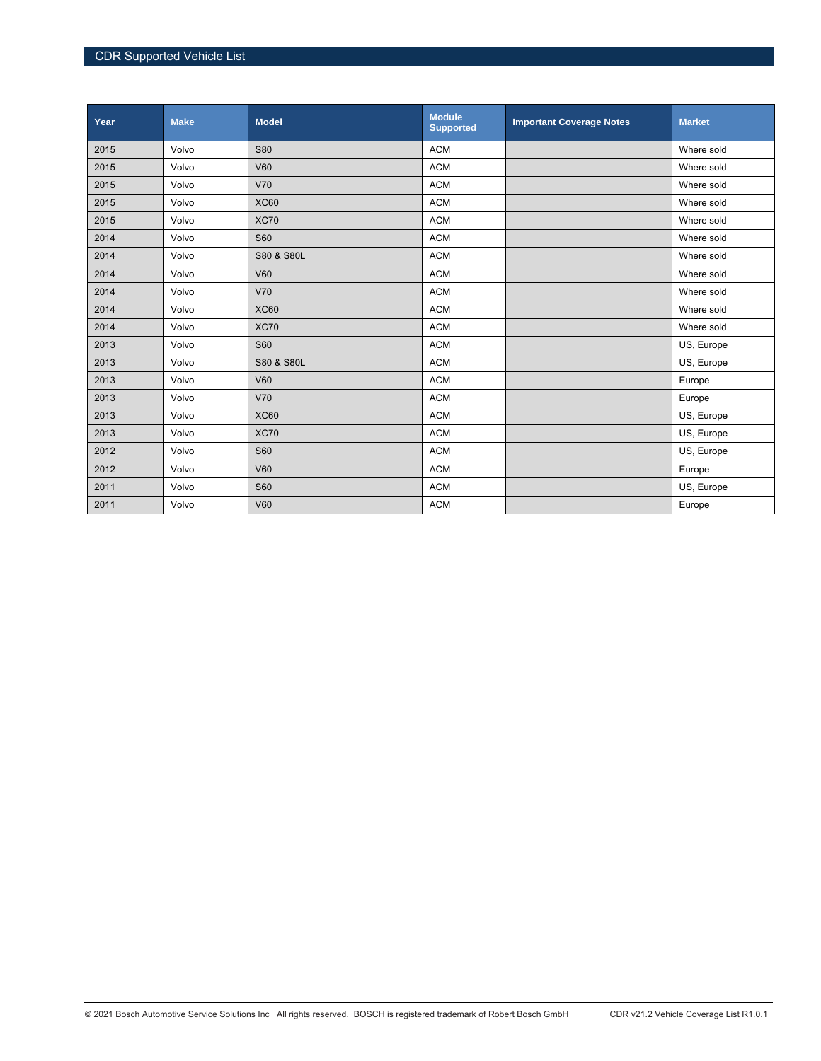| Year | Make | Model | Module Supported | Important Coverage Notes | Market |
|---|---|---|---|---|---|
| 2015 | Volvo | S80 | ACM | | Where sold |
| 2015 | Volvo | V60 | ACM | | Where sold |
| 2015 | Volvo | V70 | ACM | | Where sold |
| 2015 | Volvo | XC60 | ACM | | Where sold |
| 2015 | Volvo | XC70 | ACM | | Where sold |
| 2014 | Volvo | S60 | ACM | | Where sold |
| 2014 | Volvo | S80 & S80L | ACM | | Where sold |
| 2014 | Volvo | V60 | ACM | | Where sold |
| 2014 | Volvo | V70 | ACM | | Where sold |
| 2014 | Volvo | XC60 | ACM | | Where sold |
| 2014 | Volvo | XC70 | ACM | | Where sold |
| 2013 | Volvo | S60 | ACM | | US, Europe |
| 2013 | Volvo | S80 & S80L | ACM | | US, Europe |
| 2013 | Volvo | V60 | ACM | | Europe |
| 2013 | Volvo | V70 | ACM | | Europe |
| 2013 | Volvo | XC60 | ACM | | US, Europe |
| 2013 | Volvo | XC70 | ACM | | US, Europe |
| 2012 | Volvo | S60 | ACM | | US, Europe |
| 2012 | Volvo | V60 | ACM | | Europe |
| 2011 | Volvo | S60 | ACM | | US, Europe |
| 2011 | Volvo | V60 | ACM | | Europe |